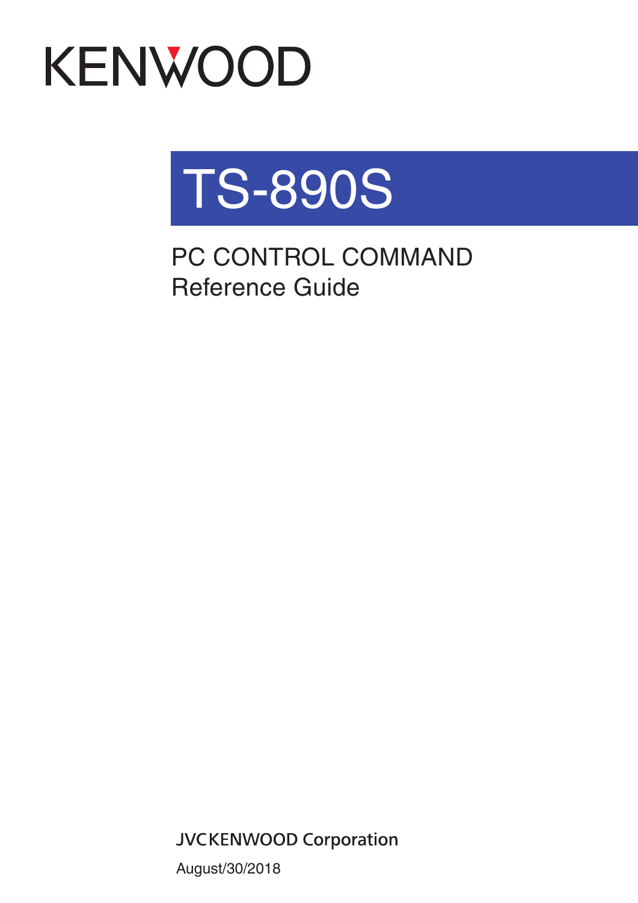KENWOOD

# TS-890S

## PC CONTROL COMMAND
## Reference Guide

JVCKENWOOD Corporation

August/30/2018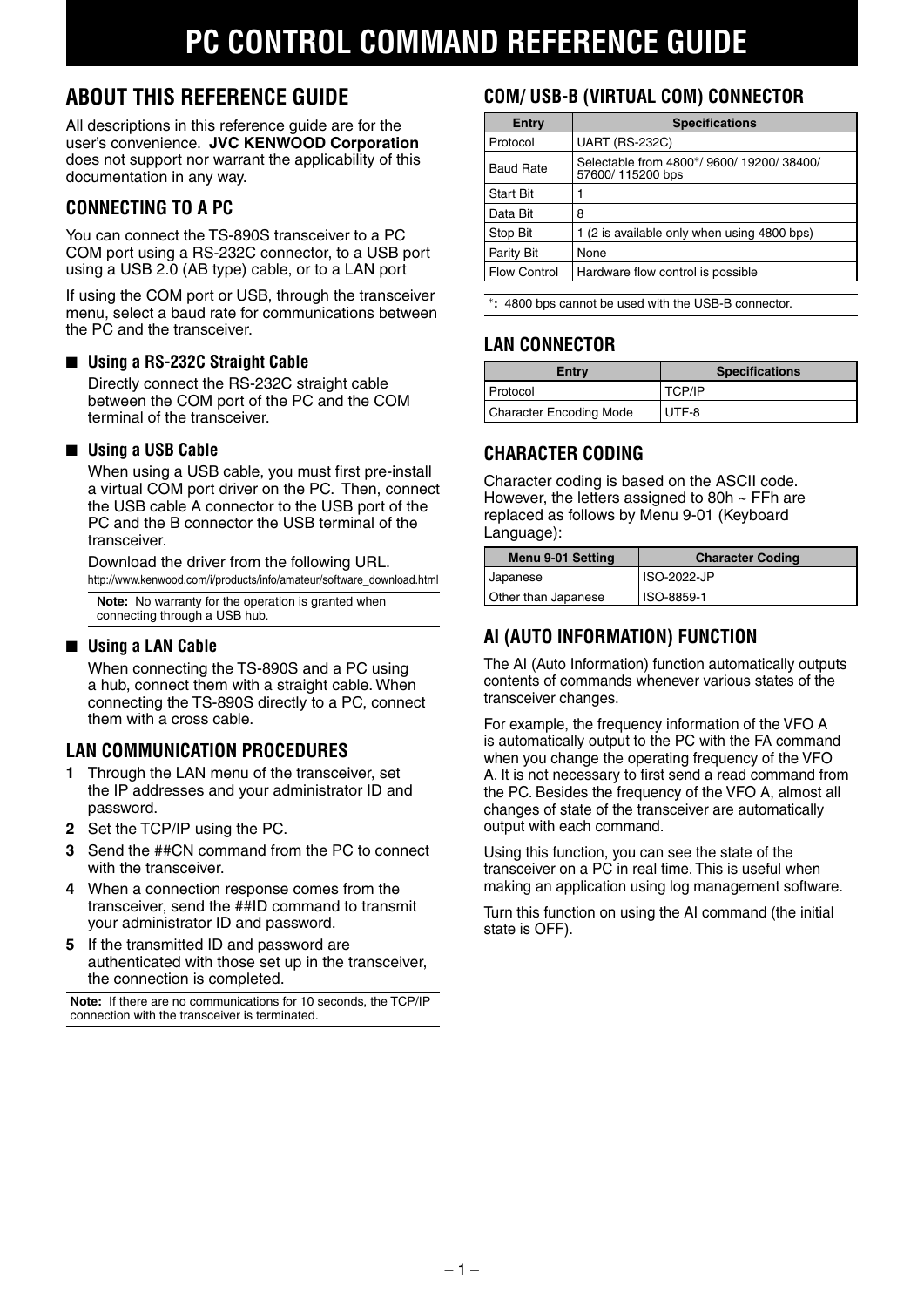# PC CONTROL COMMAND REFERENCE GUIDE

## ABOUT THIS REFERENCE GUIDE

All descriptions in this reference guide are for the user's convenience. **JVC KENWOOD Corporation** does not support nor warrant the applicability of this documentation in any way.

### CONNECTING TO A PC

You can connect the TS-890S transceiver to a PC COM port using a RS-232C connector, to a USB port using a USB 2.0 (AB type) cable, or to a LAN port

If using the COM port or USB, through the transceiver menu, select a baud rate for communications between the PC and the transceiver.

#### ■ Using a RS-232C Straight Cable

Directly connect the RS-232C straight cable between the COM port of the PC and the COM terminal of the transceiver.

#### ■ Using a USB Cable

When using a USB cable, you must first pre-install a virtual COM port driver on the PC. Then, connect the USB cable A connector to the USB port of the PC and the B connector the USB terminal of the transceiver.

Download the driver from the following URL.
http://www.kenwood.com/i/products/info/amateur/software_download.html

**Note:** No warranty for the operation is granted when connecting through a USB hub.

#### ■ Using a LAN Cable

When connecting the TS-890S and a PC using a hub, connect them with a straight cable. When connecting the TS-890S directly to a PC, connect them with a cross cable.

### LAN COMMUNICATION PROCEDURES

1. Through the LAN menu of the transceiver, set the IP addresses and your administrator ID and password.
2. Set the TCP/IP using the PC.
3. Send the ##CN command from the PC to connect with the transceiver.
4. When a connection response comes from the transceiver, send the ##ID command to transmit your administrator ID and password.
5. If the transmitted ID and password are authenticated with those set up in the transceiver, the connection is completed.

**Note:** If there are no communications for 10 seconds, the TCP/IP connection with the transceiver is terminated.

### COM/ USB-B (VIRTUAL COM) CONNECTOR

| Entry | Specifications |
|---|---|
| Protocol | UART (RS-232C) |
| Baud Rate | Selectable from 4800*/ 9600/ 19200/ 38400/ 57600/ 115200 bps |
| Start Bit | 1 |
| Data Bit | 8 |
| Stop Bit | 1 (2 is available only when using 4800 bps) |
| Parity Bit | None |
| Flow Control | Hardware flow control is possible |

***:** 4800 bps cannot be used with the USB-B connector.

### LAN CONNECTOR

| Entry | Specifications |
|---|---|
| Protocol | TCP/IP |
| Character Encoding Mode | UTF-8 |

### CHARACTER CODING

Character coding is based on the ASCII code. However, the letters assigned to 80h ~ FFh are replaced as follows by Menu 9-01 (Keyboard Language):

| Menu 9-01 Setting | Character Coding |
|---|---|
| Japanese | ISO-2022-JP |
| Other than Japanese | ISO-8859-1 |

### AI (AUTO INFORMATION) FUNCTION

The AI (Auto Information) function automatically outputs contents of commands whenever various states of the transceiver changes.

For example, the frequency information of the VFO A is automatically output to the PC with the FA command when you change the operating frequency of the VFO A. It is not necessary to first send a read command from the PC. Besides the frequency of the VFO A, almost all changes of state of the transceiver are automatically output with each command.

Using this function, you can see the state of the transceiver on a PC in real time. This is useful when making an application using log management software.

Turn this function on using the AI command (the initial state is OFF).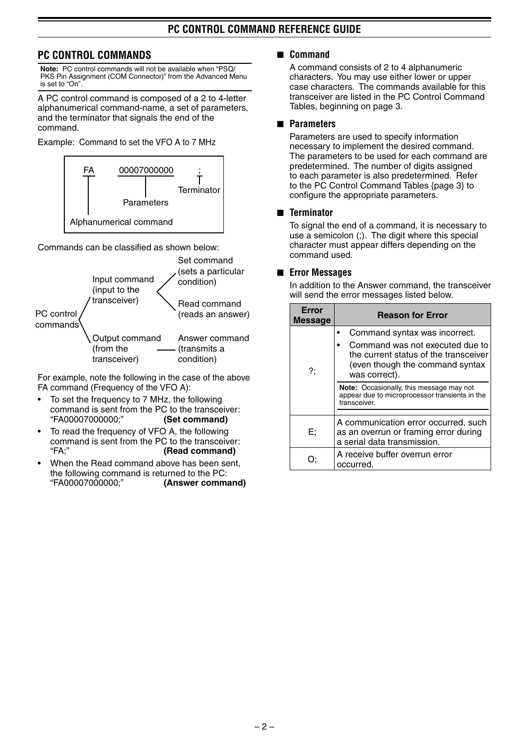## PC CONTROL COMMANDS

**Note:** PC control commands will not be available when "PSQ/PKS Pin Assignment (COM Connector)" from the Advanced Menu is set to "On".

A PC control command is composed of a 2 to 4-letter alphanumerical command-name, a set of parameters, and the terminator that signals the end of the command.

Example: Command to set the VFO A to 7 MHz

```
FA        00007000000     ;
|              |          Terminator
|          Parameters
Alphanumerical command
```

Commands can be classified as shown below:

- PC control commands
  - Input command (input to the transceiver)
    - Set command (sets a particular condition)
    - Read command (reads an answer)
  - Output command (from the transceiver)
    - Answer command (transmits a condition)

For example, note the following in the case of the above FA command (Frequency of the VFO A):

- To set the frequency to 7 MHz, the following command is sent from the PC to the transceiver: "FA00007000000;" **(Set command)**
- To read the frequency of VFO A, the following command is sent from the PC to the transceiver: "FA;" **(Read command)**
- When the Read command above has been sent, the following command is returned to the PC: "FA00007000000;" **(Answer command)**

### ■ Command

A command consists of 2 to 4 alphanumeric characters. You may use either lower or upper case characters. The commands available for this transceiver are listed in the PC Control Command Tables, beginning on page 3.

### ■ Parameters

Parameters are used to specify information necessary to implement the desired command. The parameters to be used for each command are predetermined. The number of digits assigned to each parameter is also predetermined. Refer to the PC Control Command Tables {page 3} to configure the appropriate parameters.

### ■ Terminator

To signal the end of a command, it is necessary to use a semicolon (;). The digit where this special character must appear differs depending on the command used.

### ■ Error Messages

In addition to the Answer command, the transceiver will send the error messages listed below.

| Error Message | Reason for Error |
|---|---|
| ?; | • Command syntax was incorrect.<br>• Command was not executed due to the current status of the transceiver (even though the command syntax was correct).<br>**Note:** Occasionally, this message may not appear due to microprocessor transients in the transceiver. |
| E; | A communication error occurred, such as an overrun or framing error during a serial data transmission. |
| O; | A receive buffer overrun error occurred. |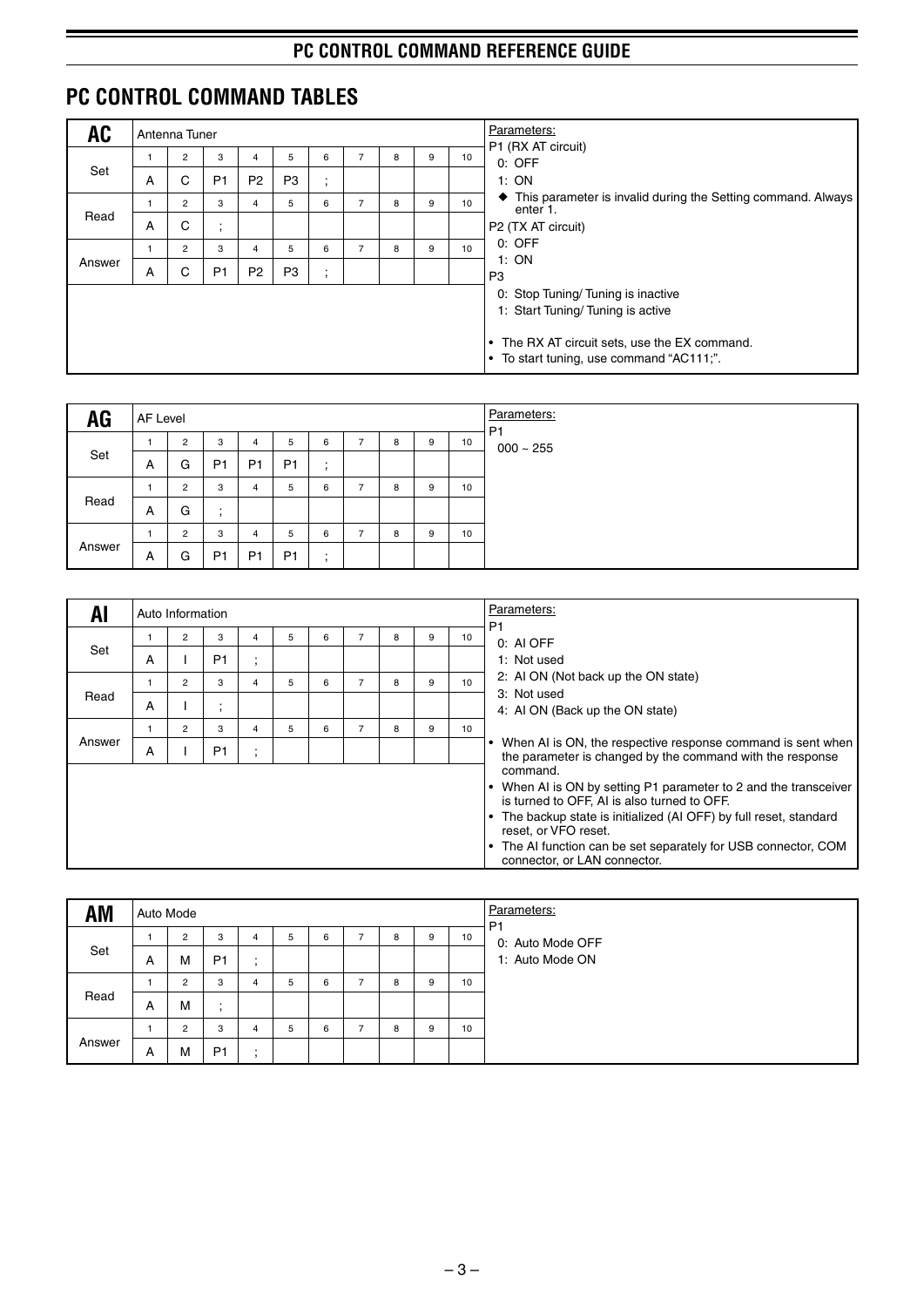## PC CONTROL COMMAND TABLES

### AC — Antenna Tuner

| | 1 | 2 | 3 | 4 | 5 | 6 | 7 | 8 | 9 | 10 |
|---|---|---|---|---|---|---|---|---|---|---|
| Set | A | C | P1 | P2 | P3 | ; | | | | |
| Read | A | C | ; | | | | | | | |
| Answer | A | C | P1 | P2 | P3 | ; | | | | |

Parameters:
P1 (RX AT circuit)
 0: OFF
 1: ON
 ◆ This parameter is invalid during the Setting command. Always enter 1.
P2 (TX AT circuit)
 0: OFF
 1: ON
P3
 0: Stop Tuning/ Tuning is inactive
 1: Start Tuning/ Tuning is active

- The RX AT circuit sets, use the EX command.
- To start tuning, use command "AC111;".

### AG — AF Level

| | 1 | 2 | 3 | 4 | 5 | 6 | 7 | 8 | 9 | 10 |
|---|---|---|---|---|---|---|---|---|---|---|
| Set | A | G | P1 | P1 | P1 | ; | | | | |
| Read | A | G | ; | | | | | | | |
| Answer | A | G | P1 | P1 | P1 | ; | | | | |

Parameters:
P1
 000 ~ 255

### AI — Auto Information

| | 1 | 2 | 3 | 4 | 5 | 6 | 7 | 8 | 9 | 10 |
|---|---|---|---|---|---|---|---|---|---|---|
| Set | A | I | P1 | ; | | | | | | |
| Read | A | I | ; | | | | | | | |
| Answer | A | I | P1 | ; | | | | | | |

Parameters:
P1
 0: AI OFF
 1: Not used
 2: AI ON (Not back up the ON state)
 3: Not used
 4: AI ON (Back up the ON state)

- When AI is ON, the respective response command is sent when the parameter is changed by the command with the response command.
- When AI is ON by setting P1 parameter to 2 and the transceiver is turned to OFF, AI is also turned to OFF.
- The backup state is initialized (AI OFF) by full reset, standard reset, or VFO reset.
- The AI function can be set separately for USB connector, COM connector, or LAN connector.

### AM — Auto Mode

| | 1 | 2 | 3 | 4 | 5 | 6 | 7 | 8 | 9 | 10 |
|---|---|---|---|---|---|---|---|---|---|---|
| Set | A | M | P1 | ; | | | | | | |
| Read | A | M | ; | | | | | | | |
| Answer | A | M | P1 | ; | | | | | | |

Parameters:
P1
 0: Auto Mode OFF
 1: Auto Mode ON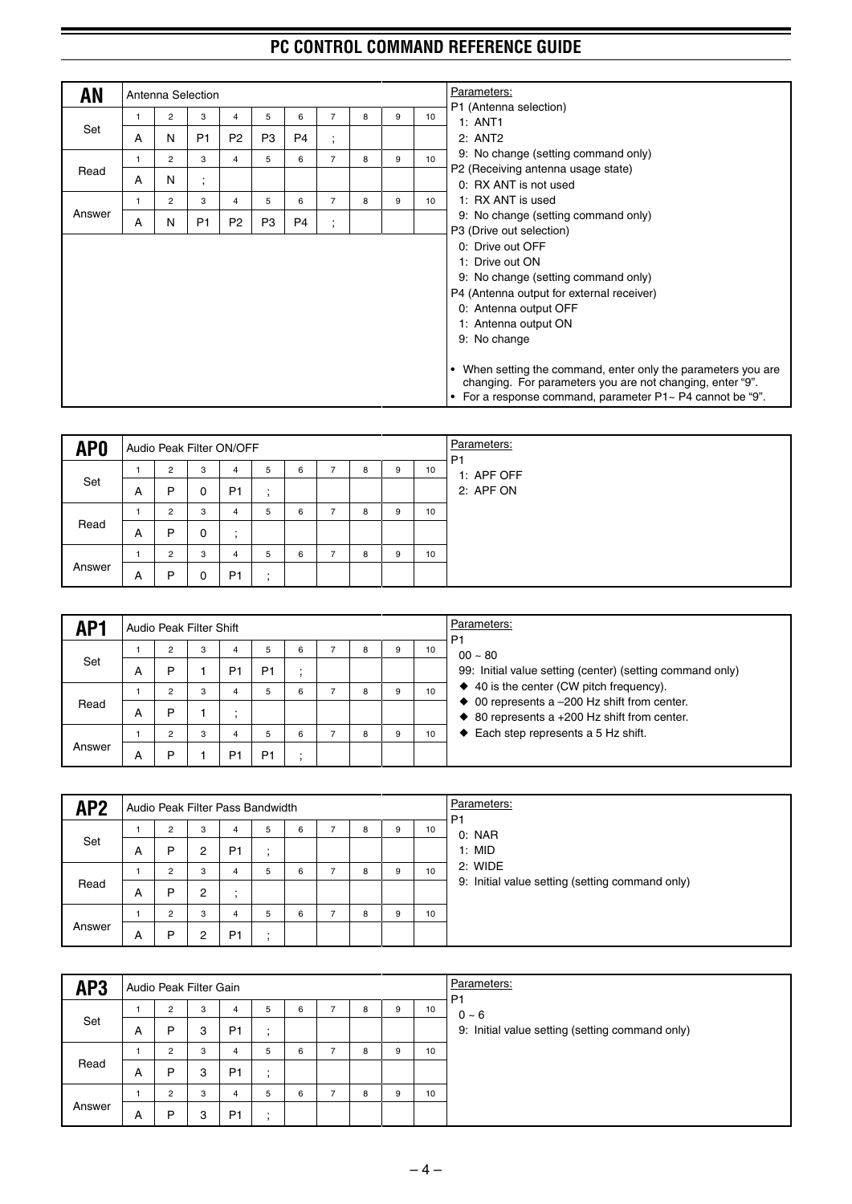## AN — Antenna Selection

| | 1 | 2 | 3 | 4 | 5 | 6 | 7 | 8 | 9 | 10 |
|---|---|---|---|---|---|---|---|---|---|---|
| Set | A | N | P1 | P2 | P3 | P4 | ; | | | |
| Read | A | N | ; | | | | | | | |
| Answer | A | N | P1 | P2 | P3 | P4 | ; | | | |

Parameters:

P1 (Antenna selection)
- 1: ANT1
- 2: ANT2
- 9: No change (setting command only)

P2 (Receiving antenna usage state)
- 0: RX ANT is not used
- 1: RX ANT is used
- 9: No change (setting command only)

P3 (Drive out selection)
- 0: Drive out OFF
- 1: Drive out ON
- 9: No change (setting command only)

P4 (Antenna output for external receiver)
- 0: Antenna output OFF
- 1: Antenna output ON
- 9: No change

- When setting the command, enter only the parameters you are changing. For parameters you are not changing, enter "9".
- For a response command, parameter P1~ P4 cannot be "9".

## AP0 — Audio Peak Filter ON/OFF

| | 1 | 2 | 3 | 4 | 5 | 6 | 7 | 8 | 9 | 10 |
|---|---|---|---|---|---|---|---|---|---|---|
| Set | A | P | 0 | P1 | ; | | | | | |
| Read | A | P | 0 | ; | | | | | | |
| Answer | A | P | 0 | P1 | ; | | | | | |

Parameters:

P1
- 1: APF OFF
- 2: APF ON

## AP1 — Audio Peak Filter Shift

| | 1 | 2 | 3 | 4 | 5 | 6 | 7 | 8 | 9 | 10 |
|---|---|---|---|---|---|---|---|---|---|---|
| Set | A | P | 1 | P1 | P1 | ; | | | | |
| Read | A | P | 1 | ; | | | | | | |
| Answer | A | P | 1 | P1 | P1 | ; | | | | |

Parameters:

P1
- 00 ~ 80
- 99: Initial value setting (center) (setting command only)
- ◆ 40 is the center (CW pitch frequency).
- ◆ 00 represents a –200 Hz shift from center.
- ◆ 80 represents a +200 Hz shift from center.
- ◆ Each step represents a 5 Hz shift.

## AP2 — Audio Peak Filter Pass Bandwidth

| | 1 | 2 | 3 | 4 | 5 | 6 | 7 | 8 | 9 | 10 |
|---|---|---|---|---|---|---|---|---|---|---|
| Set | A | P | 2 | P1 | ; | | | | | |
| Read | A | P | 2 | ; | | | | | | |
| Answer | A | P | 2 | P1 | ; | | | | | |

Parameters:

P1
- 0: NAR
- 1: MID
- 2: WIDE
- 9: Initial value setting (setting command only)

## AP3 — Audio Peak Filter Gain

| | 1 | 2 | 3 | 4 | 5 | 6 | 7 | 8 | 9 | 10 |
|---|---|---|---|---|---|---|---|---|---|---|
| Set | A | P | 3 | P1 | ; | | | | | |
| Read | A | P | 3 | P1 | ; | | | | | |
| Answer | A | P | 3 | P1 | ; | | | | | |

Parameters:

P1
- 0 ~ 6
- 9: Initial value setting (setting command only)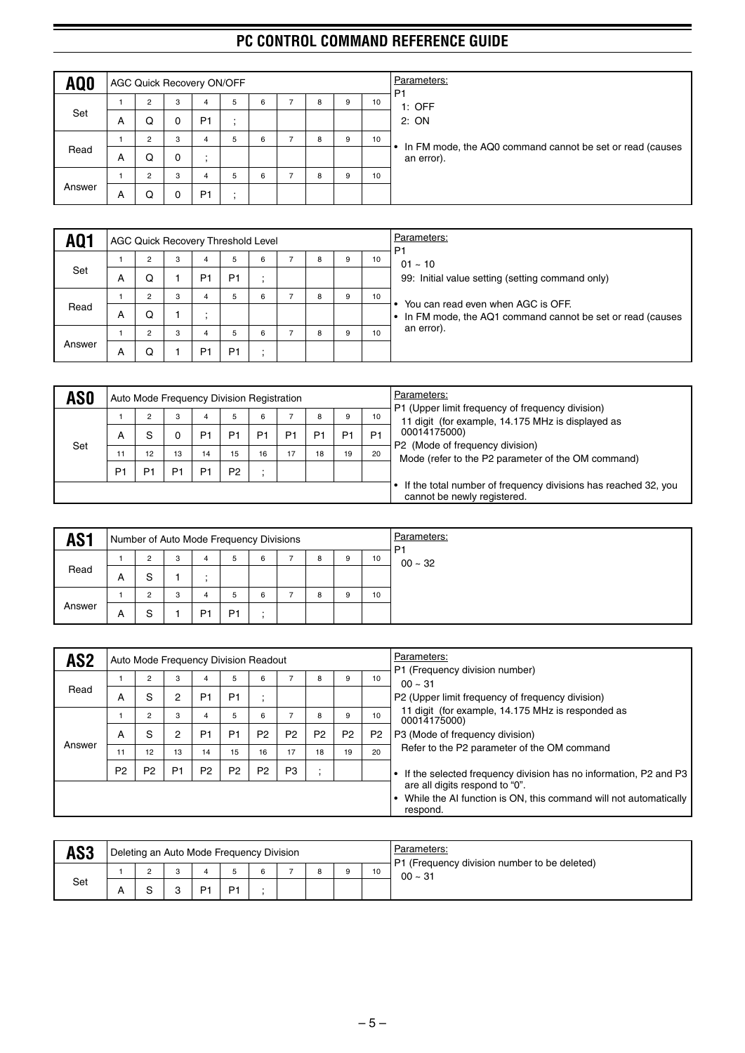## AQ0

AGC Quick Recovery ON/OFF

| | 1 | 2 | 3 | 4 | 5 | 6 | 7 | 8 | 9 | 10 |
|---|---|---|---|---|---|---|---|---|---|---|
| Set | A | Q | 0 | P1 | ; | | | | | |
| Read | A | Q | 0 | ; | | | | | | |
| Answer | A | Q | 0 | P1 | ; | | | | | |

Parameters:

P1
- 1: OFF
- 2: ON

- In FM mode, the AQ0 command cannot be set or read (causes an error).

## AQ1

AGC Quick Recovery Threshold Level

| | 1 | 2 | 3 | 4 | 5 | 6 | 7 | 8 | 9 | 10 |
|---|---|---|---|---|---|---|---|---|---|---|
| Set | A | Q | 1 | P1 | P1 | ; | | | | |
| Read | A | Q | 1 | ; | | | | | | |
| Answer | A | Q | 1 | P1 | P1 | ; | | | | |

Parameters:

P1
- 01 ~ 10
- 99: Initial value setting (setting command only)

- You can read even when AGC is OFF.
- In FM mode, the AQ1 command cannot be set or read (causes an error).

## AS0

Auto Mode Frequency Division Registration

| | 1 | 2 | 3 | 4 | 5 | 6 | 7 | 8 | 9 | 10 |
|---|---|---|---|---|---|---|---|---|---|---|
| Set | A | S | 0 | P1 | P1 | P1 | P1 | P1 | P1 | P1 |
| | **11** | **12** | **13** | **14** | **15** | **16** | **17** | **18** | **19** | **20** |
| | P1 | P1 | P1 | P1 | P2 | ; | | | | |

Parameters:

P1 (Upper limit frequency of frequency division)
11 digit (for example, 14.175 MHz is displayed as 00014175000)

P2 (Mode of frequency division)
Mode (refer to the P2 parameter of the OM command)

- If the total number of frequency divisions has reached 32, you cannot be newly registered.

## AS1

Number of Auto Mode Frequency Divisions

| | 1 | 2 | 3 | 4 | 5 | 6 | 7 | 8 | 9 | 10 |
|---|---|---|---|---|---|---|---|---|---|---|
| Read | A | S | 1 | ; | | | | | | |
| Answer | A | S | 1 | P1 | P1 | ; | | | | |

Parameters:

P1
- 00 ~ 32

## AS2

Auto Mode Frequency Division Readout

| | 1 | 2 | 3 | 4 | 5 | 6 | 7 | 8 | 9 | 10 |
|---|---|---|---|---|---|---|---|---|---|---|
| Read | A | S | 2 | P1 | P1 | ; | | | | |
| Answer | A | S | 2 | P1 | P1 | P2 | P2 | P2 | P2 | P2 |
| | **11** | **12** | **13** | **14** | **15** | **16** | **17** | **18** | **19** | **20** |
| | P2 | P2 | P1 | P2 | P2 | P2 | P3 | ; | | |

Parameters:

P1 (Frequency division number)
00 ~ 31

P2 (Upper limit frequency of frequency division)
11 digit (for example, 14.175 MHz is responded as 00014175000)

P3 (Mode of frequency division)
Refer to the P2 parameter of the OM command

- If the selected frequency division has no information, P2 and P3 are all digits respond to "0".
- While the AI function is ON, this command will not automatically respond.

## AS3

Deleting an Auto Mode Frequency Division

| | 1 | 2 | 3 | 4 | 5 | 6 | 7 | 8 | 9 | 10 |
|---|---|---|---|---|---|---|---|---|---|---|
| Set | A | S | 3 | P1 | P1 | ; | | | | |

Parameters:

P1 (Frequency division number to be deleted)
00 ~ 31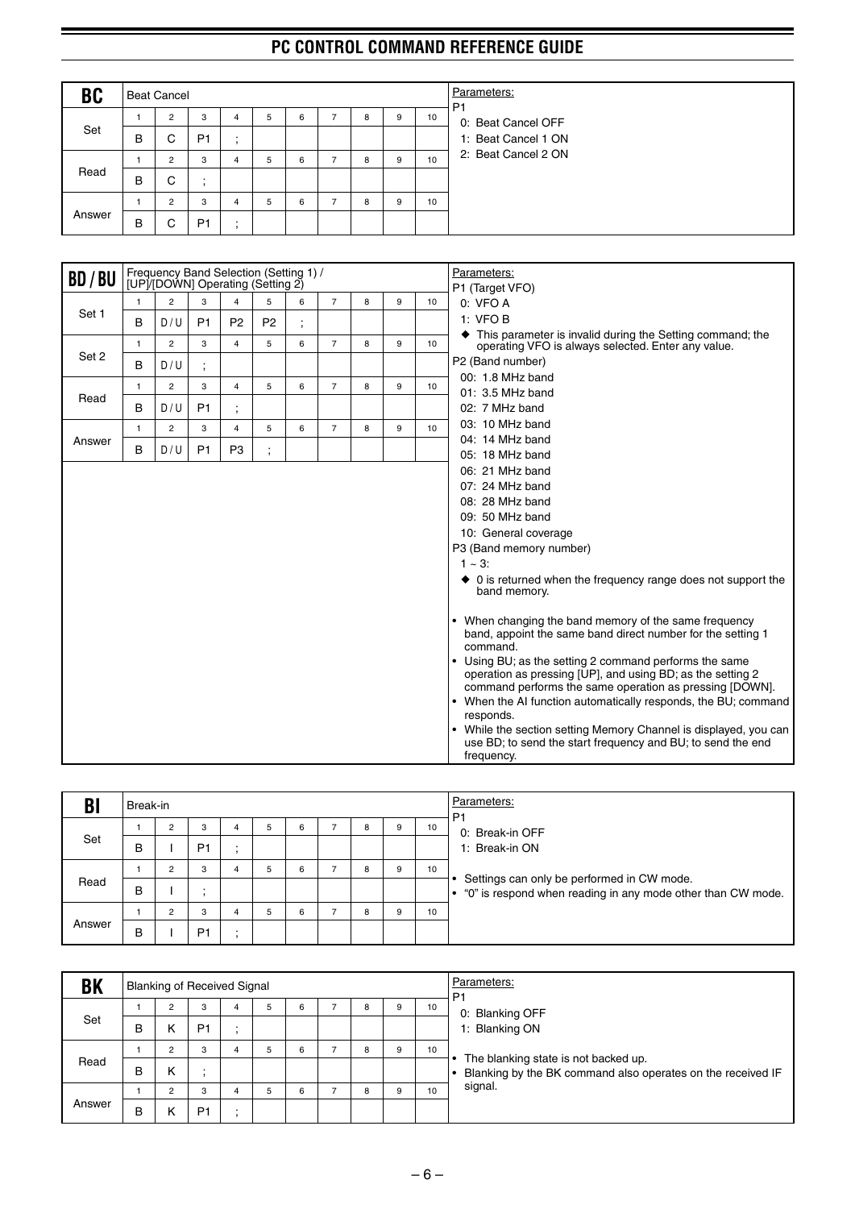## BC

**Beat Cancel**

| | 1 | 2 | 3 | 4 | 5 | 6 | 7 | 8 | 9 | 10 |
|---|---|---|---|---|---|---|---|---|---|---|
| Set | B | C | P1 | ; | | | | | | |
| Read | B | C | ; | | | | | | | |
| Answer | B | C | P1 | ; | | | | | | |

Parameters:

P1
- 0: Beat Cancel OFF
- 1: Beat Cancel 1 ON
- 2: Beat Cancel 2 ON

## BD / BU

**Frequency Band Selection (Setting 1) / [UP]/[DOWN] Operating (Setting 2)**

| | 1 | 2 | 3 | 4 | 5 | 6 | 7 | 8 | 9 | 10 |
|---|---|---|---|---|---|---|---|---|---|---|
| Set 1 | B | D / U | P1 | P2 | P2 | ; | | | | |
| Set 2 | B | D / U | ; | | | | | | | |
| Read | B | D / U | P1 | ; | | | | | | |
| Answer | B | D / U | P1 | P3 | ; | | | | | |

Parameters:

P1 (Target VFO)
- 0: VFO A
- 1: VFO B
- ◆ This parameter is invalid during the Setting command; the operating VFO is always selected. Enter any value.

P2 (Band number)
- 00: 1.8 MHz band
- 01: 3.5 MHz band
- 02: 7 MHz band
- 03: 10 MHz band
- 04: 14 MHz band
- 05: 18 MHz band
- 06: 21 MHz band
- 07: 24 MHz band
- 08: 28 MHz band
- 09: 50 MHz band
- 10: General coverage

P3 (Band memory number)
- 1 ~ 3:
- ◆ 0 is returned when the frequency range does not support the band memory.

- When changing the band memory of the same frequency band, appoint the same band direct number for the setting 1 command.
- Using BU; as the setting 2 command performs the same operation as pressing [UP], and using BD; as the setting 2 command performs the same operation as pressing [DOWN].
- When the AI function automatically responds, the BU; command responds.
- While the section setting Memory Channel is displayed, you can use BD; to send the start frequency and BU; to send the end frequency.

## BI

**Break-in**

| | 1 | 2 | 3 | 4 | 5 | 6 | 7 | 8 | 9 | 10 |
|---|---|---|---|---|---|---|---|---|---|---|
| Set | B | I | P1 | ; | | | | | | |
| Read | B | I | ; | | | | | | | |
| Answer | B | I | P1 | ; | | | | | | |

Parameters:

P1
- 0: Break-in OFF
- 1: Break-in ON

- Settings can only be performed in CW mode.
- "0" is respond when reading in any mode other than CW mode.

## BK

**Blanking of Received Signal**

| | 1 | 2 | 3 | 4 | 5 | 6 | 7 | 8 | 9 | 10 |
|---|---|---|---|---|---|---|---|---|---|---|
| Set | B | K | P1 | ; | | | | | | |
| Read | B | K | ; | | | | | | | |
| Answer | B | K | P1 | ; | | | | | | |

Parameters:

P1
- 0: Blanking OFF
- 1: Blanking ON

- The blanking state is not backed up.
- Blanking by the BK command also operates on the received IF signal.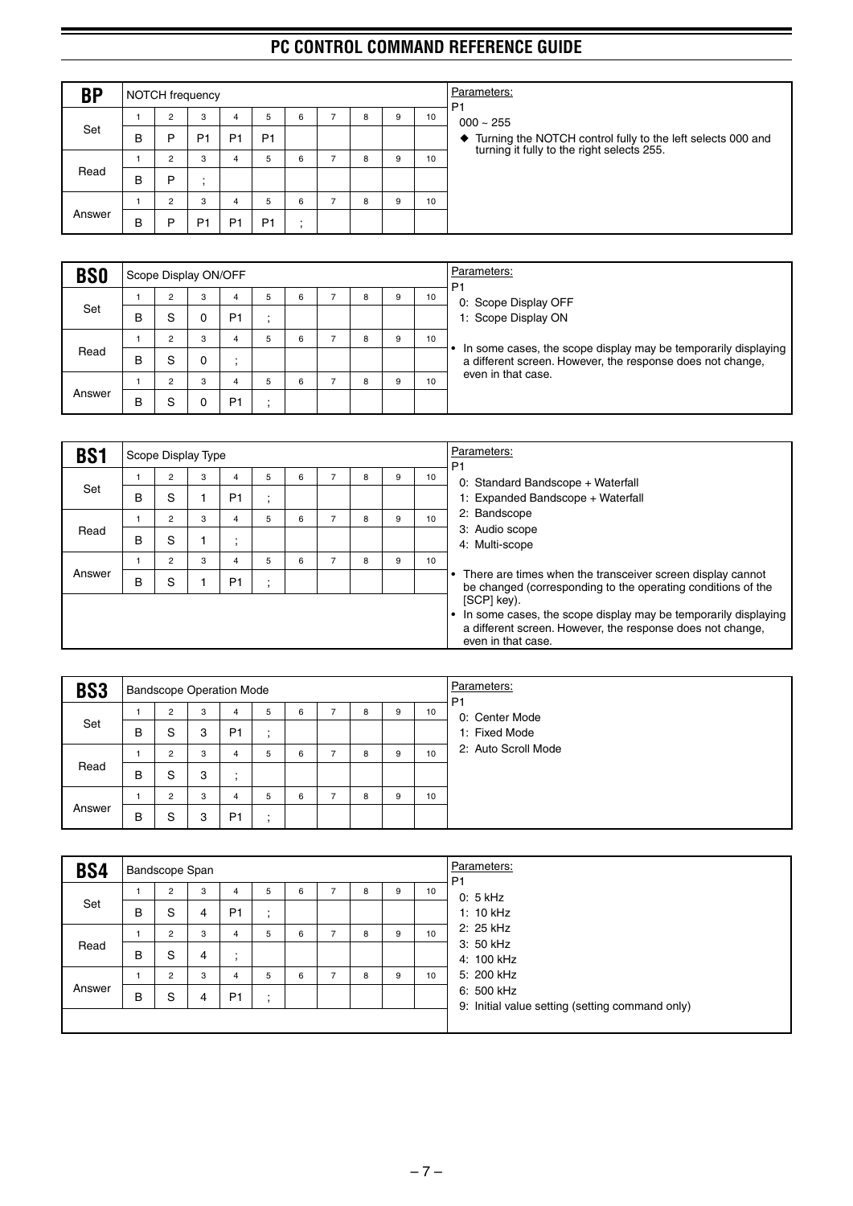## BP

NOTCH frequency

| | 1 | 2 | 3 | 4 | 5 | 6 | 7 | 8 | 9 | 10 |
|---|---|---|---|---|---|---|---|---|---|---|
| Set | B | P | P1 | P1 | P1 | | | | | |
| Read | B | P | ; | | | | | | | |
| Answer | B | P | P1 | P1 | P1 | ; | | | | |

Parameters:

P1

000 ~ 255

◆ Turning the NOTCH control fully to the left selects 000 and turning it fully to the right selects 255.

## BS0

Scope Display ON/OFF

| | 1 | 2 | 3 | 4 | 5 | 6 | 7 | 8 | 9 | 10 |
|---|---|---|---|---|---|---|---|---|---|---|
| Set | B | S | 0 | P1 | ; | | | | | |
| Read | B | S | 0 | ; | | | | | | |
| Answer | B | S | 0 | P1 | ; | | | | | |

Parameters:

P1

0: Scope Display OFF

1: Scope Display ON

- In some cases, the scope display may be temporarily displaying a different screen. However, the response does not change, even in that case.

## BS1

Scope Display Type

| | 1 | 2 | 3 | 4 | 5 | 6 | 7 | 8 | 9 | 10 |
|---|---|---|---|---|---|---|---|---|---|---|
| Set | B | S | 1 | P1 | ; | | | | | |
| Read | B | S | 1 | ; | | | | | | |
| Answer | B | S | 1 | P1 | ; | | | | | |

Parameters:

P1

0: Standard Bandscope + Waterfall

1: Expanded Bandscope + Waterfall

2: Bandscope

3: Audio scope

4: Multi-scope

- There are times when the transceiver screen display cannot be changed (corresponding to the operating conditions of the [SCP] key).
- In some cases, the scope display may be temporarily displaying a different screen. However, the response does not change, even in that case.

## BS3

Bandscope Operation Mode

| | 1 | 2 | 3 | 4 | 5 | 6 | 7 | 8 | 9 | 10 |
|---|---|---|---|---|---|---|---|---|---|---|
| Set | B | S | 3 | P1 | ; | | | | | |
| Read | B | S | 3 | ; | | | | | | |
| Answer | B | S | 3 | P1 | ; | | | | | |

Parameters:

P1

0: Center Mode

1: Fixed Mode

2: Auto Scroll Mode

## BS4

Bandscope Span

| | 1 | 2 | 3 | 4 | 5 | 6 | 7 | 8 | 9 | 10 |
|---|---|---|---|---|---|---|---|---|---|---|
| Set | B | S | 4 | P1 | ; | | | | | |
| Read | B | S | 4 | ; | | | | | | |
| Answer | B | S | 4 | P1 | ; | | | | | |

Parameters:

P1

0: 5 kHz

1: 10 kHz

2: 25 kHz

3: 50 kHz

4: 100 kHz

5: 200 kHz

6: 500 kHz

9: Initial value setting (setting command only)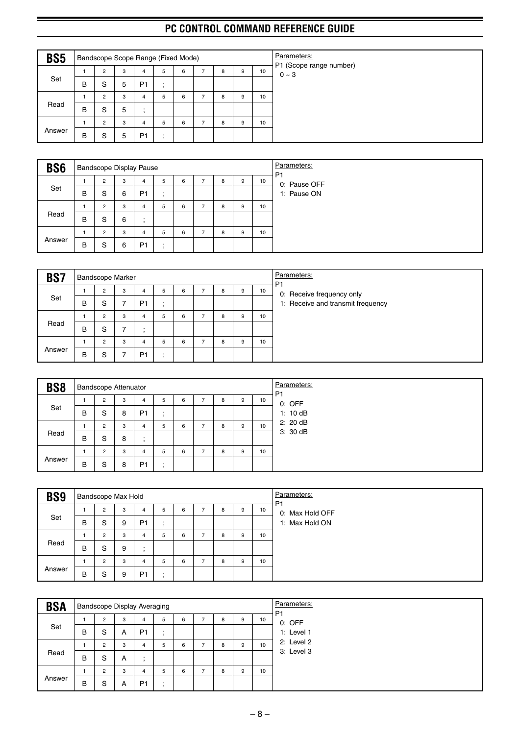## PC CONTROL COMMAND REFERENCE GUIDE

### BS5 — Bandscope Scope Range (Fixed Mode)

| | 1 | 2 | 3 | 4 | 5 | 6 | 7 | 8 | 9 | 10 |
|---|---|---|---|---|---|---|---|---|---|---|
| Set | B | S | 5 | P1 | ; | | | | | |
| Read | B | S | 5 | ; | | | | | | |
| Answer | B | S | 5 | P1 | ; | | | | | |

Parameters:
P1 (Scope range number)
0 ~ 3

### BS6 — Bandscope Display Pause

| | 1 | 2 | 3 | 4 | 5 | 6 | 7 | 8 | 9 | 10 |
|---|---|---|---|---|---|---|---|---|---|---|
| Set | B | S | 6 | P1 | ; | | | | | |
| Read | B | S | 6 | ; | | | | | | |
| Answer | B | S | 6 | P1 | ; | | | | | |

Parameters:
P1
0: Pause OFF
1: Pause ON

### BS7 — Bandscope Marker

| | 1 | 2 | 3 | 4 | 5 | 6 | 7 | 8 | 9 | 10 |
|---|---|---|---|---|---|---|---|---|---|---|
| Set | B | S | 7 | P1 | ; | | | | | |
| Read | B | S | 7 | ; | | | | | | |
| Answer | B | S | 7 | P1 | ; | | | | | |

Parameters:
P1
0: Receive frequency only
1: Receive and transmit frequency

### BS8 — Bandscope Attenuator

| | 1 | 2 | 3 | 4 | 5 | 6 | 7 | 8 | 9 | 10 |
|---|---|---|---|---|---|---|---|---|---|---|
| Set | B | S | 8 | P1 | ; | | | | | |
| Read | B | S | 8 | ; | | | | | | |
| Answer | B | S | 8 | P1 | ; | | | | | |

Parameters:
P1
0: OFF
1: 10 dB
2: 20 dB
3: 30 dB

### BS9 — Bandscope Max Hold

| | 1 | 2 | 3 | 4 | 5 | 6 | 7 | 8 | 9 | 10 |
|---|---|---|---|---|---|---|---|---|---|---|
| Set | B | S | 9 | P1 | ; | | | | | |
| Read | B | S | 9 | ; | | | | | | |
| Answer | B | S | 9 | P1 | ; | | | | | |

Parameters:
P1
0: Max Hold OFF
1: Max Hold ON

### BSA — Bandscope Display Averaging

| | 1 | 2 | 3 | 4 | 5 | 6 | 7 | 8 | 9 | 10 |
|---|---|---|---|---|---|---|---|---|---|---|
| Set | B | S | A | P1 | ; | | | | | |
| Read | B | S | A | ; | | | | | | |
| Answer | B | S | A | P1 | ; | | | | | |

Parameters:
P1
0: OFF
1: Level 1
2: Level 2
3: Level 3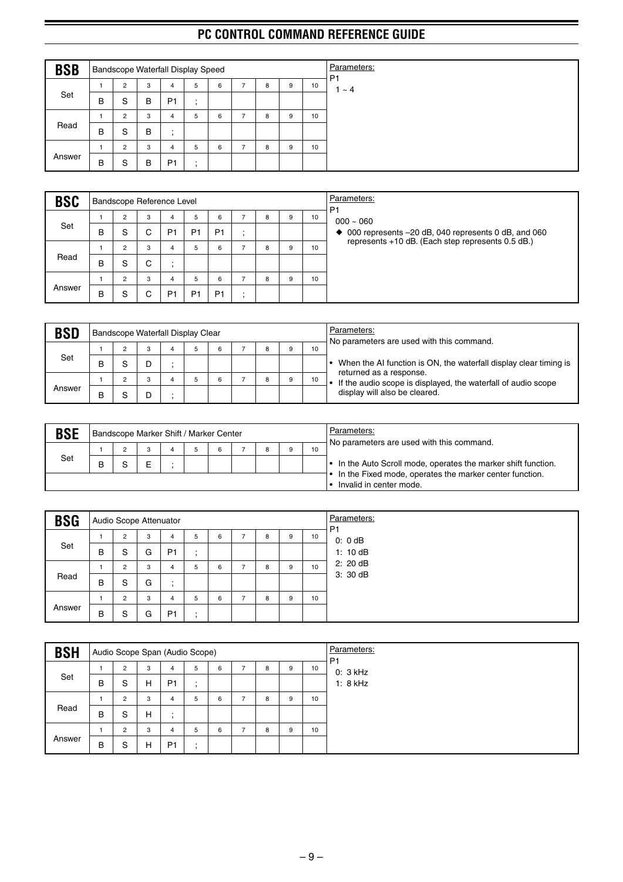## BSB Bandscope Waterfall Display Speed

| | 1 | 2 | 3 | 4 | 5 | 6 | 7 | 8 | 9 | 10 |
|---|---|---|---|---|---|---|---|---|---|---|
| Set | B | S | B | P1 | ; | | | | | |
| Read | B | S | B | ; | | | | | | |
| Answer | B | S | B | P1 | ; | | | | | |

Parameters:
P1
1 ~ 4

## BSC Bandscope Reference Level

| | 1 | 2 | 3 | 4 | 5 | 6 | 7 | 8 | 9 | 10 |
|---|---|---|---|---|---|---|---|---|---|---|
| Set | B | S | C | P1 | P1 | P1 | ; | | | |
| Read | B | S | C | ; | | | | | | |
| Answer | B | S | C | P1 | P1 | P1 | ; | | | |

Parameters:
P1
000 ~ 060
◆ 000 represents –20 dB, 040 represents 0 dB, and 060 represents +10 dB. (Each step represents 0.5 dB.)

## BSD Bandscope Waterfall Display Clear

| | 1 | 2 | 3 | 4 | 5 | 6 | 7 | 8 | 9 | 10 |
|---|---|---|---|---|---|---|---|---|---|---|
| Set | B | S | D | ; | | | | | | |
| Answer | B | S | D | ; | | | | | | |

Parameters:
No parameters are used with this command.

- When the AI function is ON, the waterfall display clear timing is returned as a response.
- If the audio scope is displayed, the waterfall of audio scope display will also be cleared.

## BSE Bandscope Marker Shift / Marker Center

| | 1 | 2 | 3 | 4 | 5 | 6 | 7 | 8 | 9 | 10 |
|---|---|---|---|---|---|---|---|---|---|---|
| Set | B | S | E | ; | | | | | | |

Parameters:
No parameters are used with this command.

- In the Auto Scroll mode, operates the marker shift function.
- In the Fixed mode, operates the marker center function.
- Invalid in center mode.

## BSG Audio Scope Attenuator

| | 1 | 2 | 3 | 4 | 5 | 6 | 7 | 8 | 9 | 10 |
|---|---|---|---|---|---|---|---|---|---|---|
| Set | B | S | G | P1 | ; | | | | | |
| Read | B | S | G | ; | | | | | | |
| Answer | B | S | G | P1 | ; | | | | | |

Parameters:
P1
0: 0 dB
1: 10 dB
2: 20 dB
3: 30 dB

## BSH Audio Scope Span (Audio Scope)

| | 1 | 2 | 3 | 4 | 5 | 6 | 7 | 8 | 9 | 10 |
|---|---|---|---|---|---|---|---|---|---|---|
| Set | B | S | H | P1 | ; | | | | | |
| Read | B | S | H | ; | | | | | | |
| Answer | B | S | H | P1 | ; | | | | | |

Parameters:
P1
0: 3 kHz
1: 8 kHz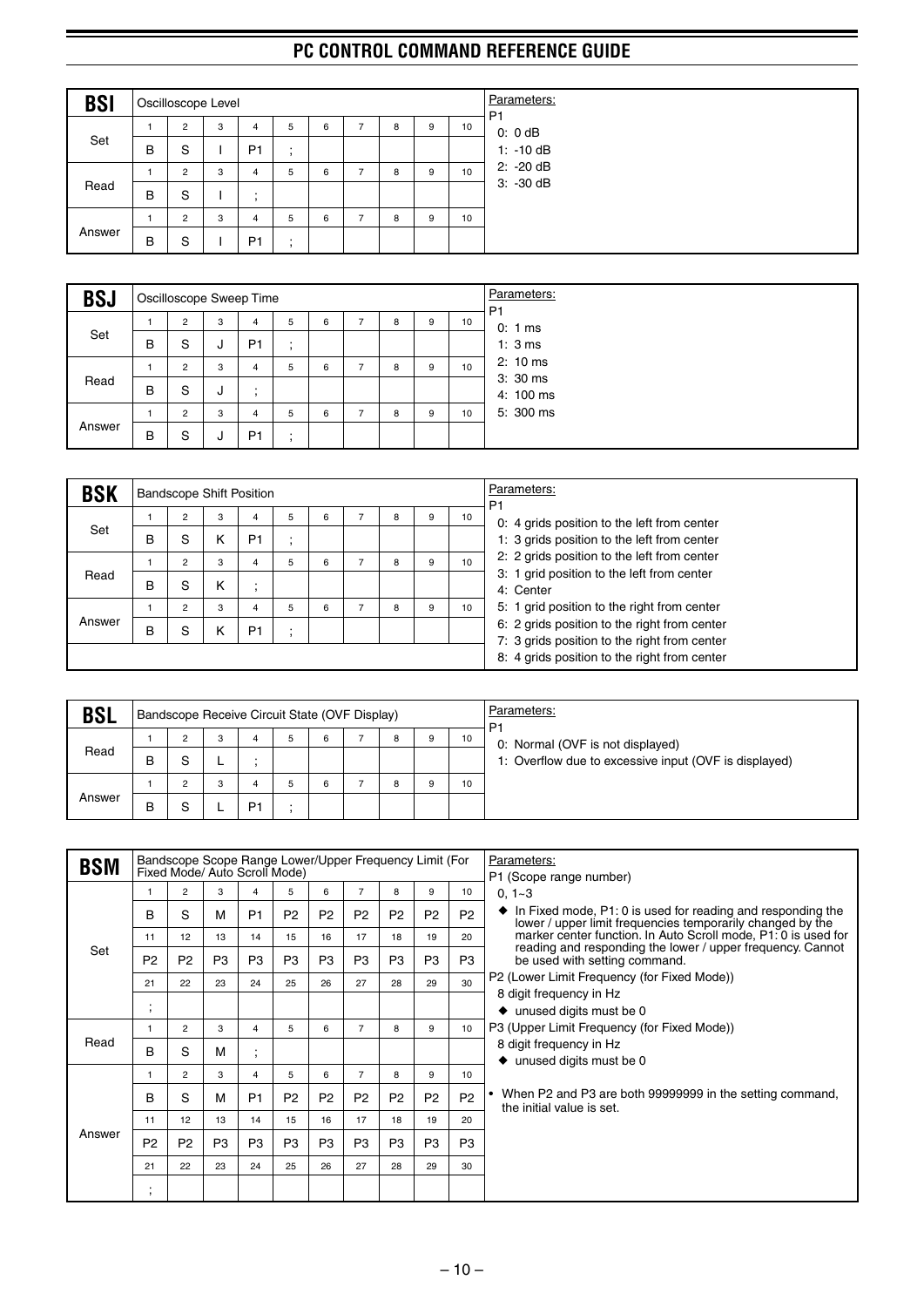## BSI

**Oscilloscope Level**

| | 1 | 2 | 3 | 4 | 5 | 6 | 7 | 8 | 9 | 10 |
|---|---|---|---|---|---|---|---|---|---|---|
| Set | B | S | I | P1 | ; | | | | | |
| Read | B | S | I | ; | | | | | | |
| Answer | B | S | I | P1 | ; | | | | | |

Parameters:

P1
- 0: 0 dB
- 1: -10 dB
- 2: -20 dB
- 3: -30 dB

## BSJ

**Oscilloscope Sweep Time**

| | 1 | 2 | 3 | 4 | 5 | 6 | 7 | 8 | 9 | 10 |
|---|---|---|---|---|---|---|---|---|---|---|
| Set | B | S | J | P1 | ; | | | | | |
| Read | B | S | J | ; | | | | | | |
| Answer | B | S | J | P1 | ; | | | | | |

Parameters:

P1
- 0: 1 ms
- 1: 3 ms
- 2: 10 ms
- 3: 30 ms
- 4: 100 ms
- 5: 300 ms

## BSK

**Bandscope Shift Position**

| | 1 | 2 | 3 | 4 | 5 | 6 | 7 | 8 | 9 | 10 |
|---|---|---|---|---|---|---|---|---|---|---|
| Set | B | S | K | P1 | ; | | | | | |
| Read | B | S | K | ; | | | | | | |
| Answer | B | S | K | P1 | ; | | | | | |

Parameters:

P1
- 0: 4 grids position to the left from center
- 1: 3 grids position to the left from center
- 2: 2 grids position to the left from center
- 3: 1 grid position to the left from center
- 4: Center
- 5: 1 grid position to the right from center
- 6: 2 grids position to the right from center
- 7: 3 grids position to the right from center
- 8: 4 grids position to the right from center

## BSL

**Bandscope Receive Circuit State (OVF Display)**

| | 1 | 2 | 3 | 4 | 5 | 6 | 7 | 8 | 9 | 10 |
|---|---|---|---|---|---|---|---|---|---|---|
| Read | B | S | L | ; | | | | | | |
| Answer | B | S | L | P1 | ; | | | | | |

Parameters:

P1
- 0: Normal (OVF is not displayed)
- 1: Overflow due to excessive input (OVF is displayed)

## BSM

**Bandscope Scope Range Lower/Upper Frequency Limit (For Fixed Mode/ Auto Scroll Mode)**

| | 1 | 2 | 3 | 4 | 5 | 6 | 7 | 8 | 9 | 10 |
|---|---|---|---|---|---|---|---|---|---|---|
| Set | B | S | M | P1 | P2 | P2 | P2 | P2 | P2 | P2 |
| | 11 | 12 | 13 | 14 | 15 | 16 | 17 | 18 | 19 | 20 |
| | P2 | P2 | P3 | P3 | P3 | P3 | P3 | P3 | P3 | P3 |
| | 21 | 22 | 23 | 24 | 25 | 26 | 27 | 28 | 29 | 30 |
| | ; | | | | | | | | | |
| Read | B | S | M | ; | | | | | | |
| Answer | B | S | M | P1 | P2 | P2 | P2 | P2 | P2 | P2 |
| | 11 | 12 | 13 | 14 | 15 | 16 | 17 | 18 | 19 | 20 |
| | P2 | P2 | P3 | P3 | P3 | P3 | P3 | P3 | P3 | P3 |
| | 21 | 22 | 23 | 24 | 25 | 26 | 27 | 28 | 29 | 30 |
| | ; | | | | | | | | | |

Parameters:

P1 (Scope range number)
- 0, 1~3
- ◆ In Fixed mode, P1: 0 is used for reading and responding the lower / upper limit frequencies temporarily changed by the marker center function. In Auto Scroll mode, P1: 0 is used for reading and responding the lower / upper frequency. Cannot be used with setting command.

P2 (Lower Limit Frequency (for Fixed Mode))
- 8 digit frequency in Hz
- ◆ unused digits must be 0

P3 (Upper Limit Frequency (for Fixed Mode))
- 8 digit frequency in Hz
- ◆ unused digits must be 0

- When P2 and P3 are both 99999999 in the setting command, the initial value is set.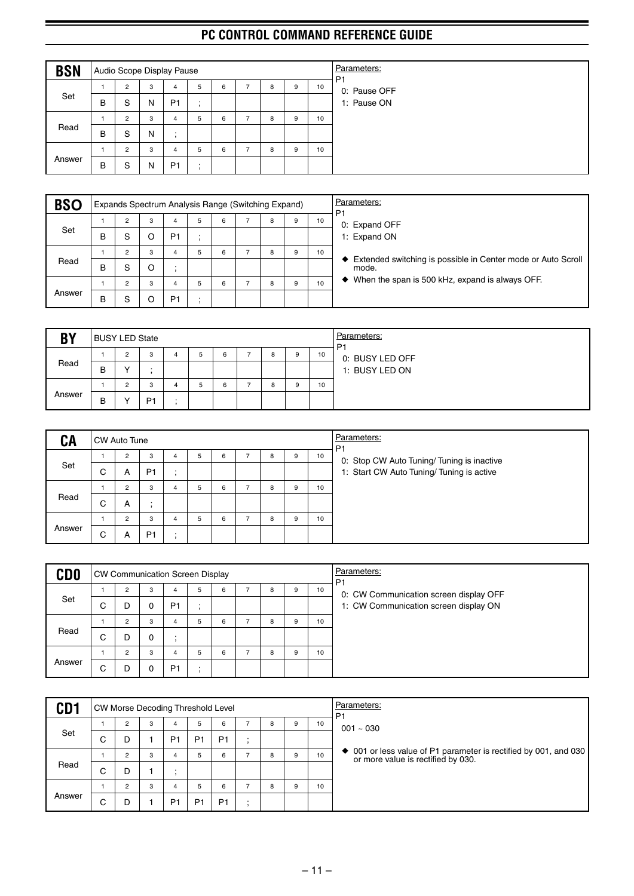## BSN

Audio Scope Display Pause

| | 1 | 2 | 3 | 4 | 5 | 6 | 7 | 8 | 9 | 10 |
|---|---|---|---|---|---|---|---|---|---|---|
| Set | B | S | N | P1 | ; | | | | | |
| Read | B | S | N | ; | | | | | | |
| Answer | B | S | N | P1 | ; | | | | | |

Parameters:
P1
0: Pause OFF
1: Pause ON

## BSO

Expands Spectrum Analysis Range (Switching Expand)

| | 1 | 2 | 3 | 4 | 5 | 6 | 7 | 8 | 9 | 10 |
|---|---|---|---|---|---|---|---|---|---|---|
| Set | B | S | O | P1 | ; | | | | | |
| Read | B | S | O | ; | | | | | | |
| Answer | B | S | O | P1 | ; | | | | | |

Parameters:
P1
0: Expand OFF
1: Expand ON

- ◆ Extended switching is possible in Center mode or Auto Scroll mode.
- ◆ When the span is 500 kHz, expand is always OFF.

## BY

BUSY LED State

| | 1 | 2 | 3 | 4 | 5 | 6 | 7 | 8 | 9 | 10 |
|---|---|---|---|---|---|---|---|---|---|---|
| Read | B | Y | ; | | | | | | | |
| Answer | B | Y | P1 | ; | | | | | | |

Parameters:
P1
0: BUSY LED OFF
1: BUSY LED ON

## CA

CW Auto Tune

| | 1 | 2 | 3 | 4 | 5 | 6 | 7 | 8 | 9 | 10 |
|---|---|---|---|---|---|---|---|---|---|---|
| Set | C | A | P1 | ; | | | | | | |
| Read | C | A | ; | | | | | | | |
| Answer | C | A | P1 | ; | | | | | | |

Parameters:
P1
0: Stop CW Auto Tuning/ Tuning is inactive
1: Start CW Auto Tuning/ Tuning is active

## CD0

CW Communication Screen Display

| | 1 | 2 | 3 | 4 | 5 | 6 | 7 | 8 | 9 | 10 |
|---|---|---|---|---|---|---|---|---|---|---|
| Set | C | D | 0 | P1 | ; | | | | | |
| Read | C | D | 0 | ; | | | | | | |
| Answer | C | D | 0 | P1 | ; | | | | | |

Parameters:
P1
0: CW Communication screen display OFF
1: CW Communication screen display ON

## CD1

CW Morse Decoding Threshold Level

| | 1 | 2 | 3 | 4 | 5 | 6 | 7 | 8 | 9 | 10 |
|---|---|---|---|---|---|---|---|---|---|---|
| Set | C | D | 1 | P1 | P1 | P1 | ; | | | |
| Read | C | D | 1 | ; | | | | | | |
| Answer | C | D | 1 | P1 | P1 | P1 | ; | | | |

Parameters:
P1
001 ~ 030

- ◆ 001 or less value of P1 parameter is rectified by 001, and 030 or more value is rectified by 030.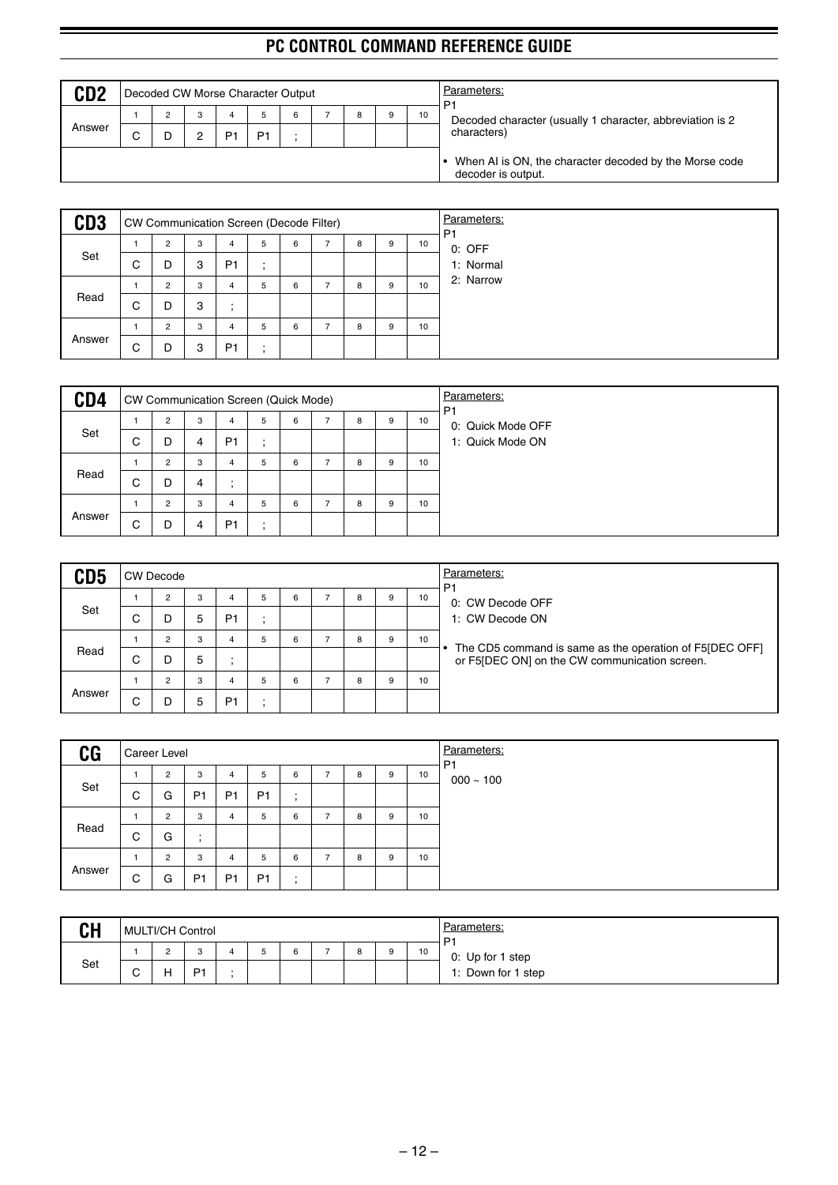## CD2

Decoded CW Morse Character Output

| | 1 | 2 | 3 | 4 | 5 | 6 | 7 | 8 | 9 | 10 |
|---|---|---|---|---|---|---|---|---|---|---|
| Answer | C | D | 2 | P1 | P1 | ; | | | | |

Parameters:

P1
Decoded character (usually 1 character, abbreviation is 2 characters)

- When AI is ON, the character decoded by the Morse code decoder is output.

## CD3

CW Communication Screen (Decode Filter)

| | 1 | 2 | 3 | 4 | 5 | 6 | 7 | 8 | 9 | 10 |
|---|---|---|---|---|---|---|---|---|---|---|
| Set | C | D | 3 | P1 | ; | | | | | |
| Read | C | D | 3 | ; | | | | | | |
| Answer | C | D | 3 | P1 | ; | | | | | |

Parameters:

P1
0: OFF
1: Normal
2: Narrow

## CD4

CW Communication Screen (Quick Mode)

| | 1 | 2 | 3 | 4 | 5 | 6 | 7 | 8 | 9 | 10 |
|---|---|---|---|---|---|---|---|---|---|---|
| Set | C | D | 4 | P1 | ; | | | | | |
| Read | C | D | 4 | ; | | | | | | |
| Answer | C | D | 4 | P1 | ; | | | | | |

Parameters:

P1
0: Quick Mode OFF
1: Quick Mode ON

## CD5

CW Decode

| | 1 | 2 | 3 | 4 | 5 | 6 | 7 | 8 | 9 | 10 |
|---|---|---|---|---|---|---|---|---|---|---|
| Set | C | D | 5 | P1 | ; | | | | | |
| Read | C | D | 5 | ; | | | | | | |
| Answer | C | D | 5 | P1 | ; | | | | | |

Parameters:

P1
0: CW Decode OFF
1: CW Decode ON

- The CD5 command is same as the operation of F5[DEC OFF] or F5[DEC ON] on the CW communication screen.

## CG

Career Level

| | 1 | 2 | 3 | 4 | 5 | 6 | 7 | 8 | 9 | 10 |
|---|---|---|---|---|---|---|---|---|---|---|
| Set | C | G | P1 | P1 | P1 | ; | | | | |
| Read | C | G | ; | | | | | | | |
| Answer | C | G | P1 | P1 | P1 | ; | | | | |

Parameters:

P1
000 ~ 100

## CH

MULTI/CH Control

| | 1 | 2 | 3 | 4 | 5 | 6 | 7 | 8 | 9 | 10 |
|---|---|---|---|---|---|---|---|---|---|---|
| Set | C | H | P1 | ; | | | | | | |

Parameters:

P1
0: Up for 1 step
1: Down for 1 step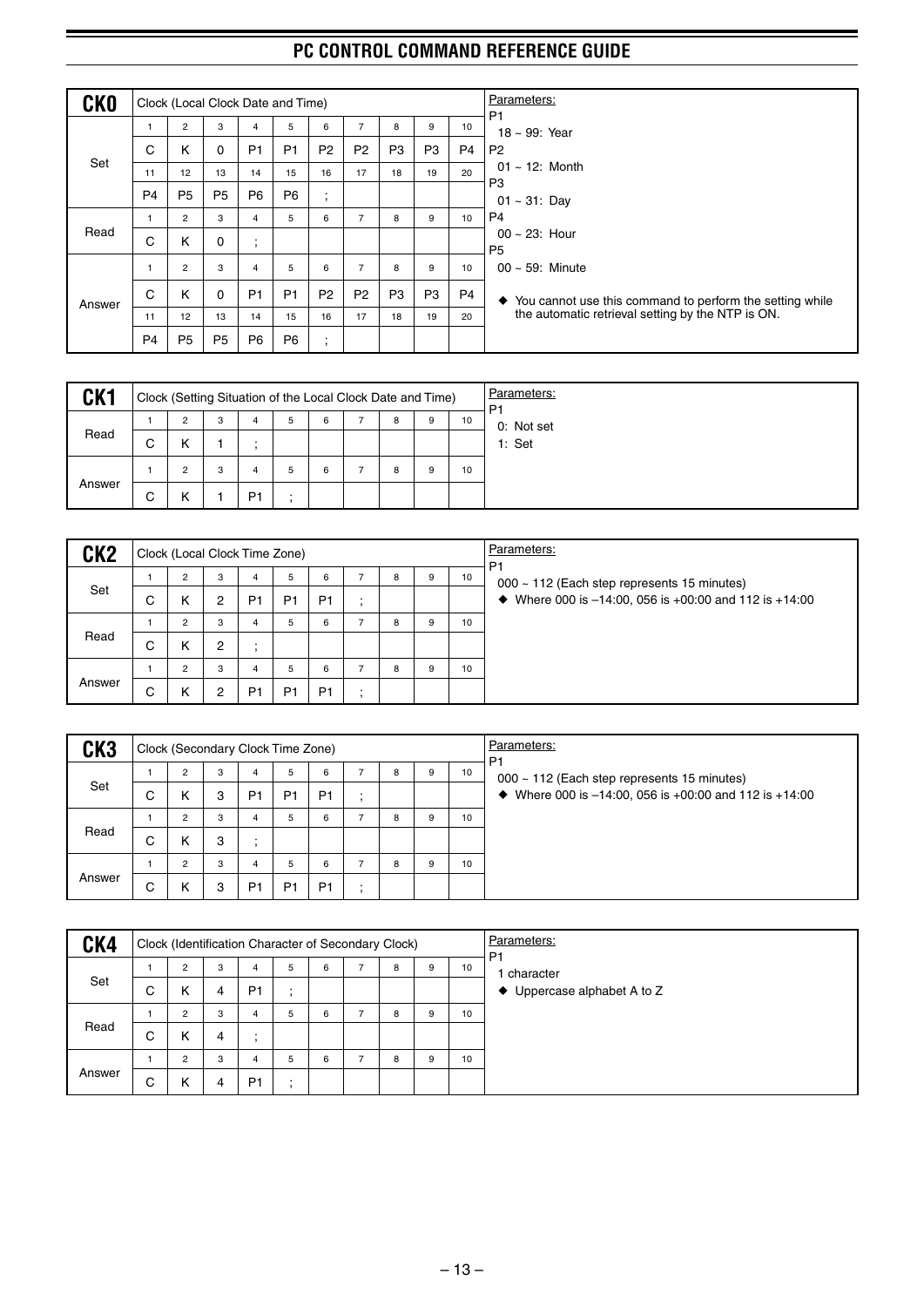## CK0

| CK0 | Clock (Local Clock Date and Time) | | | | | | | | | | Parameters: |
|---|---|---|---|---|---|---|---|---|---|---|---|
| Set | 1 | 2 | 3 | 4 | 5 | 6 | 7 | 8 | 9 | 10 | P1<br>18 ~ 99: Year<br>P2<br>01 ~ 12: Month<br>P3<br>01 ~ 31: Day<br>P4<br>00 ~ 23: Hour<br>P5<br>00 ~ 59: Minute<br><br>◆ You cannot use this command to perform the setting while the automatic retrieval setting by the NTP is ON. |
| | C | K | 0 | P1 | P1 | P2 | P2 | P3 | P3 | P4 | |
| | 11 | 12 | 13 | 14 | 15 | 16 | 17 | 18 | 19 | 20 | |
| | P4 | P5 | P5 | P6 | P6 | ; | | | | | |
| Read | 1 | 2 | 3 | 4 | 5 | 6 | 7 | 8 | 9 | 10 | |
| | C | K | 0 | ; | | | | | | | |
| Answer | 1 | 2 | 3 | 4 | 5 | 6 | 7 | 8 | 9 | 10 | |
| | C | K | 0 | P1 | P1 | P2 | P2 | P3 | P3 | P4 | |
| | 11 | 12 | 13 | 14 | 15 | 16 | 17 | 18 | 19 | 20 | |
| | P4 | P5 | P5 | P6 | P6 | ; | | | | | |

## CK1

| CK1 | Clock (Setting Situation of the Local Clock Date and Time) | | | | | | | | | | Parameters: |
|---|---|---|---|---|---|---|---|---|---|---|---|
| Read | 1 | 2 | 3 | 4 | 5 | 6 | 7 | 8 | 9 | 10 | P1<br>0: Not set<br>1: Set |
| | C | K | 1 | ; | | | | | | | |
| Answer | 1 | 2 | 3 | 4 | 5 | 6 | 7 | 8 | 9 | 10 | |
| | C | K | 1 | P1 | ; | | | | | | |

## CK2

| CK2 | Clock (Local Clock Time Zone) | | | | | | | | | | Parameters: |
|---|---|---|---|---|---|---|---|---|---|---|---|
| Set | 1 | 2 | 3 | 4 | 5 | 6 | 7 | 8 | 9 | 10 | P1<br>000 ~ 112 (Each step represents 15 minutes)<br>◆ Where 000 is –14:00, 056 is +00:00 and 112 is +14:00 |
| | C | K | 2 | P1 | P1 | P1 | ; | | | | |
| Read | 1 | 2 | 3 | 4 | 5 | 6 | 7 | 8 | 9 | 10 | |
| | C | K | 2 | ; | | | | | | | |
| Answer | 1 | 2 | 3 | 4 | 5 | 6 | 7 | 8 | 9 | 10 | |
| | C | K | 2 | P1 | P1 | P1 | ; | | | | |

## CK3

| CK3 | Clock (Secondary Clock Time Zone) | | | | | | | | | | Parameters: |
|---|---|---|---|---|---|---|---|---|---|---|---|
| Set | 1 | 2 | 3 | 4 | 5 | 6 | 7 | 8 | 9 | 10 | P1<br>000 ~ 112 (Each step represents 15 minutes)<br>◆ Where 000 is –14:00, 056 is +00:00 and 112 is +14:00 |
| | C | K | 3 | P1 | P1 | P1 | ; | | | | |
| Read | 1 | 2 | 3 | 4 | 5 | 6 | 7 | 8 | 9 | 10 | |
| | C | K | 3 | ; | | | | | | | |
| Answer | 1 | 2 | 3 | 4 | 5 | 6 | 7 | 8 | 9 | 10 | |
| | C | K | 3 | P1 | P1 | P1 | ; | | | | |

## CK4

| CK4 | Clock (Identification Character of Secondary Clock) | | | | | | | | | | Parameters: |
|---|---|---|---|---|---|---|---|---|---|---|---|
| Set | 1 | 2 | 3 | 4 | 5 | 6 | 7 | 8 | 9 | 10 | P1<br>1 character<br>◆ Uppercase alphabet A to Z |
| | C | K | 4 | P1 | ; | | | | | | |
| Read | 1 | 2 | 3 | 4 | 5 | 6 | 7 | 8 | 9 | 10 | |
| | C | K | 4 | ; | | | | | | | |
| Answer | 1 | 2 | 3 | 4 | 5 | 6 | 7 | 8 | 9 | 10 | |
| | C | K | 4 | P1 | ; | | | | | | |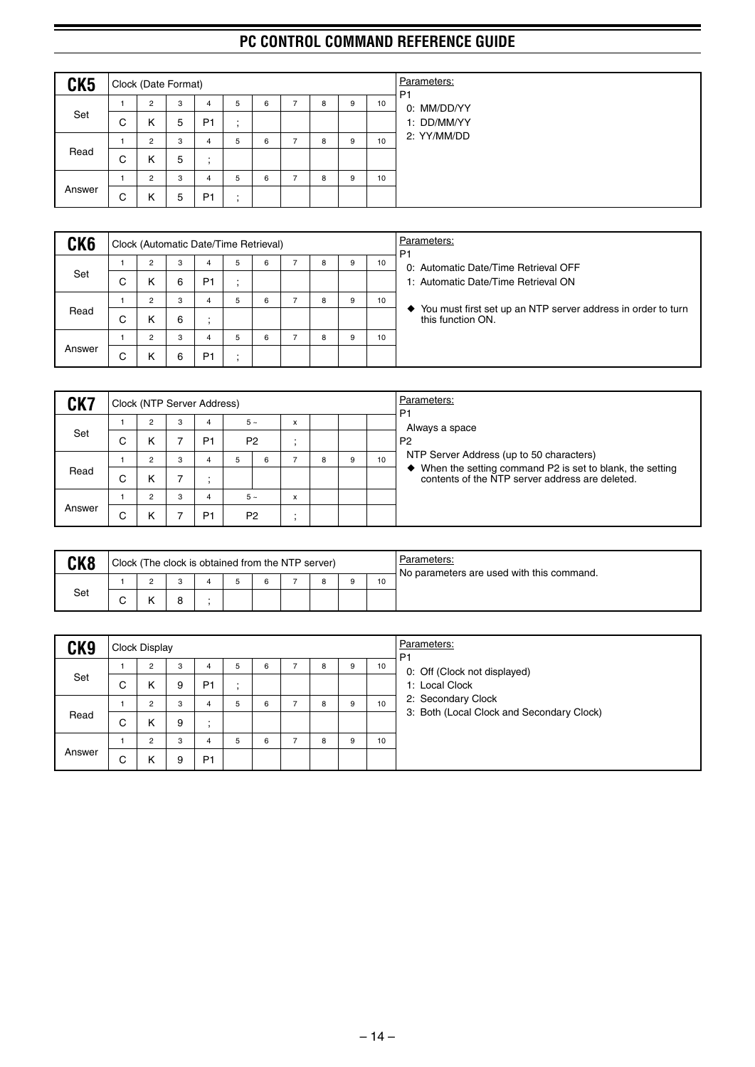## CK5

Clock (Date Format)

| | 1 | 2 | 3 | 4 | 5 | 6 | 7 | 8 | 9 | 10 |
|---|---|---|---|---|---|---|---|---|---|---|
| Set | C | K | 5 | P1 | ; | | | | | |
| Read | C | K | 5 | ; | | | | | | |
| Answer | C | K | 5 | P1 | ; | | | | | |

Parameters:

P1
- 0: MM/DD/YY
- 1: DD/MM/YY
- 2: YY/MM/DD

## CK6

Clock (Automatic Date/Time Retrieval)

| | 1 | 2 | 3 | 4 | 5 | 6 | 7 | 8 | 9 | 10 |
|---|---|---|---|---|---|---|---|---|---|---|
| Set | C | K | 6 | P1 | ; | | | | | |
| Read | C | K | 6 | ; | | | | | | |
| Answer | C | K | 6 | P1 | ; | | | | | |

Parameters:

P1
- 0: Automatic Date/Time Retrieval OFF
- 1: Automatic Date/Time Retrieval ON

◆ You must first set up an NTP server address in order to turn this function ON.

## CK7

Clock (NTP Server Address)

| | 1 | 2 | 3 | 4 | 5 ~ | | x | | | |
|---|---|---|---|---|---|---|---|---|---|---|
| Set | C | K | 7 | P1 | P2 | | ; | | | |

| | 1 | 2 | 3 | 4 | 5 | 6 | 7 | 8 | 9 | 10 |
|---|---|---|---|---|---|---|---|---|---|---|
| Read | C | K | 7 | ; | | | | | | |

| | 1 | 2 | 3 | 4 | 5 ~ | | x | | | |
|---|---|---|---|---|---|---|---|---|---|---|
| Answer | C | K | 7 | P1 | P2 | | ; | | | |

Parameters:

P1

Always a space

P2

NTP Server Address (up to 50 characters)

◆ When the setting command P2 is set to blank, the setting contents of the NTP server address are deleted.

## CK8

Clock (The clock is obtained from the NTP server)

| | 1 | 2 | 3 | 4 | 5 | 6 | 7 | 8 | 9 | 10 |
|---|---|---|---|---|---|---|---|---|---|---|
| Set | C | K | 8 | ; | | | | | | |

Parameters:

No parameters are used with this command.

## CK9

Clock Display

| | 1 | 2 | 3 | 4 | 5 | 6 | 7 | 8 | 9 | 10 |
|---|---|---|---|---|---|---|---|---|---|---|
| Set | C | K | 9 | P1 | ; | | | | | |
| Read | C | K | 9 | ; | | | | | | |
| Answer | C | K | 9 | P1 | | | | | | |

Parameters:

P1
- 0: Off (Clock not displayed)
- 1: Local Clock
- 2: Secondary Clock
- 3: Both (Local Clock and Secondary Clock)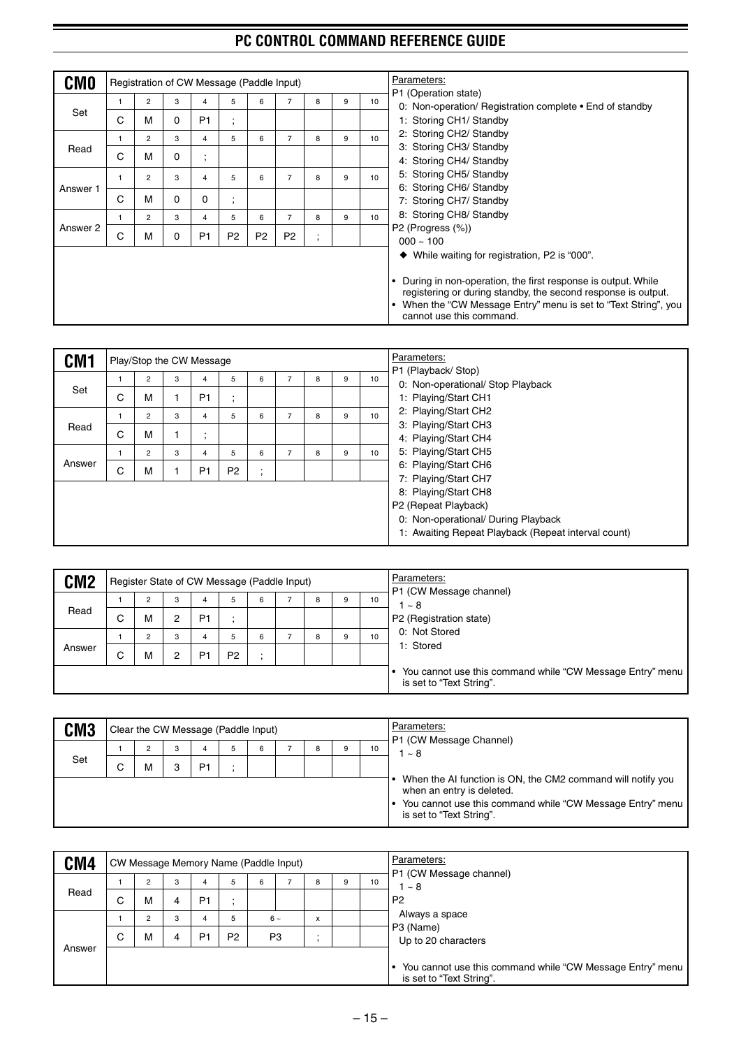## CM0

Registration of CW Message (Paddle Input)

| | 1 | 2 | 3 | 4 | 5 | 6 | 7 | 8 | 9 | 10 |
|---|---|---|---|---|---|---|---|---|---|---|
| Set | C | M | 0 | P1 | ; | | | | | |
| Read | C | M | 0 | ; | | | | | | |
| Answer 1 | C | M | 0 | 0 | ; | | | | | |
| Answer 2 | C | M | 0 | P1 | P2 | P2 | P2 | ; | | |

Parameters:

P1 (Operation state)
- 0: Non-operation/ Registration complete • End of standby
- 1: Storing CH1/ Standby
- 2: Storing CH2/ Standby
- 3: Storing CH3/ Standby
- 4: Storing CH4/ Standby
- 5: Storing CH5/ Standby
- 6: Storing CH6/ Standby
- 7: Storing CH7/ Standby
- 8: Storing CH8/ Standby

P2 (Progress (%))
- 000 ~ 100

◆ While waiting for registration, P2 is "000".

- During in non-operation, the first response is output. While registering or during standby, the second response is output.
- When the "CW Message Entry" menu is set to "Text String", you cannot use this command.

## CM1

Play/Stop the CW Message

| | 1 | 2 | 3 | 4 | 5 | 6 | 7 | 8 | 9 | 10 |
|---|---|---|---|---|---|---|---|---|---|---|
| Set | C | M | 1 | P1 | ; | | | | | |
| Read | C | M | 1 | ; | | | | | | |
| Answer | C | M | 1 | P1 | P2 | ; | | | | |

Parameters:

P1 (Playback/ Stop)
- 0: Non-operational/ Stop Playback
- 1: Playing/Start CH1
- 2: Playing/Start CH2
- 3: Playing/Start CH3
- 4: Playing/Start CH4
- 5: Playing/Start CH5
- 6: Playing/Start CH6
- 7: Playing/Start CH7
- 8: Playing/Start CH8

P2 (Repeat Playback)
- 0: Non-operational/ During Playback
- 1: Awaiting Repeat Playback (Repeat interval count)

## CM2

Register State of CW Message (Paddle Input)

| | 1 | 2 | 3 | 4 | 5 | 6 | 7 | 8 | 9 | 10 |
|---|---|---|---|---|---|---|---|---|---|---|
| Read | C | M | 2 | P1 | ; | | | | | |
| Answer | C | M | 2 | P1 | P2 | ; | | | | |

Parameters:

P1 (CW Message channel)
- 1 ~ 8

P2 (Registration state)
- 0: Not Stored
- 1: Stored

- You cannot use this command while "CW Message Entry" menu is set to "Text String".

## CM3

Clear the CW Message (Paddle Input)

| | 1 | 2 | 3 | 4 | 5 | 6 | 7 | 8 | 9 | 10 |
|---|---|---|---|---|---|---|---|---|---|---|
| Set | C | M | 3 | P1 | ; | | | | | |

Parameters:

P1 (CW Message Channel)
- 1 ~ 8

- When the AI function is ON, the CM2 command will notify you when an entry is deleted.
- You cannot use this command while "CW Message Entry" menu is set to "Text String".

## CM4

CW Message Memory Name (Paddle Input)

| | 1 | 2 | 3 | 4 | 5 | 6 ~ | | x | 9 | 10 |
|---|---|---|---|---|---|---|---|---|---|---|
| Read | C | M | 4 | P1 | ; | | | | | |
| Answer | C | M | 4 | P1 | P2 | P3 | | ; | | |

Parameters:

P1 (CW Message channel)
- 1 ~ 8

P2
- Always a space

P3 (Name)
- Up to 20 characters

- You cannot use this command while "CW Message Entry" menu is set to "Text String".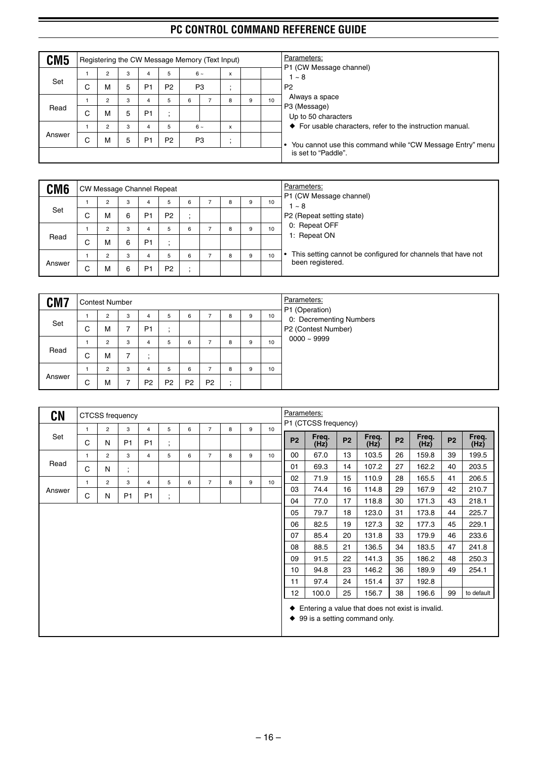## CM5

Registering the CW Message Memory (Text Input)

| | 1 | 2 | 3 | 4 | 5 | 6 ~ | | x | | |
|---|---|---|---|---|---|---|---|---|---|---|
| Set | C | M | 5 | P1 | P2 | P3 | | ; | | |

| | 1 | 2 | 3 | 4 | 5 | 6 | 7 | 8 | 9 | 10 |
|---|---|---|---|---|---|---|---|---|---|---|
| Read | C | M | 5 | P1 | ; | | | | | |

| | 1 | 2 | 3 | 4 | 5 | 6 ~ | | x | | |
|---|---|---|---|---|---|---|---|---|---|---|
| Answer | C | M | 5 | P1 | P2 | P3 | | ; | | |

Parameters:
P1 (CW Message channel)
1 ~ 8
P2
Always a space
P3 (Message)
Up to 50 characters
◆ For usable characters, refer to the instruction manual.

- You cannot use this command while “CW Message Entry” menu is set to “Paddle”.

## CM6

CW Message Channel Repeat

| | 1 | 2 | 3 | 4 | 5 | 6 | 7 | 8 | 9 | 10 |
|---|---|---|---|---|---|---|---|---|---|---|
| Set | C | M | 6 | P1 | P2 | ; | | | | |
| Read | C | M | 6 | P1 | ; | | | | | |
| Answer | C | M | 6 | P1 | P2 | ; | | | | |

Parameters:
P1 (CW Message channel)
1 ~ 8
P2 (Repeat setting state)
0: Repeat OFF
1: Repeat ON

- This setting cannot be configured for channels that have not been registered.

## CM7

Contest Number

| | 1 | 2 | 3 | 4 | 5 | 6 | 7 | 8 | 9 | 10 |
|---|---|---|---|---|---|---|---|---|---|---|
| Set | C | M | 7 | P1 | ; | | | | | |
| Read | C | M | 7 | ; | | | | | | |
| Answer | C | M | 7 | P2 | P2 | P2 | P2 | ; | | |

Parameters:
P1 (Operation)
0: Decrementing Numbers
P2 (Contest Number)
0000 ~ 9999

## CN

CTCSS frequency

| | 1 | 2 | 3 | 4 | 5 | 6 | 7 | 8 | 9 | 10 |
|---|---|---|---|---|---|---|---|---|---|---|
| Set | C | N | P1 | P1 | ; | | | | | |
| Read | C | N | ; | | | | | | | |
| Answer | C | N | P1 | P1 | ; | | | | | |

Parameters:
P1 (CTCSS frequency)

| P2 | Freq. (Hz) | P2 | Freq. (Hz) | P2 | Freq. (Hz) | P2 | Freq. (Hz) |
|---|---|---|---|---|---|---|---|
| 00 | 67.0 | 13 | 103.5 | 26 | 159.8 | 39 | 199.5 |
| 01 | 69.3 | 14 | 107.2 | 27 | 162.2 | 40 | 203.5 |
| 02 | 71.9 | 15 | 110.9 | 28 | 165.5 | 41 | 206.5 |
| 03 | 74.4 | 16 | 114.8 | 29 | 167.9 | 42 | 210.7 |
| 04 | 77.0 | 17 | 118.8 | 30 | 171.3 | 43 | 218.1 |
| 05 | 79.7 | 18 | 123.0 | 31 | 173.8 | 44 | 225.7 |
| 06 | 82.5 | 19 | 127.3 | 32 | 177.3 | 45 | 229.1 |
| 07 | 85.4 | 20 | 131.8 | 33 | 179.9 | 46 | 233.6 |
| 08 | 88.5 | 21 | 136.5 | 34 | 183.5 | 47 | 241.8 |
| 09 | 91.5 | 22 | 141.3 | 35 | 186.2 | 48 | 250.3 |
| 10 | 94.8 | 23 | 146.2 | 36 | 189.9 | 49 | 254.1 |
| 11 | 97.4 | 24 | 151.4 | 37 | 192.8 | | |
| 12 | 100.0 | 25 | 156.7 | 38 | 196.6 | 99 | to default |

◆ Entering a value that does not exist is invalid.
◆ 99 is a setting command only.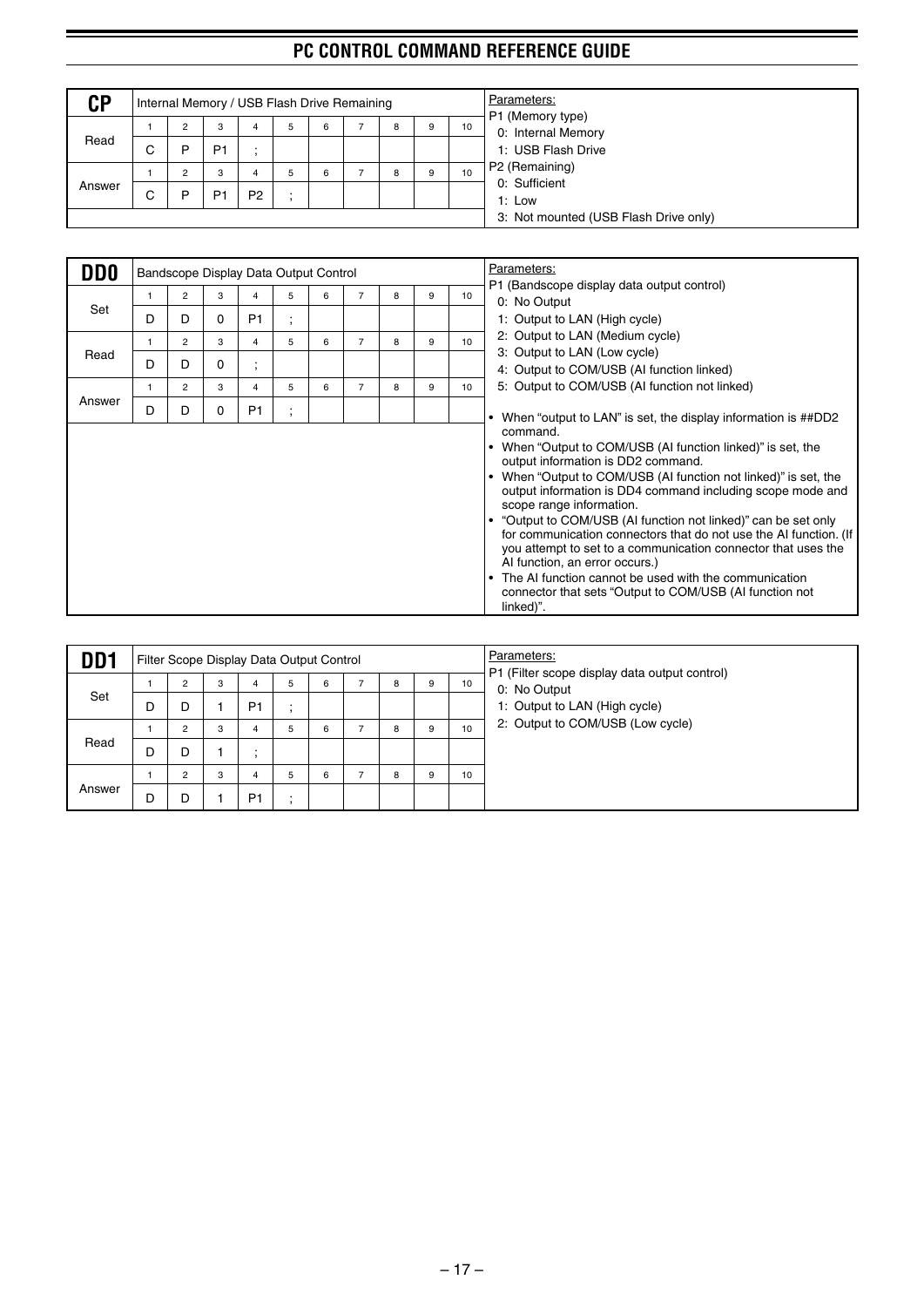## CP

Internal Memory / USB Flash Drive Remaining

| | 1 | 2 | 3 | 4 | 5 | 6 | 7 | 8 | 9 | 10 |
|---|---|---|---|---|---|---|---|---|---|---|
| Read | C | P | P1 | ; | | | | | | |
| Answer | C | P | P1 | P2 | ; | | | | | |

Parameters:
P1 (Memory type)
- 0: Internal Memory
- 1: USB Flash Drive

P2 (Remaining)
- 0: Sufficient
- 1: Low
- 3: Not mounted (USB Flash Drive only)

## DD0

Bandscope Display Data Output Control

| | 1 | 2 | 3 | 4 | 5 | 6 | 7 | 8 | 9 | 10 |
|---|---|---|---|---|---|---|---|---|---|---|
| Set | D | D | 0 | P1 | ; | | | | | |
| Read | D | D | 0 | ; | | | | | | |
| Answer | D | D | 0 | P1 | ; | | | | | |

Parameters:
P1 (Bandscope display data output control)
- 0: No Output
- 1: Output to LAN (High cycle)
- 2: Output to LAN (Medium cycle)
- 3: Output to LAN (Low cycle)
- 4: Output to COM/USB (AI function linked)
- 5: Output to COM/USB (AI function not linked)

- When “output to LAN” is set, the display information is ##DD2 command.
- When “Output to COM/USB (AI function linked)” is set, the output information is DD2 command.
- When “Output to COM/USB (AI function not linked)” is set, the output information is DD4 command including scope mode and scope range information.
- “Output to COM/USB (AI function not linked)” can be set only for communication connectors that do not use the AI function. (If you attempt to set to a communication connector that uses the AI function, an error occurs.)
- The AI function cannot be used with the communication connector that sets “Output to COM/USB (AI function not linked)”.

## DD1

Filter Scope Display Data Output Control

| | 1 | 2 | 3 | 4 | 5 | 6 | 7 | 8 | 9 | 10 |
|---|---|---|---|---|---|---|---|---|---|---|
| Set | D | D | 1 | P1 | ; | | | | | |
| Read | D | D | 1 | ; | | | | | | |
| Answer | D | D | 1 | P1 | ; | | | | | |

Parameters:
P1 (Filter scope display data output control)
- 0: No Output
- 1: Output to LAN (High cycle)
- 2: Output to COM/USB (Low cycle)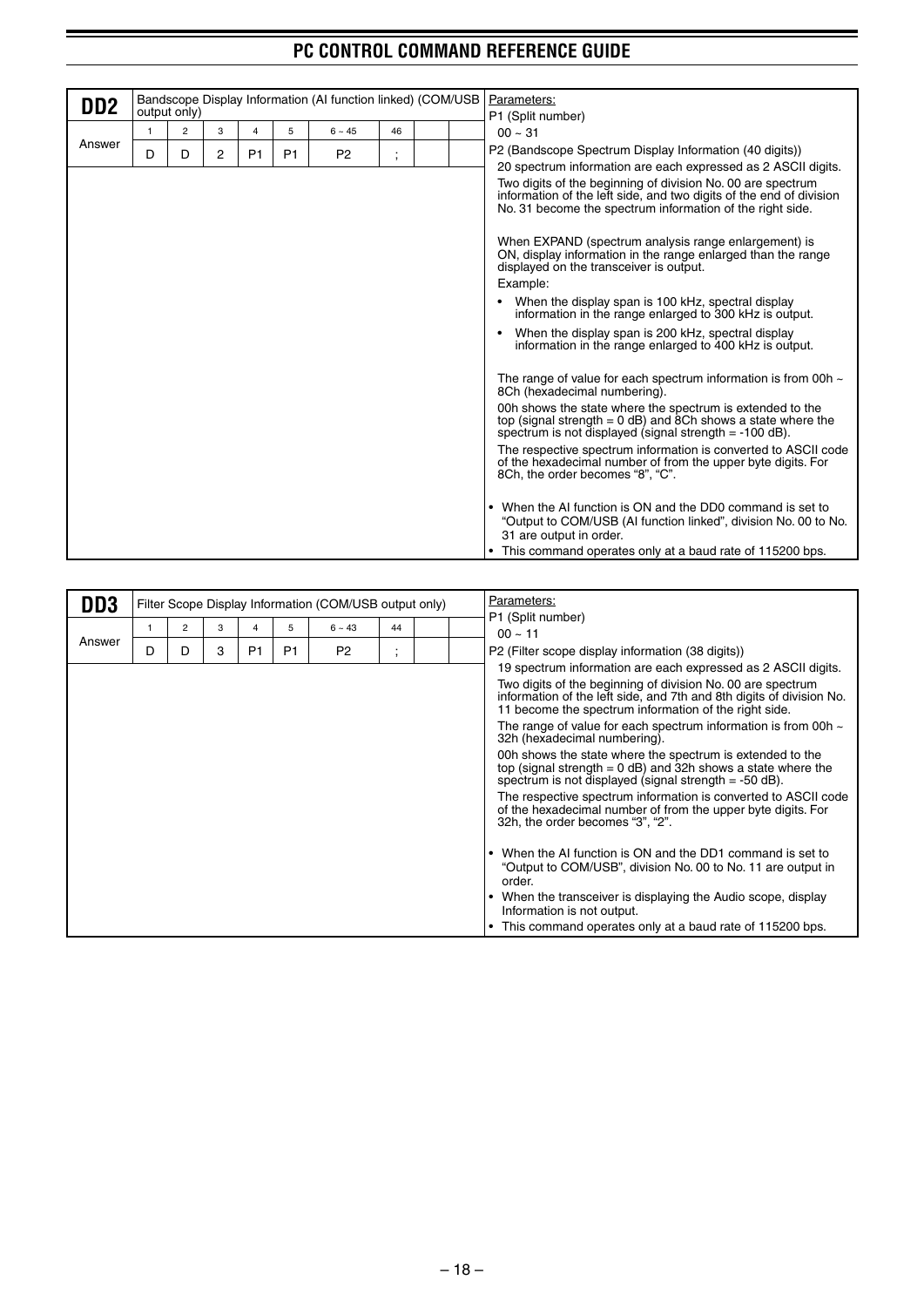## DD2

Bandscope Display Information (AI function linked) (COM/USB output only)

| | 1 | 2 | 3 | 4 | 5 | 6 ~ 45 | 46 | | |
|---|---|---|---|---|---|---|---|---|---|
| Answer | D | D | 2 | P1 | P1 | P2 | ; | | |

Parameters:

P1 (Split number)

00 ~ 31

P2 (Bandscope Spectrum Display Information (40 digits))

20 spectrum information are each expressed as 2 ASCII digits.

Two digits of the beginning of division No. 00 are spectrum information of the left side, and two digits of the end of division No. 31 become the spectrum information of the right side.

When EXPAND (spectrum analysis range enlargement) is ON, display information in the range enlarged than the range displayed on the transceiver is output.

Example:

- When the display span is 100 kHz, spectral display information in the range enlarged to 300 kHz is output.
- When the display span is 200 kHz, spectral display information in the range enlarged to 400 kHz is output.

The range of value for each spectrum information is from 00h ~ 8Ch (hexadecimal numbering).

00h shows the state where the spectrum is extended to the top (signal strength = 0 dB) and 8Ch shows a state where the spectrum is not displayed (signal strength = -100 dB).

The respective spectrum information is converted to ASCII code of the hexadecimal number of from the upper byte digits. For 8Ch, the order becomes "8", "C".

- When the AI function is ON and the DD0 command is set to "Output to COM/USB (AI function linked", division No. 00 to No. 31 are output in order.
- This command operates only at a baud rate of 115200 bps.

## DD3

Filter Scope Display Information (COM/USB output only)

| | 1 | 2 | 3 | 4 | 5 | 6 ~ 43 | 44 | | |
|---|---|---|---|---|---|---|---|---|---|
| Answer | D | D | 3 | P1 | P1 | P2 | ; | | |

Parameters:

P1 (Split number)

00 ~ 11

P2 (Filter scope display information (38 digits))

19 spectrum information are each expressed as 2 ASCII digits.

Two digits of the beginning of division No. 00 are spectrum information of the left side, and 7th and 8th digits of division No. 11 become the spectrum information of the right side.

The range of value for each spectrum information is from 00h ~ 32h (hexadecimal numbering).

00h shows the state where the spectrum is extended to the top (signal strength = 0 dB) and 32h shows a state where the spectrum is not displayed (signal strength = -50 dB).

The respective spectrum information is converted to ASCII code of the hexadecimal number of from the upper byte digits. For 32h, the order becomes "3", "2".

- When the AI function is ON and the DD1 command is set to "Output to COM/USB", division No. 00 to No. 11 are output in order.
- When the transceiver is displaying the Audio scope, display Information is not output.
- This command operates only at a baud rate of 115200 bps.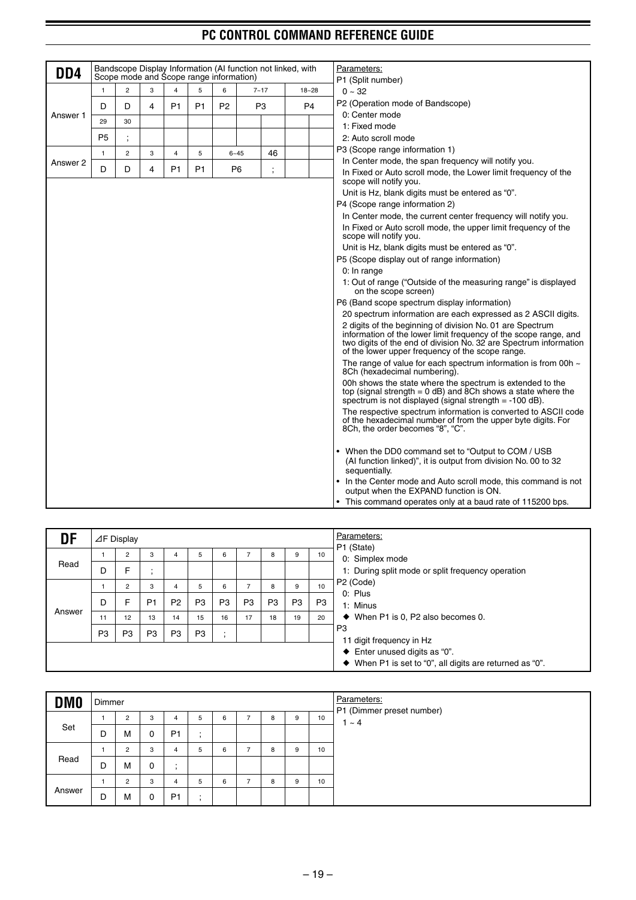## DD4

Bandscope Display Information (AI function not linked, with Scope mode and Scope range information)

| | 1 | 2 | 3 | 4 | 5 | 6 | 7~17 | 18~28 |
|---|---|---|---|---|---|---|---|---|
| Answer 1 | D | D | 4 | P1 | P1 | P2 | P3 | P4 |
| | 29 | 30 | | | | | | |
| | P5 | ; | | | | | | |

| | 1 | 2 | 3 | 4 | 5 | 6~45 | 46 |
|---|---|---|---|---|---|---|---|
| Answer 2 | D | D | 4 | P1 | P1 | P6 | ; |

Parameters:

P1 (Split number)
- 0 ~ 32

P2 (Operation mode of Bandscope)
- 0: Center mode
- 1: Fixed mode
- 2: Auto scroll mode

P3 (Scope range information 1)
- In Center mode, the span frequency will notify you.
- In Fixed or Auto scroll mode, the Lower limit frequency of the scope will notify you.
- Unit is Hz, blank digits must be entered as "0".

P4 (Scope range information 2)
- In Center mode, the current center frequency will notify you.
- In Fixed or Auto scroll mode, the upper limit frequency of the scope will notify you.
- Unit is Hz, blank digits must be entered as "0".

P5 (Scope display out of range information)
- 0: In range
- 1: Out of range ("Outside of the measuring range" is displayed on the scope screen)

P6 (Band scope spectrum display information)
- 20 spectrum information are each expressed as 2 ASCII digits.
- 2 digits of the beginning of division No. 01 are Spectrum information of the lower limit frequency of the scope range, and two digits of the end of division No. 32 are Spectrum information of the lower upper frequency of the scope range.
- The range of value for each spectrum information is from 00h ~ 8Ch (hexadecimal numbering).
- 00h shows the state where the spectrum is extended to the top (signal strength = 0 dB) and 8Ch shows a state where the spectrum is not displayed (signal strength = -100 dB).
- The respective spectrum information is converted to ASCII code of the hexadecimal number of from the upper byte digits. For 8Ch, the order becomes "8", "C".

- When the DD0 command set to "Output to COM / USB (AI function linked)", it is output from division No. 00 to 32 sequentially.
- In the Center mode and Auto scroll mode, this command is not output when the EXPAND function is ON.
- This command operates only at a baud rate of 115200 bps.

## DF

⊿F Display

| | 1 | 2 | 3 | 4 | 5 | 6 | 7 | 8 | 9 | 10 |
|---|---|---|---|---|---|---|---|---|---|---|
| Read | D | F | ; | | | | | | | |

| | 1 | 2 | 3 | 4 | 5 | 6 | 7 | 8 | 9 | 10 |
|---|---|---|---|---|---|---|---|---|---|---|
| Answer | D | F | P1 | P2 | P3 | P3 | P3 | P3 | P3 | P3 |
| | 11 | 12 | 13 | 14 | 15 | 16 | 17 | 18 | 19 | 20 |
| | P3 | P3 | P3 | P3 | P3 | ; | | | | |

Parameters:

P1 (State)
- 0: Simplex mode
- 1: During split mode or split frequency operation

P2 (Code)
- 0: Plus
- 1: Minus
- ◆ When P1 is 0, P2 also becomes 0.

P3
- 11 digit frequency in Hz
- ◆ Enter unused digits as "0".
- ◆ When P1 is set to "0", all digits are returned as "0".

## DM0

Dimmer

| | 1 | 2 | 3 | 4 | 5 | 6 | 7 | 8 | 9 | 10 |
|---|---|---|---|---|---|---|---|---|---|---|
| Set | D | M | 0 | P1 | ; | | | | | |

| | 1 | 2 | 3 | 4 | 5 | 6 | 7 | 8 | 9 | 10 |
|---|---|---|---|---|---|---|---|---|---|---|
| Read | D | M | 0 | ; | | | | | | |

| | 1 | 2 | 3 | 4 | 5 | 6 | 7 | 8 | 9 | 10 |
|---|---|---|---|---|---|---|---|---|---|---|
| Answer | D | M | 0 | P1 | ; | | | | | |

Parameters:

P1 (Dimmer preset number)
- 1 ~ 4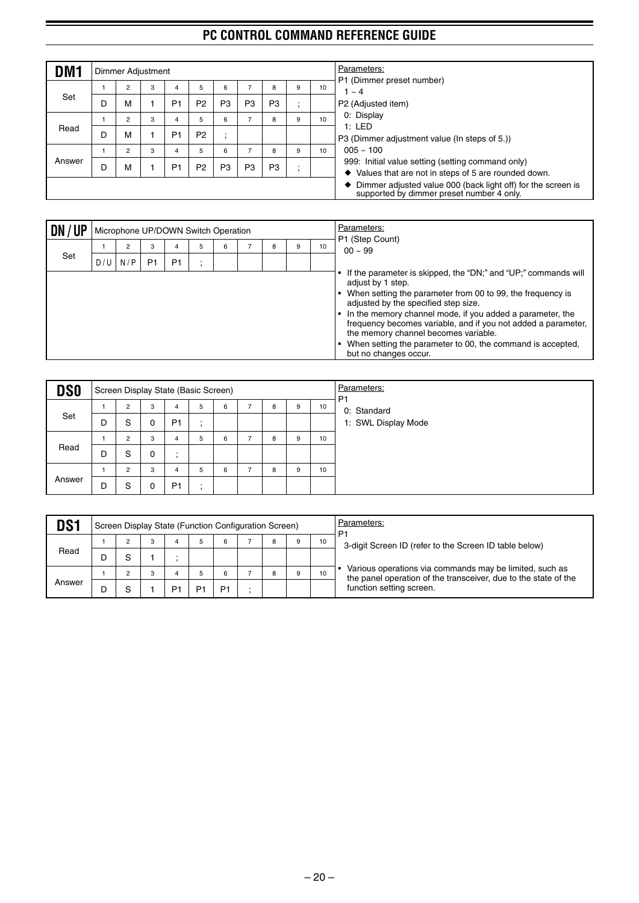## DM1 — Dimmer Adjustment

| | 1 | 2 | 3 | 4 | 5 | 6 | 7 | 8 | 9 | 10 |
|---|---|---|---|---|---|---|---|---|---|---|
| Set | D | M | 1 | P1 | P2 | P3 | P3 | P3 | ; | |
| Read | D | M | 1 | P1 | P2 | ; | | | | |
| Answer | D | M | 1 | P1 | P2 | P3 | P3 | P3 | ; | |

Parameters:

P1 (Dimmer preset number)
- 1 ~ 4

P2 (Adjusted item)
- 0: Display
- 1: LED

P3 (Dimmer adjustment value (In steps of 5.))
- 005 ~ 100
- 999: Initial value setting (setting command only)
- ◆ Values that are not in steps of 5 are rounded down.
- ◆ Dimmer adjusted value 000 (back light off) for the screen is supported by dimmer preset number 4 only.

## DN / UP — Microphone UP/DOWN Switch Operation

| | 1 | 2 | 3 | 4 | 5 | 6 | 7 | 8 | 9 | 10 |
|---|---|---|---|---|---|---|---|---|---|---|
| Set | D/U | N/P | P1 | P1 | ; | | | | | |

Parameters:

P1 (Step Count)
- 00 ~ 99

- If the parameter is skipped, the "DN;" and "UP;" commands will adjust by 1 step.
- When setting the parameter from 00 to 99, the frequency is adjusted by the specified step size.
- In the memory channel mode, if you added a parameter, the frequency becomes variable, and if you not added a parameter, the memory channel becomes variable.
- When setting the parameter to 00, the command is accepted, but no changes occur.

## DS0 — Screen Display State (Basic Screen)

| | 1 | 2 | 3 | 4 | 5 | 6 | 7 | 8 | 9 | 10 |
|---|---|---|---|---|---|---|---|---|---|---|
| Set | D | S | 0 | P1 | ; | | | | | |
| Read | D | S | 0 | ; | | | | | | |
| Answer | D | S | 0 | P1 | ; | | | | | |

Parameters:

P1
- 0: Standard
- 1: SWL Display Mode

## DS1 — Screen Display State (Function Configuration Screen)

| | 1 | 2 | 3 | 4 | 5 | 6 | 7 | 8 | 9 | 10 |
|---|---|---|---|---|---|---|---|---|---|---|
| Read | D | S | 1 | ; | | | | | | |
| Answer | D | S | 1 | P1 | P1 | P1 | ; | | | |

Parameters:

P1
- 3-digit Screen ID (refer to the Screen ID table below)

- Various operations via commands may be limited, such as the panel operation of the transceiver, due to the state of the function setting screen.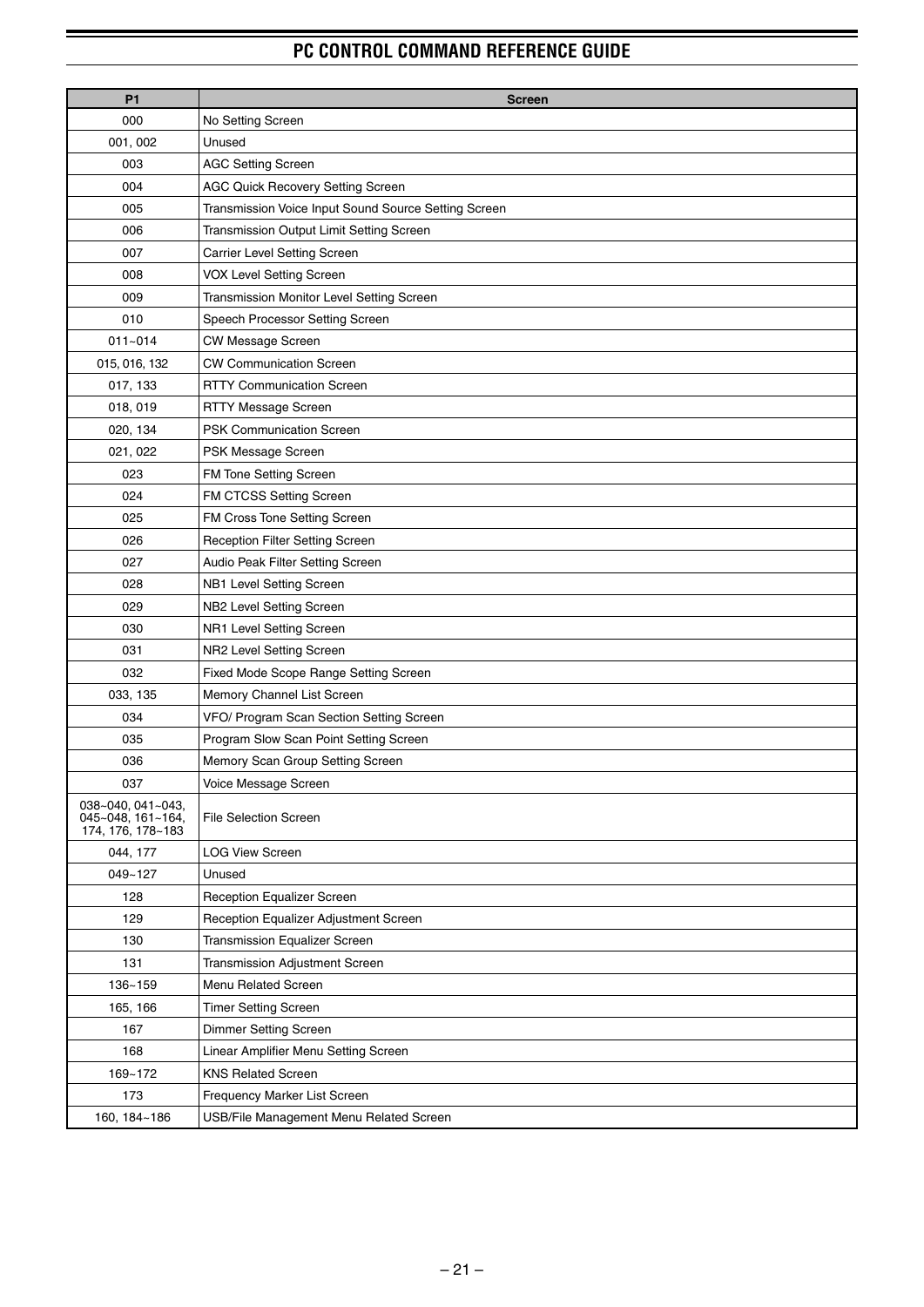| P1 | Screen |
| --- | --- |
| 000 | No Setting Screen |
| 001, 002 | Unused |
| 003 | AGC Setting Screen |
| 004 | AGC Quick Recovery Setting Screen |
| 005 | Transmission Voice Input Sound Source Setting Screen |
| 006 | Transmission Output Limit Setting Screen |
| 007 | Carrier Level Setting Screen |
| 008 | VOX Level Setting Screen |
| 009 | Transmission Monitor Level Setting Screen |
| 010 | Speech Processor Setting Screen |
| 011~014 | CW Message Screen |
| 015, 016, 132 | CW Communication Screen |
| 017, 133 | RTTY Communication Screen |
| 018, 019 | RTTY Message Screen |
| 020, 134 | PSK Communication Screen |
| 021, 022 | PSK Message Screen |
| 023 | FM Tone Setting Screen |
| 024 | FM CTCSS Setting Screen |
| 025 | FM Cross Tone Setting Screen |
| 026 | Reception Filter Setting Screen |
| 027 | Audio Peak Filter Setting Screen |
| 028 | NB1 Level Setting Screen |
| 029 | NB2 Level Setting Screen |
| 030 | NR1 Level Setting Screen |
| 031 | NR2 Level Setting Screen |
| 032 | Fixed Mode Scope Range Setting Screen |
| 033, 135 | Memory Channel List Screen |
| 034 | VFO/ Program Scan Section Setting Screen |
| 035 | Program Slow Scan Point Setting Screen |
| 036 | Memory Scan Group Setting Screen |
| 037 | Voice Message Screen |
| 038~040, 041~043, 045~048, 161~164, 174, 176, 178~183 | File Selection Screen |
| 044, 177 | LOG View Screen |
| 049~127 | Unused |
| 128 | Reception Equalizer Screen |
| 129 | Reception Equalizer Adjustment Screen |
| 130 | Transmission Equalizer Screen |
| 131 | Transmission Adjustment Screen |
| 136~159 | Menu Related Screen |
| 165, 166 | Timer Setting Screen |
| 167 | Dimmer Setting Screen |
| 168 | Linear Amplifier Menu Setting Screen |
| 169~172 | KNS Related Screen |
| 173 | Frequency Marker List Screen |
| 160, 184~186 | USB/File Management Menu Related Screen |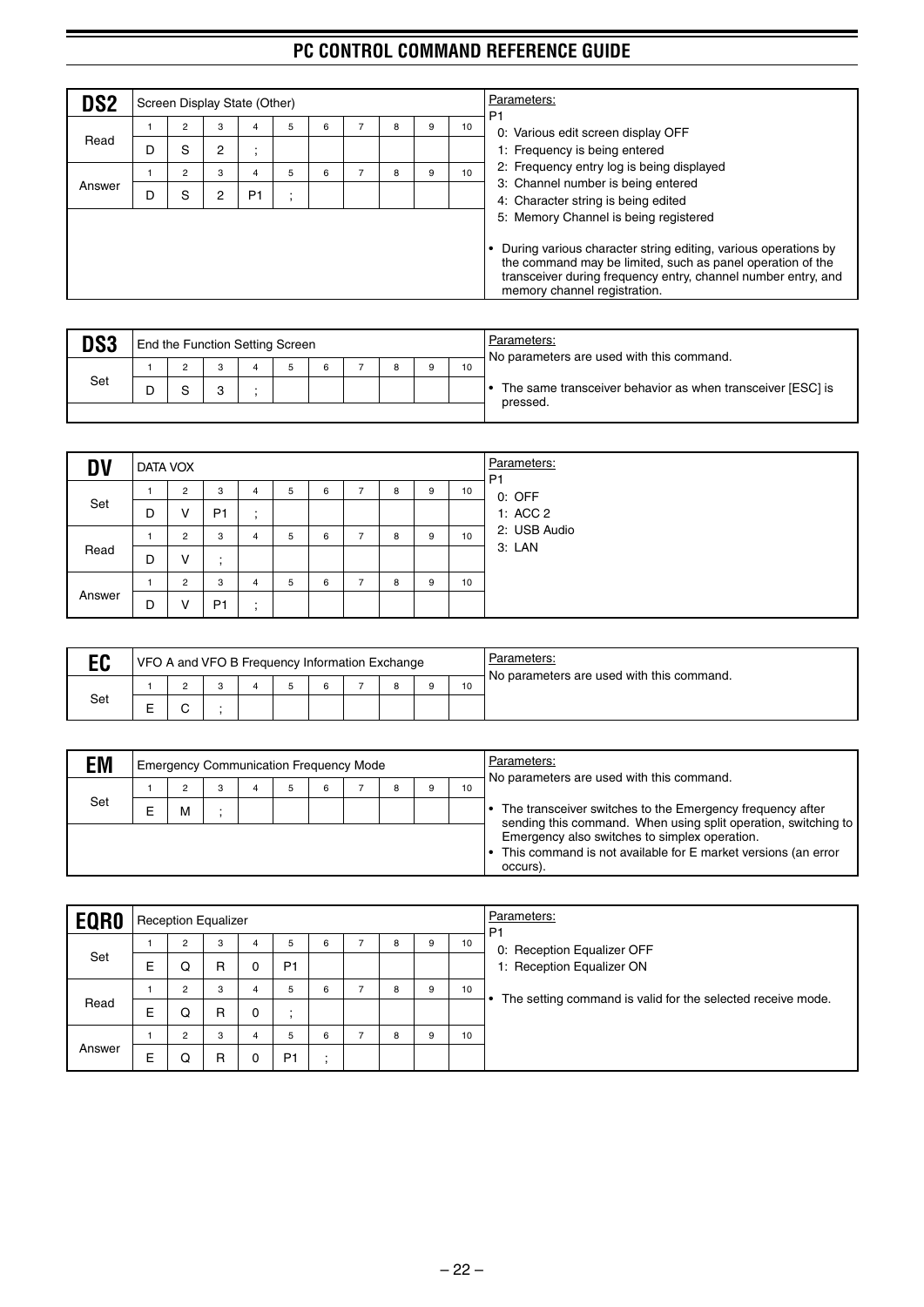## DS2

Screen Display State (Other)

| | 1 | 2 | 3 | 4 | 5 | 6 | 7 | 8 | 9 | 10 |
|---|---|---|---|---|---|---|---|---|---|---|
| Read | D | S | 2 | ; | | | | | | |
| Answer | D | S | 2 | P1 | ; | | | | | |

Parameters:
P1
0: Various edit screen display OFF
1: Frequency is being entered
2: Frequency entry log is being displayed
3: Channel number is being entered
4: Character string is being edited
5: Memory Channel is being registered

- During various character string editing, various operations by the command may be limited, such as panel operation of the transceiver during frequency entry, channel number entry, and memory channel registration.

## DS3

End the Function Setting Screen

| | 1 | 2 | 3 | 4 | 5 | 6 | 7 | 8 | 9 | 10 |
|---|---|---|---|---|---|---|---|---|---|---|
| Set | D | S | 3 | ; | | | | | | |

Parameters:
No parameters are used with this command.

- The same transceiver behavior as when transceiver [ESC] is pressed.

## DV

DATA VOX

| | 1 | 2 | 3 | 4 | 5 | 6 | 7 | 8 | 9 | 10 |
|---|---|---|---|---|---|---|---|---|---|---|
| Set | D | V | P1 | ; | | | | | | |
| Read | D | V | ; | | | | | | | |
| Answer | D | V | P1 | ; | | | | | | |

Parameters:
P1
0: OFF
1: ACC 2
2: USB Audio
3: LAN

## EC

VFO A and VFO B Frequency Information Exchange

| | 1 | 2 | 3 | 4 | 5 | 6 | 7 | 8 | 9 | 10 |
|---|---|---|---|---|---|---|---|---|---|---|
| Set | E | C | ; | | | | | | | |

Parameters:
No parameters are used with this command.

## EM

Emergency Communication Frequency Mode

| | 1 | 2 | 3 | 4 | 5 | 6 | 7 | 8 | 9 | 10 |
|---|---|---|---|---|---|---|---|---|---|---|
| Set | E | M | ; | | | | | | | |

Parameters:
No parameters are used with this command.

- The transceiver switches to the Emergency frequency after sending this command. When using split operation, switching to Emergency also switches to simplex operation.
- This command is not available for E market versions (an error occurs).

## EQR0

Reception Equalizer

| | 1 | 2 | 3 | 4 | 5 | 6 | 7 | 8 | 9 | 10 |
|---|---|---|---|---|---|---|---|---|---|---|
| Set | E | Q | R | 0 | P1 | | | | | |
| Read | E | Q | R | 0 | ; | | | | | |
| Answer | E | Q | R | 0 | P1 | ; | | | | |

Parameters:
P1
0: Reception Equalizer OFF
1: Reception Equalizer ON

- The setting command is valid for the selected receive mode.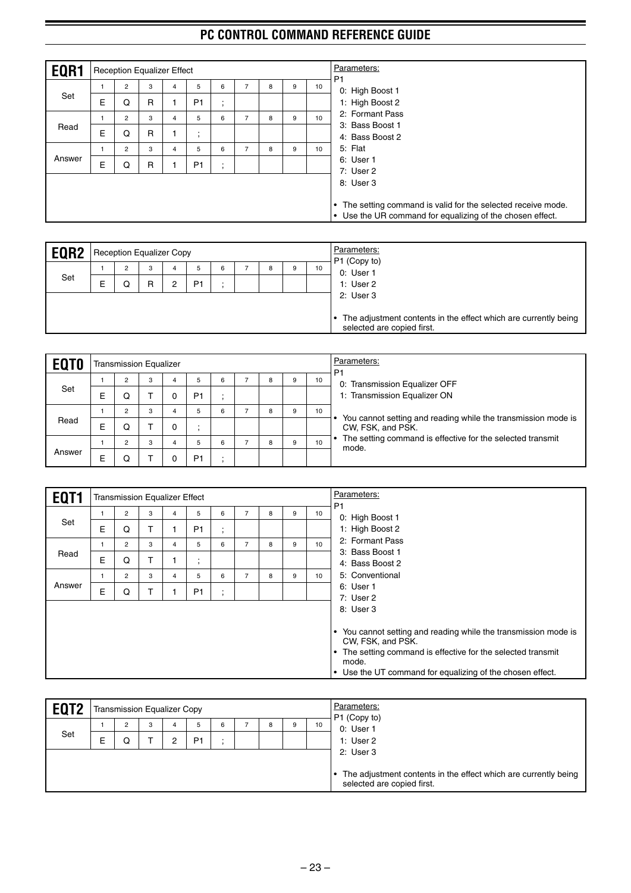## EQR1 — Reception Equalizer Effect

| | 1 | 2 | 3 | 4 | 5 | 6 | 7 | 8 | 9 | 10 |
|---|---|---|---|---|---|---|---|---|---|---|
| Set | E | Q | R | 1 | P1 | ; | | | | |
| Read | E | Q | R | 1 | ; | | | | | |
| Answer | E | Q | R | 1 | P1 | ; | | | | |

Parameters:

P1
- 0: High Boost 1
- 1: High Boost 2
- 2: Formant Pass
- 3: Bass Boost 1
- 4: Bass Boost 2
- 5: Flat
- 6: User 1
- 7: User 2
- 8: User 3

- The setting command is valid for the selected receive mode.
- Use the UR command for equalizing of the chosen effect.

## EQR2 — Reception Equalizer Copy

| | 1 | 2 | 3 | 4 | 5 | 6 | 7 | 8 | 9 | 10 |
|---|---|---|---|---|---|---|---|---|---|---|
| Set | E | Q | R | 2 | P1 | ; | | | | |

Parameters:

P1 (Copy to)
- 0: User 1
- 1: User 2
- 2: User 3

- The adjustment contents in the effect which are currently being selected are copied first.

## EQT0 — Transmission Equalizer

| | 1 | 2 | 3 | 4 | 5 | 6 | 7 | 8 | 9 | 10 |
|---|---|---|---|---|---|---|---|---|---|---|
| Set | E | Q | T | 0 | P1 | ; | | | | |
| Read | E | Q | T | 0 | ; | | | | | |
| Answer | E | Q | T | 0 | P1 | ; | | | | |

Parameters:

P1
- 0: Transmission Equalizer OFF
- 1: Transmission Equalizer ON

- You cannot setting and reading while the transmission mode is CW, FSK, and PSK.
- The setting command is effective for the selected transmit mode.

## EQT1 — Transmission Equalizer Effect

| | 1 | 2 | 3 | 4 | 5 | 6 | 7 | 8 | 9 | 10 |
|---|---|---|---|---|---|---|---|---|---|---|
| Set | E | Q | T | 1 | P1 | ; | | | | |
| Read | E | Q | T | 1 | ; | | | | | |
| Answer | E | Q | T | 1 | P1 | ; | | | | |

Parameters:

P1
- 0: High Boost 1
- 1: High Boost 2
- 2: Formant Pass
- 3: Bass Boost 1
- 4: Bass Boost 2
- 5: Conventional
- 6: User 1
- 7: User 2
- 8: User 3

- You cannot setting and reading while the transmission mode is CW, FSK, and PSK.
- The setting command is effective for the selected transmit mode.
- Use the UT command for equalizing of the chosen effect.

## EQT2 — Transmission Equalizer Copy

| | 1 | 2 | 3 | 4 | 5 | 6 | 7 | 8 | 9 | 10 |
|---|---|---|---|---|---|---|---|---|---|---|
| Set | E | Q | T | 2 | P1 | ; | | | | |

Parameters:

P1 (Copy to)
- 0: User 1
- 1: User 2
- 2: User 3

- The adjustment contents in the effect which are currently being selected are copied first.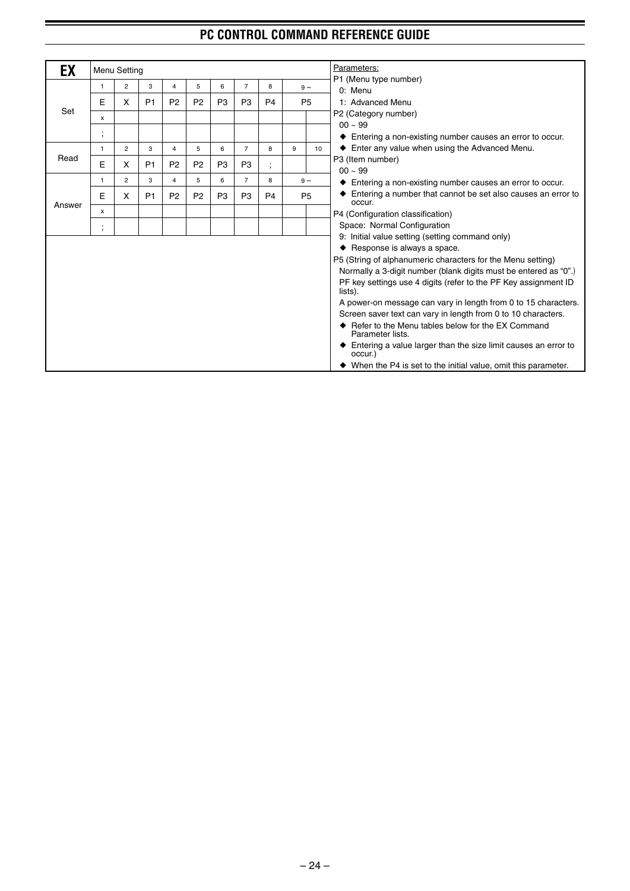## EX — Menu Setting

| | 1 | 2 | 3 | 4 | 5 | 6 | 7 | 8 | 9 ~ | |
|---|---|---|---|---|---|---|---|---|---|---|
| Set | E | X | P1 | P2 | P2 | P3 | P3 | P4 | P5 | |
| | x | | | | | | | | | |
| | ; | | | | | | | | | |

| | 1 | 2 | 3 | 4 | 5 | 6 | 7 | 8 | 9 | 10 |
|---|---|---|---|---|---|---|---|---|---|---|
| Read | E | X | P1 | P2 | P2 | P3 | P3 | ; | | |

| | 1 | 2 | 3 | 4 | 5 | 6 | 7 | 8 | 9 ~ | |
|---|---|---|---|---|---|---|---|---|---|---|
| Answer | E | X | P1 | P2 | P2 | P3 | P3 | P4 | P5 | |
| | x | | | | | | | | | |
| | ; | | | | | | | | | |

Parameters:

P1 (Menu type number)
- 0: Menu
- 1: Advanced Menu

P2 (Category number)
- 00 ~ 99
- ◆ Entering a non-existing number causes an error to occur.
- ◆ Enter any value when using the Advanced Menu.

P3 (Item number)
- 00 ~ 99
- ◆ Entering a non-existing number causes an error to occur.
- ◆ Entering a number that cannot be set also causes an error to occur.

P4 (Configuration classification)
- Space: Normal Configuration
- 9: Initial value setting (setting command only)
- ◆ Response is always a space.

P5 (String of alphanumeric characters for the Menu setting)
- Normally a 3-digit number (blank digits must be entered as "0".)
- PF key settings use 4 digits (refer to the PF Key assignment ID lists).
- A power-on message can vary in length from 0 to 15 characters.
- Screen saver text can vary in length from 0 to 10 characters.
- ◆ Refer to the Menu tables below for the EX Command Parameter lists.
- ◆ Entering a value larger than the size limit causes an error to occur.)
- ◆ When the P4 is set to the initial value, omit this parameter.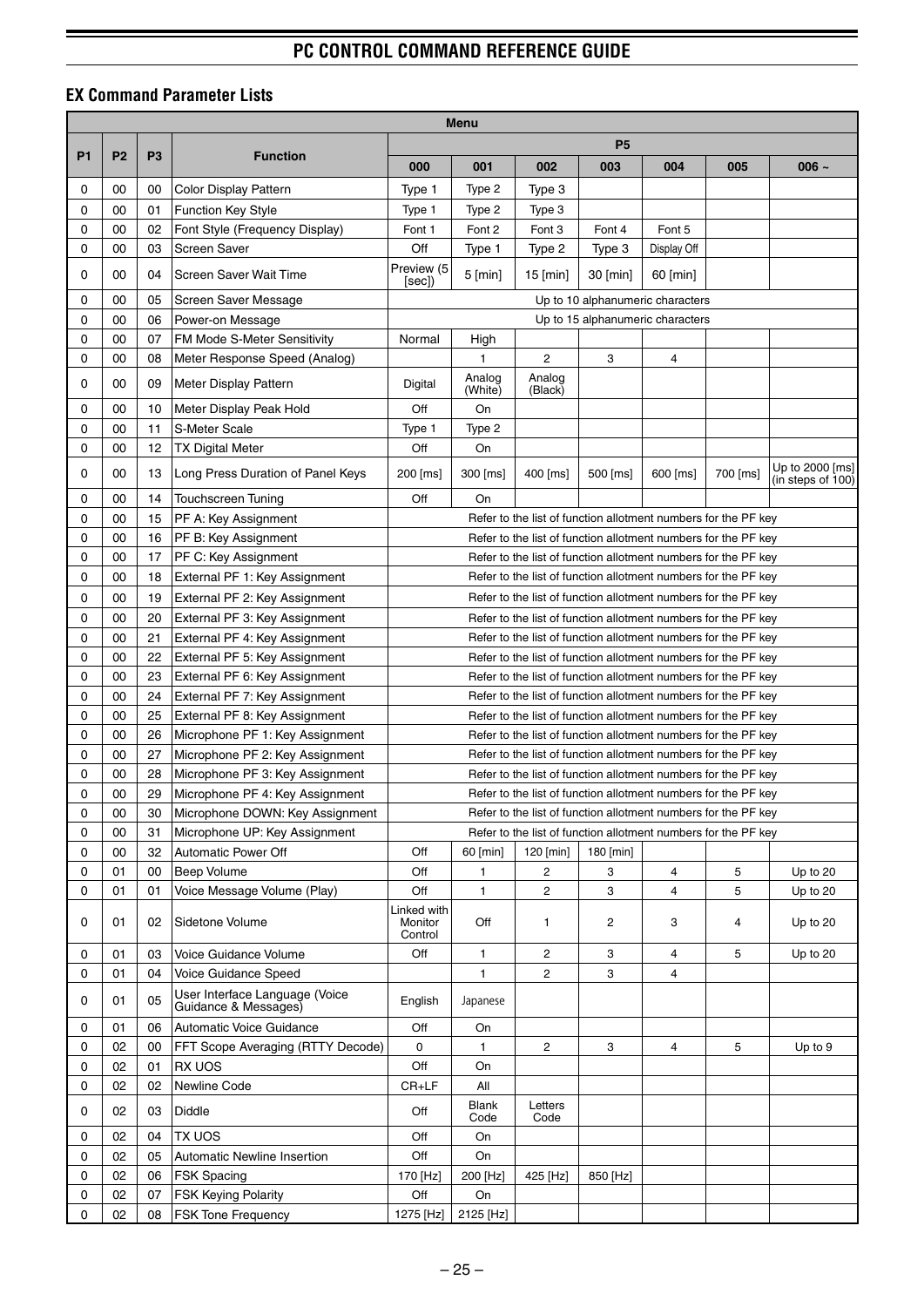## EX Command Parameter Lists

| Menu | | | | | | | | | | |
|---|---|---|---|---|---|---|---|---|---|---|
| P1 | P2 | P3 | Function | P5 | | | | | | |
| | | | | 000 | 001 | 002 | 003 | 004 | 005 | 006 ~ |
| 0 | 00 | 00 | Color Display Pattern | Type 1 | Type 2 | Type 3 | | | | |
| 0 | 00 | 01 | Function Key Style | Type 1 | Type 2 | Type 3 | | | | |
| 0 | 00 | 02 | Font Style (Frequency Display) | Font 1 | Font 2 | Font 3 | Font 4 | Font 5 | | |
| 0 | 00 | 03 | Screen Saver | Off | Type 1 | Type 2 | Type 3 | Display Off | | |
| 0 | 00 | 04 | Screen Saver Wait Time | Preview (5 [sec]) | 5 [min] | 15 [min] | 30 [min] | 60 [min] | | |
| 0 | 00 | 05 | Screen Saver Message | Up to 10 alphanumeric characters | | | | | | |
| 0 | 00 | 06 | Power-on Message | Up to 15 alphanumeric characters | | | | | | |
| 0 | 00 | 07 | FM Mode S-Meter Sensitivity | Normal | High | | | | | |
| 0 | 00 | 08 | Meter Response Speed (Analog) | | 1 | 2 | 3 | 4 | | |
| 0 | 00 | 09 | Meter Display Pattern | Digital | Analog (White) | Analog (Black) | | | | |
| 0 | 00 | 10 | Meter Display Peak Hold | Off | On | | | | | |
| 0 | 00 | 11 | S-Meter Scale | Type 1 | Type 2 | | | | | |
| 0 | 00 | 12 | TX Digital Meter | Off | On | | | | | |
| 0 | 00 | 13 | Long Press Duration of Panel Keys | 200 [ms] | 300 [ms] | 400 [ms] | 500 [ms] | 600 [ms] | 700 [ms] | Up to 2000 [ms] (in steps of 100) |
| 0 | 00 | 14 | Touchscreen Tuning | Off | On | | | | | |
| 0 | 00 | 15 | PF A: Key Assignment | Refer to the list of function allotment numbers for the PF key | | | | | | |
| 0 | 00 | 16 | PF B: Key Assignment | Refer to the list of function allotment numbers for the PF key | | | | | | |
| 0 | 00 | 17 | PF C: Key Assignment | Refer to the list of function allotment numbers for the PF key | | | | | | |
| 0 | 00 | 18 | External PF 1: Key Assignment | Refer to the list of function allotment numbers for the PF key | | | | | | |
| 0 | 00 | 19 | External PF 2: Key Assignment | Refer to the list of function allotment numbers for the PF key | | | | | | |
| 0 | 00 | 20 | External PF 3: Key Assignment | Refer to the list of function allotment numbers for the PF key | | | | | | |
| 0 | 00 | 21 | External PF 4: Key Assignment | Refer to the list of function allotment numbers for the PF key | | | | | | |
| 0 | 00 | 22 | External PF 5: Key Assignment | Refer to the list of function allotment numbers for the PF key | | | | | | |
| 0 | 00 | 23 | External PF 6: Key Assignment | Refer to the list of function allotment numbers for the PF key | | | | | | |
| 0 | 00 | 24 | External PF 7: Key Assignment | Refer to the list of function allotment numbers for the PF key | | | | | | |
| 0 | 00 | 25 | External PF 8: Key Assignment | Refer to the list of function allotment numbers for the PF key | | | | | | |
| 0 | 00 | 26 | Microphone PF 1: Key Assignment | Refer to the list of function allotment numbers for the PF key | | | | | | |
| 0 | 00 | 27 | Microphone PF 2: Key Assignment | Refer to the list of function allotment numbers for the PF key | | | | | | |
| 0 | 00 | 28 | Microphone PF 3: Key Assignment | Refer to the list of function allotment numbers for the PF key | | | | | | |
| 0 | 00 | 29 | Microphone PF 4: Key Assignment | Refer to the list of function allotment numbers for the PF key | | | | | | |
| 0 | 00 | 30 | Microphone DOWN: Key Assignment | Refer to the list of function allotment numbers for the PF key | | | | | | |
| 0 | 00 | 31 | Microphone UP: Key Assignment | Refer to the list of function allotment numbers for the PF key | | | | | | |
| 0 | 00 | 32 | Automatic Power Off | Off | 60 [min] | 120 [min] | 180 [min] | | | |
| 0 | 01 | 00 | Beep Volume | Off | 1 | 2 | 3 | 4 | 5 | Up to 20 |
| 0 | 01 | 01 | Voice Message Volume (Play) | Off | 1 | 2 | 3 | 4 | 5 | Up to 20 |
| 0 | 01 | 02 | Sidetone Volume | Linked with Monitor Control | Off | 1 | 2 | 3 | 4 | Up to 20 |
| 0 | 01 | 03 | Voice Guidance Volume | Off | 1 | 2 | 3 | 4 | 5 | Up to 20 |
| 0 | 01 | 04 | Voice Guidance Speed | | 1 | 2 | 3 | 4 | | |
| 0 | 01 | 05 | User Interface Language (Voice Guidance & Messages) | English | Japanese | | | | | |
| 0 | 01 | 06 | Automatic Voice Guidance | Off | On | | | | | |
| 0 | 02 | 00 | FFT Scope Averaging (RTTY Decode) | 0 | 1 | 2 | 3 | 4 | 5 | Up to 9 |
| 0 | 02 | 01 | RX UOS | Off | On | | | | | |
| 0 | 02 | 02 | Newline Code | CR+LF | All | | | | | |
| 0 | 02 | 03 | Diddle | Off | Blank Code | Letters Code | | | | |
| 0 | 02 | 04 | TX UOS | Off | On | | | | | |
| 0 | 02 | 05 | Automatic Newline Insertion | Off | On | | | | | |
| 0 | 02 | 06 | FSK Spacing | 170 [Hz] | 200 [Hz] | 425 [Hz] | 850 [Hz] | | | |
| 0 | 02 | 07 | FSK Keying Polarity | Off | On | | | | | |
| 0 | 02 | 08 | FSK Tone Frequency | 1275 [Hz] | 2125 [Hz] | | | | | |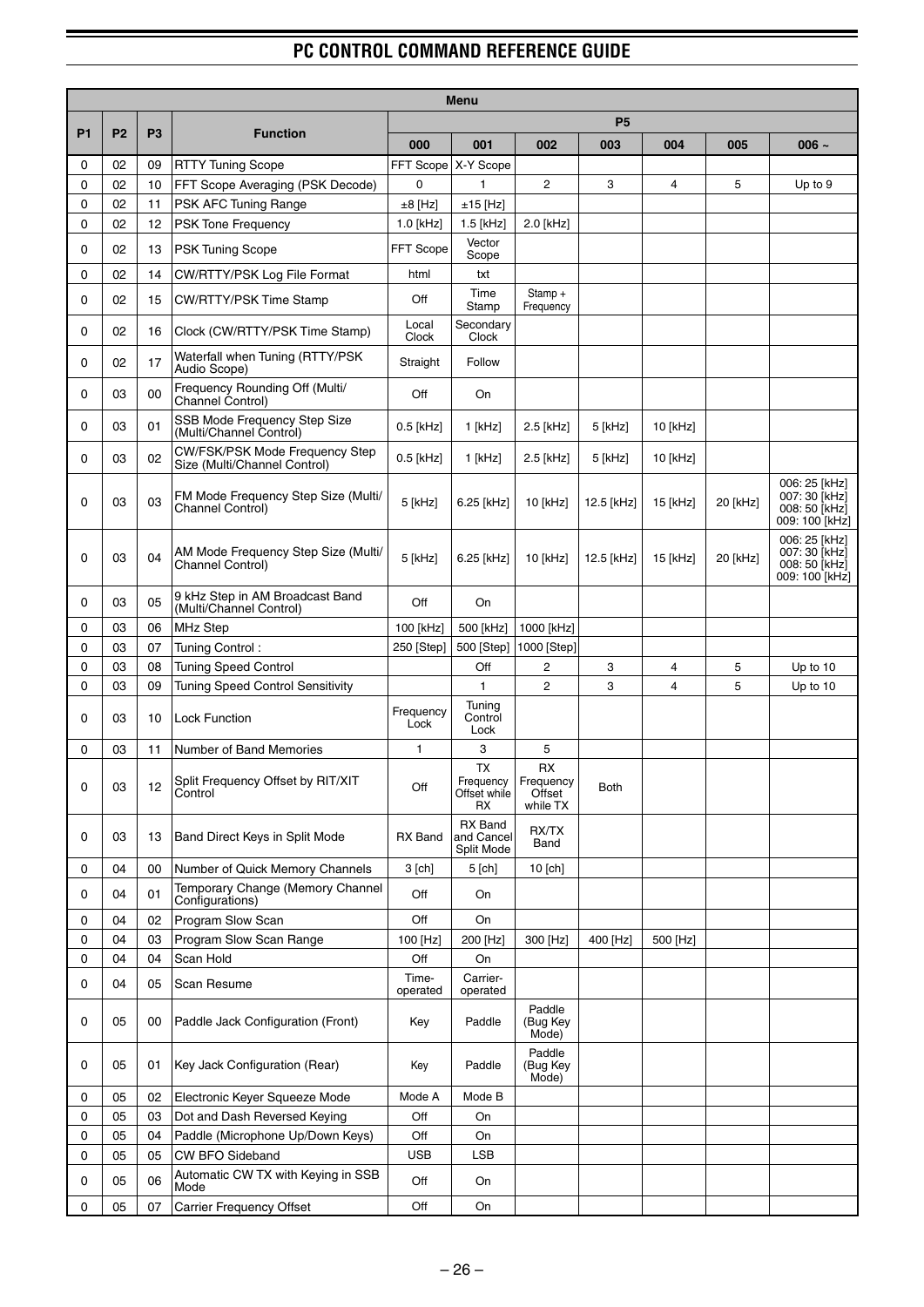## PC CONTROL COMMAND REFERENCE GUIDE

| Menu | | | | | | | | | | |
|---|---|---|---|---|---|---|---|---|---|---|
| P1 | P2 | P3 | Function | P5 | | | | | | |
| | | | | 000 | 001 | 002 | 003 | 004 | 005 | 006 ~ |
| 0 | 02 | 09 | RTTY Tuning Scope | FFT Scope | X-Y Scope | | | | | |
| 0 | 02 | 10 | FFT Scope Averaging (PSK Decode) | 0 | 1 | 2 | 3 | 4 | 5 | Up to 9 |
| 0 | 02 | 11 | PSK AFC Tuning Range | ±8 [Hz] | ±15 [Hz] | | | | | |
| 0 | 02 | 12 | PSK Tone Frequency | 1.0 [kHz] | 1.5 [kHz] | 2.0 [kHz] | | | | |
| 0 | 02 | 13 | PSK Tuning Scope | FFT Scope | Vector Scope | | | | | |
| 0 | 02 | 14 | CW/RTTY/PSK Log File Format | html | txt | | | | | |
| 0 | 02 | 15 | CW/RTTY/PSK Time Stamp | Off | Time Stamp | Stamp + Frequency | | | | |
| 0 | 02 | 16 | Clock (CW/RTTY/PSK Time Stamp) | Local Clock | Secondary Clock | | | | | |
| 0 | 02 | 17 | Waterfall when Tuning (RTTY/PSK Audio Scope) | Straight | Follow | | | | | |
| 0 | 03 | 00 | Frequency Rounding Off (Multi/Channel Control) | Off | On | | | | | |
| 0 | 03 | 01 | SSB Mode Frequency Step Size (Multi/Channel Control) | 0.5 [kHz] | 1 [kHz] | 2.5 [kHz] | 5 [kHz] | 10 [kHz] | | |
| 0 | 03 | 02 | CW/FSK/PSK Mode Frequency Step Size (Multi/Channel Control) | 0.5 [kHz] | 1 [kHz] | 2.5 [kHz] | 5 [kHz] | 10 [kHz] | | |
| 0 | 03 | 03 | FM Mode Frequency Step Size (Multi/Channel Control) | 5 [kHz] | 6.25 [kHz] | 10 [kHz] | 12.5 [kHz] | 15 [kHz] | 20 [kHz] | 006: 25 [kHz] 007: 30 [kHz] 008: 50 [kHz] 009: 100 [kHz] |
| 0 | 03 | 04 | AM Mode Frequency Step Size (Multi/Channel Control) | 5 [kHz] | 6.25 [kHz] | 10 [kHz] | 12.5 [kHz] | 15 [kHz] | 20 [kHz] | 006: 25 [kHz] 007: 30 [kHz] 008: 50 [kHz] 009: 100 [kHz] |
| 0 | 03 | 05 | 9 kHz Step in AM Broadcast Band (Multi/Channel Control) | Off | On | | | | | |
| 0 | 03 | 06 | MHz Step | 100 [kHz] | 500 [kHz] | 1000 [kHz] | | | | |
| 0 | 03 | 07 | Tuning Control : | 250 [Step] | 500 [Step] | 1000 [Step] | | | | |
| 0 | 03 | 08 | Tuning Speed Control | | Off | 2 | 3 | 4 | 5 | Up to 10 |
| 0 | 03 | 09 | Tuning Speed Control Sensitivity | | 1 | 2 | 3 | 4 | 5 | Up to 10 |
| 0 | 03 | 10 | Lock Function | Frequency Lock | Tuning Control Lock | | | | | |
| 0 | 03 | 11 | Number of Band Memories | 1 | 3 | 5 | | | | |
| 0 | 03 | 12 | Split Frequency Offset by RIT/XIT Control | Off | TX Frequency Offset while RX | RX Frequency Offset while TX | Both | | | |
| 0 | 03 | 13 | Band Direct Keys in Split Mode | RX Band | RX Band and Cancel Split Mode | RX/TX Band | | | | |
| 0 | 04 | 00 | Number of Quick Memory Channels | 3 [ch] | 5 [ch] | 10 [ch] | | | | |
| 0 | 04 | 01 | Temporary Change (Memory Channel Configurations) | Off | On | | | | | |
| 0 | 04 | 02 | Program Slow Scan | Off | On | | | | | |
| 0 | 04 | 03 | Program Slow Scan Range | 100 [Hz] | 200 [Hz] | 300 [Hz] | 400 [Hz] | 500 [Hz] | | |
| 0 | 04 | 04 | Scan Hold | Off | On | | | | | |
| 0 | 04 | 05 | Scan Resume | Time-operated | Carrier-operated | | | | | |
| 0 | 05 | 00 | Paddle Jack Configuration (Front) | Key | Paddle | Paddle (Bug Key Mode) | | | | |
| 0 | 05 | 01 | Key Jack Configuration (Rear) | Key | Paddle | Paddle (Bug Key Mode) | | | | |
| 0 | 05 | 02 | Electronic Keyer Squeeze Mode | Mode A | Mode B | | | | | |
| 0 | 05 | 03 | Dot and Dash Reversed Keying | Off | On | | | | | |
| 0 | 05 | 04 | Paddle (Microphone Up/Down Keys) | Off | On | | | | | |
| 0 | 05 | 05 | CW BFO Sideband | USB | LSB | | | | | |
| 0 | 05 | 06 | Automatic CW TX with Keying in SSB Mode | Off | On | | | | | |
| 0 | 05 | 07 | Carrier Frequency Offset | Off | On | | | | | |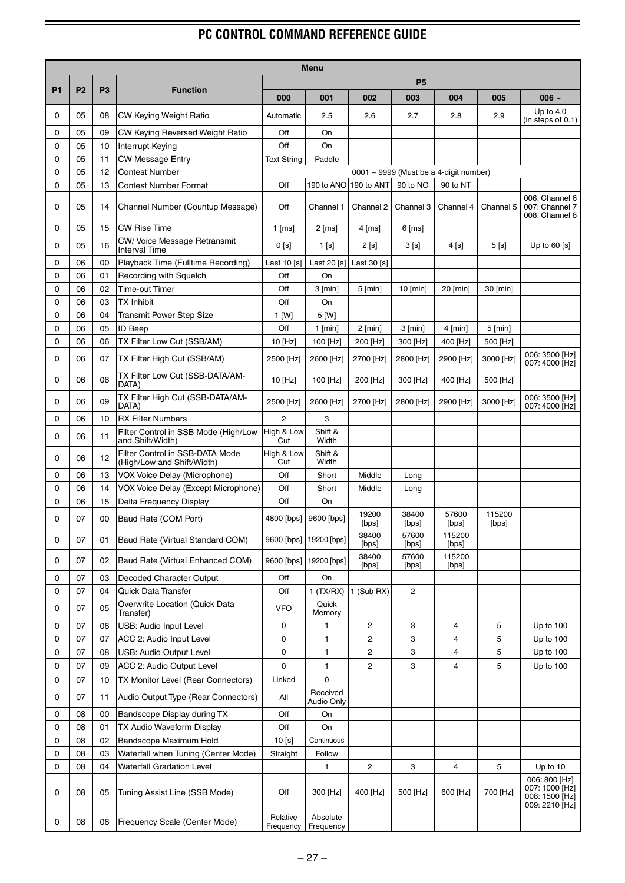## PC CONTROL COMMAND REFERENCE GUIDE

| Menu | | | | | | | | | | |
|---|---|---|---|---|---|---|---|---|---|---|
| P1 | P2 | P3 | Function | P5 | | | | | | |
| | | | | 000 | 001 | 002 | 003 | 004 | 005 | 006 ~ |
| 0 | 05 | 08 | CW Keying Weight Ratio | Automatic | 2.5 | 2.6 | 2.7 | 2.8 | 2.9 | Up to 4.0 (in steps of 0.1) |
| 0 | 05 | 09 | CW Keying Reversed Weight Ratio | Off | On | | | | | |
| 0 | 05 | 10 | Interrupt Keying | Off | On | | | | | |
| 0 | 05 | 11 | CW Message Entry | Text String | Paddle | | | | | |
| 0 | 05 | 12 | Contest Number | 0001 ~ 9999 (Must be a 4-digit number) | | | | | | |
| 0 | 05 | 13 | Contest Number Format | Off | 190 to ANO | 190 to ANT | 90 to NO | 90 to NT | | |
| 0 | 05 | 14 | Channel Number (Countup Message) | Off | Channel 1 | Channel 2 | Channel 3 | Channel 4 | Channel 5 | 006: Channel 6 007: Channel 7 008: Channel 8 |
| 0 | 05 | 15 | CW Rise Time | 1 [ms] | 2 [ms] | 4 [ms] | 6 [ms] | | | |
| 0 | 05 | 16 | CW/ Voice Message Retransmit Interval Time | 0 [s] | 1 [s] | 2 [s] | 3 [s] | 4 [s] | 5 [s] | Up to 60 [s] |
| 0 | 06 | 00 | Playback Time (Fulltime Recording) | Last 10 [s] | Last 20 [s] | Last 30 [s] | | | | |
| 0 | 06 | 01 | Recording with Squelch | Off | On | | | | | |
| 0 | 06 | 02 | Time-out Timer | Off | 3 [min] | 5 [min] | 10 [min] | 20 [min] | 30 [min] | |
| 0 | 06 | 03 | TX Inhibit | Off | On | | | | | |
| 0 | 06 | 04 | Transmit Power Step Size | 1 [W] | 5 [W] | | | | | |
| 0 | 06 | 05 | ID Beep | Off | 1 [min] | 2 [min] | 3 [min] | 4 [min] | 5 [min] | |
| 0 | 06 | 06 | TX Filter Low Cut (SSB/AM) | 10 [Hz] | 100 [Hz] | 200 [Hz] | 300 [Hz] | 400 [Hz] | 500 [Hz] | |
| 0 | 06 | 07 | TX Filter High Cut (SSB/AM) | 2500 [Hz] | 2600 [Hz] | 2700 [Hz] | 2800 [Hz] | 2900 [Hz] | 3000 [Hz] | 006: 3500 [Hz] 007: 4000 [Hz] |
| 0 | 06 | 08 | TX Filter Low Cut (SSB-DATA/AM-DATA) | 10 [Hz] | 100 [Hz] | 200 [Hz] | 300 [Hz] | 400 [Hz] | 500 [Hz] | |
| 0 | 06 | 09 | TX Filter High Cut (SSB-DATA/AM-DATA) | 2500 [Hz] | 2600 [Hz] | 2700 [Hz] | 2800 [Hz] | 2900 [Hz] | 3000 [Hz] | 006: 3500 [Hz] 007: 4000 [Hz] |
| 0 | 06 | 10 | RX Filter Numbers | 2 | 3 | | | | | |
| 0 | 06 | 11 | Filter Control in SSB Mode (High/Low and Shift/Width) | High & Low Cut | Shift & Width | | | | | |
| 0 | 06 | 12 | Filter Control in SSB-DATA Mode (High/Low and Shift/Width) | High & Low Cut | Shift & Width | | | | | |
| 0 | 06 | 13 | VOX Voice Delay (Microphone) | Off | Short | Middle | Long | | | |
| 0 | 06 | 14 | VOX Voice Delay (Except Microphone) | Off | Short | Middle | Long | | | |
| 0 | 06 | 15 | Delta Frequency Display | Off | On | | | | | |
| 0 | 07 | 00 | Baud Rate (COM Port) | 4800 [bps] | 9600 [bps] | 19200 [bps] | 38400 [bps] | 57600 [bps] | 115200 [bps] | |
| 0 | 07 | 01 | Baud Rate (Virtual Standard COM) | 9600 [bps] | 19200 [bps] | 38400 [bps] | 57600 [bps] | 115200 [bps] | | |
| 0 | 07 | 02 | Baud Rate (Virtual Enhanced COM) | 9600 [bps] | 19200 [bps] | 38400 [bps] | 57600 [bps] | 115200 [bps] | | |
| 0 | 07 | 03 | Decoded Character Output | Off | On | | | | | |
| 0 | 07 | 04 | Quick Data Transfer | Off | 1 (TX/RX) | 1 (Sub RX) | 2 | | | |
| 0 | 07 | 05 | Overwrite Location (Quick Data Transfer) | VFO | Quick Memory | | | | | |
| 0 | 07 | 06 | USB: Audio Input Level | 0 | 1 | 2 | 3 | 4 | 5 | Up to 100 |
| 0 | 07 | 07 | ACC 2: Audio Input Level | 0 | 1 | 2 | 3 | 4 | 5 | Up to 100 |
| 0 | 07 | 08 | USB: Audio Output Level | 0 | 1 | 2 | 3 | 4 | 5 | Up to 100 |
| 0 | 07 | 09 | ACC 2: Audio Output Level | 0 | 1 | 2 | 3 | 4 | 5 | Up to 100 |
| 0 | 07 | 10 | TX Monitor Level (Rear Connectors) | Linked | 0 | | | | | |
| 0 | 07 | 11 | Audio Output Type (Rear Connectors) | All | Received Audio Only | | | | | |
| 0 | 08 | 00 | Bandscope Display during TX | Off | On | | | | | |
| 0 | 08 | 01 | TX Audio Waveform Display | Off | On | | | | | |
| 0 | 08 | 02 | Bandscope Maximum Hold | 10 [s] | Continuous | | | | | |
| 0 | 08 | 03 | Waterfall when Tuning (Center Mode) | Straight | Follow | | | | | |
| 0 | 08 | 04 | Waterfall Gradation Level | | 1 | 2 | 3 | 4 | 5 | Up to 10 |
| 0 | 08 | 05 | Tuning Assist Line (SSB Mode) | Off | 300 [Hz] | 400 [Hz] | 500 [Hz] | 600 [Hz] | 700 [Hz] | 006: 800 [Hz] 007: 1000 [Hz] 008: 1500 [Hz] 009: 2210 [Hz] |
| 0 | 08 | 06 | Frequency Scale (Center Mode) | Relative Frequency | Absolute Frequency | | | | | |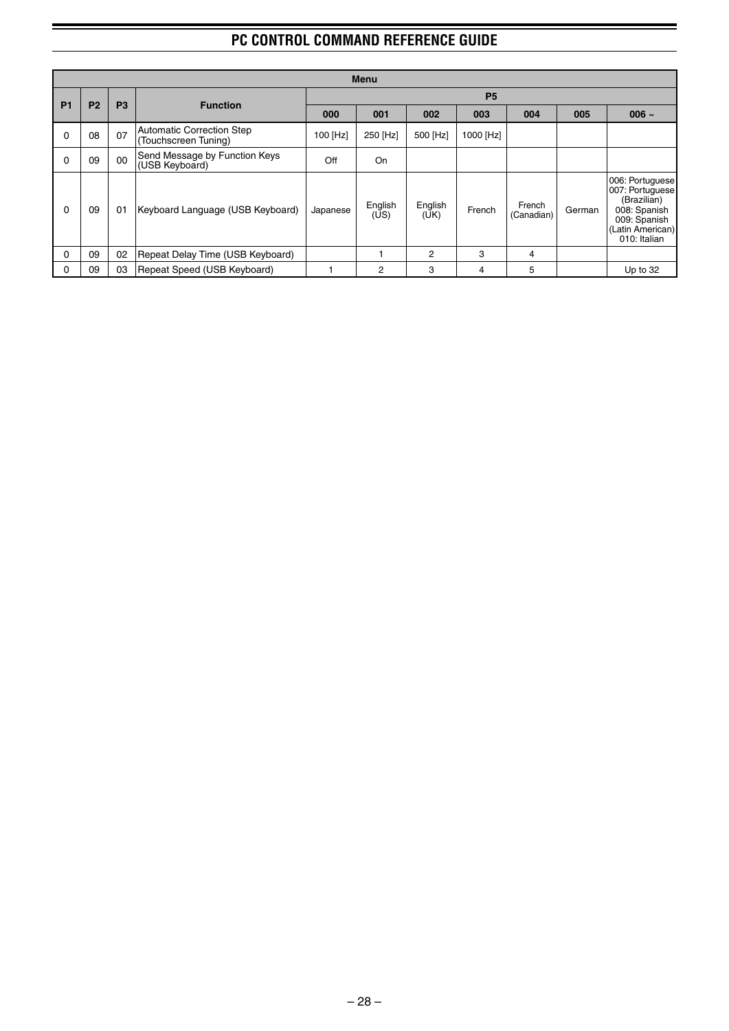## PC CONTROL COMMAND REFERENCE GUIDE

| Menu | | | | | | | | | | |
|---|---|---|---|---|---|---|---|---|---|---|
| P1 | P2 | P3 | Function | P5 | | | | | | |
| | | | | 000 | 001 | 002 | 003 | 004 | 005 | 006 ~ |
| 0 | 08 | 07 | Automatic Correction Step (Touchscreen Tuning) | 100 [Hz] | 250 [Hz] | 500 [Hz] | 1000 [Hz] | | | |
| 0 | 09 | 00 | Send Message by Function Keys (USB Keyboard) | Off | On | | | | | |
| 0 | 09 | 01 | Keyboard Language (USB Keyboard) | Japanese | English (US) | English (UK) | French | French (Canadian) | German | 006: Portuguese 007: Portuguese (Brazilian) 008: Spanish 009: Spanish (Latin American) 010: Italian |
| 0 | 09 | 02 | Repeat Delay Time (USB Keyboard) | | 1 | 2 | 3 | 4 | | |
| 0 | 09 | 03 | Repeat Speed (USB Keyboard) | 1 | 2 | 3 | 4 | 5 | | Up to 32 |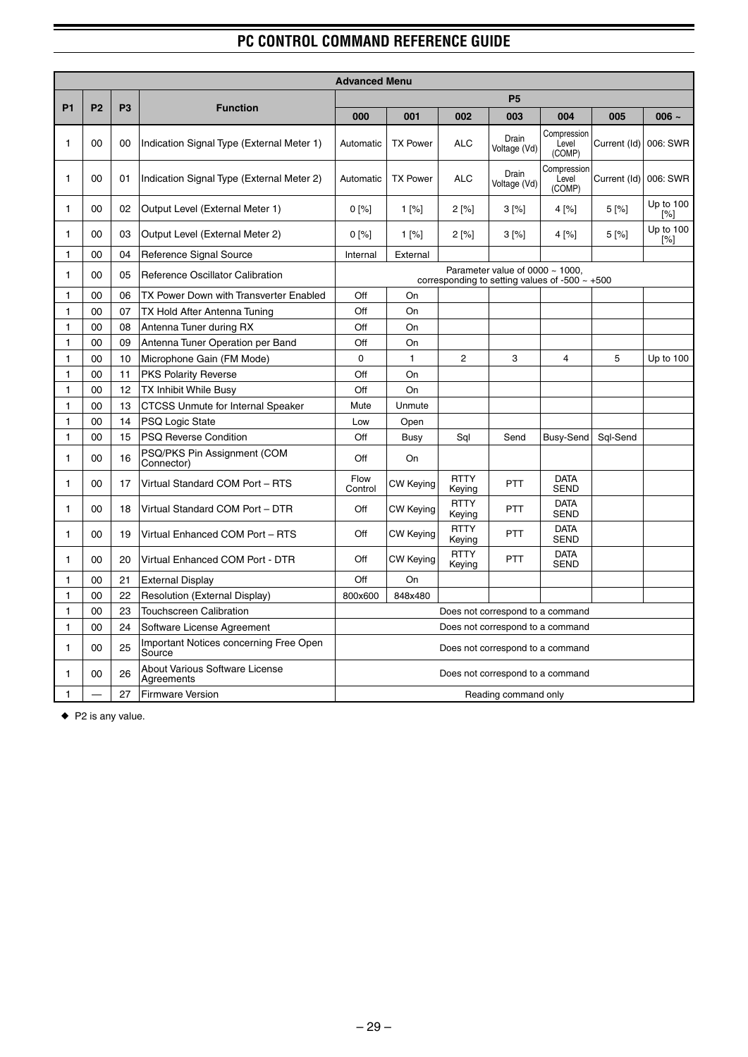| Advanced Menu | | | | | | | | | | |
|---|---|---|---|---|---|---|---|---|---|---|
| P1 | P2 | P3 | Function | P5 | | | | | | |
| | | | | 000 | 001 | 002 | 003 | 004 | 005 | 006 ~ |
| 1 | 00 | 00 | Indication Signal Type (External Meter 1) | Automatic | TX Power | ALC | Drain Voltage (Vd) | Compression Level (COMP) | Current (Id) | 006: SWR |
| 1 | 00 | 01 | Indication Signal Type (External Meter 2) | Automatic | TX Power | ALC | Drain Voltage (Vd) | Compression Level (COMP) | Current (Id) | 006: SWR |
| 1 | 00 | 02 | Output Level (External Meter 1) | 0 [%] | 1 [%] | 2 [%] | 3 [%] | 4 [%] | 5 [%] | Up to 100 [%] |
| 1 | 00 | 03 | Output Level (External Meter 2) | 0 [%] | 1 [%] | 2 [%] | 3 [%] | 4 [%] | 5 [%] | Up to 100 [%] |
| 1 | 00 | 04 | Reference Signal Source | Internal | External | | | | | |
| 1 | 00 | 05 | Reference Oscillator Calibration | Parameter value of 0000 ~ 1000, corresponding to setting values of -500 ~ +500 | | | | | | |
| 1 | 00 | 06 | TX Power Down with Transverter Enabled | Off | On | | | | | |
| 1 | 00 | 07 | TX Hold After Antenna Tuning | Off | On | | | | | |
| 1 | 00 | 08 | Antenna Tuner during RX | Off | On | | | | | |
| 1 | 00 | 09 | Antenna Tuner Operation per Band | Off | On | | | | | |
| 1 | 00 | 10 | Microphone Gain (FM Mode) | 0 | 1 | 2 | 3 | 4 | 5 | Up to 100 |
| 1 | 00 | 11 | PKS Polarity Reverse | Off | On | | | | | |
| 1 | 00 | 12 | TX Inhibit While Busy | Off | On | | | | | |
| 1 | 00 | 13 | CTCSS Unmute for Internal Speaker | Mute | Unmute | | | | | |
| 1 | 00 | 14 | PSQ Logic State | Low | Open | | | | | |
| 1 | 00 | 15 | PSQ Reverse Condition | Off | Busy | Sql | Send | Busy-Send | Sql-Send | |
| 1 | 00 | 16 | PSQ/PKS Pin Assignment (COM Connector) | Off | On | | | | | |
| 1 | 00 | 17 | Virtual Standard COM Port – RTS | Flow Control | CW Keying | RTTY Keying | PTT | DATA SEND | | |
| 1 | 00 | 18 | Virtual Standard COM Port – DTR | Off | CW Keying | RTTY Keying | PTT | DATA SEND | | |
| 1 | 00 | 19 | Virtual Enhanced COM Port – RTS | Off | CW Keying | RTTY Keying | PTT | DATA SEND | | |
| 1 | 00 | 20 | Virtual Enhanced COM Port - DTR | Off | CW Keying | RTTY Keying | PTT | DATA SEND | | |
| 1 | 00 | 21 | External Display | Off | On | | | | | |
| 1 | 00 | 22 | Resolution (External Display) | 800x600 | 848x480 | | | | | |
| 1 | 00 | 23 | Touchscreen Calibration | Does not correspond to a command | | | | | | |
| 1 | 00 | 24 | Software License Agreement | Does not correspond to a command | | | | | | |
| 1 | 00 | 25 | Important Notices concerning Free Open Source | Does not correspond to a command | | | | | | |
| 1 | 00 | 26 | About Various Software License Agreements | Does not correspond to a command | | | | | | |
| 1 | — | 27 | Firmware Version | Reading command only | | | | | | |

◆ P2 is any value.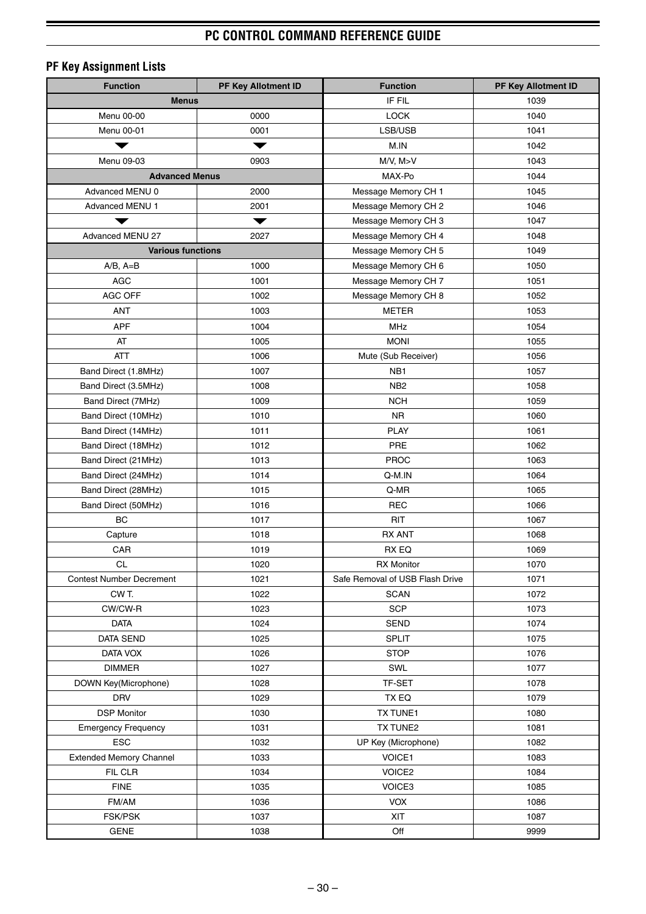# PC CONTROL COMMAND REFERENCE GUIDE

## PF Key Assignment Lists

| Function | PF Key Allotment ID | Function | PF Key Allotment ID |
|---|---|---|---|
| **Menus** | | IF FIL | 1039 |
| Menu 00-00 | 0000 | LOCK | 1040 |
| Menu 00-01 | 0001 | LSB/USB | 1041 |
| ▼ | ▼ | M.IN | 1042 |
| Menu 09-03 | 0903 | M/V, M>V | 1043 |
| **Advanced Menus** | | MAX-Po | 1044 |
| Advanced MENU 0 | 2000 | Message Memory CH 1 | 1045 |
| Advanced MENU 1 | 2001 | Message Memory CH 2 | 1046 |
| ▼ | ▼ | Message Memory CH 3 | 1047 |
| Advanced MENU 27 | 2027 | Message Memory CH 4 | 1048 |
| **Various functions** | | Message Memory CH 5 | 1049 |
| A/B, A=B | 1000 | Message Memory CH 6 | 1050 |
| AGC | 1001 | Message Memory CH 7 | 1051 |
| AGC OFF | 1002 | Message Memory CH 8 | 1052 |
| ANT | 1003 | METER | 1053 |
| APF | 1004 | MHz | 1054 |
| AT | 1005 | MONI | 1055 |
| ATT | 1006 | Mute (Sub Receiver) | 1056 |
| Band Direct (1.8MHz) | 1007 | NB1 | 1057 |
| Band Direct (3.5MHz) | 1008 | NB2 | 1058 |
| Band Direct (7MHz) | 1009 | NCH | 1059 |
| Band Direct (10MHz) | 1010 | NR | 1060 |
| Band Direct (14MHz) | 1011 | PLAY | 1061 |
| Band Direct (18MHz) | 1012 | PRE | 1062 |
| Band Direct (21MHz) | 1013 | PROC | 1063 |
| Band Direct (24MHz) | 1014 | Q-M.IN | 1064 |
| Band Direct (28MHz) | 1015 | Q-MR | 1065 |
| Band Direct (50MHz) | 1016 | REC | 1066 |
| BC | 1017 | RIT | 1067 |
| Capture | 1018 | RX ANT | 1068 |
| CAR | 1019 | RX EQ | 1069 |
| CL | 1020 | RX Monitor | 1070 |
| Contest Number Decrement | 1021 | Safe Removal of USB Flash Drive | 1071 |
| CW T. | 1022 | SCAN | 1072 |
| CW/CW-R | 1023 | SCP | 1073 |
| DATA | 1024 | SEND | 1074 |
| DATA SEND | 1025 | SPLIT | 1075 |
| DATA VOX | 1026 | STOP | 1076 |
| DIMMER | 1027 | SWL | 1077 |
| DOWN Key(Microphone) | 1028 | TF-SET | 1078 |
| DRV | 1029 | TX EQ | 1079 |
| DSP Monitor | 1030 | TX TUNE1 | 1080 |
| Emergency Frequency | 1031 | TX TUNE2 | 1081 |
| ESC | 1032 | UP Key (Microphone) | 1082 |
| Extended Memory Channel | 1033 | VOICE1 | 1083 |
| FIL CLR | 1034 | VOICE2 | 1084 |
| FINE | 1035 | VOICE3 | 1085 |
| FM/AM | 1036 | VOX | 1086 |
| FSK/PSK | 1037 | XIT | 1087 |
| GENE | 1038 | Off | 9999 |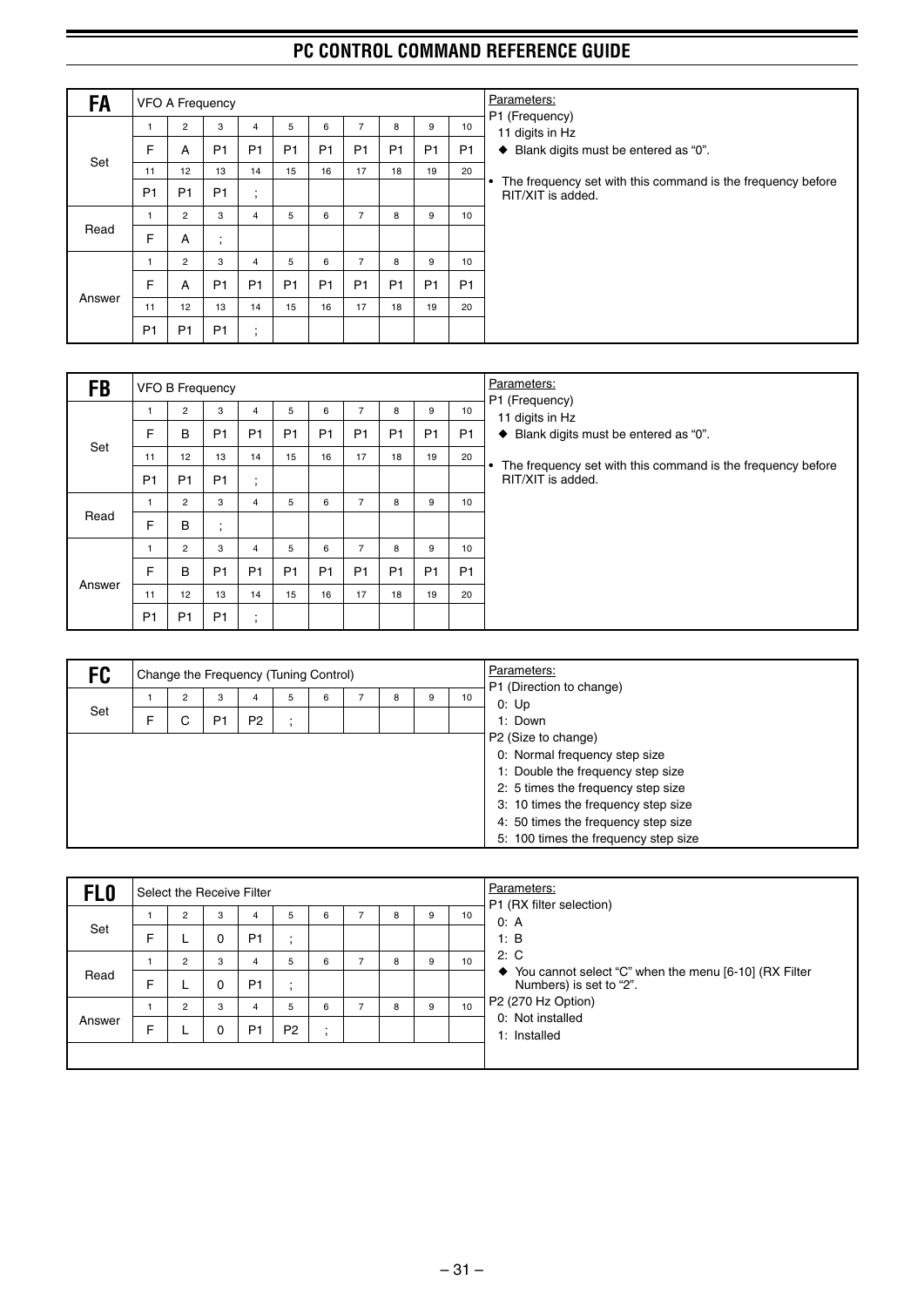## FA

**VFO A Frequency**

| | 1 | 2 | 3 | 4 | 5 | 6 | 7 | 8 | 9 | 10 |
|---|---|---|---|---|---|---|---|---|---|---|
| Set | F | A | P1 | P1 | P1 | P1 | P1 | P1 | P1 | P1 |
| | 11 | 12 | 13 | 14 | 15 | 16 | 17 | 18 | 19 | 20 |
| | P1 | P1 | P1 | ; | | | | | | |
| Read | 1 | 2 | 3 | 4 | 5 | 6 | 7 | 8 | 9 | 10 |
| | F | A | ; | | | | | | | |
| Answer | 1 | 2 | 3 | 4 | 5 | 6 | 7 | 8 | 9 | 10 |
| | F | A | P1 | P1 | P1 | P1 | P1 | P1 | P1 | P1 |
| | 11 | 12 | 13 | 14 | 15 | 16 | 17 | 18 | 19 | 20 |
| | P1 | P1 | P1 | ; | | | | | | |

Parameters:

P1 (Frequency)
- 11 digits in Hz
  - ◆ Blank digits must be entered as "0".

- The frequency set with this command is the frequency before RIT/XIT is added.

## FB

**VFO B Frequency**

| | 1 | 2 | 3 | 4 | 5 | 6 | 7 | 8 | 9 | 10 |
|---|---|---|---|---|---|---|---|---|---|---|
| Set | F | B | P1 | P1 | P1 | P1 | P1 | P1 | P1 | P1 |
| | 11 | 12 | 13 | 14 | 15 | 16 | 17 | 18 | 19 | 20 |
| | P1 | P1 | P1 | ; | | | | | | |
| Read | 1 | 2 | 3 | 4 | 5 | 6 | 7 | 8 | 9 | 10 |
| | F | B | ; | | | | | | | |
| Answer | 1 | 2 | 3 | 4 | 5 | 6 | 7 | 8 | 9 | 10 |
| | F | B | P1 | P1 | P1 | P1 | P1 | P1 | P1 | P1 |
| | 11 | 12 | 13 | 14 | 15 | 16 | 17 | 18 | 19 | 20 |
| | P1 | P1 | P1 | ; | | | | | | |

Parameters:

P1 (Frequency)
- 11 digits in Hz
  - ◆ Blank digits must be entered as "0".

- The frequency set with this command is the frequency before RIT/XIT is added.

## FC

**Change the Frequency (Tuning Control)**

| | 1 | 2 | 3 | 4 | 5 | 6 | 7 | 8 | 9 | 10 |
|---|---|---|---|---|---|---|---|---|---|---|
| Set | F | C | P1 | P2 | ; | | | | | |

Parameters:

P1 (Direction to change)
- 0: Up
- 1: Down

P2 (Size to change)
- 0: Normal frequency step size
- 1: Double the frequency step size
- 2: 5 times the frequency step size
- 3: 10 times the frequency step size
- 4: 50 times the frequency step size
- 5: 100 times the frequency step size

## FL0

**Select the Receive Filter**

| | 1 | 2 | 3 | 4 | 5 | 6 | 7 | 8 | 9 | 10 |
|---|---|---|---|---|---|---|---|---|---|---|
| Set | F | L | 0 | P1 | ; | | | | | |
| Read | 1 | 2 | 3 | 4 | 5 | 6 | 7 | 8 | 9 | 10 |
| | F | L | 0 | P1 | ; | | | | | |
| Answer | 1 | 2 | 3 | 4 | 5 | 6 | 7 | 8 | 9 | 10 |
| | F | L | 0 | P1 | P2 | ; | | | | |

Parameters:

P1 (RX filter selection)
- 0: A
- 1: B
- 2: C
  - ◆ You cannot select "C" when the menu [6-10] (RX Filter Numbers) is set to "2".

P2 (270 Hz Option)
- 0: Not installed
- 1: Installed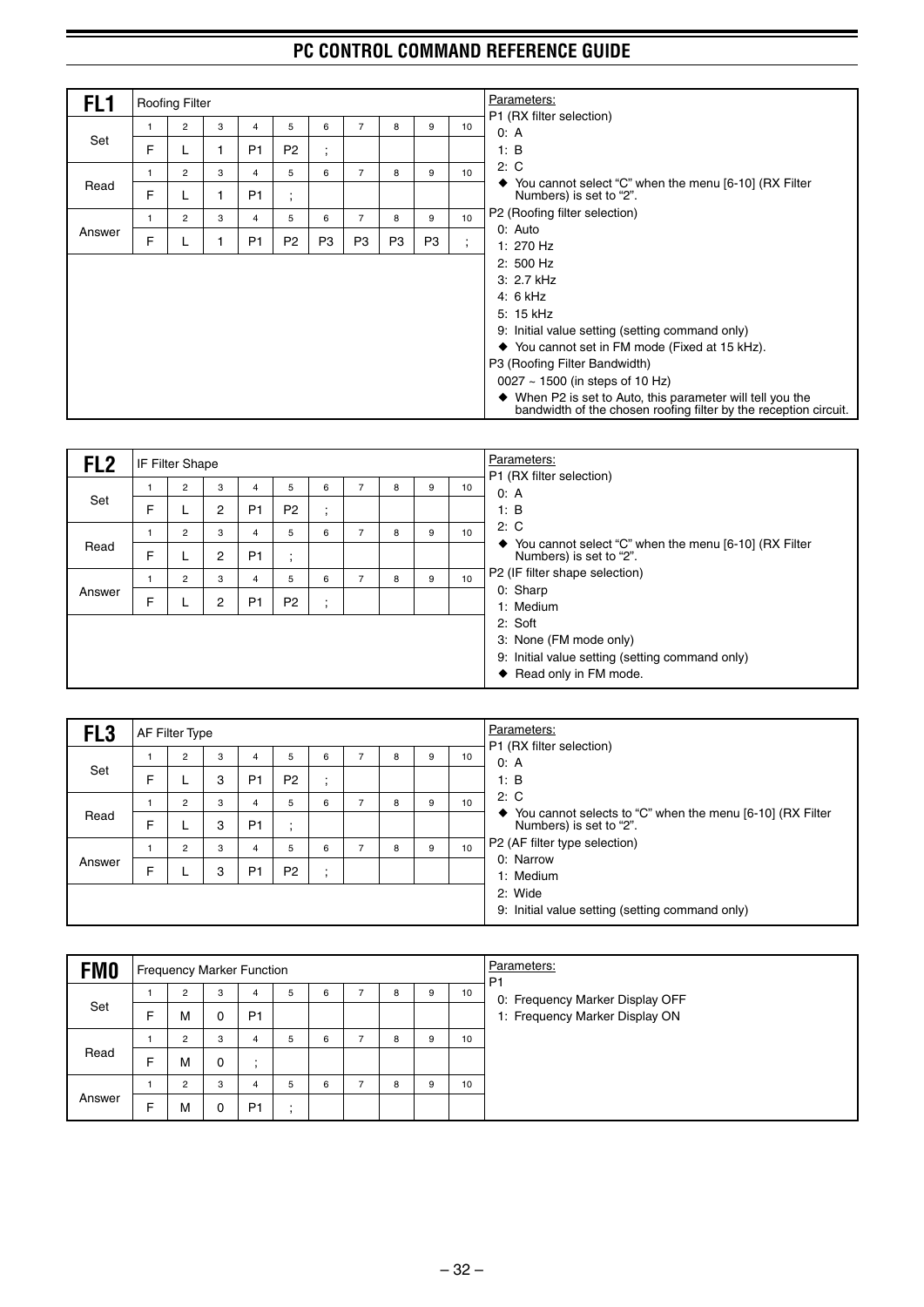## FL1 — Roofing Filter

| | 1 | 2 | 3 | 4 | 5 | 6 | 7 | 8 | 9 | 10 |
|---|---|---|---|---|---|---|---|---|---|---|
| Set | F | L | 1 | P1 | P2 | ; | | | | |
| Read | F | L | 1 | P1 | ; | | | | | |
| Answer | F | L | 1 | P1 | P2 | P3 | P3 | P3 | P3 | ; |

Parameters:

P1 (RX filter selection)
- 0: A
- 1: B
- 2: C
- ◆ You cannot select "C" when the menu [6-10] (RX Filter Numbers) is set to "2".

P2 (Roofing filter selection)
- 0: Auto
- 1: 270 Hz
- 2: 500 Hz
- 3: 2.7 kHz
- 4: 6 kHz
- 5: 15 kHz
- 9: Initial value setting (setting command only)
- ◆ You cannot set in FM mode (Fixed at 15 kHz).

P3 (Roofing Filter Bandwidth)
- 0027 ~ 1500 (in steps of 10 Hz)
- ◆ When P2 is set to Auto, this parameter will tell you the bandwidth of the chosen roofing filter by the reception circuit.

## FL2 — IF Filter Shape

| | 1 | 2 | 3 | 4 | 5 | 6 | 7 | 8 | 9 | 10 |
|---|---|---|---|---|---|---|---|---|---|---|
| Set | F | L | 2 | P1 | P2 | ; | | | | |
| Read | F | L | 2 | P1 | ; | | | | | |
| Answer | F | L | 2 | P1 | P2 | ; | | | | |

Parameters:

P1 (RX filter selection)
- 0: A
- 1: B
- 2: C
- ◆ You cannot select "C" when the menu [6-10] (RX Filter Numbers) is set to "2".

P2 (IF filter shape selection)
- 0: Sharp
- 1: Medium
- 2: Soft
- 3: None (FM mode only)
- 9: Initial value setting (setting command only)
- ◆ Read only in FM mode.

## FL3 — AF Filter Type

| | 1 | 2 | 3 | 4 | 5 | 6 | 7 | 8 | 9 | 10 |
|---|---|---|---|---|---|---|---|---|---|---|
| Set | F | L | 3 | P1 | P2 | ; | | | | |
| Read | F | L | 3 | P1 | ; | | | | | |
| Answer | F | L | 3 | P1 | P2 | ; | | | | |

Parameters:

P1 (RX filter selection)
- 0: A
- 1: B
- 2: C
- ◆ You cannot selects to "C" when the menu [6-10] (RX Filter Numbers) is set to "2".

P2 (AF filter type selection)
- 0: Narrow
- 1: Medium
- 2: Wide
- 9: Initial value setting (setting command only)

## FM0 — Frequency Marker Function

| | 1 | 2 | 3 | 4 | 5 | 6 | 7 | 8 | 9 | 10 |
|---|---|---|---|---|---|---|---|---|---|---|
| Set | F | M | 0 | P1 | | | | | | |
| Read | F | M | 0 | ; | | | | | | |
| Answer | F | M | 0 | P1 | ; | | | | | |

Parameters:

P1
- 0: Frequency Marker Display OFF
- 1: Frequency Marker Display ON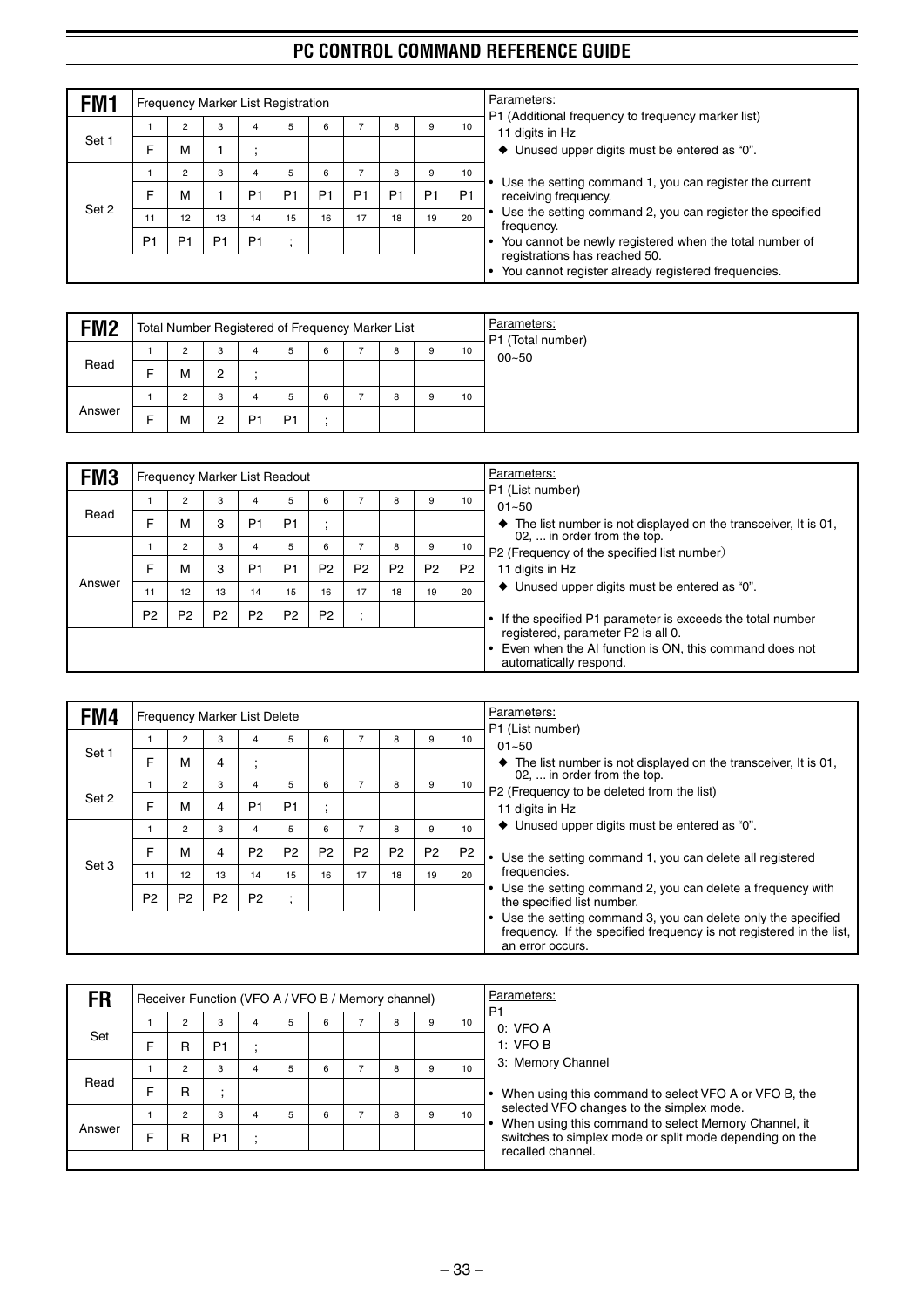## PC CONTROL COMMAND REFERENCE GUIDE

### FM1 — Frequency Marker List Registration

| | 1 | 2 | 3 | 4 | 5 | 6 | 7 | 8 | 9 | 10 |
|---|---|---|---|---|---|---|---|---|---|---|
| Set 1 | F | M | 1 | ; | | | | | | |
| Set 2 | F | M | 1 | P1 | P1 | P1 | P1 | P1 | P1 | P1 |
| | 11 | 12 | 13 | 14 | 15 | 16 | 17 | 18 | 19 | 20 |
| | P1 | P1 | P1 | P1 | ; | | | | | |

Parameters:
P1 (Additional frequency to frequency marker list)
11 digits in Hz
◆ Unused upper digits must be entered as "0".

- Use the setting command 1, you can register the current receiving frequency.
- Use the setting command 2, you can register the specified frequency.
- You cannot be newly registered when the total number of registrations has reached 50.
- You cannot register already registered frequencies.

### FM2 — Total Number Registered of Frequency Marker List

| | 1 | 2 | 3 | 4 | 5 | 6 | 7 | 8 | 9 | 10 |
|---|---|---|---|---|---|---|---|---|---|---|
| Read | F | M | 2 | ; | | | | | | |
| Answer | F | M | 2 | P1 | P1 | ; | | | | |

Parameters:
P1 (Total number)
00~50

### FM3 — Frequency Marker List Readout

| | 1 | 2 | 3 | 4 | 5 | 6 | 7 | 8 | 9 | 10 |
|---|---|---|---|---|---|---|---|---|---|---|
| Read | F | M | 3 | P1 | P1 | ; | | | | |
| Answer | F | M | 3 | P1 | P1 | P2 | P2 | P2 | P2 | P2 |
| | 11 | 12 | 13 | 14 | 15 | 16 | 17 | 18 | 19 | 20 |
| | P2 | P2 | P2 | P2 | P2 | P2 | ; | | | |

Parameters:
P1 (List number)
01~50
◆ The list number is not displayed on the transceiver, It is 01, 02, ... in order from the top.
P2 (Frequency of the specified list number)
11 digits in Hz
◆ Unused upper digits must be entered as "0".

- If the specified P1 parameter is exceeds the total number registered, parameter P2 is all 0.
- Even when the AI function is ON, this command does not automatically respond.

### FM4 — Frequency Marker List Delete

| | 1 | 2 | 3 | 4 | 5 | 6 | 7 | 8 | 9 | 10 |
|---|---|---|---|---|---|---|---|---|---|---|
| Set 1 | F | M | 4 | ; | | | | | | |
| Set 2 | F | M | 4 | P1 | P1 | ; | | | | |
| Set 3 | F | M | 4 | P2 | P2 | P2 | P2 | P2 | P2 | P2 |
| | 11 | 12 | 13 | 14 | 15 | 16 | 17 | 18 | 19 | 20 |
| | P2 | P2 | P2 | P2 | ; | | | | | |

Parameters:
P1 (List number)
01~50
◆ The list number is not displayed on the transceiver, It is 01, 02, ... in order from the top.
P2 (Frequency to be deleted from the list)
11 digits in Hz
◆ Unused upper digits must be entered as "0".

- Use the setting command 1, you can delete all registered frequencies.
- Use the setting command 2, you can delete a frequency with the specified list number.
- Use the setting command 3, you can delete only the specified frequency. If the specified frequency is not registered in the list, an error occurs.

### FR — Receiver Function (VFO A / VFO B / Memory channel)

| | 1 | 2 | 3 | 4 | 5 | 6 | 7 | 8 | 9 | 10 |
|---|---|---|---|---|---|---|---|---|---|---|
| Set | F | R | P1 | ; | | | | | | |
| Read | F | R | ; | | | | | | | |
| Answer | F | R | P1 | ; | | | | | | |

Parameters:
P1
0: VFO A
1: VFO B
3: Memory Channel

- When using this command to select VFO A or VFO B, the selected VFO changes to the simplex mode.
- When using this command to select Memory Channel, it switches to simplex mode or split mode depending on the recalled channel.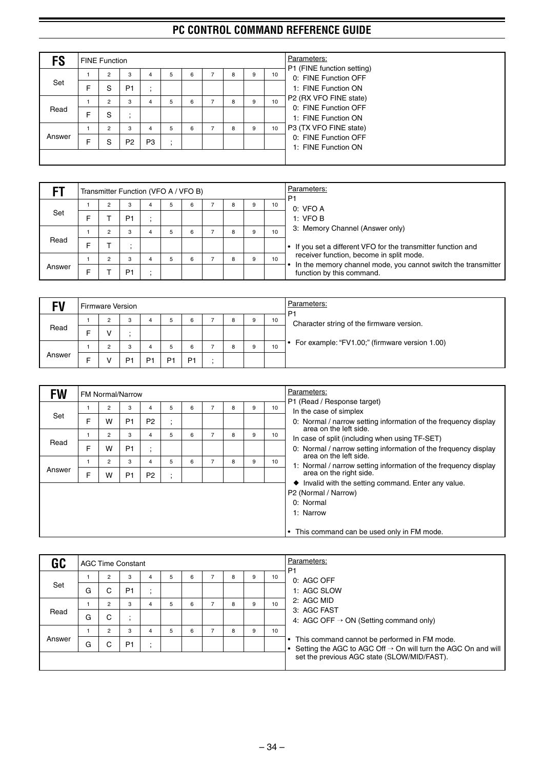## FS — FINE Function

| | 1 | 2 | 3 | 4 | 5 | 6 | 7 | 8 | 9 | 10 |
|---|---|---|---|---|---|---|---|---|---|---|
| Set | F | S | P1 | ; | | | | | | |
| Read | F | S | ; | | | | | | | |
| Answer | F | S | P2 | P3 | ; | | | | | |

Parameters:

P1 (FINE function setting)
- 0: FINE Function OFF
- 1: FINE Function ON

P2 (RX VFO FINE state)
- 0: FINE Function OFF
- 1: FINE Function ON

P3 (TX VFO FINE state)
- 0: FINE Function OFF
- 1: FINE Function ON

## FT — Transmitter Function (VFO A / VFO B)

| | 1 | 2 | 3 | 4 | 5 | 6 | 7 | 8 | 9 | 10 |
|---|---|---|---|---|---|---|---|---|---|---|
| Set | F | T | P1 | ; | | | | | | |
| Read | F | T | ; | | | | | | | |
| Answer | F | T | P1 | ; | | | | | | |

Parameters:

P1
- 0: VFO A
- 1: VFO B
- 3: Memory Channel (Answer only)

- If you set a different VFO for the transmitter function and receiver function, become in split mode.
- In the memory channel mode, you cannot switch the transmitter function by this command.

## FV — Firmware Version

| | 1 | 2 | 3 | 4 | 5 | 6 | 7 | 8 | 9 | 10 |
|---|---|---|---|---|---|---|---|---|---|---|
| Read | F | V | ; | | | | | | | |
| Answer | F | V | P1 | P1 | P1 | P1 | ; | | | |

Parameters:

P1
- Character string of the firmware version.

- For example: "FV1.00;" (firmware version 1.00)

## FW — FM Normal/Narrow

| | 1 | 2 | 3 | 4 | 5 | 6 | 7 | 8 | 9 | 10 |
|---|---|---|---|---|---|---|---|---|---|---|
| Set | F | W | P1 | P2 | ; | | | | | |
| Read | F | W | P1 | ; | | | | | | |
| Answer | F | W | P1 | P2 | ; | | | | | |

Parameters:

P1 (Read / Response target)

In the case of simplex
- 0: Normal / narrow setting information of the frequency display area on the left side.

In case of split (including when using TF-SET)
- 0: Normal / narrow setting information of the frequency display area on the left side.
- 1: Normal / narrow setting information of the frequency display area on the right side.
- ◆ Invalid with the setting command. Enter any value.

P2 (Normal / Narrow)
- 0: Normal
- 1: Narrow

- This command can be used only in FM mode.

## GC — AGC Time Constant

| | 1 | 2 | 3 | 4 | 5 | 6 | 7 | 8 | 9 | 10 |
|---|---|---|---|---|---|---|---|---|---|---|
| Set | G | C | P1 | ; | | | | | | |
| Read | G | C | ; | | | | | | | |
| Answer | G | C | P1 | ; | | | | | | |

Parameters:

P1
- 0: AGC OFF
- 1: AGC SLOW
- 2: AGC MID
- 3: AGC FAST
- 4: AGC OFF → ON (Setting command only)

- This command cannot be performed in FM mode.
- Setting the AGC to AGC Off → On will turn the AGC On and will set the previous AGC state (SLOW/MID/FAST).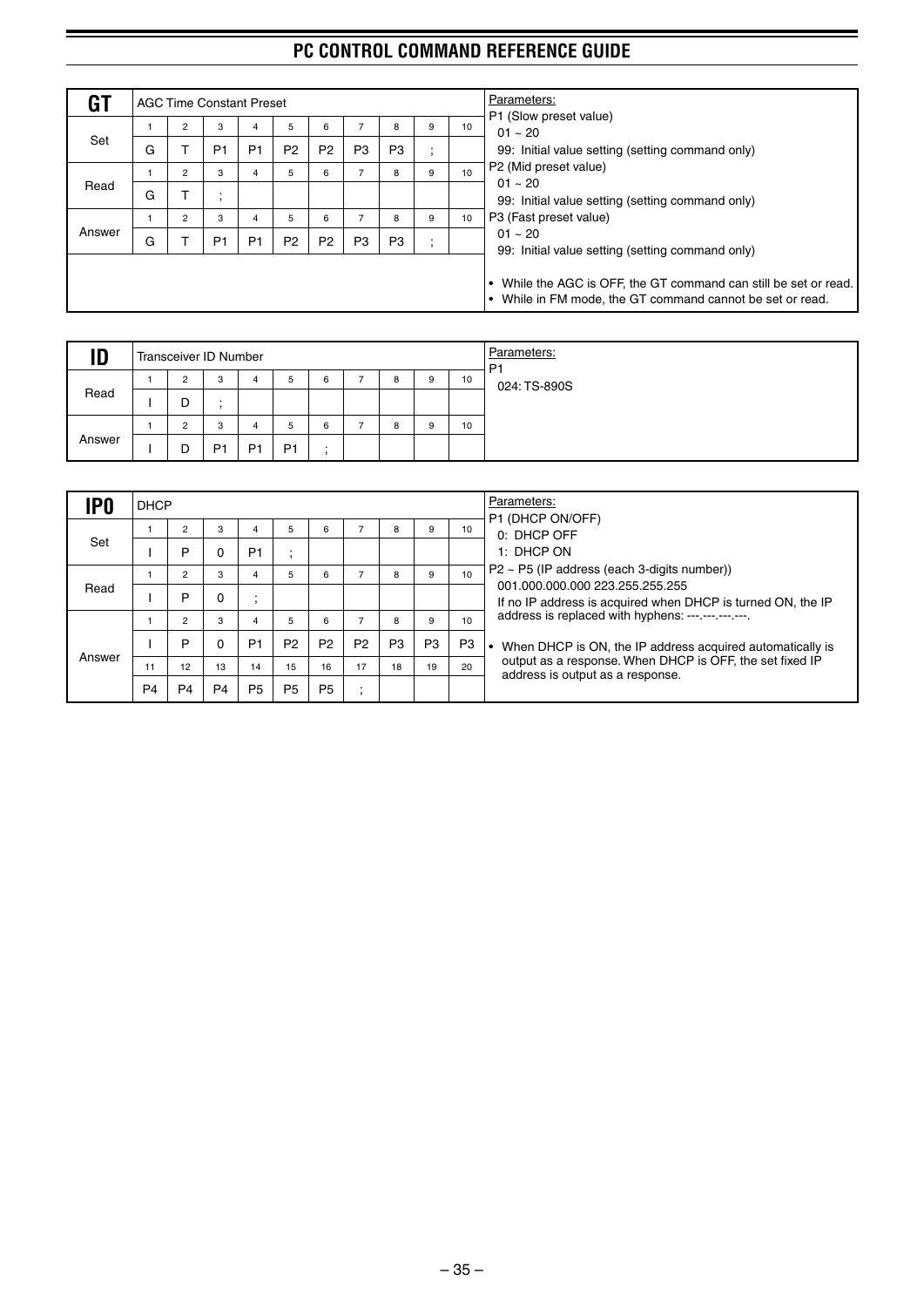## GT

AGC Time Constant Preset

| | 1 | 2 | 3 | 4 | 5 | 6 | 7 | 8 | 9 | 10 |
|---|---|---|---|---|---|---|---|---|---|---|
| Set | G | T | P1 | P1 | P2 | P2 | P3 | P3 | ; | |
| Read | G | T | ; | | | | | | | |
| Answer | G | T | P1 | P1 | P2 | P2 | P3 | P3 | ; | |

Parameters:

P1 (Slow preset value)
- 01 ~ 20
- 99: Initial value setting (setting command only)

P2 (Mid preset value)
- 01 ~ 20
- 99: Initial value setting (setting command only)

P3 (Fast preset value)
- 01 ~ 20
- 99: Initial value setting (setting command only)

- While the AGC is OFF, the GT command can still be set or read.
- While in FM mode, the GT command cannot be set or read.

## ID

Transceiver ID Number

| | 1 | 2 | 3 | 4 | 5 | 6 | 7 | 8 | 9 | 10 |
|---|---|---|---|---|---|---|---|---|---|---|
| Read | I | D | ; | | | | | | | |
| Answer | I | D | P1 | P1 | P1 | ; | | | | |

Parameters:

P1
- 024: TS-890S

## IP0

DHCP

| | 1 | 2 | 3 | 4 | 5 | 6 | 7 | 8 | 9 | 10 |
|---|---|---|---|---|---|---|---|---|---|---|
| Set | I | P | 0 | P1 | ; | | | | | |
| Read | I | P | 0 | ; | | | | | | |
| Answer | I | P | 0 | P1 | P2 | P2 | P2 | P3 | P3 | P3 |
| | 11 | 12 | 13 | 14 | 15 | 16 | 17 | 18 | 19 | 20 |
| | P4 | P4 | P4 | P5 | P5 | P5 | ; | | | |

Parameters:

P1 (DHCP ON/OFF)
- 0: DHCP OFF
- 1: DHCP ON

P2 ~ P5 (IP address (each 3-digits number))
- 001.000.000.000 223.255.255.255
- If no IP address is acquired when DHCP is turned ON, the IP address is replaced with hyphens: ---.---.---.---.

- When DHCP is ON, the IP address acquired automatically is output as a response. When DHCP is OFF, the set fixed IP address is output as a response.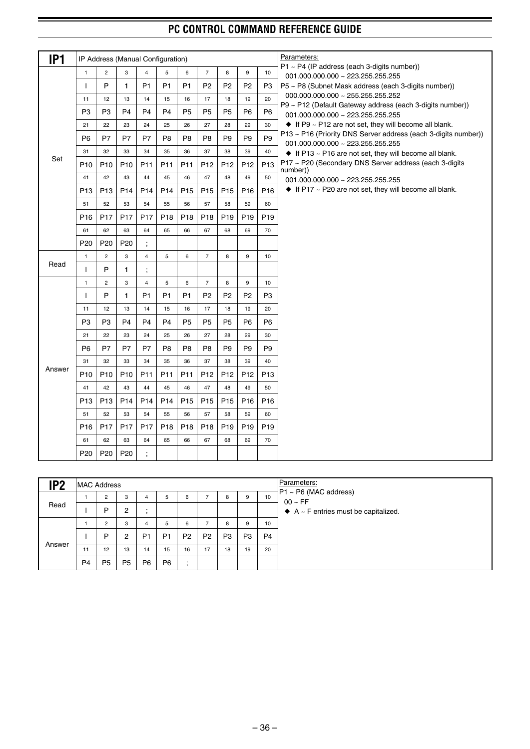## IP1

IP Address (Manual Configuration)

| | 1 | 2 | 3 | 4 | 5 | 6 | 7 | 8 | 9 | 10 |
|---|---|---|---|---|---|---|---|---|---|---|
| Set | I | P | 1 | P1 | P1 | P1 | P2 | P2 | P2 | P3 |
| | 11 | 12 | 13 | 14 | 15 | 16 | 17 | 18 | 19 | 20 |
| | P3 | P3 | P4 | P4 | P4 | P5 | P5 | P5 | P6 | P6 |
| | 21 | 22 | 23 | 24 | 25 | 26 | 27 | 28 | 29 | 30 |
| | P6 | P7 | P7 | P7 | P8 | P8 | P8 | P9 | P9 | P9 |
| | 31 | 32 | 33 | 34 | 35 | 36 | 37 | 38 | 39 | 40 |
| | P10 | P10 | P10 | P11 | P11 | P11 | P12 | P12 | P12 | P13 |
| | 41 | 42 | 43 | 44 | 45 | 46 | 47 | 48 | 49 | 50 |
| | P13 | P13 | P14 | P14 | P14 | P15 | P15 | P15 | P16 | P16 |
| | 51 | 52 | 53 | 54 | 55 | 56 | 57 | 58 | 59 | 60 |
| | P16 | P17 | P17 | P17 | P18 | P18 | P18 | P19 | P19 | P19 |
| | 61 | 62 | 63 | 64 | 65 | 66 | 67 | 68 | 69 | 70 |
| | P20 | P20 | P20 | ; | | | | | | |
| Read | 1 | 2 | 3 | 4 | 5 | 6 | 7 | 8 | 9 | 10 |
| | I | P | 1 | ; | | | | | | |
| Answer | 1 | 2 | 3 | 4 | 5 | 6 | 7 | 8 | 9 | 10 |
| | I | P | 1 | P1 | P1 | P1 | P2 | P2 | P2 | P3 |
| | 11 | 12 | 13 | 14 | 15 | 16 | 17 | 18 | 19 | 20 |
| | P3 | P3 | P4 | P4 | P4 | P5 | P5 | P5 | P6 | P6 |
| | 21 | 22 | 23 | 24 | 25 | 26 | 27 | 28 | 29 | 30 |
| | P6 | P7 | P7 | P7 | P8 | P8 | P8 | P9 | P9 | P9 |
| | 31 | 32 | 33 | 34 | 35 | 36 | 37 | 38 | 39 | 40 |
| | P10 | P10 | P10 | P11 | P11 | P11 | P12 | P12 | P12 | P13 |
| | 41 | 42 | 43 | 44 | 45 | 46 | 47 | 48 | 49 | 50 |
| | P13 | P13 | P14 | P14 | P14 | P15 | P15 | P15 | P16 | P16 |
| | 51 | 52 | 53 | 54 | 55 | 56 | 57 | 58 | 59 | 60 |
| | P16 | P17 | P17 | P17 | P18 | P18 | P18 | P19 | P19 | P19 |
| | 61 | 62 | 63 | 64 | 65 | 66 | 67 | 68 | 69 | 70 |
| | P20 | P20 | P20 | ; | | | | | | |

Parameters:

P1 ~ P4 (IP address (each 3-digits number))
001.000.000.000 ~ 223.255.255.255

P5 ~ P8 (Subnet Mask address (each 3-digits number))
000.000.000.000 ~ 255.255.255.252

P9 ~ P12 (Default Gateway address (each 3-digits number))
001.000.000.000 ~ 223.255.255.255
◆ If P9 ~ P12 are not set, they will become all blank.

P13 ~ P16 (Priority DNS Server address (each 3-digits number))
001.000.000.000 ~ 223.255.255.255
◆ If P13 ~ P16 are not set, they will become all blank.

P17 ~ P20 (Secondary DNS Server address (each 3-digits number))
001.000.000.000 ~ 223.255.255.255
◆ If P17 ~ P20 are not set, they will become all blank.

## IP2

MAC Address

| | 1 | 2 | 3 | 4 | 5 | 6 | 7 | 8 | 9 | 10 |
|---|---|---|---|---|---|---|---|---|---|---|
| Read | I | P | 2 | ; | | | | | | |
| Answer | 1 | 2 | 3 | 4 | 5 | 6 | 7 | 8 | 9 | 10 |
| | I | P | 2 | P1 | P1 | P2 | P2 | P3 | P3 | P4 |
| | 11 | 12 | 13 | 14 | 15 | 16 | 17 | 18 | 19 | 20 |
| | P4 | P5 | P5 | P6 | P6 | ; | | | | |

Parameters:

P1 ~ P6 (MAC address)
00 ~ FF
◆ A ~ F entries must be capitalized.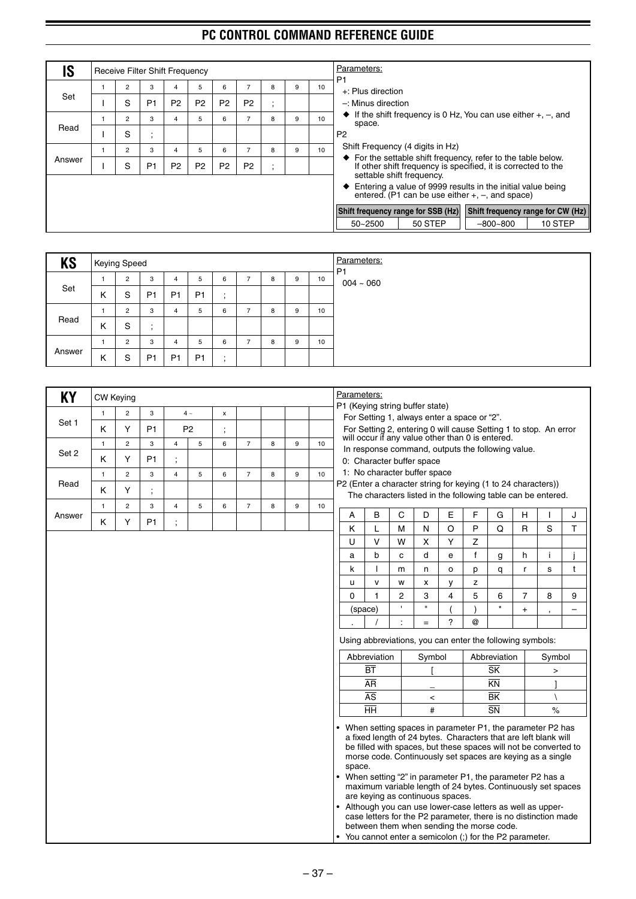## IS — Receive Filter Shift Frequency

| | 1 | 2 | 3 | 4 | 5 | 6 | 7 | 8 | 9 | 10 |
|---|---|---|---|---|---|---|---|---|---|---|
| Set | I | S | P1 | P2 | P2 | P2 | P2 | ; | | |
| Read | I | S | ; | | | | | | | |
| Answer | I | S | P1 | P2 | P2 | P2 | P2 | ; | | |

Parameters:

P1

+: Plus direction

–: Minus direction

◆ If the shift frequency is 0 Hz, You can use either +, –, and space.

P2

Shift Frequency (4 digits in Hz)

◆ For the settable shift frequency, refer to the table below. If other shift frequency is specified, it is corrected to the settable shift frequency.

◆ Entering a value of 9999 results in the initial value being entered. (P1 can be use either +, –, and space)

| Shift frequency range for SSB (Hz) | | Shift frequency range for CW (Hz) | |
|---|---|---|---|
| 50~2500 | 50 STEP | –800~800 | 10 STEP |

## KS — Keying Speed

| | 1 | 2 | 3 | 4 | 5 | 6 | 7 | 8 | 9 | 10 |
|---|---|---|---|---|---|---|---|---|---|---|
| Set | K | S | P1 | P1 | P1 | ; | | | | |
| Read | K | S | ; | | | | | | | |
| Answer | K | S | P1 | P1 | P1 | ; | | | | |

Parameters:

P1

004 ~ 060

## KY — CW Keying

| | 1 | 2 | 3 | 4 ~ | | x | | | | |
|---|---|---|---|---|---|---|---|---|---|---|
| Set 1 | K | Y | P1 | P2 | | ; | | | | |

| | 1 | 2 | 3 | 4 | 5 | 6 | 7 | 8 | 9 | 10 |
|---|---|---|---|---|---|---|---|---|---|---|
| Set 2 | K | Y | P1 | ; | | | | | | |
| Read | K | Y | ; | | | | | | | |
| Answer | K | Y | P1 | ; | | | | | | |

Parameters:

P1 (Keying string buffer state)

For Setting 1, always enter a space or “2”.

For Setting 2, entering 0 will cause Setting 1 to stop. An error will occur if any value other than 0 is entered.

In response command, outputs the following value.

0: Character buffer space

1: No character buffer space

P2 (Enter a character string for keying (1 to 24 characters))

The characters listed in the following table can be entered.

| A | B | C | D | E | F | G | H | I | J |
|---|---|---|---|---|---|---|---|---|---|
| K | L | M | N | O | P | Q | R | S | T |
| U | V | W | X | Y | Z | | | | |
| a | b | c | d | e | f | g | h | i | j |
| k | l | m | n | o | p | q | r | s | t |
| u | v | w | x | y | z | | | | |
| 0 | 1 | 2 | 3 | 4 | 5 | 6 | 7 | 8 | 9 |
| (space) | | ' | " | ( | ) | * | + | , | – |
| . | / | : | = | ? | @ | | | | |

Using abbreviations, you can enter the following symbols:

| Abbreviation | Symbol | Abbreviation | Symbol |
|---|---|---|---|
| $\overline{BT}$ | [ | $\overline{SK}$ | > |
| $\overline{AR}$ | _ | $\overline{KN}$ | ] |
| $\overline{AS}$ | < | $\overline{BK}$ | \ |
| $\overline{HH}$ | # | $\overline{SN}$ | % |

- When setting spaces in parameter P1, the parameter P2 has a fixed length of 24 bytes. Characters that are left blank will be filled with spaces, but these spaces will not be converted to morse code. Continuously set spaces are keying as a single space.
- When setting “2” in parameter P1, the parameter P2 has a maximum variable length of 24 bytes. Continuously set spaces are keying as continuous spaces.
- Although you can use lower-case letters as well as upper-case letters for the P2 parameter, there is no distinction made between them when sending the morse code.
- You cannot enter a semicolon (;) for the P2 parameter.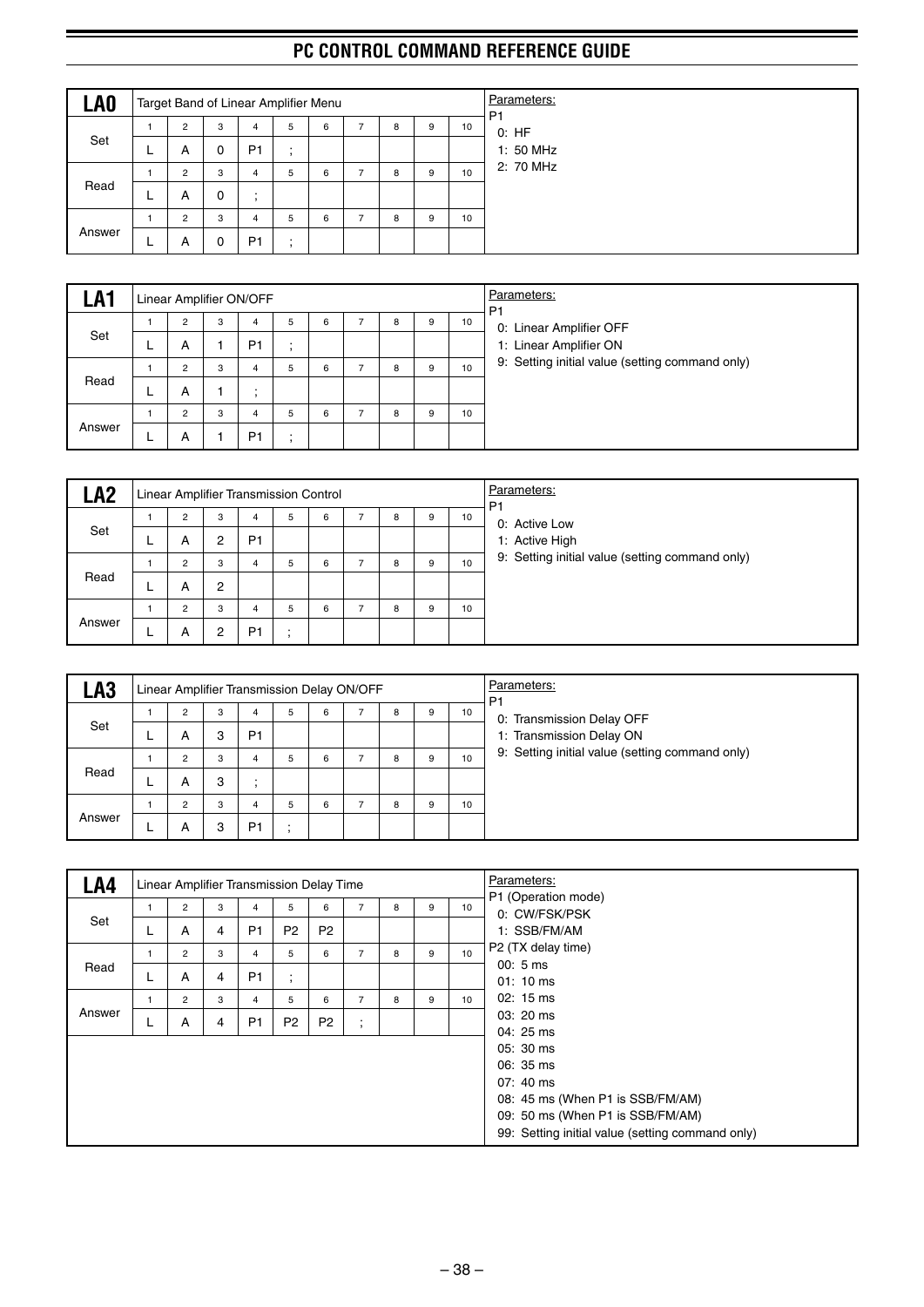## LA0

Target Band of Linear Amplifier Menu

| | 1 | 2 | 3 | 4 | 5 | 6 | 7 | 8 | 9 | 10 |
|---|---|---|---|---|---|---|---|---|---|---|
| Set | L | A | 0 | P1 | ; | | | | | |
| Read | L | A | 0 | ; | | | | | | |
| Answer | L | A | 0 | P1 | ; | | | | | |

Parameters:

P1
- 0: HF
- 1: 50 MHz
- 2: 70 MHz

## LA1

Linear Amplifier ON/OFF

| | 1 | 2 | 3 | 4 | 5 | 6 | 7 | 8 | 9 | 10 |
|---|---|---|---|---|---|---|---|---|---|---|
| Set | L | A | 1 | P1 | ; | | | | | |
| Read | L | A | 1 | ; | | | | | | |
| Answer | L | A | 1 | P1 | ; | | | | | |

Parameters:

P1
- 0: Linear Amplifier OFF
- 1: Linear Amplifier ON
- 9: Setting initial value (setting command only)

## LA2

Linear Amplifier Transmission Control

| | 1 | 2 | 3 | 4 | 5 | 6 | 7 | 8 | 9 | 10 |
|---|---|---|---|---|---|---|---|---|---|---|
| Set | L | A | 2 | P1 | | | | | | |
| Read | L | A | 2 | | | | | | | |
| Answer | L | A | 2 | P1 | ; | | | | | |

Parameters:

P1
- 0: Active Low
- 1: Active High
- 9: Setting initial value (setting command only)

## LA3

Linear Amplifier Transmission Delay ON/OFF

| | 1 | 2 | 3 | 4 | 5 | 6 | 7 | 8 | 9 | 10 |
|---|---|---|---|---|---|---|---|---|---|---|
| Set | L | A | 3 | P1 | | | | | | |
| Read | L | A | 3 | ; | | | | | | |
| Answer | L | A | 3 | P1 | ; | | | | | |

Parameters:

P1
- 0: Transmission Delay OFF
- 1: Transmission Delay ON
- 9: Setting initial value (setting command only)

## LA4

Linear Amplifier Transmission Delay Time

| | 1 | 2 | 3 | 4 | 5 | 6 | 7 | 8 | 9 | 10 |
|---|---|---|---|---|---|---|---|---|---|---|
| Set | L | A | 4 | P1 | P2 | P2 | | | | |
| Read | L | A | 4 | P1 | ; | | | | | |
| Answer | L | A | 4 | P1 | P2 | P2 | ; | | | |

Parameters:

P1 (Operation mode)
- 0: CW/FSK/PSK
- 1: SSB/FM/AM

P2 (TX delay time)
- 00: 5 ms
- 01: 10 ms
- 02: 15 ms
- 03: 20 ms
- 04: 25 ms
- 05: 30 ms
- 06: 35 ms
- 07: 40 ms
- 08: 45 ms (When P1 is SSB/FM/AM)
- 09: 50 ms (When P1 is SSB/FM/AM)
- 99: Setting initial value (setting command only)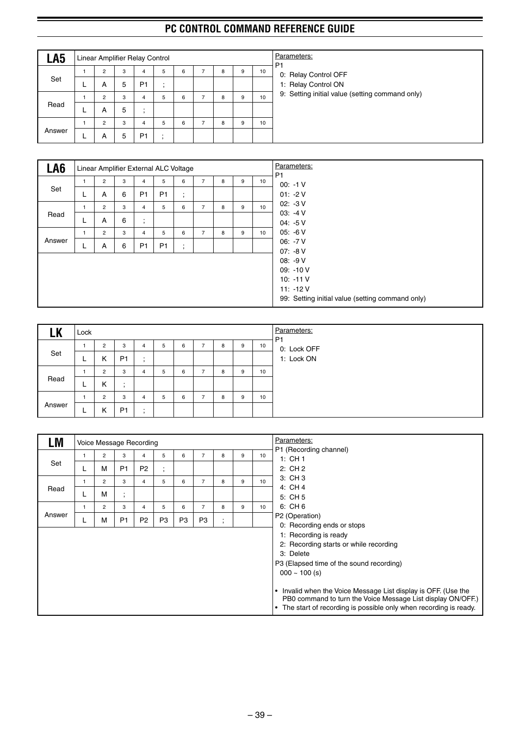## LA5

Linear Amplifier Relay Control

| | 1 | 2 | 3 | 4 | 5 | 6 | 7 | 8 | 9 | 10 |
|---|---|---|---|---|---|---|---|---|---|---|
| Set | L | A | 5 | P1 | ; | | | | | |
| Read | L | A | 5 | ; | | | | | | |
| Answer | L | A | 5 | P1 | ; | | | | | |

Parameters:
P1
- 0: Relay Control OFF
- 1: Relay Control ON
- 9: Setting initial value (setting command only)

## LA6

Linear Amplifier External ALC Voltage

| | 1 | 2 | 3 | 4 | 5 | 6 | 7 | 8 | 9 | 10 |
|---|---|---|---|---|---|---|---|---|---|---|
| Set | L | A | 6 | P1 | P1 | ; | | | | |
| Read | L | A | 6 | ; | | | | | | |
| Answer | L | A | 6 | P1 | P1 | ; | | | | |

Parameters:
P1
- 00: -1 V
- 01: -2 V
- 02: -3 V
- 03: -4 V
- 04: -5 V
- 05: -6 V
- 06: -7 V
- 07: -8 V
- 08: -9 V
- 09: -10 V
- 10: -11 V
- 11: -12 V
- 99: Setting initial value (setting command only)

## LK

Lock

| | 1 | 2 | 3 | 4 | 5 | 6 | 7 | 8 | 9 | 10 |
|---|---|---|---|---|---|---|---|---|---|---|
| Set | L | K | P1 | ; | | | | | | |
| Read | L | K | ; | | | | | | | |
| Answer | L | K | P1 | ; | | | | | | |

Parameters:
P1
- 0: Lock OFF
- 1: Lock ON

## LM

Voice Message Recording

| | 1 | 2 | 3 | 4 | 5 | 6 | 7 | 8 | 9 | 10 |
|---|---|---|---|---|---|---|---|---|---|---|
| Set | L | M | P1 | P2 | ; | | | | | |
| Read | L | M | ; | | | | | | | |
| Answer | L | M | P1 | P2 | P3 | P3 | P3 | ; | | |

Parameters:
P1 (Recording channel)
- 1: CH 1
- 2: CH 2
- 3: CH 3
- 4: CH 4
- 5: CH 5
- 6: CH 6

P2 (Operation)
- 0: Recording ends or stops
- 1: Recording is ready
- 2: Recording starts or while recording
- 3: Delete

P3 (Elapsed time of the sound recording)
- 000 ~ 100 (s)

- Invalid when the Voice Message List display is OFF. (Use the PB0 command to turn the Voice Message List display ON/OFF.)
- The start of recording is possible only when recording is ready.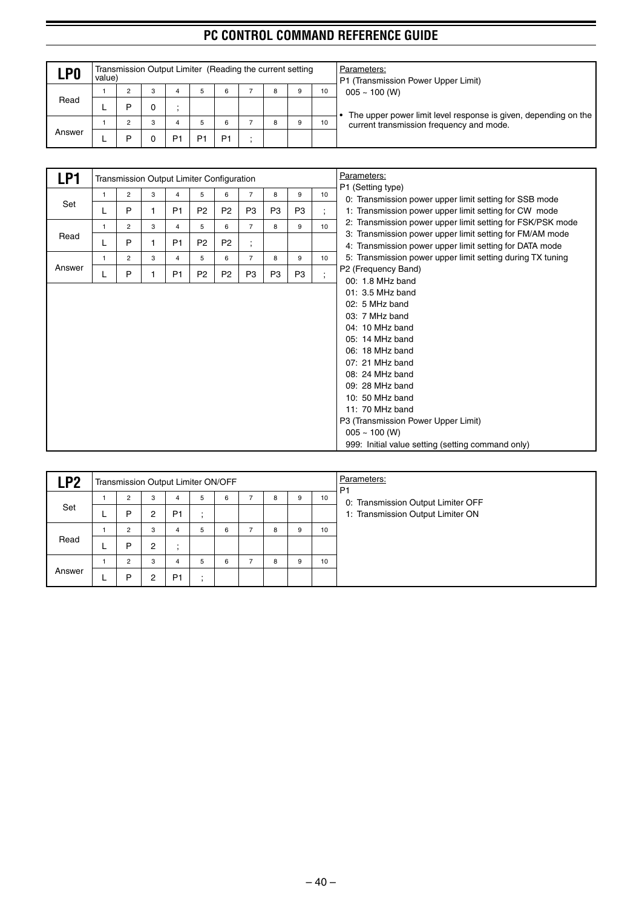## LP0

Transmission Output Limiter (Reading the current setting value)

| | 1 | 2 | 3 | 4 | 5 | 6 | 7 | 8 | 9 | 10 |
|---|---|---|---|---|---|---|---|---|---|---|
| Read | L | P | 0 | ; | | | | | | |
| Answer | L | P | 0 | P1 | P1 | P1 | ; | | | |

Parameters:
P1 (Transmission Power Upper Limit)
005 ~ 100 (W)

- The upper power limit level response is given, depending on the current transmission frequency and mode.

## LP1

Transmission Output Limiter Configuration

| | 1 | 2 | 3 | 4 | 5 | 6 | 7 | 8 | 9 | 10 |
|---|---|---|---|---|---|---|---|---|---|---|
| Set | L | P | 1 | P1 | P2 | P2 | P3 | P3 | P3 | ; |
| Read | L | P | 1 | P1 | P2 | P2 | ; | | | |
| Answer | L | P | 1 | P1 | P2 | P2 | P3 | P3 | P3 | ; |

Parameters:
P1 (Setting type)
0: Transmission power upper limit setting for SSB mode
1: Transmission power upper limit setting for CW mode
2: Transmission power upper limit setting for FSK/PSK mode
3: Transmission power upper limit setting for FM/AM mode
4: Transmission power upper limit setting for DATA mode
5: Transmission power upper limit setting during TX tuning
P2 (Frequency Band)
00: 1.8 MHz band
01: 3.5 MHz band
02: 5 MHz band
03: 7 MHz band
04: 10 MHz band
05: 14 MHz band
06: 18 MHz band
07: 21 MHz band
08: 24 MHz band
09: 28 MHz band
10: 50 MHz band
11: 70 MHz band
P3 (Transmission Power Upper Limit)
005 ~ 100 (W)
999: Initial value setting (setting command only)

## LP2

Transmission Output Limiter ON/OFF

| | 1 | 2 | 3 | 4 | 5 | 6 | 7 | 8 | 9 | 10 |
|---|---|---|---|---|---|---|---|---|---|---|
| Set | L | P | 2 | P1 | ; | | | | | |
| Read | L | P | 2 | ; | | | | | | |
| Answer | L | P | 2 | P1 | ; | | | | | |

Parameters:
P1
0: Transmission Output Limiter OFF
1: Transmission Output Limiter ON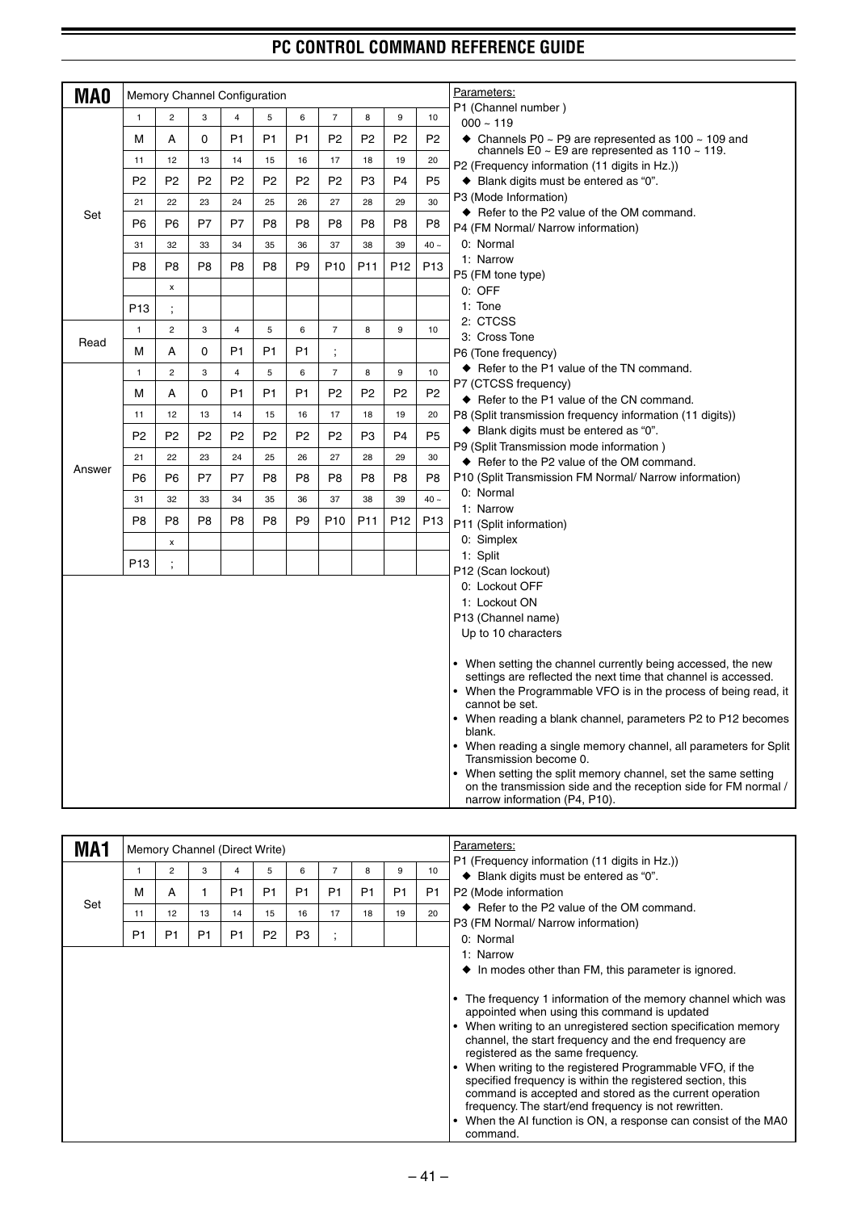## MA0 — Memory Channel Configuration

**Set**

| 1 | 2 | 3 | 4 | 5 | 6 | 7 | 8 | 9 | 10 |
|---|---|---|---|---|---|---|---|---|---|
| M | A | 0 | P1 | P1 | P1 | P2 | P2 | P2 | P2 |
| 11 | 12 | 13 | 14 | 15 | 16 | 17 | 18 | 19 | 20 |
| P2 | P2 | P2 | P2 | P2 | P2 | P2 | P3 | P4 | P5 |
| 21 | 22 | 23 | 24 | 25 | 26 | 27 | 28 | 29 | 30 |
| P6 | P6 | P7 | P7 | P8 | P8 | P8 | P8 | P8 | P8 |
| 31 | 32 | 33 | 34 | 35 | 36 | 37 | 38 | 39 | 40 ~ |
| P8 | P8 | P8 | P8 | P8 | P9 | P10 | P11 | P12 | P13 |
| | x | | | | | | | | |
| P13 | ; | | | | | | | | |

**Read**

| 1 | 2 | 3 | 4 | 5 | 6 | 7 | 8 | 9 | 10 |
|---|---|---|---|---|---|---|---|---|---|
| M | A | 0 | P1 | P1 | P1 | ; | | | |

**Answer**

| 1 | 2 | 3 | 4 | 5 | 6 | 7 | 8 | 9 | 10 |
|---|---|---|---|---|---|---|---|---|---|
| M | A | 0 | P1 | P1 | P1 | P2 | P2 | P2 | P2 |
| 11 | 12 | 13 | 14 | 15 | 16 | 17 | 18 | 19 | 20 |
| P2 | P2 | P2 | P2 | P2 | P2 | P2 | P3 | P4 | P5 |
| 21 | 22 | 23 | 24 | 25 | 26 | 27 | 28 | 29 | 30 |
| P6 | P6 | P7 | P7 | P8 | P8 | P8 | P8 | P8 | P8 |
| 31 | 32 | 33 | 34 | 35 | 36 | 37 | 38 | 39 | 40 ~ |
| P8 | P8 | P8 | P8 | P8 | P9 | P10 | P11 | P12 | P13 |
| | x | | | | | | | | |
| P13 | ; | | | | | | | | |

Parameters:

P1 (Channel number )
000 ~ 119
- ◆ Channels P0 ~ P9 are represented as 100 ~ 109 and channels E0 ~ E9 are represented as 110 ~ 119.

P2 (Frequency information (11 digits in Hz.))
- ◆ Blank digits must be entered as "0".

P3 (Mode Information)
- ◆ Refer to the P2 value of the OM command.

P4 (FM Normal/ Narrow information)
0: Normal
1: Narrow

P5 (FM tone type)
0: OFF
1: Tone
2: CTCSS
3: Cross Tone

P6 (Tone frequency)
- ◆ Refer to the P1 value of the TN command.

P7 (CTCSS frequency)
- ◆ Refer to the P1 value of the CN command.

P8 (Split transmission frequency information (11 digits))
- ◆ Blank digits must be entered as "0".

P9 (Split Transmission mode information )
- ◆ Refer to the P2 value of the OM command.

P10 (Split Transmission FM Normal/ Narrow information)
0: Normal
1: Narrow

P11 (Split information)
0: Simplex
1: Split

P12 (Scan lockout)
0: Lockout OFF
1: Lockout ON

P13 (Channel name)
Up to 10 characters

- When setting the channel currently being accessed, the new settings are reflected the next time that channel is accessed.
- When the Programmable VFO is in the process of being read, it cannot be set.
- When reading a blank channel, parameters P2 to P12 becomes blank.
- When reading a single memory channel, all parameters for Split Transmission become 0.
- When setting the split memory channel, set the same setting on the transmission side and the reception side for FM normal / narrow information (P4, P10).

## MA1 — Memory Channel (Direct Write)

**Set**

| 1 | 2 | 3 | 4 | 5 | 6 | 7 | 8 | 9 | 10 |
|---|---|---|---|---|---|---|---|---|---|
| M | A | 1 | P1 | P1 | P1 | P1 | P1 | P1 | P1 |
| 11 | 12 | 13 | 14 | 15 | 16 | 17 | 18 | 19 | 20 |
| P1 | P1 | P1 | P1 | P2 | P3 | ; | | | |

Parameters:

P1 (Frequency information (11 digits in Hz.))
- ◆ Blank digits must be entered as "0".

P2 (Mode information
- ◆ Refer to the P2 value of the OM command.

P3 (FM Normal/ Narrow information)
0: Normal
1: Narrow
- ◆ In modes other than FM, this parameter is ignored.

- The frequency 1 information of the memory channel which was appointed when using this command is updated
- When writing to an unregistered section specification memory channel, the start frequency and the end frequency are registered as the same frequency.
- When writing to the registered Programmable VFO, if the specified frequency is within the registered section, this command is accepted and stored as the current operation frequency. The start/end frequency is not rewritten.
- When the AI function is ON, a response can consist of the MA0 command.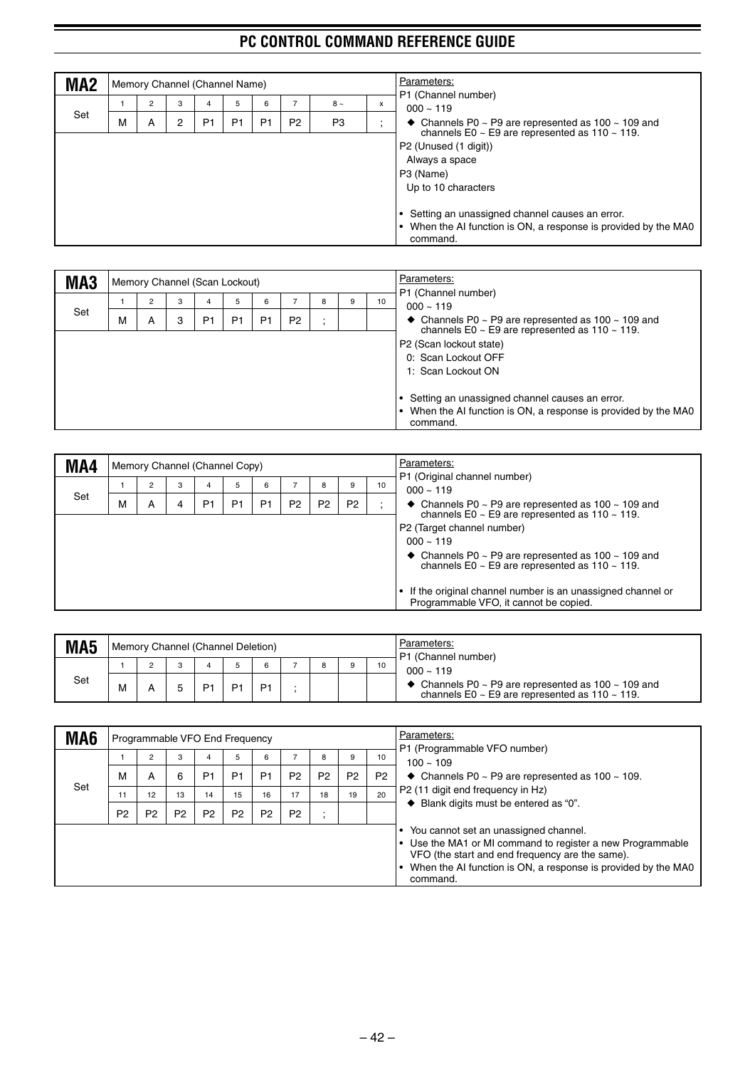## MA2

Memory Channel (Channel Name)

| | 1 | 2 | 3 | 4 | 5 | 6 | 7 | 8 ~ | x |
|---|---|---|---|---|---|---|---|---|---|
| Set | M | A | 2 | P1 | P1 | P1 | P2 | P3 | ; |

Parameters:

P1 (Channel number)
000 ~ 119
◆ Channels P0 ~ P9 are represented as 100 ~ 109 and channels E0 ~ E9 are represented as 110 ~ 119.

P2 (Unused (1 digit))
Always a space

P3 (Name)
Up to 10 characters

- Setting an unassigned channel causes an error.
- When the AI function is ON, a response is provided by the MA0 command.

## MA3

Memory Channel (Scan Lockout)

| | 1 | 2 | 3 | 4 | 5 | 6 | 7 | 8 | 9 | 10 |
|---|---|---|---|---|---|---|---|---|---|---|
| Set | M | A | 3 | P1 | P1 | P1 | P2 | ; | | |

Parameters:

P1 (Channel number)
000 ~ 119
◆ Channels P0 ~ P9 are represented as 100 ~ 109 and channels E0 ~ E9 are represented as 110 ~ 119.

P2 (Scan lockout state)
0: Scan Lockout OFF
1: Scan Lockout ON

- Setting an unassigned channel causes an error.
- When the AI function is ON, a response is provided by the MA0 command.

## MA4

Memory Channel (Channel Copy)

| | 1 | 2 | 3 | 4 | 5 | 6 | 7 | 8 | 9 | 10 |
|---|---|---|---|---|---|---|---|---|---|---|
| Set | M | A | 4 | P1 | P1 | P1 | P2 | P2 | P2 | ; |

Parameters:

P1 (Original channel number)
000 ~ 119
◆ Channels P0 ~ P9 are represented as 100 ~ 109 and channels E0 ~ E9 are represented as 110 ~ 119.

P2 (Target channel number)
000 ~ 119
◆ Channels P0 ~ P9 are represented as 100 ~ 109 and channels E0 ~ E9 are represented as 110 ~ 119.

- If the original channel number is an unassigned channel or Programmable VFO, it cannot be copied.

## MA5

Memory Channel (Channel Deletion)

| | 1 | 2 | 3 | 4 | 5 | 6 | 7 | 8 | 9 | 10 |
|---|---|---|---|---|---|---|---|---|---|---|
| Set | M | A | 5 | P1 | P1 | P1 | ; | | | |

Parameters:

P1 (Channel number)
000 ~ 119
◆ Channels P0 ~ P9 are represented as 100 ~ 109 and channels E0 ~ E9 are represented as 110 ~ 119.

## MA6

Programmable VFO End Frequency

| | 1 | 2 | 3 | 4 | 5 | 6 | 7 | 8 | 9 | 10 |
|---|---|---|---|---|---|---|---|---|---|---|
| Set | M | A | 6 | P1 | P1 | P1 | P2 | P2 | P2 | P2 |
| | 11 | 12 | 13 | 14 | 15 | 16 | 17 | 18 | 19 | 20 |
| | P2 | P2 | P2 | P2 | P2 | P2 | P2 | ; | | |

Parameters:

P1 (Programmable VFO number)
100 ~ 109
◆ Channels P0 ~ P9 are represented as 100 ~ 109.

P2 (11 digit end frequency in Hz)
◆ Blank digits must be entered as "0".

- You cannot set an unassigned channel.
- Use the MA1 or MI command to register a new Programmable VFO (the start and end frequency are the same).
- When the AI function is ON, a response is provided by the MA0 command.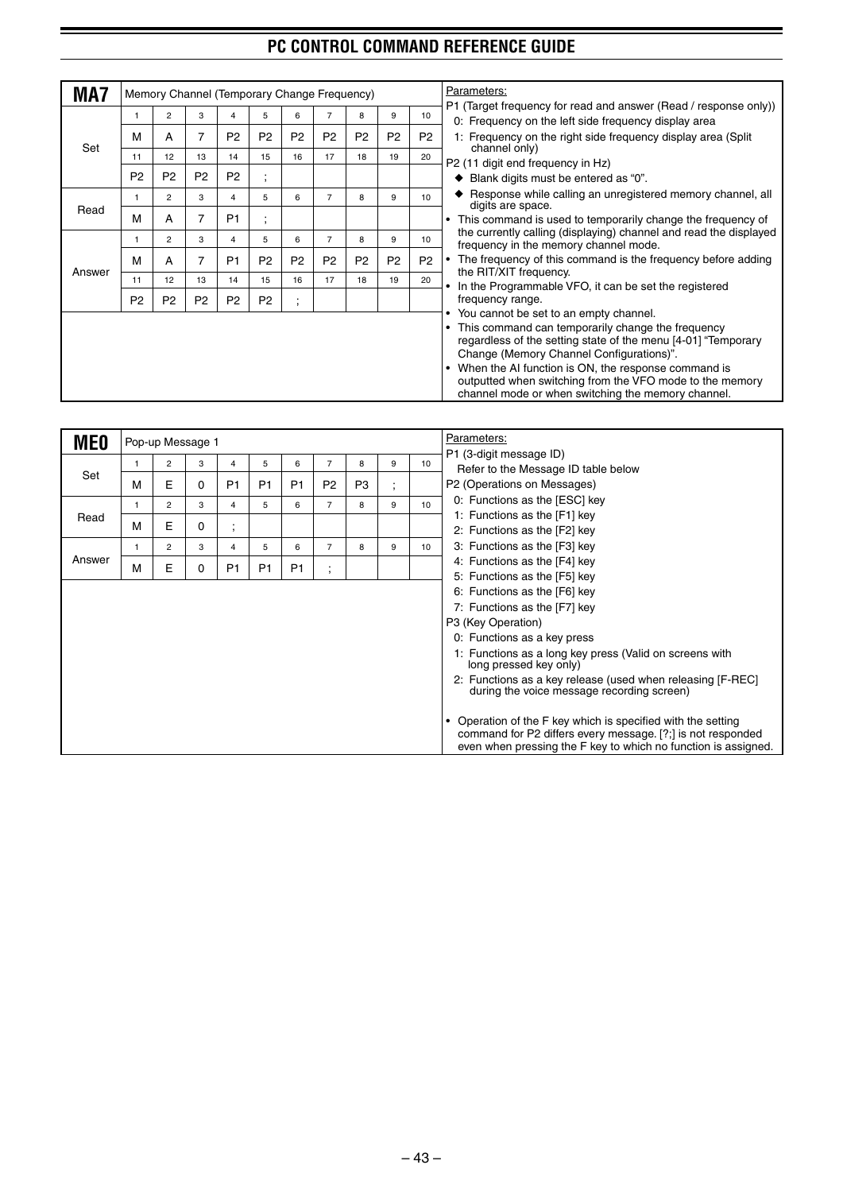## MA7 — Memory Channel (Temporary Change Frequency)

| | 1 | 2 | 3 | 4 | 5 | 6 | 7 | 8 | 9 | 10 |
|---|---|---|---|---|---|---|---|---|---|---|
| Set | M | A | 7 | P2 | P2 | P2 | P2 | P2 | P2 | P2 |
| | 11 | 12 | 13 | 14 | 15 | 16 | 17 | 18 | 19 | 20 |
| | P2 | P2 | P2 | P2 | ; | | | | | |
| Read | 1 | 2 | 3 | 4 | 5 | 6 | 7 | 8 | 9 | 10 |
| | M | A | 7 | P1 | ; | | | | | |
| Answer | 1 | 2 | 3 | 4 | 5 | 6 | 7 | 8 | 9 | 10 |
| | M | A | 7 | P1 | P2 | P2 | P2 | P2 | P2 | P2 |
| | 11 | 12 | 13 | 14 | 15 | 16 | 17 | 18 | 19 | 20 |
| | P2 | P2 | P2 | P2 | P2 | ; | | | | |

Parameters:

P1 (Target frequency for read and answer (Read / response only))
- 0: Frequency on the left side frequency display area
- 1: Frequency on the right side frequency display area (Split channel only)

P2 (11 digit end frequency in Hz)
- ◆ Blank digits must be entered as "0".
- ◆ Response while calling an unregistered memory channel, all digits are space.

- This command is used to temporarily change the frequency of the currently calling (displaying) channel and read the displayed frequency in the memory channel mode.
- The frequency of this command is the frequency before adding the RIT/XIT frequency.
- In the Programmable VFO, it can be set the registered frequency range.
- You cannot be set to an empty channel.
- This command can temporarily change the frequency regardless of the setting state of the menu [4-01] "Temporary Change (Memory Channel Configurations)".
- When the AI function is ON, the response command is outputted when switching from the VFO mode to the memory channel mode or when switching the memory channel.

## ME0 — Pop-up Message 1

| | 1 | 2 | 3 | 4 | 5 | 6 | 7 | 8 | 9 | 10 |
|---|---|---|---|---|---|---|---|---|---|---|
| Set | M | E | 0 | P1 | P1 | P1 | P2 | P3 | ; | |
| Read | 1 | 2 | 3 | 4 | 5 | 6 | 7 | 8 | 9 | 10 |
| | M | E | 0 | ; | | | | | | |
| Answer | 1 | 2 | 3 | 4 | 5 | 6 | 7 | 8 | 9 | 10 |
| | M | E | 0 | P1 | P1 | P1 | ; | | | |

Parameters:

P1 (3-digit message ID)
- Refer to the Message ID table below

P2 (Operations on Messages)
- 0: Functions as the [ESC] key
- 1: Functions as the [F1] key
- 2: Functions as the [F2] key
- 3: Functions as the [F3] key
- 4: Functions as the [F4] key
- 5: Functions as the [F5] key
- 6: Functions as the [F6] key
- 7: Functions as the [F7] key

P3 (Key Operation)
- 0: Functions as a key press
- 1: Functions as a long key press (Valid on screens with long pressed key only)
- 2: Functions as a key release (used when releasing [F-REC] during the voice message recording screen)

- Operation of the F key which is specified with the setting command for P2 differs every message. [?;] is not responded even when pressing the F key to which no function is assigned.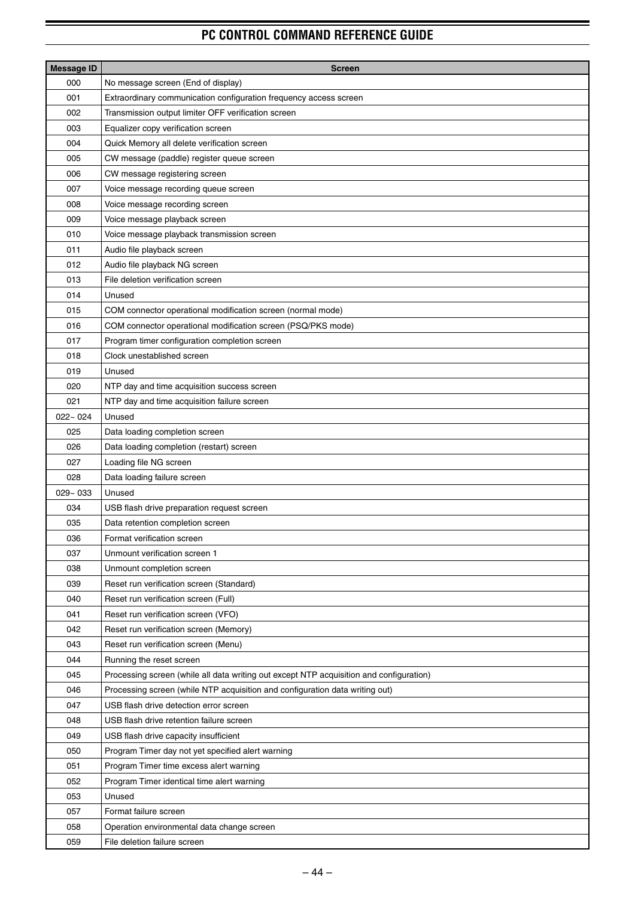| Message ID | Screen |
|---|---|
| 000 | No message screen (End of display) |
| 001 | Extraordinary communication configuration frequency access screen |
| 002 | Transmission output limiter OFF verification screen |
| 003 | Equalizer copy verification screen |
| 004 | Quick Memory all delete verification screen |
| 005 | CW message (paddle) register queue screen |
| 006 | CW message registering screen |
| 007 | Voice message recording queue screen |
| 008 | Voice message recording screen |
| 009 | Voice message playback screen |
| 010 | Voice message playback transmission screen |
| 011 | Audio file playback screen |
| 012 | Audio file playback NG screen |
| 013 | File deletion verification screen |
| 014 | Unused |
| 015 | COM connector operational modification screen (normal mode) |
| 016 | COM connector operational modification screen (PSQ/PKS mode) |
| 017 | Program timer configuration completion screen |
| 018 | Clock unestablished screen |
| 019 | Unused |
| 020 | NTP day and time acquisition success screen |
| 021 | NTP day and time acquisition failure screen |
| 022~ 024 | Unused |
| 025 | Data loading completion screen |
| 026 | Data loading completion (restart) screen |
| 027 | Loading file NG screen |
| 028 | Data loading failure screen |
| 029~ 033 | Unused |
| 034 | USB flash drive preparation request screen |
| 035 | Data retention completion screen |
| 036 | Format verification screen |
| 037 | Unmount verification screen 1 |
| 038 | Unmount completion screen |
| 039 | Reset run verification screen (Standard) |
| 040 | Reset run verification screen (Full) |
| 041 | Reset run verification screen (VFO) |
| 042 | Reset run verification screen (Memory) |
| 043 | Reset run verification screen (Menu) |
| 044 | Running the reset screen |
| 045 | Processing screen (while all data writing out except NTP acquisition and configuration) |
| 046 | Processing screen (while NTP acquisition and configuration data writing out) |
| 047 | USB flash drive detection error screen |
| 048 | USB flash drive retention failure screen |
| 049 | USB flash drive capacity insufficient |
| 050 | Program Timer day not yet specified alert warning |
| 051 | Program Timer time excess alert warning |
| 052 | Program Timer identical time alert warning |
| 053 | Unused |
| 057 | Format failure screen |
| 058 | Operation environmental data change screen |
| 059 | File deletion failure screen |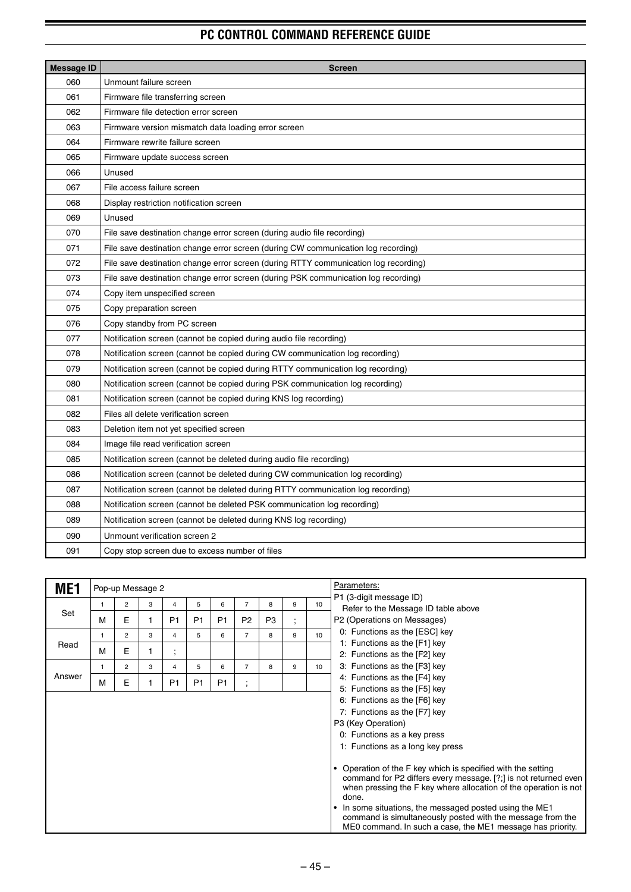| Message ID | Screen |
|---|---|
| 060 | Unmount failure screen |
| 061 | Firmware file transferring screen |
| 062 | Firmware file detection error screen |
| 063 | Firmware version mismatch data loading error screen |
| 064 | Firmware rewrite failure screen |
| 065 | Firmware update success screen |
| 066 | Unused |
| 067 | File access failure screen |
| 068 | Display restriction notification screen |
| 069 | Unused |
| 070 | File save destination change error screen (during audio file recording) |
| 071 | File save destination change error screen (during CW communication log recording) |
| 072 | File save destination change error screen (during RTTY communication log recording) |
| 073 | File save destination change error screen (during PSK communication log recording) |
| 074 | Copy item unspecified screen |
| 075 | Copy preparation screen |
| 076 | Copy standby from PC screen |
| 077 | Notification screen (cannot be copied during audio file recording) |
| 078 | Notification screen (cannot be copied during CW communication log recording) |
| 079 | Notification screen (cannot be copied during RTTY communication log recording) |
| 080 | Notification screen (cannot be copied during PSK communication log recording) |
| 081 | Notification screen (cannot be copied during KNS log recording) |
| 082 | Files all delete verification screen |
| 083 | Deletion item not yet specified screen |
| 084 | Image file read verification screen |
| 085 | Notification screen (cannot be deleted during audio file recording) |
| 086 | Notification screen (cannot be deleted during CW communication log recording) |
| 087 | Notification screen (cannot be deleted during RTTY communication log recording) |
| 088 | Notification screen (cannot be deleted PSK communication log recording) |
| 089 | Notification screen (cannot be deleted during KNS log recording) |
| 090 | Unmount verification screen 2 |
| 091 | Copy stop screen due to excess number of files |

## ME1 — Pop-up Message 2

| | 1 | 2 | 3 | 4 | 5 | 6 | 7 | 8 | 9 | 10 |
|---|---|---|---|---|---|---|---|---|---|---|
| Set | M | E | 1 | P1 | P1 | P1 | P2 | P3 | ; | |
| Read | M | E | 1 | ; | | | | | | |
| Answer | M | E | 1 | P1 | P1 | P1 | ; | | | |

Parameters:

P1 (3-digit message ID)
Refer to the Message ID table above

P2 (Operations on Messages)
- 0: Functions as the [ESC] key
- 1: Functions as the [F1] key
- 2: Functions as the [F2] key
- 3: Functions as the [F3] key
- 4: Functions as the [F4] key
- 5: Functions as the [F5] key
- 6: Functions as the [F6] key
- 7: Functions as the [F7] key

P3 (Key Operation)
- 0: Functions as a key press
- 1: Functions as a long key press

- Operation of the F key which is specified with the setting command for P2 differs every message. [?;] is not returned even when pressing the F key where allocation of the operation is not done.
- In some situations, the messaged posted using the ME1 command is simultaneously posted with the message from the ME0 command. In such a case, the ME1 message has priority.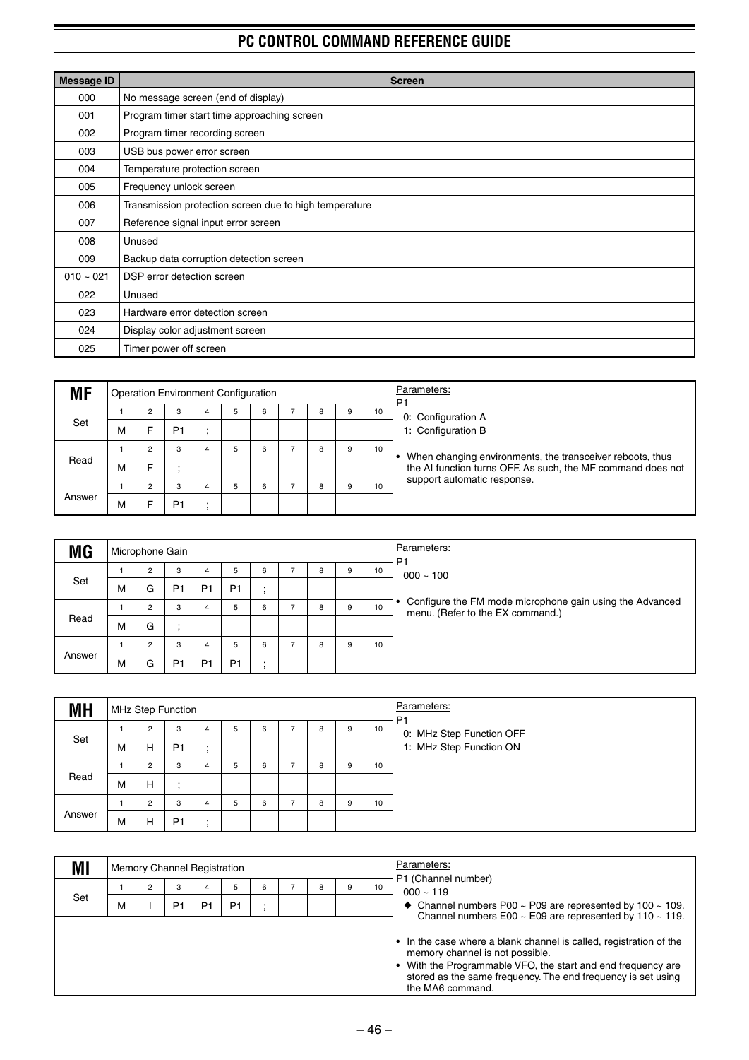| Message ID | Screen |
|---|---|
| 000 | No message screen (end of display) |
| 001 | Program timer start time approaching screen |
| 002 | Program timer recording screen |
| 003 | USB bus power error screen |
| 004 | Temperature protection screen |
| 005 | Frequency unlock screen |
| 006 | Transmission protection screen due to high temperature |
| 007 | Reference signal input error screen |
| 008 | Unused |
| 009 | Backup data corruption detection screen |
| 010 ~ 021 | DSP error detection screen |
| 022 | Unused |
| 023 | Hardware error detection screen |
| 024 | Display color adjustment screen |
| 025 | Timer power off screen |

## MF — Operation Environment Configuration

| | 1 | 2 | 3 | 4 | 5 | 6 | 7 | 8 | 9 | 10 |
|---|---|---|---|---|---|---|---|---|---|---|
| Set | M | F | P1 | ; | | | | | | |
| Read | M | F | ; | | | | | | | |
| Answer | M | F | P1 | ; | | | | | | |

Parameters:

P1
- 0: Configuration A
- 1: Configuration B

- When changing environments, the transceiver reboots, thus the AI function turns OFF. As such, the MF command does not support automatic response.

## MG — Microphone Gain

| | 1 | 2 | 3 | 4 | 5 | 6 | 7 | 8 | 9 | 10 |
|---|---|---|---|---|---|---|---|---|---|---|
| Set | M | G | P1 | P1 | P1 | ; | | | | |
| Read | M | G | ; | | | | | | | |
| Answer | M | G | P1 | P1 | P1 | ; | | | | |

Parameters:

P1
- 000 ~ 100

- Configure the FM mode microphone gain using the Advanced menu. (Refer to the EX command.)

## MH — MHz Step Function

| | 1 | 2 | 3 | 4 | 5 | 6 | 7 | 8 | 9 | 10 |
|---|---|---|---|---|---|---|---|---|---|---|
| Set | M | H | P1 | ; | | | | | | |
| Read | M | H | ; | | | | | | | |
| Answer | M | H | P1 | ; | | | | | | |

Parameters:

P1
- 0: MHz Step Function OFF
- 1: MHz Step Function ON

## MI — Memory Channel Registration

| | 1 | 2 | 3 | 4 | 5 | 6 | 7 | 8 | 9 | 10 |
|---|---|---|---|---|---|---|---|---|---|---|
| Set | M | I | P1 | P1 | P1 | ; | | | | |

Parameters:

P1 (Channel number)
- 000 ~ 119
  - ◆ Channel numbers P00 ~ P09 are represented by 100 ~ 109. Channel numbers E00 ~ E09 are represented by 110 ~ 119.

- In the case where a blank channel is called, registration of the memory channel is not possible.
- With the Programmable VFO, the start and end frequency are stored as the same frequency. The end frequency is set using the MA6 command.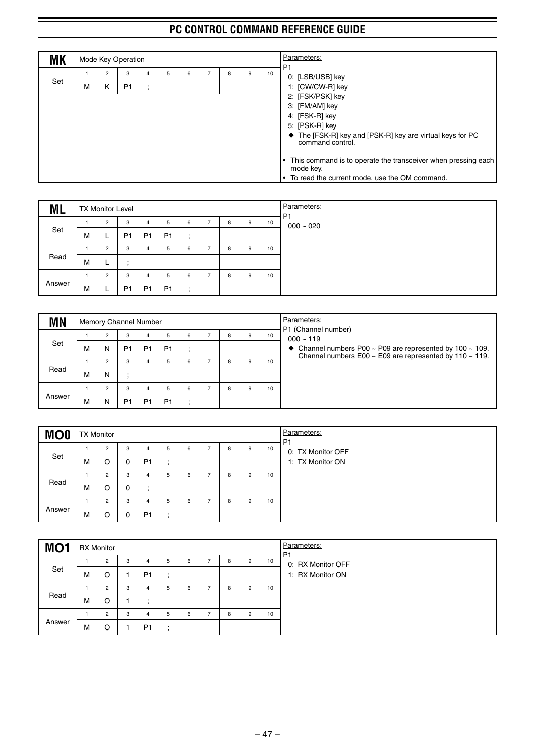## MK — Mode Key Operation

| | 1 | 2 | 3 | 4 | 5 | 6 | 7 | 8 | 9 | 10 |
|---|---|---|---|---|---|---|---|---|---|---|
| Set | M | K | P1 | ; | | | | | | |

Parameters:

P1
- 0: [LSB/USB] key
- 1: [CW/CW-R] key
- 2: [FSK/PSK] key
- 3: [FM/AM] key
- 4: [FSK-R] key
- 5: [PSK-R] key

◆ The [FSK-R] key and [PSK-R] key are virtual keys for PC command control.

- This command is to operate the transceiver when pressing each mode key.
- To read the current mode, use the OM command.

## ML — TX Monitor Level

| | 1 | 2 | 3 | 4 | 5 | 6 | 7 | 8 | 9 | 10 |
|---|---|---|---|---|---|---|---|---|---|---|
| Set | M | L | P1 | P1 | P1 | ; | | | | |
| Read | M | L | ; | | | | | | | |
| Answer | M | L | P1 | P1 | P1 | ; | | | | |

Parameters:

P1
- 000 ~ 020

## MN — Memory Channel Number

| | 1 | 2 | 3 | 4 | 5 | 6 | 7 | 8 | 9 | 10 |
|---|---|---|---|---|---|---|---|---|---|---|
| Set | M | N | P1 | P1 | P1 | ; | | | | |
| Read | M | N | ; | | | | | | | |
| Answer | M | N | P1 | P1 | P1 | ; | | | | |

Parameters:

P1 (Channel number)
- 000 ~ 119

◆ Channel numbers P00 ~ P09 are represented by 100 ~ 109. Channel numbers E00 ~ E09 are represented by 110 ~ 119.

## MO0 — TX Monitor

| | 1 | 2 | 3 | 4 | 5 | 6 | 7 | 8 | 9 | 10 |
|---|---|---|---|---|---|---|---|---|---|---|
| Set | M | O | 0 | P1 | ; | | | | | |
| Read | M | O | 0 | ; | | | | | | |
| Answer | M | O | 0 | P1 | ; | | | | | |

Parameters:

P1
- 0: TX Monitor OFF
- 1: TX Monitor ON

## MO1 — RX Monitor

| | 1 | 2 | 3 | 4 | 5 | 6 | 7 | 8 | 9 | 10 |
|---|---|---|---|---|---|---|---|---|---|---|
| Set | M | O | 1 | P1 | ; | | | | | |
| Read | M | O | 1 | ; | | | | | | |
| Answer | M | O | 1 | P1 | ; | | | | | |

Parameters:

P1
- 0: RX Monitor OFF
- 1: RX Monitor ON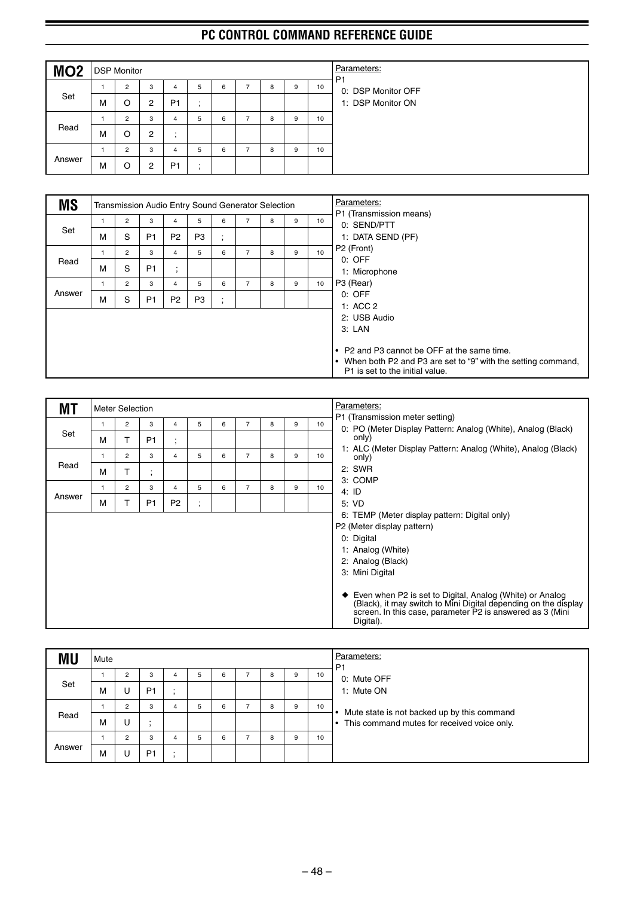## MO2 — DSP Monitor

| | 1 | 2 | 3 | 4 | 5 | 6 | 7 | 8 | 9 | 10 |
|---|---|---|---|---|---|---|---|---|---|---|
| Set | M | O | 2 | P1 | ; | | | | | |
| Read | M | O | 2 | ; | | | | | | |
| Answer | M | O | 2 | P1 | ; | | | | | |

Parameters:

P1
- 0: DSP Monitor OFF
- 1: DSP Monitor ON

## MS — Transmission Audio Entry Sound Generator Selection

| | 1 | 2 | 3 | 4 | 5 | 6 | 7 | 8 | 9 | 10 |
|---|---|---|---|---|---|---|---|---|---|---|
| Set | M | S | P1 | P2 | P3 | ; | | | | |
| Read | M | S | P1 | ; | | | | | | |
| Answer | M | S | P1 | P2 | P3 | ; | | | | |

Parameters:

P1 (Transmission means)
- 0: SEND/PTT
- 1: DATA SEND (PF)

P2 (Front)
- 0: OFF
- 1: Microphone

P3 (Rear)
- 0: OFF
- 1: ACC 2
- 2: USB Audio
- 3: LAN

- P2 and P3 cannot be OFF at the same time.
- When both P2 and P3 are set to "9" with the setting command, P1 is set to the initial value.

## MT — Meter Selection

| | 1 | 2 | 3 | 4 | 5 | 6 | 7 | 8 | 9 | 10 |
|---|---|---|---|---|---|---|---|---|---|---|
| Set | M | T | P1 | ; | | | | | | |
| Read | M | T | ; | | | | | | | |
| Answer | M | T | P1 | P2 | ; | | | | | |

Parameters:

P1 (Transmission meter setting)
- 0: PO (Meter Display Pattern: Analog (White), Analog (Black) only)
- 1: ALC (Meter Display Pattern: Analog (White), Analog (Black) only)
- 2: SWR
- 3: COMP
- 4: ID
- 5: VD
- 6: TEMP (Meter display pattern: Digital only)

P2 (Meter display pattern)
- 0: Digital
- 1: Analog (White)
- 2: Analog (Black)
- 3: Mini Digital

◆ Even when P2 is set to Digital, Analog (White) or Analog (Black), it may switch to Mini Digital depending on the display screen. In this case, parameter P2 is answered as 3 (Mini Digital).

## MU — Mute

| | 1 | 2 | 3 | 4 | 5 | 6 | 7 | 8 | 9 | 10 |
|---|---|---|---|---|---|---|---|---|---|---|
| Set | M | U | P1 | ; | | | | | | |
| Read | M | U | ; | | | | | | | |
| Answer | M | U | P1 | ; | | | | | | |

Parameters:

P1
- 0: Mute OFF
- 1: Mute ON

- Mute state is not backed up by this command
- This command mutes for received voice only.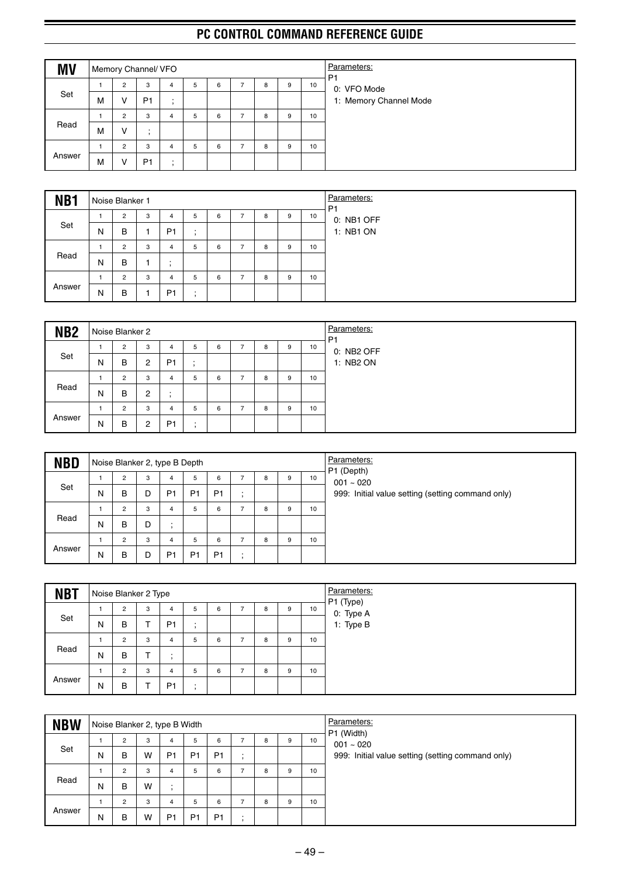## MV — Memory Channel/ VFO

| | 1 | 2 | 3 | 4 | 5 | 6 | 7 | 8 | 9 | 10 |
|---|---|---|---|---|---|---|---|---|---|---|
| Set | M | V | P1 | ; | | | | | | |
| Read | M | V | ; | | | | | | | |
| Answer | M | V | P1 | ; | | | | | | |

Parameters:
P1
0: VFO Mode
1: Memory Channel Mode

## NB1 — Noise Blanker 1

| | 1 | 2 | 3 | 4 | 5 | 6 | 7 | 8 | 9 | 10 |
|---|---|---|---|---|---|---|---|---|---|---|
| Set | N | B | 1 | P1 | ; | | | | | |
| Read | N | B | 1 | ; | | | | | | |
| Answer | N | B | 1 | P1 | ; | | | | | |

Parameters:
P1
0: NB1 OFF
1: NB1 ON

## NB2 — Noise Blanker 2

| | 1 | 2 | 3 | 4 | 5 | 6 | 7 | 8 | 9 | 10 |
|---|---|---|---|---|---|---|---|---|---|---|
| Set | N | B | 2 | P1 | ; | | | | | |
| Read | N | B | 2 | ; | | | | | | |
| Answer | N | B | 2 | P1 | ; | | | | | |

Parameters:
P1
0: NB2 OFF
1: NB2 ON

## NBD — Noise Blanker 2, type B Depth

| | 1 | 2 | 3 | 4 | 5 | 6 | 7 | 8 | 9 | 10 |
|---|---|---|---|---|---|---|---|---|---|---|
| Set | N | B | D | P1 | P1 | P1 | ; | | | |
| Read | N | B | D | ; | | | | | | |
| Answer | N | B | D | P1 | P1 | P1 | ; | | | |

Parameters:
P1 (Depth)
001 ~ 020
999: Initial value setting (setting command only)

## NBT — Noise Blanker 2 Type

| | 1 | 2 | 3 | 4 | 5 | 6 | 7 | 8 | 9 | 10 |
|---|---|---|---|---|---|---|---|---|---|---|
| Set | N | B | T | P1 | ; | | | | | |
| Read | N | B | T | ; | | | | | | |
| Answer | N | B | T | P1 | ; | | | | | |

Parameters:
P1 (Type)
0: Type A
1: Type B

## NBW — Noise Blanker 2, type B Width

| | 1 | 2 | 3 | 4 | 5 | 6 | 7 | 8 | 9 | 10 |
|---|---|---|---|---|---|---|---|---|---|---|
| Set | N | B | W | P1 | P1 | P1 | ; | | | |
| Read | N | B | W | ; | | | | | | |
| Answer | N | B | W | P1 | P1 | P1 | ; | | | |

Parameters:
P1 (Width)
001 ~ 020
999: Initial value setting (setting command only)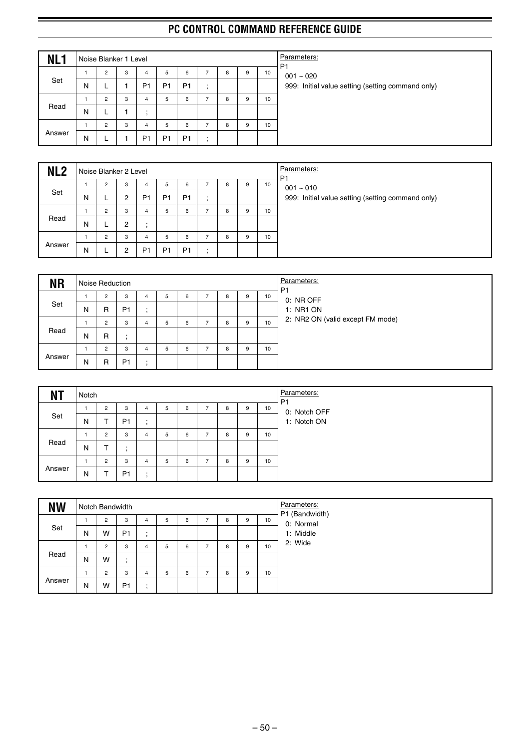### NL1 — Noise Blanker 1 Level

| | 1 | 2 | 3 | 4 | 5 | 6 | 7 | 8 | 9 | 10 |
|---|---|---|---|---|---|---|---|---|---|---|
| Set | N | L | 1 | P1 | P1 | P1 | ; | | | |
| Read | N | L | 1 | ; | | | | | | |
| Answer | N | L | 1 | P1 | P1 | P1 | ; | | | |

Parameters:
P1
001 ~ 020
999: Initial value setting (setting command only)

### NL2 — Noise Blanker 2 Level

| | 1 | 2 | 3 | 4 | 5 | 6 | 7 | 8 | 9 | 10 |
|---|---|---|---|---|---|---|---|---|---|---|
| Set | N | L | 2 | P1 | P1 | P1 | ; | | | |
| Read | N | L | 2 | ; | | | | | | |
| Answer | N | L | 2 | P1 | P1 | P1 | ; | | | |

Parameters:
P1
001 ~ 010
999: Initial value setting (setting command only)

### NR — Noise Reduction

| | 1 | 2 | 3 | 4 | 5 | 6 | 7 | 8 | 9 | 10 |
|---|---|---|---|---|---|---|---|---|---|---|
| Set | N | R | P1 | ; | | | | | | |
| Read | N | R | ; | | | | | | | |
| Answer | N | R | P1 | ; | | | | | | |

Parameters:
P1
0: NR OFF
1: NR1 ON
2: NR2 ON (valid except FM mode)

### NT — Notch

| | 1 | 2 | 3 | 4 | 5 | 6 | 7 | 8 | 9 | 10 |
|---|---|---|---|---|---|---|---|---|---|---|
| Set | N | T | P1 | ; | | | | | | |
| Read | N | T | ; | | | | | | | |
| Answer | N | T | P1 | ; | | | | | | |

Parameters:
P1
0: Notch OFF
1: Notch ON

### NW — Notch Bandwidth

| | 1 | 2 | 3 | 4 | 5 | 6 | 7 | 8 | 9 | 10 |
|---|---|---|---|---|---|---|---|---|---|---|
| Set | N | W | P1 | ; | | | | | | |
| Read | N | W | ; | | | | | | | |
| Answer | N | W | P1 | ; | | | | | | |

Parameters:
P1 (Bandwidth)
0: Normal
1: Middle
2: Wide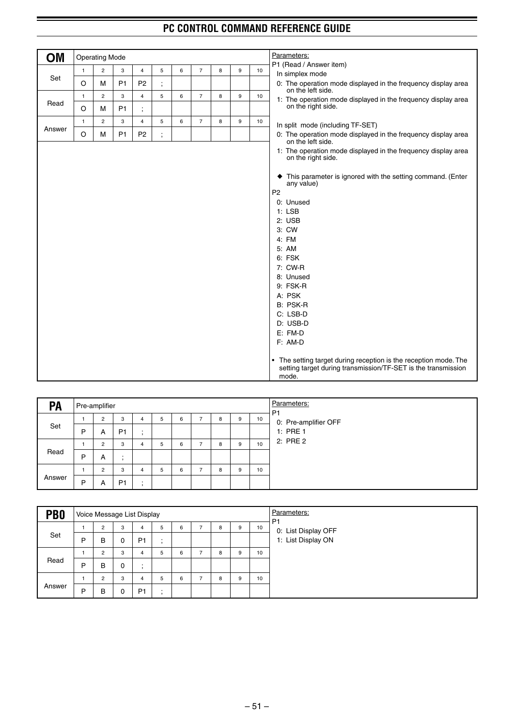## OM

Operating Mode

| | 1 | 2 | 3 | 4 | 5 | 6 | 7 | 8 | 9 | 10 |
|---|---|---|---|---|---|---|---|---|---|---|
| Set | O | M | P1 | P2 | ; | | | | | |
| Read | O | M | P1 | ; | | | | | | |
| Answer | O | M | P1 | P2 | ; | | | | | |

Parameters:

P1 (Read / Answer item)

In simplex mode
- 0: The operation mode displayed in the frequency display area on the left side.
- 1: The operation mode displayed in the frequency display area on the right side.

In split mode (including TF-SET)
- 0: The operation mode displayed in the frequency display area on the left side.
- 1: The operation mode displayed in the frequency display area on the right side.

◆ This parameter is ignored with the setting command. (Enter any value)

P2
- 0: Unused
- 1: LSB
- 2: USB
- 3: CW
- 4: FM
- 5: AM
- 6: FSK
- 7: CW-R
- 8: Unused
- 9: FSK-R
- A: PSK
- B: PSK-R
- C: LSB-D
- D: USB-D
- E: FM-D
- F: AM-D

- The setting target during reception is the reception mode. The setting target during transmission/TF-SET is the transmission mode.

## PA

Pre-amplifier

| | 1 | 2 | 3 | 4 | 5 | 6 | 7 | 8 | 9 | 10 |
|---|---|---|---|---|---|---|---|---|---|---|
| Set | P | A | P1 | ; | | | | | | |
| Read | P | A | ; | | | | | | | |
| Answer | P | A | P1 | ; | | | | | | |

Parameters:

P1
- 0: Pre-amplifier OFF
- 1: PRE 1
- 2: PRE 2

## PB0

Voice Message List Display

| | 1 | 2 | 3 | 4 | 5 | 6 | 7 | 8 | 9 | 10 |
|---|---|---|---|---|---|---|---|---|---|---|
| Set | P | B | 0 | P1 | ; | | | | | |
| Read | P | B | 0 | ; | | | | | | |
| Answer | P | B | 0 | P1 | ; | | | | | |

Parameters:

P1
- 0: List Display OFF
- 1: List Display ON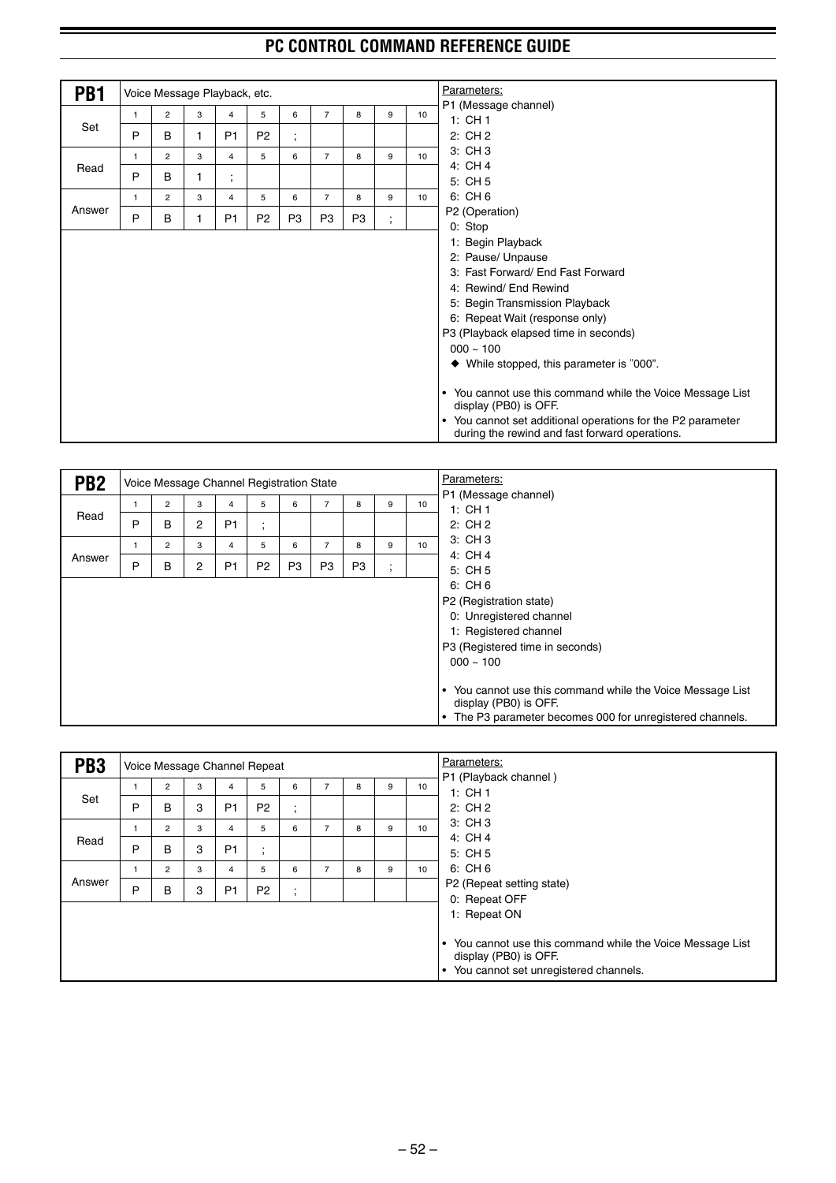## PB1

Voice Message Playback, etc.

| | 1 | 2 | 3 | 4 | 5 | 6 | 7 | 8 | 9 | 10 |
|---|---|---|---|---|---|---|---|---|---|---|
| Set | P | B | 1 | P1 | P2 | ; | | | | |
| Read | P | B | 1 | ; | | | | | | |
| Answer | P | B | 1 | P1 | P2 | P3 | P3 | P3 | ; | |

Parameters:

P1 (Message channel)
- 1: CH 1
- 2: CH 2
- 3: CH 3
- 4: CH 4
- 5: CH 5
- 6: CH 6

P2 (Operation)
- 0: Stop
- 1: Begin Playback
- 2: Pause/ Unpause
- 3: Fast Forward/ End Fast Forward
- 4: Rewind/ End Rewind
- 5: Begin Transmission Playback
- 6: Repeat Wait (response only)

P3 (Playback elapsed time in seconds)
- 000 ~ 100
- ◆ While stopped, this parameter is "000".

- You cannot use this command while the Voice Message List display (PB0) is OFF.
- You cannot set additional operations for the P2 parameter during the rewind and fast forward operations.

## PB2

Voice Message Channel Registration State

| | 1 | 2 | 3 | 4 | 5 | 6 | 7 | 8 | 9 | 10 |
|---|---|---|---|---|---|---|---|---|---|---|
| Read | P | B | 2 | P1 | ; | | | | | |
| Answer | P | B | 2 | P1 | P2 | P3 | P3 | P3 | ; | |

Parameters:

P1 (Message channel)
- 1: CH 1
- 2: CH 2
- 3: CH 3
- 4: CH 4
- 5: CH 5
- 6: CH 6

P2 (Registration state)
- 0: Unregistered channel
- 1: Registered channel

P3 (Registered time in seconds)
- 000 ~ 100

- You cannot use this command while the Voice Message List display (PB0) is OFF.
- The P3 parameter becomes 000 for unregistered channels.

## PB3

Voice Message Channel Repeat

| | 1 | 2 | 3 | 4 | 5 | 6 | 7 | 8 | 9 | 10 |
|---|---|---|---|---|---|---|---|---|---|---|
| Set | P | B | 3 | P1 | P2 | ; | | | | |
| Read | P | B | 3 | P1 | ; | | | | | |
| Answer | P | B | 3 | P1 | P2 | ; | | | | |

Parameters:

P1 (Playback channel )
- 1: CH 1
- 2: CH 2
- 3: CH 3
- 4: CH 4
- 5: CH 5
- 6: CH 6

P2 (Repeat setting state)
- 0: Repeat OFF
- 1: Repeat ON

- You cannot use this command while the Voice Message List display (PB0) is OFF.
- You cannot set unregistered channels.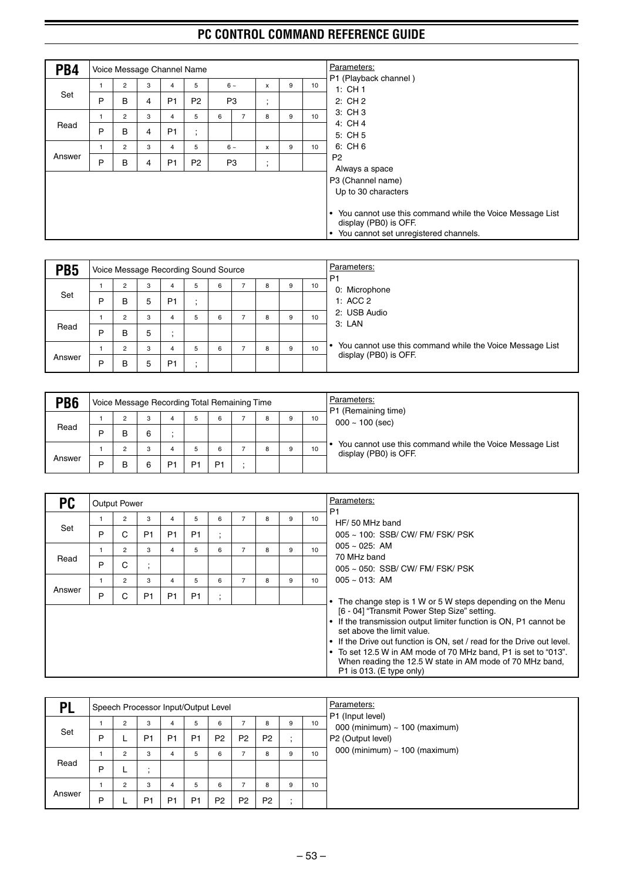## PB4

Voice Message Channel Name

| | 1 | 2 | 3 | 4 | 5 | 6 ~ | | x | 9 | 10 |
|---|---|---|---|---|---|---|---|---|---|---|
| Set | P | B | 4 | P1 | P2 | P3 | | ; | | |
| | 1 | 2 | 3 | 4 | 5 | 6 | 7 | 8 | 9 | 10 |
| Read | P | B | 4 | P1 | ; | | | | | |
| | 1 | 2 | 3 | 4 | 5 | 6 ~ | | x | 9 | 10 |
| Answer | P | B | 4 | P1 | P2 | P3 | | ; | | |

Parameters:
P1 (Playback channel )
1: CH 1
2: CH 2
3: CH 3
4: CH 4
5: CH 5
6: CH 6
P2
Always a space
P3 (Channel name)
Up to 30 characters

- You cannot use this command while the Voice Message List display (PB0) is OFF.
- You cannot set unregistered channels.

## PB5

Voice Message Recording Sound Source

| | 1 | 2 | 3 | 4 | 5 | 6 | 7 | 8 | 9 | 10 |
|---|---|---|---|---|---|---|---|---|---|---|
| Set | P | B | 5 | P1 | ; | | | | | |
| | 1 | 2 | 3 | 4 | 5 | 6 | 7 | 8 | 9 | 10 |
| Read | P | B | 5 | ; | | | | | | |
| | 1 | 2 | 3 | 4 | 5 | 6 | 7 | 8 | 9 | 10 |
| Answer | P | B | 5 | P1 | ; | | | | | |

Parameters:
P1
0: Microphone
1: ACC 2
2: USB Audio
3: LAN

- You cannot use this command while the Voice Message List display (PB0) is OFF.

## PB6

Voice Message Recording Total Remaining Time

| | 1 | 2 | 3 | 4 | 5 | 6 | 7 | 8 | 9 | 10 |
|---|---|---|---|---|---|---|---|---|---|---|
| Read | P | B | 6 | ; | | | | | | |
| | 1 | 2 | 3 | 4 | 5 | 6 | 7 | 8 | 9 | 10 |
| Answer | P | B | 6 | P1 | P1 | P1 | ; | | | |

Parameters:
P1 (Remaining time)
000 ~ 100 (sec)

- You cannot use this command while the Voice Message List display (PB0) is OFF.

## PC

Output Power

| | 1 | 2 | 3 | 4 | 5 | 6 | 7 | 8 | 9 | 10 |
|---|---|---|---|---|---|---|---|---|---|---|
| Set | P | C | P1 | P1 | P1 | ; | | | | |
| | 1 | 2 | 3 | 4 | 5 | 6 | 7 | 8 | 9 | 10 |
| Read | P | C | ; | | | | | | | |
| | 1 | 2 | 3 | 4 | 5 | 6 | 7 | 8 | 9 | 10 |
| Answer | P | C | P1 | P1 | P1 | ; | | | | |

Parameters:
P1
HF/ 50 MHz band
005 ~ 100: SSB/ CW/ FM/ FSK/ PSK
005 ~ 025: AM
70 MHz band
005 ~ 050: SSB/ CW/ FM/ FSK/ PSK
005 ~ 013: AM

- The change step is 1 W or 5 W steps depending on the Menu [6 - 04] "Transmit Power Step Size" setting.
- If the transmission output limiter function is ON, P1 cannot be set above the limit value.
- If the Drive out function is ON, set / read for the Drive out level.
- To set 12.5 W in AM mode of 70 MHz band, P1 is set to "013". When reading the 12.5 W state in AM mode of 70 MHz band, P1 is 013. (E type only)

## PL

Speech Processor Input/Output Level

| | 1 | 2 | 3 | 4 | 5 | 6 | 7 | 8 | 9 | 10 |
|---|---|---|---|---|---|---|---|---|---|---|
| Set | P | L | P1 | P1 | P1 | P2 | P2 | P2 | ; | |
| | 1 | 2 | 3 | 4 | 5 | 6 | 7 | 8 | 9 | 10 |
| Read | P | L | ; | | | | | | | |
| | 1 | 2 | 3 | 4 | 5 | 6 | 7 | 8 | 9 | 10 |
| Answer | P | L | P1 | P1 | P1 | P2 | P2 | P2 | ; | |

Parameters:
P1 (Input level)
000 (minimum) ~ 100 (maximum)
P2 (Output level)
000 (minimum) ~ 100 (maximum)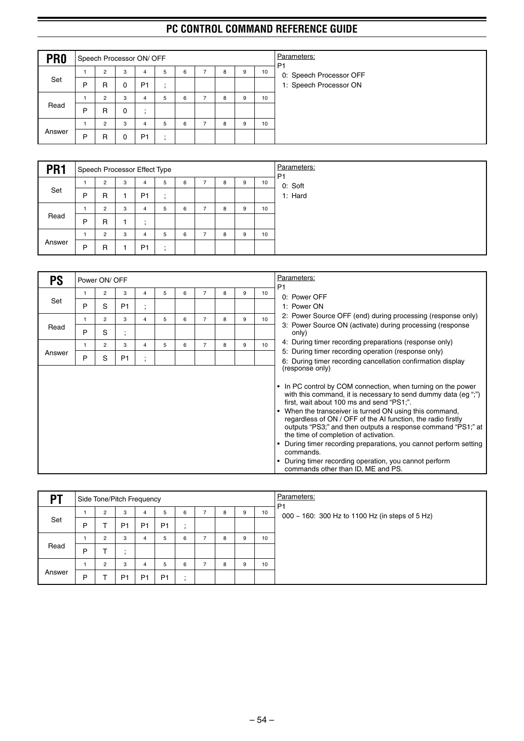## PR0

Speech Processor ON/ OFF

| | 1 | 2 | 3 | 4 | 5 | 6 | 7 | 8 | 9 | 10 |
|---|---|---|---|---|---|---|---|---|---|---|
| Set | P | R | 0 | P1 | ; | | | | | |
| Read | P | R | 0 | ; | | | | | | |
| Answer | P | R | 0 | P1 | ; | | | | | |

Parameters:

P1
- 0: Speech Processor OFF
- 1: Speech Processor ON

## PR1

Speech Processor Effect Type

| | 1 | 2 | 3 | 4 | 5 | 6 | 7 | 8 | 9 | 10 |
|---|---|---|---|---|---|---|---|---|---|---|
| Set | P | R | 1 | P1 | ; | | | | | |
| Read | P | R | 1 | ; | | | | | | |
| Answer | P | R | 1 | P1 | ; | | | | | |

Parameters:

P1
- 0: Soft
- 1: Hard

## PS

Power ON/ OFF

| | 1 | 2 | 3 | 4 | 5 | 6 | 7 | 8 | 9 | 10 |
|---|---|---|---|---|---|---|---|---|---|---|
| Set | P | S | P1 | ; | | | | | | |
| Read | P | S | ; | | | | | | | |
| Answer | P | S | P1 | ; | | | | | | |

Parameters:

P1
- 0: Power OFF
- 1: Power ON
- 2: Power Source OFF (end) during processing (response only)
- 3: Power Source ON (activate) during processing (response only)
- 4: During timer recording preparations (response only)
- 5: During timer recording operation (response only)
- 6: During timer recording cancellation confirmation display (response only)

- In PC control by COM connection, when turning on the power with this command, it is necessary to send dummy data (eg ";") first, wait about 100 ms and send "PS1;".
- When the transceiver is turned ON using this command, regardless of ON / OFF of the AI function, the radio firstly outputs "PS3;" and then outputs a response command "PS1;" at the time of completion of activation.
- During timer recording preparations, you cannot perform setting commands.
- During timer recording operation, you cannot perform commands other than ID, ME and PS.

## PT

Side Tone/Pitch Frequency

| | 1 | 2 | 3 | 4 | 5 | 6 | 7 | 8 | 9 | 10 |
|---|---|---|---|---|---|---|---|---|---|---|
| Set | P | T | P1 | P1 | P1 | ; | | | | |
| Read | P | T | ; | | | | | | | |
| Answer | P | T | P1 | P1 | P1 | ; | | | | |

Parameters:

P1
- 000 ~ 160: 300 Hz to 1100 Hz (in steps of 5 Hz)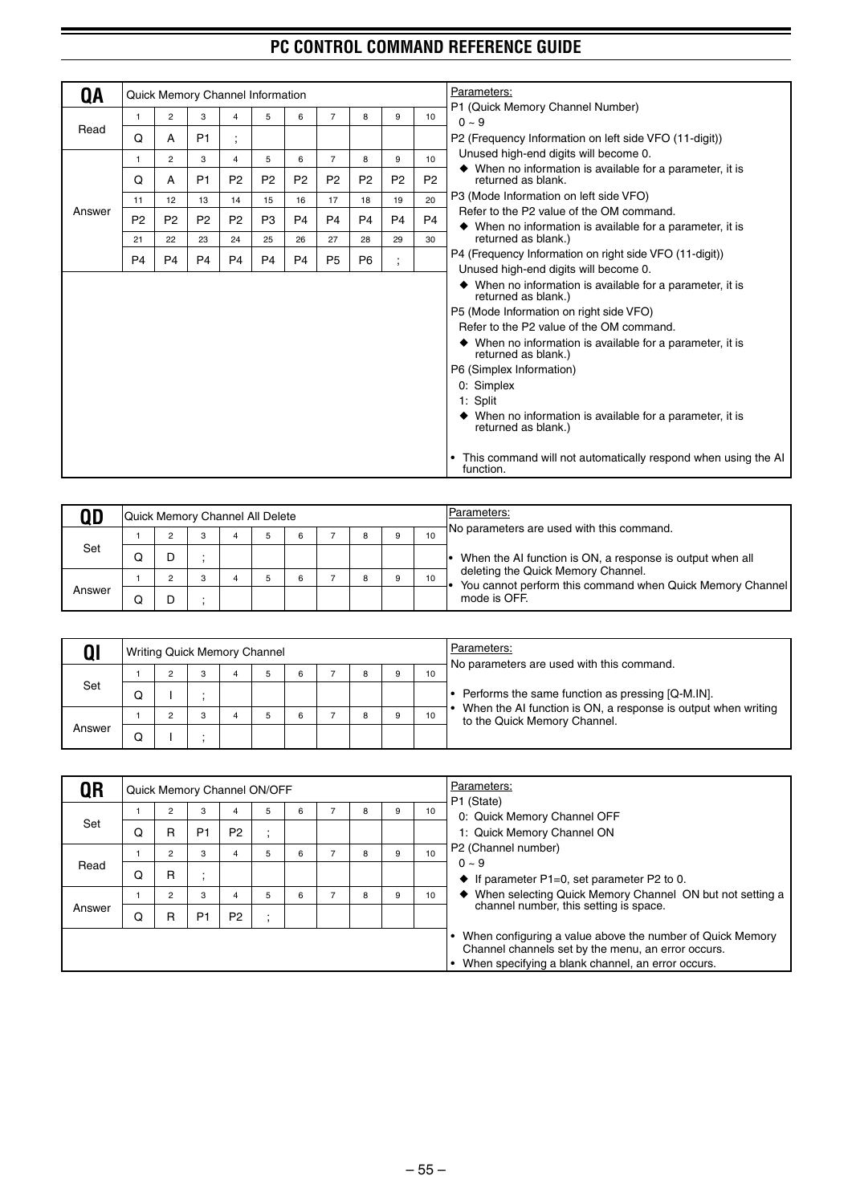## QA Quick Memory Channel Information

| | 1 | 2 | 3 | 4 | 5 | 6 | 7 | 8 | 9 | 10 |
|---|---|---|---|---|---|---|---|---|---|---|
| Read | Q | A | P1 | ; | | | | | | |
| Answer | Q | A | P1 | P2 | P2 | P2 | P2 | P2 | P2 | P2 |
| | **11** | **12** | **13** | **14** | **15** | **16** | **17** | **18** | **19** | **20** |
| | P2 | P2 | P2 | P2 | P3 | P4 | P4 | P4 | P4 | P4 |
| | **21** | **22** | **23** | **24** | **25** | **26** | **27** | **28** | **29** | **30** |
| | P4 | P4 | P4 | P4 | P4 | P4 | P5 | P6 | ; | |

Parameters:

P1 (Quick Memory Channel Number)
0 ~ 9

P2 (Frequency Information on left side VFO (11-digit))
Unused high-end digits will become 0.
◆ When no information is available for a parameter, it is returned as blank.

P3 (Mode Information on left side VFO)
Refer to the P2 value of the OM command.
◆ When no information is available for a parameter, it is returned as blank.)

P4 (Frequency Information on right side VFO (11-digit))
Unused high-end digits will become 0.
◆ When no information is available for a parameter, it is returned as blank.)

P5 (Mode Information on right side VFO)
Refer to the P2 value of the OM command.
◆ When no information is available for a parameter, it is returned as blank.)

P6 (Simplex Information)
0: Simplex
1: Split
◆ When no information is available for a parameter, it is returned as blank.)

- This command will not automatically respond when using the AI function.

## QD Quick Memory Channel All Delete

| | 1 | 2 | 3 | 4 | 5 | 6 | 7 | 8 | 9 | 10 |
|---|---|---|---|---|---|---|---|---|---|---|
| Set | Q | D | ; | | | | | | | |
| Answer | Q | D | ; | | | | | | | |

Parameters:
No parameters are used with this command.

- When the AI function is ON, a response is output when all deleting the Quick Memory Channel.
- You cannot perform this command when Quick Memory Channel mode is OFF.

## QI Writing Quick Memory Channel

| | 1 | 2 | 3 | 4 | 5 | 6 | 7 | 8 | 9 | 10 |
|---|---|---|---|---|---|---|---|---|---|---|
| Set | Q | I | ; | | | | | | | |
| Answer | Q | I | ; | | | | | | | |

Parameters:
No parameters are used with this command.

- Performs the same function as pressing [Q-M.IN].
- When the AI function is ON, a response is output when writing to the Quick Memory Channel.

## QR Quick Memory Channel ON/OFF

| | 1 | 2 | 3 | 4 | 5 | 6 | 7 | 8 | 9 | 10 |
|---|---|---|---|---|---|---|---|---|---|---|
| Set | Q | R | P1 | P2 | ; | | | | | |
| Read | Q | R | ; | | | | | | | |
| Answer | Q | R | P1 | P2 | ; | | | | | |

Parameters:

P1 (State)
0: Quick Memory Channel OFF
1: Quick Memory Channel ON

P2 (Channel number)
0 ~ 9
◆ If parameter P1=0, set parameter P2 to 0.
◆ When selecting Quick Memory Channel ON but not setting a channel number, this setting is space.

- When configuring a value above the number of Quick Memory Channel channels set by the menu, an error occurs.
- When specifying a blank channel, an error occurs.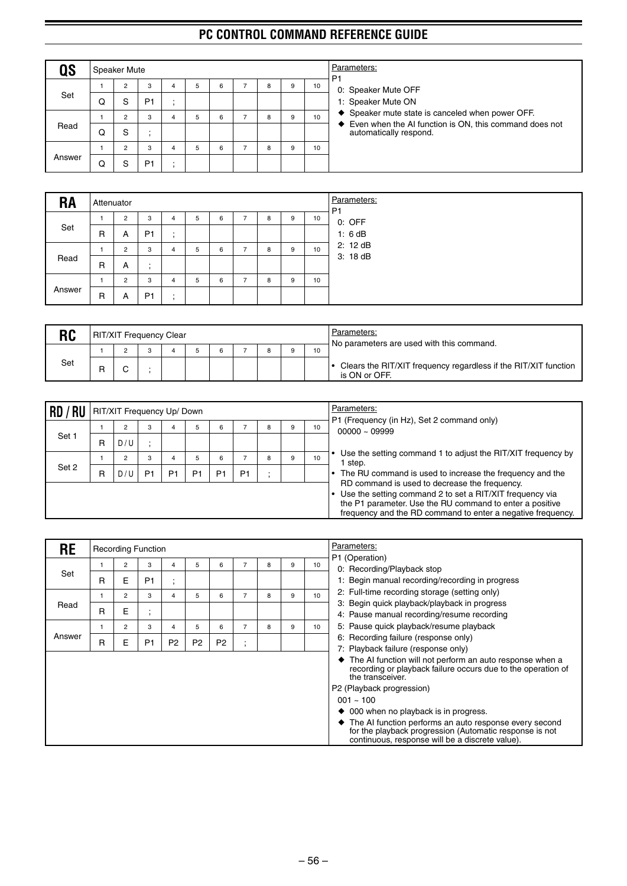## QS — Speaker Mute

| | 1 | 2 | 3 | 4 | 5 | 6 | 7 | 8 | 9 | 10 |
|---|---|---|---|---|---|---|---|---|---|---|
| Set | Q | S | P1 | ; | | | | | | |
| Read | Q | S | ; | | | | | | | |
| Answer | Q | S | P1 | ; | | | | | | |

Parameters:

P1
- 0: Speaker Mute OFF
- 1: Speaker Mute ON

◆ Speaker mute state is canceled when power OFF.

◆ Even when the AI function is ON, this command does not automatically respond.

## RA — Attenuator

| | 1 | 2 | 3 | 4 | 5 | 6 | 7 | 8 | 9 | 10 |
|---|---|---|---|---|---|---|---|---|---|---|
| Set | R | A | P1 | ; | | | | | | |
| Read | R | A | ; | | | | | | | |
| Answer | R | A | P1 | ; | | | | | | |

Parameters:

P1
- 0: OFF
- 1: 6 dB
- 2: 12 dB
- 3: 18 dB

## RC — RIT/XIT Frequency Clear

| | 1 | 2 | 3 | 4 | 5 | 6 | 7 | 8 | 9 | 10 |
|---|---|---|---|---|---|---|---|---|---|---|
| Set | R | C | ; | | | | | | | |

Parameters:

No parameters are used with this command.

- Clears the RIT/XIT frequency regardless if the RIT/XIT function is ON or OFF.

## RD / RU — RIT/XIT Frequency Up/ Down

| | 1 | 2 | 3 | 4 | 5 | 6 | 7 | 8 | 9 | 10 |
|---|---|---|---|---|---|---|---|---|---|---|
| Set 1 | R | D / U | ; | | | | | | | |
| Set 2 | R | D / U | P1 | P1 | P1 | P1 | P1 | ; | | |

Parameters:

P1 (Frequency (in Hz), Set 2 command only)
- 00000 ~ 09999

- Use the setting command 1 to adjust the RIT/XIT frequency by 1 step.
- The RU command is used to increase the frequency and the RD command is used to decrease the frequency.
- Use the setting command 2 to set a RIT/XIT frequency via the P1 parameter. Use the RU command to enter a positive frequency and the RD command to enter a negative frequency.

## RE — Recording Function

| | 1 | 2 | 3 | 4 | 5 | 6 | 7 | 8 | 9 | 10 |
|---|---|---|---|---|---|---|---|---|---|---|
| Set | R | E | P1 | ; | | | | | | |
| Read | R | E | ; | | | | | | | |
| Answer | R | E | P1 | P2 | P2 | P2 | ; | | | |

Parameters:

P1 (Operation)
- 0: Recording/Playback stop
- 1: Begin manual recording/recording in progress
- 2: Full-time recording storage (setting only)
- 3: Begin quick playback/playback in progress
- 4: Pause manual recording/resume recording
- 5: Pause quick playback/resume playback
- 6: Recording failure (response only)
- 7: Playback failure (response only)

◆ The AI function will not perform an auto response when a recording or playback failure occurs due to the operation of the transceiver.

P2 (Playback progression)
- 001 ~ 100

◆ 000 when no playback is in progress.

◆ The AI function performs an auto response every second for the playback progression (Automatic response is not continuous, response will be a discrete value).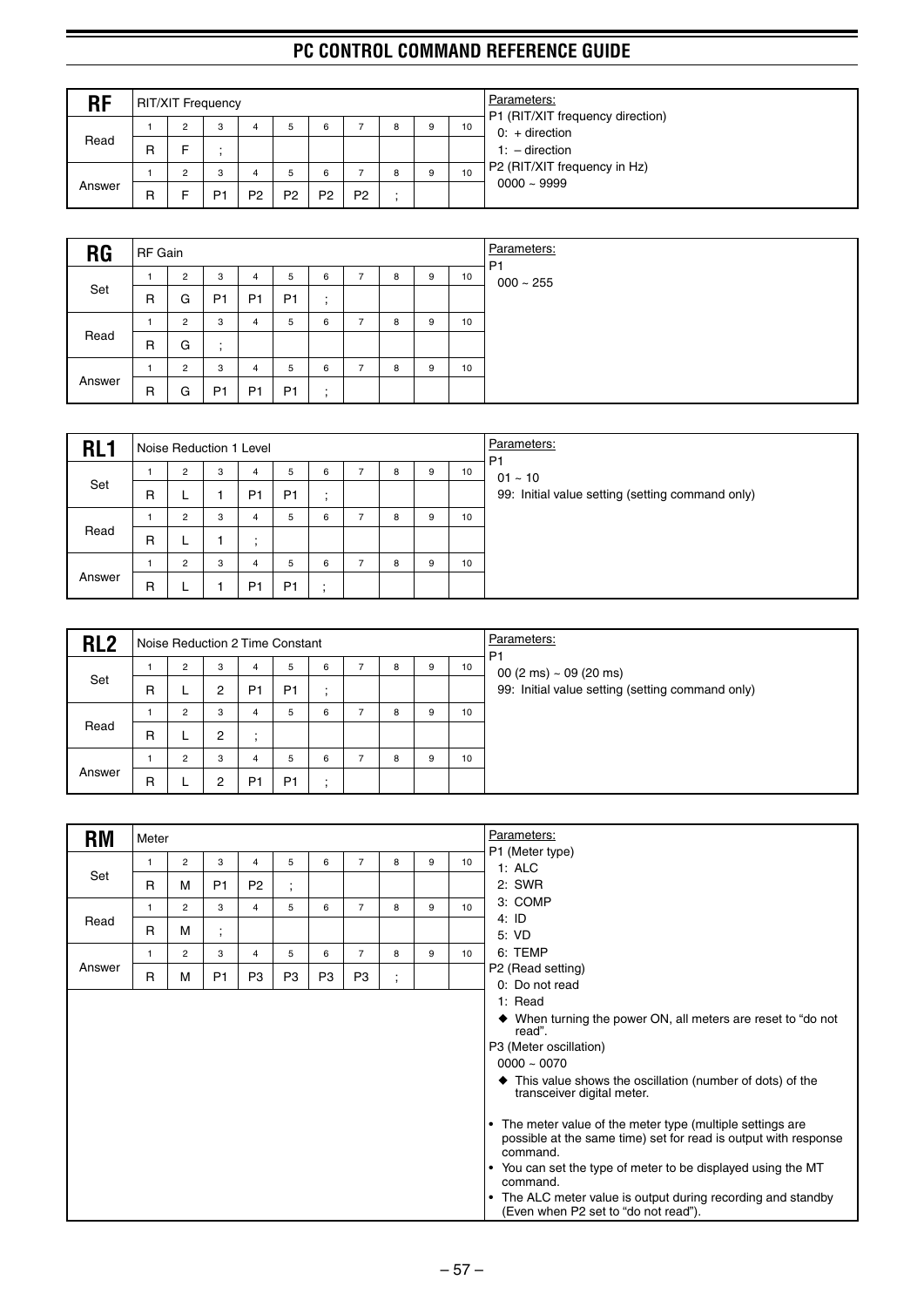## RF — RIT/XIT Frequency

| | 1 | 2 | 3 | 4 | 5 | 6 | 7 | 8 | 9 | 10 |
|---|---|---|---|---|---|---|---|---|---|---|
| Read | R | F | ; | | | | | | | |
| Answer | R | F | P1 | P2 | P2 | P2 | P2 | ; | | |

Parameters:
P1 (RIT/XIT frequency direction)
0: + direction
1: – direction
P2 (RIT/XIT frequency in Hz)
0000 ~ 9999

## RG — RF Gain

| | 1 | 2 | 3 | 4 | 5 | 6 | 7 | 8 | 9 | 10 |
|---|---|---|---|---|---|---|---|---|---|---|
| Set | R | G | P1 | P1 | P1 | ; | | | | |
| Read | R | G | ; | | | | | | | |
| Answer | R | G | P1 | P1 | P1 | ; | | | | |

Parameters:
P1
000 ~ 255

## RL1 — Noise Reduction 1 Level

| | 1 | 2 | 3 | 4 | 5 | 6 | 7 | 8 | 9 | 10 |
|---|---|---|---|---|---|---|---|---|---|---|
| Set | R | L | 1 | P1 | P1 | ; | | | | |
| Read | R | L | 1 | ; | | | | | | |
| Answer | R | L | 1 | P1 | P1 | ; | | | | |

Parameters:
P1
01 ~ 10
99: Initial value setting (setting command only)

## RL2 — Noise Reduction 2 Time Constant

| | 1 | 2 | 3 | 4 | 5 | 6 | 7 | 8 | 9 | 10 |
|---|---|---|---|---|---|---|---|---|---|---|
| Set | R | L | 2 | P1 | P1 | ; | | | | |
| Read | R | L | 2 | ; | | | | | | |
| Answer | R | L | 2 | P1 | P1 | ; | | | | |

Parameters:
P1
00 (2 ms) ~ 09 (20 ms)
99: Initial value setting (setting command only)

## RM — Meter

| | 1 | 2 | 3 | 4 | 5 | 6 | 7 | 8 | 9 | 10 |
|---|---|---|---|---|---|---|---|---|---|---|
| Set | R | M | P1 | P2 | ; | | | | | |
| Read | R | M | ; | | | | | | | |
| Answer | R | M | P1 | P3 | P3 | P3 | P3 | ; | | |

Parameters:
P1 (Meter type)
1: ALC
2: SWR
3: COMP
4: ID
5: VD
6: TEMP
P2 (Read setting)
0: Do not read
1: Read
◆ When turning the power ON, all meters are reset to "do not read".
P3 (Meter oscillation)
0000 ~ 0070
◆ This value shows the oscillation (number of dots) of the transceiver digital meter.

- The meter value of the meter type (multiple settings are possible at the same time) set for read is output with response command.
- You can set the type of meter to be displayed using the MT command.
- The ALC meter value is output during recording and standby (Even when P2 set to "do not read").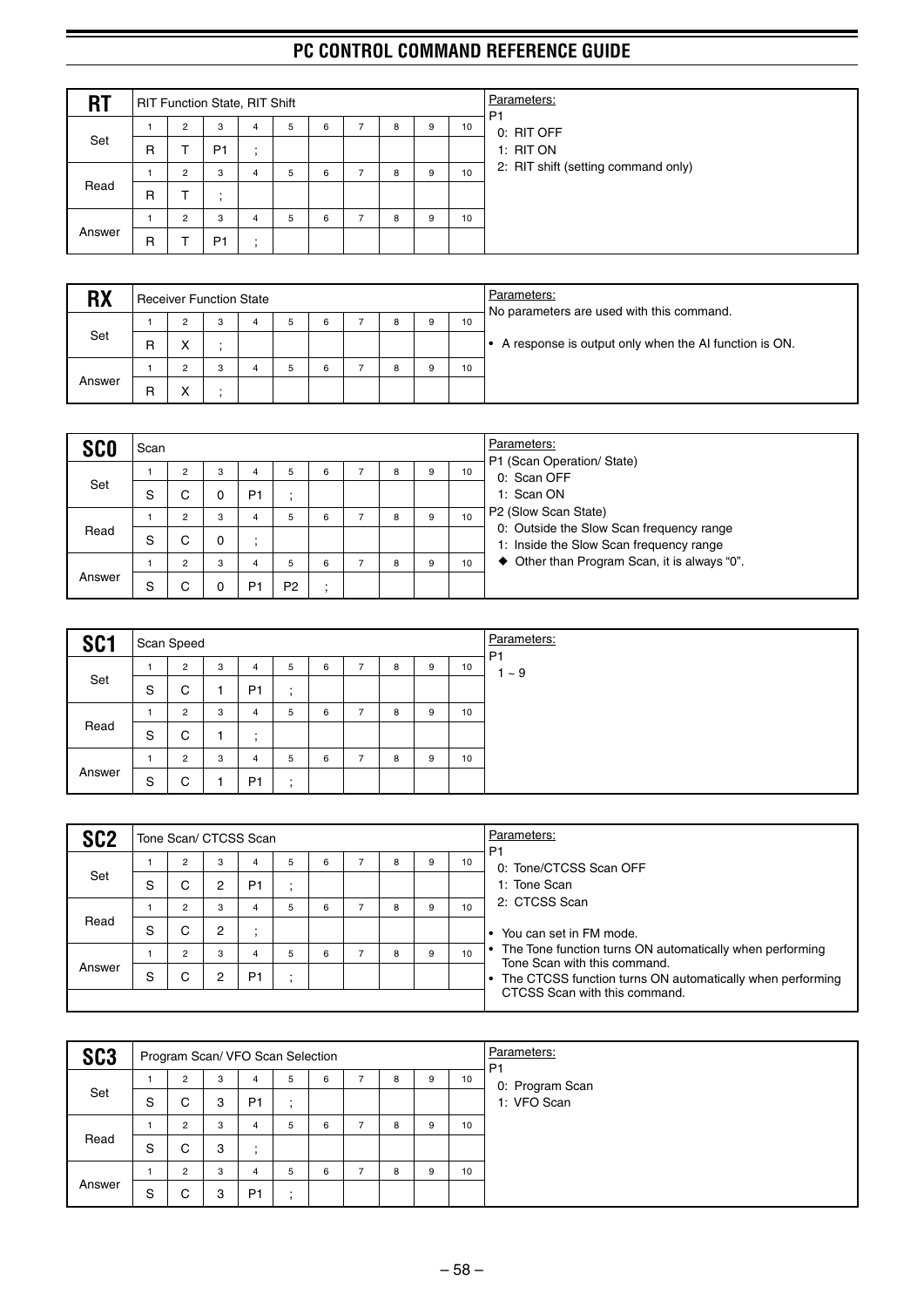## RT

RIT Function State, RIT Shift

| | 1 | 2 | 3 | 4 | 5 | 6 | 7 | 8 | 9 | 10 |
|---|---|---|---|---|---|---|---|---|---|---|
| Set | R | T | P1 | ; | | | | | | |
| Read | R | T | ; | | | | | | | |
| Answer | R | T | P1 | ; | | | | | | |

Parameters:
P1
0: RIT OFF
1: RIT ON
2: RIT shift (setting command only)

## RX

Receiver Function State

| | 1 | 2 | 3 | 4 | 5 | 6 | 7 | 8 | 9 | 10 |
|---|---|---|---|---|---|---|---|---|---|---|
| Set | R | X | ; | | | | | | | |
| Answer | R | X | ; | | | | | | | |

Parameters:
No parameters are used with this command.

- A response is output only when the AI function is ON.

## SC0

Scan

| | 1 | 2 | 3 | 4 | 5 | 6 | 7 | 8 | 9 | 10 |
|---|---|---|---|---|---|---|---|---|---|---|
| Set | S | C | 0 | P1 | ; | | | | | |
| Read | S | C | 0 | ; | | | | | | |
| Answer | S | C | 0 | P1 | P2 | ; | | | | |

Parameters:
P1 (Scan Operation/ State)
0: Scan OFF
1: Scan ON
P2 (Slow Scan State)
0: Outside the Slow Scan frequency range
1: Inside the Slow Scan frequency range
◆ Other than Program Scan, it is always "0".

## SC1

Scan Speed

| | 1 | 2 | 3 | 4 | 5 | 6 | 7 | 8 | 9 | 10 |
|---|---|---|---|---|---|---|---|---|---|---|
| Set | S | C | 1 | P1 | ; | | | | | |
| Read | S | C | 1 | ; | | | | | | |
| Answer | S | C | 1 | P1 | ; | | | | | |

Parameters:
P1
1 ~ 9

## SC2

Tone Scan/ CTCSS Scan

| | 1 | 2 | 3 | 4 | 5 | 6 | 7 | 8 | 9 | 10 |
|---|---|---|---|---|---|---|---|---|---|---|
| Set | S | C | 2 | P1 | ; | | | | | |
| Read | S | C | 2 | ; | | | | | | |
| Answer | S | C | 2 | P1 | ; | | | | | |

Parameters:
P1
0: Tone/CTCSS Scan OFF
1: Tone Scan
2: CTCSS Scan

- You can set in FM mode.
- The Tone function turns ON automatically when performing Tone Scan with this command.
- The CTCSS function turns ON automatically when performing CTCSS Scan with this command.

## SC3

Program Scan/ VFO Scan Selection

| | 1 | 2 | 3 | 4 | 5 | 6 | 7 | 8 | 9 | 10 |
|---|---|---|---|---|---|---|---|---|---|---|
| Set | S | C | 3 | P1 | ; | | | | | |
| Read | S | C | 3 | ; | | | | | | |
| Answer | S | C | 3 | P1 | ; | | | | | |

Parameters:
P1
0: Program Scan
1: VFO Scan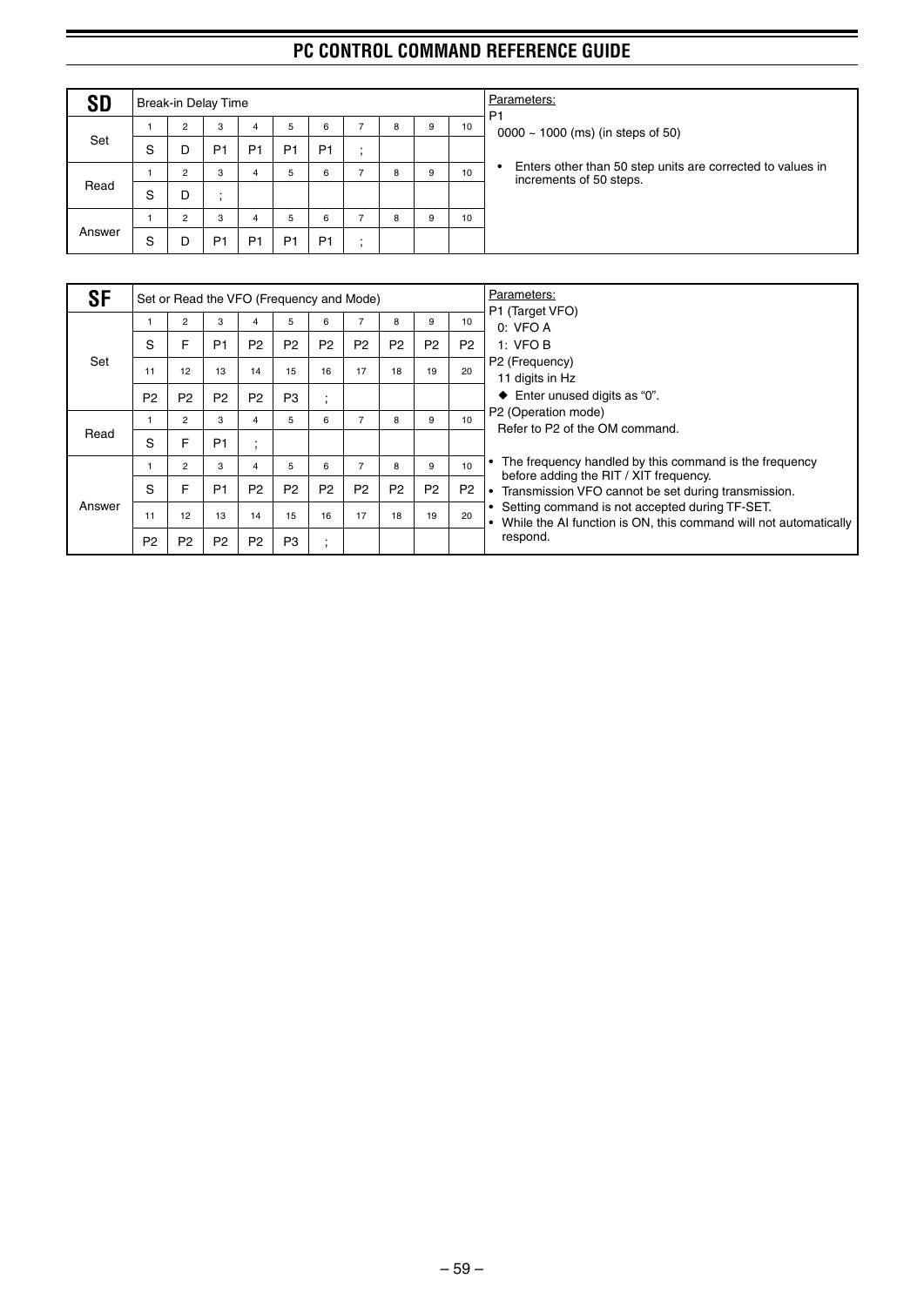## SD — Break-in Delay Time

| | 1 | 2 | 3 | 4 | 5 | 6 | 7 | 8 | 9 | 10 |
|---|---|---|---|---|---|---|---|---|---|---|
| Set | S | D | P1 | P1 | P1 | P1 | ; | | | |
| Read | S | D | ; | | | | | | | |
| Answer | S | D | P1 | P1 | P1 | P1 | ; | | | |

Parameters:

P1
0000 ~ 1000 (ms) (in steps of 50)

- Enters other than 50 step units are corrected to values in increments of 50 steps.

## SF — Set or Read the VFO (Frequency and Mode)

| | 1 | 2 | 3 | 4 | 5 | 6 | 7 | 8 | 9 | 10 |
|---|---|---|---|---|---|---|---|---|---|---|
| Set | S | F | P1 | P2 | P2 | P2 | P2 | P2 | P2 | P2 |
| | 11 | 12 | 13 | 14 | 15 | 16 | 17 | 18 | 19 | 20 |
| | P2 | P2 | P2 | P2 | P3 | ; | | | | |
| Read | S | F | P1 | ; | | | | | | |
| Answer | S | F | P1 | P2 | P2 | P2 | P2 | P2 | P2 | P2 |
| | 11 | 12 | 13 | 14 | 15 | 16 | 17 | 18 | 19 | 20 |
| | P2 | P2 | P2 | P2 | P3 | ; | | | | |

Parameters:

P1 (Target VFO)
0: VFO A
1: VFO B

P2 (Frequency)
11 digits in Hz
◆ Enter unused digits as "0".

P2 (Operation mode)
Refer to P2 of the OM command.

- The frequency handled by this command is the frequency before adding the RIT / XIT frequency.
- Transmission VFO cannot be set during transmission.
- Setting command is not accepted during TF-SET.
- While the AI function is ON, this command will not automatically respond.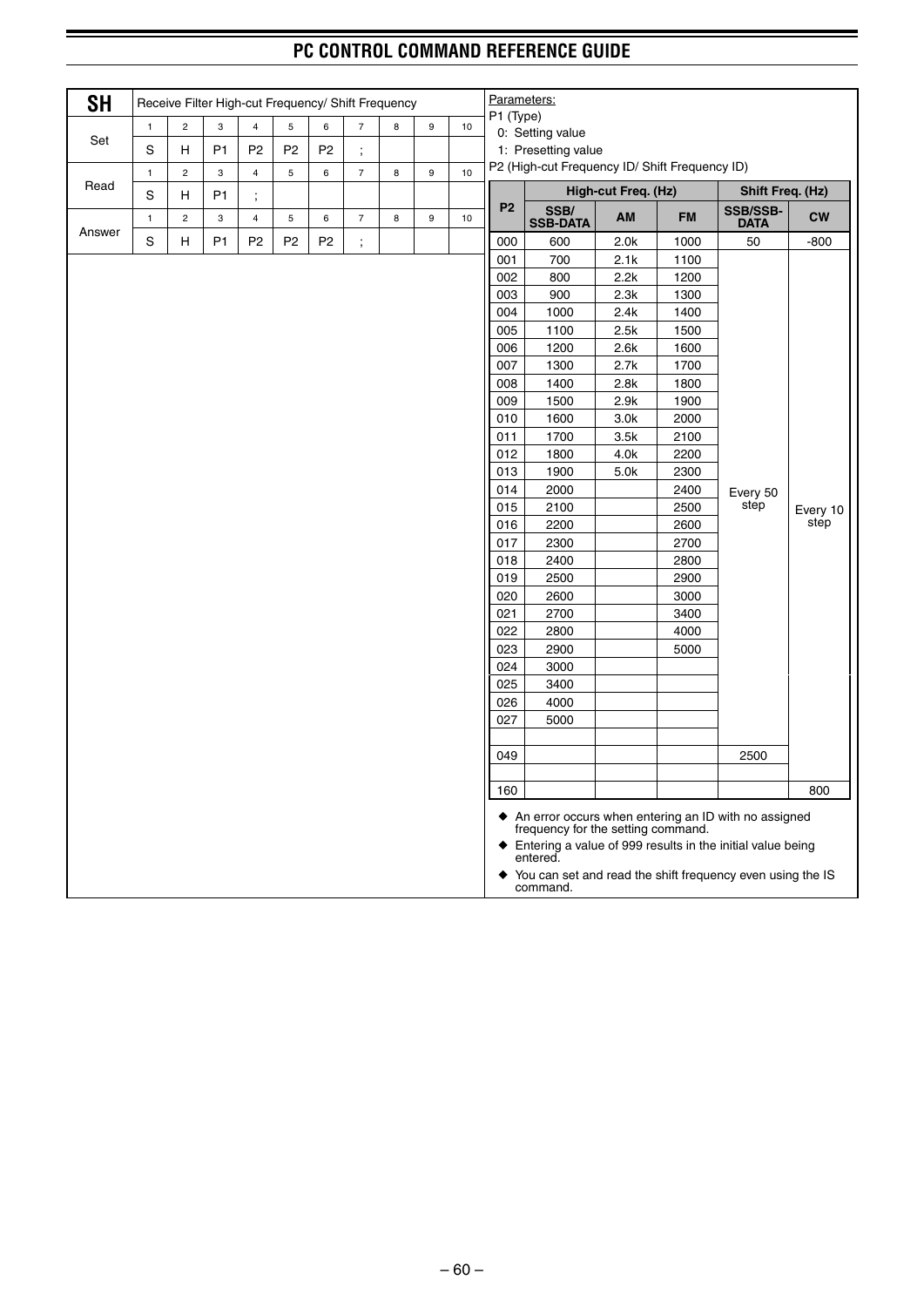## SH

Receive Filter High-cut Frequency/ Shift Frequency

| | 1 | 2 | 3 | 4 | 5 | 6 | 7 | 8 | 9 | 10 |
|---|---|---|---|---|---|---|---|---|---|---|
| Set | S | H | P1 | P2 | P2 | P2 | ; | | | |
| Read | S | H | P1 | ; | | | | | | |
| Answer | S | H | P1 | P2 | P2 | P2 | ; | | | |

Parameters:

P1 (Type)

0: Setting value

1: Presetting value

P2 (High-cut Frequency ID/ Shift Frequency ID)

| P2 | High-cut Freq. (Hz) | | | Shift Freq. (Hz) | |
|---|---|---|---|---|---|
| | SSB/ SSB-DATA | AM | FM | SSB/SSB-DATA | CW |
| 000 | 600 | 2.0k | 1000 | 50 | -800 |
| 001 | 700 | 2.1k | 1100 | Every 50 step | Every 10 step |
| 002 | 800 | 2.2k | 1200 | | |
| 003 | 900 | 2.3k | 1300 | | |
| 004 | 1000 | 2.4k | 1400 | | |
| 005 | 1100 | 2.5k | 1500 | | |
| 006 | 1200 | 2.6k | 1600 | | |
| 007 | 1300 | 2.7k | 1700 | | |
| 008 | 1400 | 2.8k | 1800 | | |
| 009 | 1500 | 2.9k | 1900 | | |
| 010 | 1600 | 3.0k | 2000 | | |
| 011 | 1700 | 3.5k | 2100 | | |
| 012 | 1800 | 4.0k | 2200 | | |
| 013 | 1900 | 5.0k | 2300 | | |
| 014 | 2000 | | 2400 | | |
| 015 | 2100 | | 2500 | | |
| 016 | 2200 | | 2600 | | |
| 017 | 2300 | | 2700 | | |
| 018 | 2400 | | 2800 | | |
| 019 | 2500 | | 2900 | | |
| 020 | 2600 | | 3000 | | |
| 021 | 2700 | | 3400 | | |
| 022 | 2800 | | 4000 | | |
| 023 | 2900 | | 5000 | | |
| 024 | 3000 | | | | |
| 025 | 3400 | | | | |
| 026 | 4000 | | | | |
| 027 | 5000 | | | | |
| | | | | | |
| 049 | | | | 2500 | |
| | | | | | |
| 160 | | | | | 800 |

◆ An error occurs when entering an ID with no assigned frequency for the setting command.

◆ Entering a value of 999 results in the initial value being entered.

◆ You can set and read the shift frequency even using the IS command.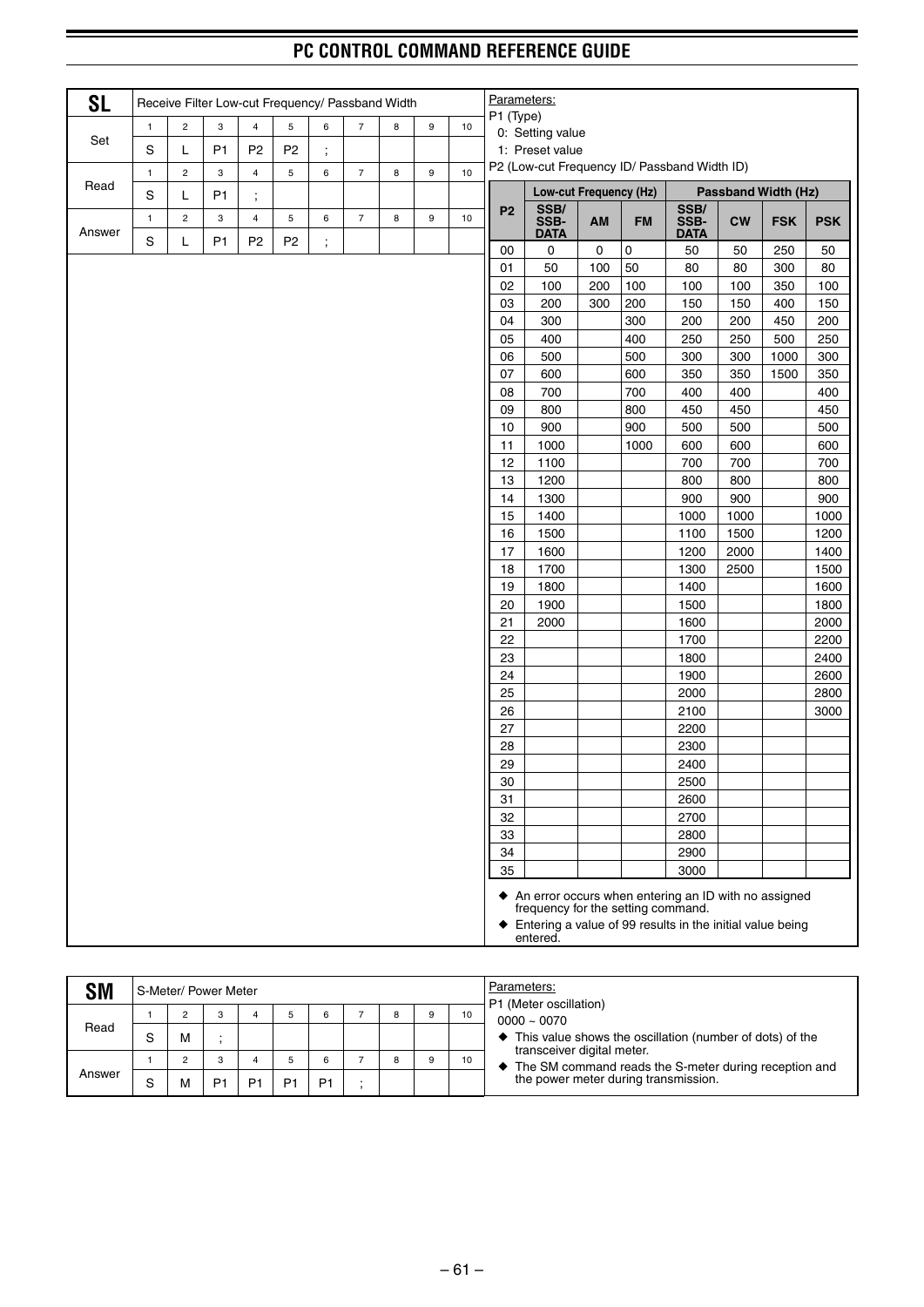## SL

Receive Filter Low-cut Frequency/ Passband Width

| | 1 | 2 | 3 | 4 | 5 | 6 | 7 | 8 | 9 | 10 |
|---|---|---|---|---|---|---|---|---|---|---|
| Set | S | L | P1 | P2 | P2 | ; | | | | |
| Read | S | L | P1 | ; | | | | | | |
| Answer | S | L | P1 | P2 | P2 | ; | | | | |

Parameters:

P1 (Type)
- 0: Setting value
- 1: Preset value

P2 (Low-cut Frequency ID/ Passband Width ID)

| P2 | Low-cut Frequency (Hz) | | | Passband Width (Hz) | | | |
|---|---|---|---|---|---|---|---|
| | SSB/ SSB-DATA | AM | FM | SSB/ SSB-DATA | CW | FSK | PSK |
| 00 | 0 | 0 | 0 | 50 | 50 | 250 | 50 |
| 01 | 50 | 100 | 50 | 80 | 80 | 300 | 80 |
| 02 | 100 | 200 | 100 | 100 | 100 | 350 | 100 |
| 03 | 200 | 300 | 200 | 150 | 150 | 400 | 150 |
| 04 | 300 | | 300 | 200 | 200 | 450 | 200 |
| 05 | 400 | | 400 | 250 | 250 | 500 | 250 |
| 06 | 500 | | 500 | 300 | 300 | 1000 | 300 |
| 07 | 600 | | 600 | 350 | 350 | 1500 | 350 |
| 08 | 700 | | 700 | 400 | 400 | | 400 |
| 09 | 800 | | 800 | 450 | 450 | | 450 |
| 10 | 900 | | 900 | 500 | 500 | | 500 |
| 11 | 1000 | | 1000 | 600 | 600 | | 600 |
| 12 | 1100 | | | 700 | 700 | | 700 |
| 13 | 1200 | | | 800 | 800 | | 800 |
| 14 | 1300 | | | 900 | 900 | | 900 |
| 15 | 1400 | | | 1000 | 1000 | | 1000 |
| 16 | 1500 | | | 1100 | 1500 | | 1200 |
| 17 | 1600 | | | 1200 | 2000 | | 1400 |
| 18 | 1700 | | | 1300 | 2500 | | 1500 |
| 19 | 1800 | | | 1400 | | | 1600 |
| 20 | 1900 | | | 1500 | | | 1800 |
| 21 | 2000 | | | 1600 | | | 2000 |
| 22 | | | | 1700 | | | 2200 |
| 23 | | | | 1800 | | | 2400 |
| 24 | | | | 1900 | | | 2600 |
| 25 | | | | 2000 | | | 2800 |
| 26 | | | | 2100 | | | 3000 |
| 27 | | | | 2200 | | | |
| 28 | | | | 2300 | | | |
| 29 | | | | 2400 | | | |
| 30 | | | | 2500 | | | |
| 31 | | | | 2600 | | | |
| 32 | | | | 2700 | | | |
| 33 | | | | 2800 | | | |
| 34 | | | | 2900 | | | |
| 35 | | | | 3000 | | | |

- ◆ An error occurs when entering an ID with no assigned frequency for the setting command.
- ◆ Entering a value of 99 results in the initial value being entered.

## SM

S-Meter/ Power Meter

| | 1 | 2 | 3 | 4 | 5 | 6 | 7 | 8 | 9 | 10 |
|---|---|---|---|---|---|---|---|---|---|---|
| Read | S | M | ; | | | | | | | |
| Answer | S | M | P1 | P1 | P1 | P1 | ; | | | |

Parameters:

P1 (Meter oscillation)

0000 ~ 0070

- ◆ This value shows the oscillation (number of dots) of the transceiver digital meter.
- ◆ The SM command reads the S-meter during reception and the power meter during transmission.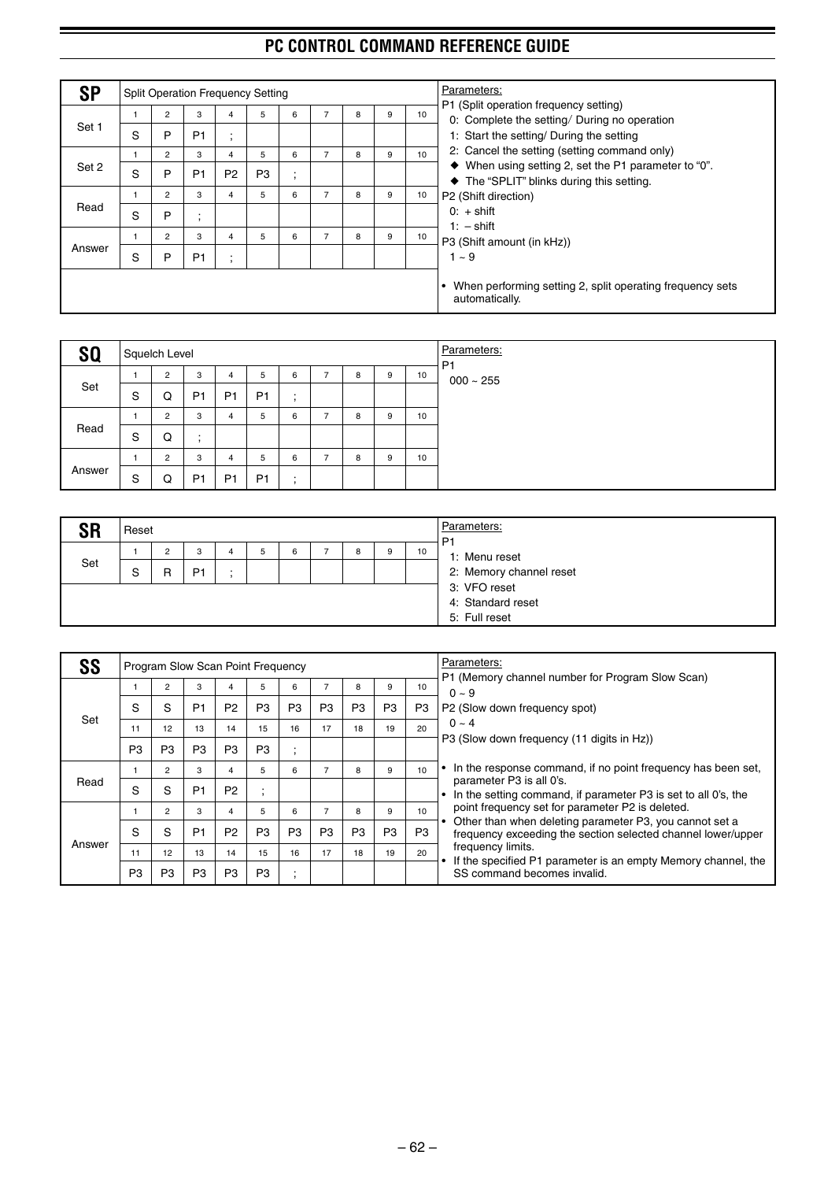## SP — Split Operation Frequency Setting

| | 1 | 2 | 3 | 4 | 5 | 6 | 7 | 8 | 9 | 10 |
|---|---|---|---|---|---|---|---|---|---|---|
| Set 1 | S | P | P1 | ; | | | | | | |
| Set 2 | S | P | P1 | P2 | P3 | ; | | | | |
| Read | S | P | ; | | | | | | | |
| Answer | S | P | P1 | ; | | | | | | |

Parameters:

P1 (Split operation frequency setting)
- 0: Complete the setting/ During no operation
- 1: Start the setting/ During the setting
- 2: Cancel the setting (setting command only)
- ◆ When using setting 2, set the P1 parameter to "0".
- ◆ The "SPLIT" blinks during this setting.

P2 (Shift direction)
- 0: + shift
- 1: – shift

P3 (Shift amount (in kHz))
- 1 ~ 9

- When performing setting 2, split operating frequency sets automatically.

## SQ — Squelch Level

| | 1 | 2 | 3 | 4 | 5 | 6 | 7 | 8 | 9 | 10 |
|---|---|---|---|---|---|---|---|---|---|---|
| Set | S | Q | P1 | P1 | P1 | ; | | | | |
| Read | S | Q | ; | | | | | | | |
| Answer | S | Q | P1 | P1 | P1 | ; | | | | |

Parameters:

P1
- 000 ~ 255

## SR — Reset

| | 1 | 2 | 3 | 4 | 5 | 6 | 7 | 8 | 9 | 10 |
|---|---|---|---|---|---|---|---|---|---|---|
| Set | S | R | P1 | ; | | | | | | |

Parameters:

P1
- 1: Menu reset
- 2: Memory channel reset
- 3: VFO reset
- 4: Standard reset
- 5: Full reset

## SS — Program Slow Scan Point Frequency

| | 1 | 2 | 3 | 4 | 5 | 6 | 7 | 8 | 9 | 10 |
|---|---|---|---|---|---|---|---|---|---|---|
| Set | S | S | P1 | P2 | P3 | P3 | P3 | P3 | P3 | P3 |
| | 11 | 12 | 13 | 14 | 15 | 16 | 17 | 18 | 19 | 20 |
| | P3 | P3 | P3 | P3 | P3 | ; | | | | |
| Read | S | S | P1 | P2 | ; | | | | | |
| Answer | S | S | P1 | P2 | P3 | P3 | P3 | P3 | P3 | P3 |
| | 11 | 12 | 13 | 14 | 15 | 16 | 17 | 18 | 19 | 20 |
| | P3 | P3 | P3 | P3 | P3 | ; | | | | |

Parameters:

P1 (Memory channel number for Program Slow Scan)
- 0 ~ 9

P2 (Slow down frequency spot)
- 0 ~ 4

P3 (Slow down frequency (11 digits in Hz))

- In the response command, if no point frequency has been set, parameter P3 is all 0's.
- In the setting command, if parameter P3 is set to all 0's, the point frequency set for parameter P2 is deleted.
- Other than when deleting parameter P3, you cannot set a frequency exceeding the section selected channel lower/upper frequency limits.
- If the specified P1 parameter is an empty Memory channel, the SS command becomes invalid.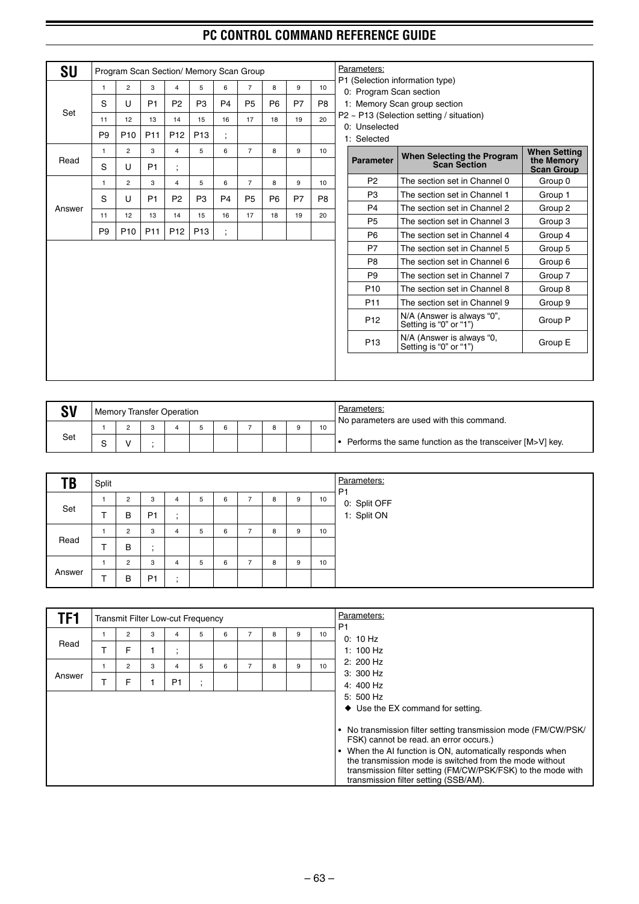## SU

Program Scan Section/ Memory Scan Group

| | 1 | 2 | 3 | 4 | 5 | 6 | 7 | 8 | 9 | 10 |
|---|---|---|---|---|---|---|---|---|---|---|
| Set | S | U | P1 | P2 | P3 | P4 | P5 | P6 | P7 | P8 |
| | 11 | 12 | 13 | 14 | 15 | 16 | 17 | 18 | 19 | 20 |
| | P9 | P10 | P11 | P12 | P13 | ; | | | | |
| Read | S | U | P1 | ; | | | | | | |
| Answer | S | U | P1 | P2 | P3 | P4 | P5 | P6 | P7 | P8 |
| | 11 | 12 | 13 | 14 | 15 | 16 | 17 | 18 | 19 | 20 |
| | P9 | P10 | P11 | P12 | P13 | ; | | | | |

Parameters:

P1 (Selection information type)
- 0: Program Scan section
- 1: Memory Scan group section

P2 ~ P13 (Selection setting / situation)
- 0: Unselected
- 1: Selected

| Parameter | When Selecting the Program Scan Section | When Setting the Memory Scan Group |
|---|---|---|
| P2 | The section set in Channel 0 | Group 0 |
| P3 | The section set in Channel 1 | Group 1 |
| P4 | The section set in Channel 2 | Group 2 |
| P5 | The section set in Channel 3 | Group 3 |
| P6 | The section set in Channel 4 | Group 4 |
| P7 | The section set in Channel 5 | Group 5 |
| P8 | The section set in Channel 6 | Group 6 |
| P9 | The section set in Channel 7 | Group 7 |
| P10 | The section set in Channel 8 | Group 8 |
| P11 | The section set in Channel 9 | Group 9 |
| P12 | N/A (Answer is always "0", Setting is "0" or "1") | Group P |
| P13 | N/A (Answer is always "0, Setting is "0" or "1") | Group E |

## SV

Memory Transfer Operation

| | 1 | 2 | 3 | 4 | 5 | 6 | 7 | 8 | 9 | 10 |
|---|---|---|---|---|---|---|---|---|---|---|
| Set | S | V | ; | | | | | | | |

Parameters:

No parameters are used with this command.

- Performs the same function as the transceiver [M>V] key.

## TB

Split

| | 1 | 2 | 3 | 4 | 5 | 6 | 7 | 8 | 9 | 10 |
|---|---|---|---|---|---|---|---|---|---|---|
| Set | T | B | P1 | ; | | | | | | |
| Read | T | B | ; | | | | | | | |
| Answer | T | B | P1 | ; | | | | | | |

Parameters:

P1
- 0: Split OFF
- 1: Split ON

## TF1

Transmit Filter Low-cut Frequency

| | 1 | 2 | 3 | 4 | 5 | 6 | 7 | 8 | 9 | 10 |
|---|---|---|---|---|---|---|---|---|---|---|
| Read | T | F | 1 | ; | | | | | | |
| Answer | T | F | 1 | P1 | ; | | | | | |

Parameters:

P1
- 0: 10 Hz
- 1: 100 Hz
- 2: 200 Hz
- 3: 300 Hz
- 4: 400 Hz
- 5: 500 Hz

◆ Use the EX command for setting.

- No transmission filter setting transmission mode (FM/CW/PSK/FSK) cannot be read. an error occurs.)
- When the AI function is ON, automatically responds when the transmission mode is switched from the mode without transmission filter setting (FM/CW/PSK/FSK) to the mode with transmission filter setting (SSB/AM).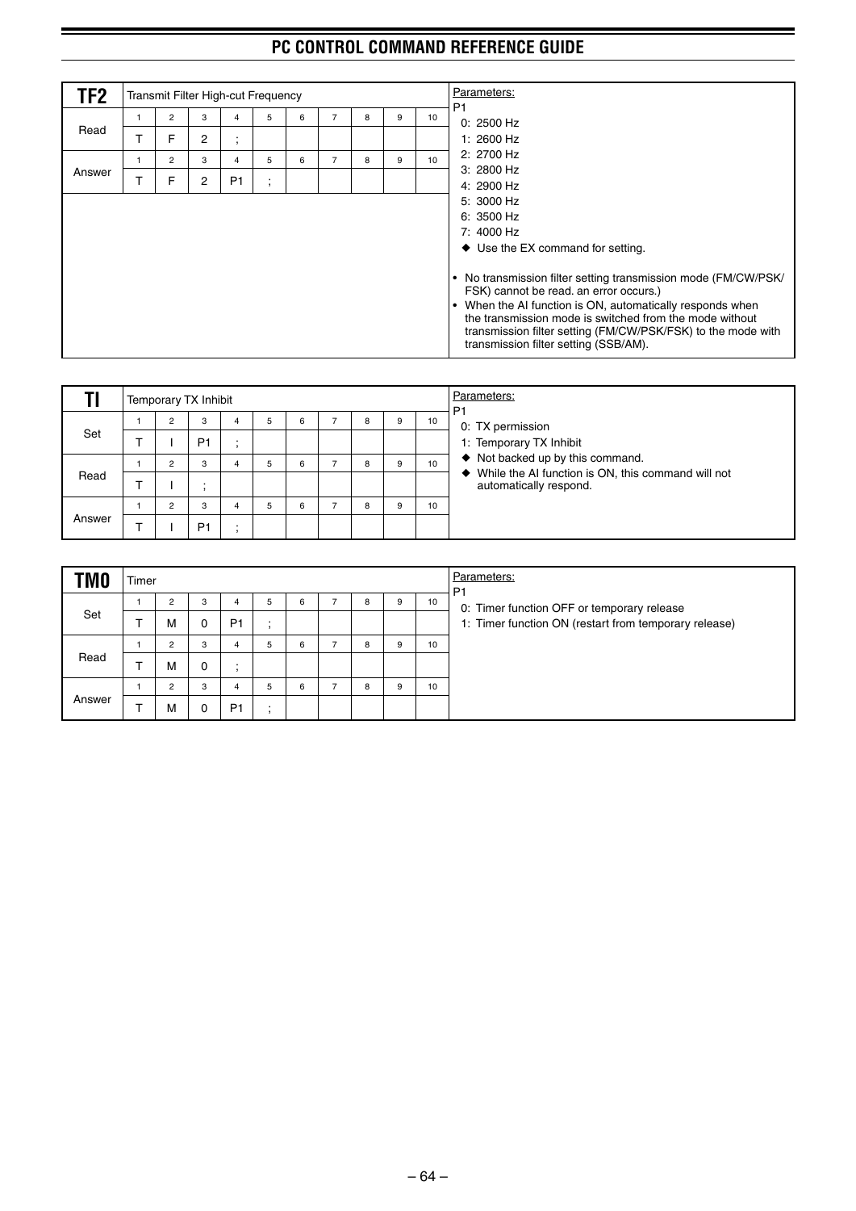## TF2

**Transmit Filter High-cut Frequency**

| | 1 | 2 | 3 | 4 | 5 | 6 | 7 | 8 | 9 | 10 |
|---|---|---|---|---|---|---|---|---|---|---|
| Read | T | F | 2 | ; | | | | | | |
| Answer | T | F | 2 | P1 | ; | | | | | |

Parameters:

P1
- 0: 2500 Hz
- 1: 2600 Hz
- 2: 2700 Hz
- 3: 2800 Hz
- 4: 2900 Hz
- 5: 3000 Hz
- 6: 3500 Hz
- 7: 4000 Hz

◆ Use the EX command for setting.

- No transmission filter setting transmission mode (FM/CW/PSK/FSK) cannot be read. an error occurs.)
- When the AI function is ON, automatically responds when the transmission mode is switched from the mode without transmission filter setting (FM/CW/PSK/FSK) to the mode with transmission filter setting (SSB/AM).

## TI

**Temporary TX Inhibit**

| | 1 | 2 | 3 | 4 | 5 | 6 | 7 | 8 | 9 | 10 |
|---|---|---|---|---|---|---|---|---|---|---|
| Set | T | I | P1 | ; | | | | | | |
| Read | T | I | ; | | | | | | | |
| Answer | T | I | P1 | ; | | | | | | |

Parameters:

P1
- 0: TX permission
- 1: Temporary TX Inhibit

◆ Not backed up by this command.

◆ While the AI function is ON, this command will not automatically respond.

## TM0

**Timer**

| | 1 | 2 | 3 | 4 | 5 | 6 | 7 | 8 | 9 | 10 |
|---|---|---|---|---|---|---|---|---|---|---|
| Set | T | M | 0 | P1 | ; | | | | | |
| Read | T | M | 0 | ; | | | | | | |
| Answer | T | M | 0 | P1 | ; | | | | | |

Parameters:

P1
- 0: Timer function OFF or temporary release
- 1: Timer function ON (restart from temporary release)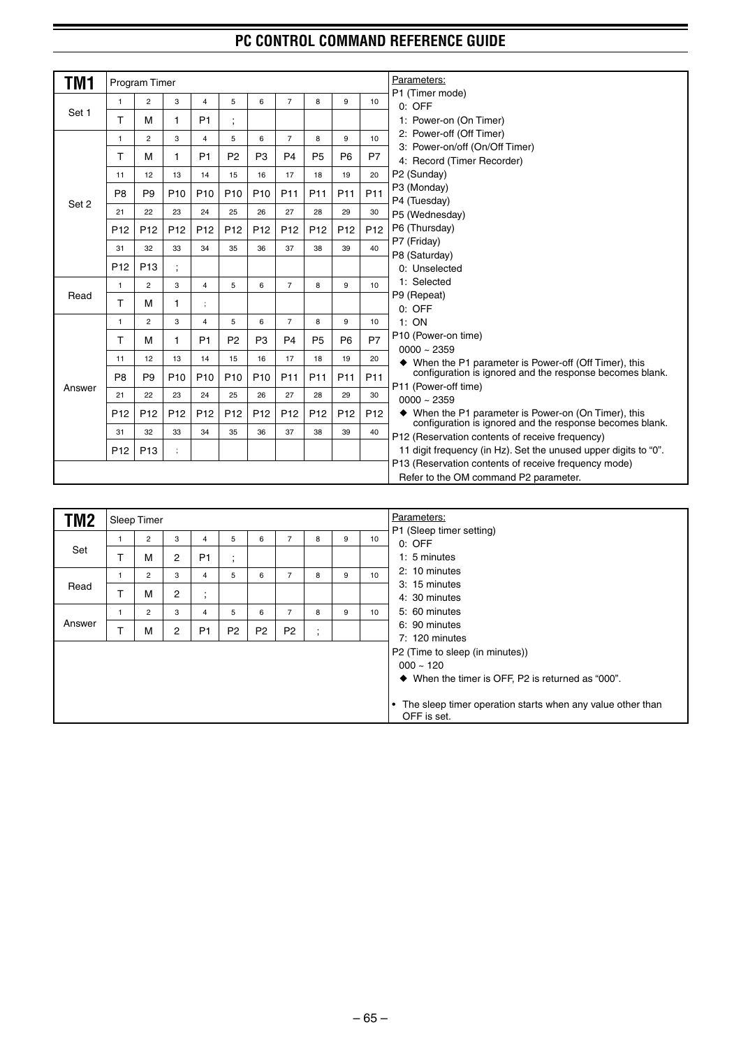## TM1 Program Timer

| | 1 | 2 | 3 | 4 | 5 | 6 | 7 | 8 | 9 | 10 |
|---|---|---|---|---|---|---|---|---|---|---|
| Set 1 | T | M | 1 | P1 | ; | | | | | |
| Set 2 | T | M | 1 | P1 | P2 | P3 | P4 | P5 | P6 | P7 |
| | **11** | **12** | **13** | **14** | **15** | **16** | **17** | **18** | **19** | **20** |
| | P8 | P9 | P10 | P10 | P10 | P10 | P11 | P11 | P11 | P11 |
| | **21** | **22** | **23** | **24** | **25** | **26** | **27** | **28** | **29** | **30** |
| | P12 | P12 | P12 | P12 | P12 | P12 | P12 | P12 | P12 | P12 |
| | **31** | **32** | **33** | **34** | **35** | **36** | **37** | **38** | **39** | **40** |
| | P12 | P13 | ; | | | | | | | |
| Read | T | M | 1 | ; | | | | | | |
| Answer | T | M | 1 | P1 | P2 | P3 | P4 | P5 | P6 | P7 |
| | **11** | **12** | **13** | **14** | **15** | **16** | **17** | **18** | **19** | **20** |
| | P8 | P9 | P10 | P10 | P10 | P10 | P11 | P11 | P11 | P11 |
| | **21** | **22** | **23** | **24** | **25** | **26** | **27** | **28** | **29** | **30** |
| | P12 | P12 | P12 | P12 | P12 | P12 | P12 | P12 | P12 | P12 |
| | **31** | **32** | **33** | **34** | **35** | **36** | **37** | **38** | **39** | **40** |
| | P12 | P13 | ; | | | | | | | |

Parameters:

P1 (Timer mode)
- 0: OFF
- 1: Power-on (On Timer)
- 2: Power-off (Off Timer)
- 3: Power-on/off (On/Off Timer)
- 4: Record (Timer Recorder)

P2 (Sunday)
P3 (Monday)
P4 (Tuesday)
P5 (Wednesday)
P6 (Thursday)
P7 (Friday)
P8 (Saturday)
- 0: Unselected
- 1: Selected

P9 (Repeat)
- 0: OFF
- 1: ON

P10 (Power-on time)
- 0000 ~ 2359
- ◆ When the P1 parameter is Power-off (Off Timer), this configuration is ignored and the response becomes blank.

P11 (Power-off time)
- 0000 ~ 2359
- ◆ When the P1 parameter is Power-on (On Timer), this configuration is ignored and the response becomes blank.

P12 (Reservation contents of receive frequency)
- 11 digit frequency (in Hz). Set the unused upper digits to "0".

P13 (Reservation contents of receive frequency mode)
- Refer to the OM command P2 parameter.

## TM2 Sleep Timer

| | 1 | 2 | 3 | 4 | 5 | 6 | 7 | 8 | 9 | 10 |
|---|---|---|---|---|---|---|---|---|---|---|
| Set | T | M | 2 | P1 | ; | | | | | |
| Read | T | M | 2 | ; | | | | | | |
| Answer | T | M | 2 | P1 | P2 | P2 | P2 | ; | | |

Parameters:

P1 (Sleep timer setting)
- 0: OFF
- 1: 5 minutes
- 2: 10 minutes
- 3: 15 minutes
- 4: 30 minutes
- 5: 60 minutes
- 6: 90 minutes
- 7: 120 minutes

P2 (Time to sleep (in minutes))
- 000 ~ 120
- ◆ When the timer is OFF, P2 is returned as "000".

- The sleep timer operation starts when any value other than OFF is set.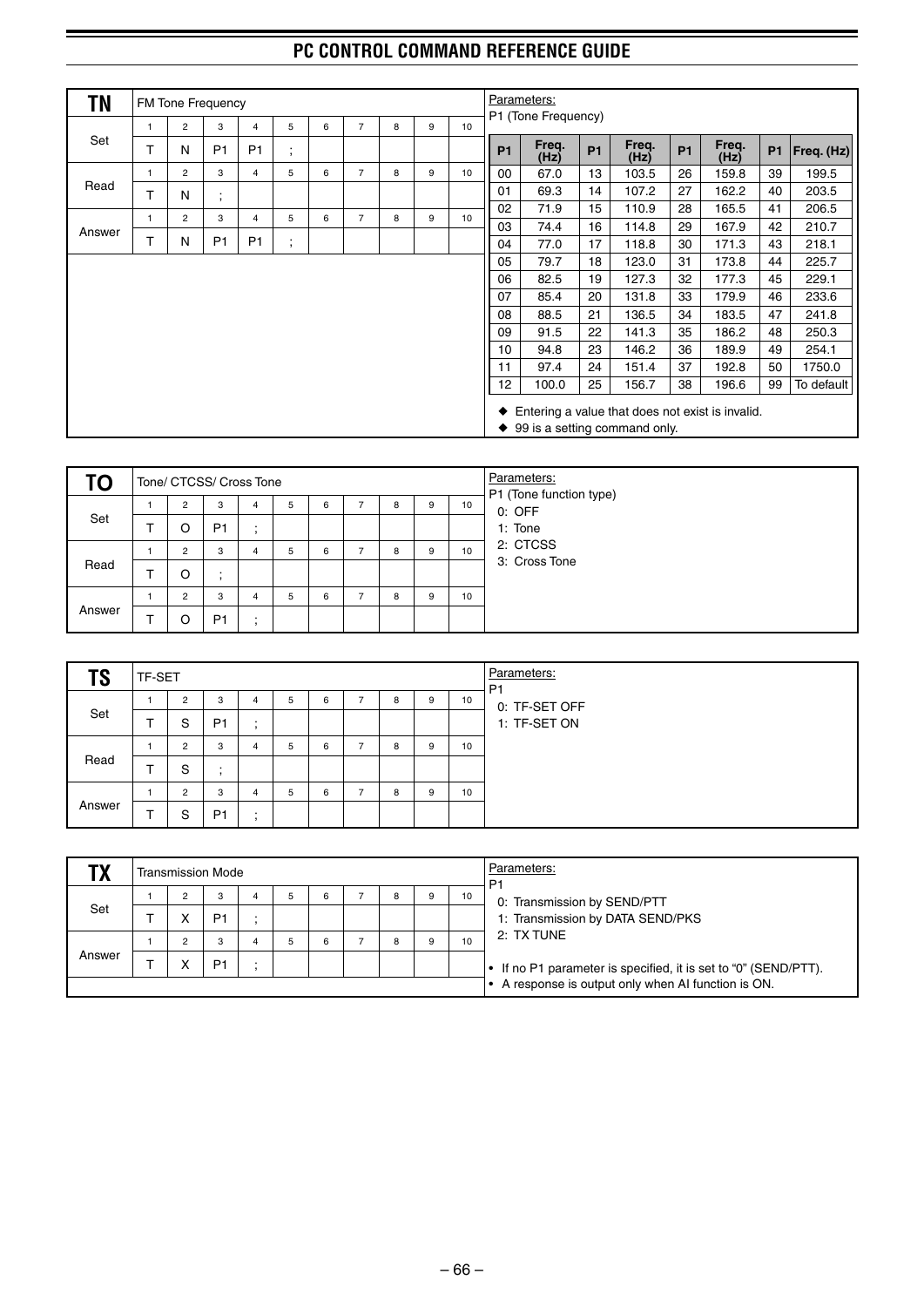## TN

FM Tone Frequency

| | 1 | 2 | 3 | 4 | 5 | 6 | 7 | 8 | 9 | 10 |
|---|---|---|---|---|---|---|---|---|---|---|
| Set | T | N | P1 | P1 | ; | | | | | |
| Read | T | N | ; | | | | | | | |
| Answer | T | N | P1 | P1 | ; | | | | | |

Parameters:
P1 (Tone Frequency)

| P1 | Freq. (Hz) | P1 | Freq. (Hz) | P1 | Freq. (Hz) | P1 | Freq. (Hz) |
|---|---|---|---|---|---|---|---|
| 00 | 67.0 | 13 | 103.5 | 26 | 159.8 | 39 | 199.5 |
| 01 | 69.3 | 14 | 107.2 | 27 | 162.2 | 40 | 203.5 |
| 02 | 71.9 | 15 | 110.9 | 28 | 165.5 | 41 | 206.5 |
| 03 | 74.4 | 16 | 114.8 | 29 | 167.9 | 42 | 210.7 |
| 04 | 77.0 | 17 | 118.8 | 30 | 171.3 | 43 | 218.1 |
| 05 | 79.7 | 18 | 123.0 | 31 | 173.8 | 44 | 225.7 |
| 06 | 82.5 | 19 | 127.3 | 32 | 177.3 | 45 | 229.1 |
| 07 | 85.4 | 20 | 131.8 | 33 | 179.9 | 46 | 233.6 |
| 08 | 88.5 | 21 | 136.5 | 34 | 183.5 | 47 | 241.8 |
| 09 | 91.5 | 22 | 141.3 | 35 | 186.2 | 48 | 250.3 |
| 10 | 94.8 | 23 | 146.2 | 36 | 189.9 | 49 | 254.1 |
| 11 | 97.4 | 24 | 151.4 | 37 | 192.8 | 50 | 1750.0 |
| 12 | 100.0 | 25 | 156.7 | 38 | 196.6 | 99 | To default |

◆ Entering a value that does not exist is invalid.
◆ 99 is a setting command only.

## TO

Tone/ CTCSS/ Cross Tone

| | 1 | 2 | 3 | 4 | 5 | 6 | 7 | 8 | 9 | 10 |
|---|---|---|---|---|---|---|---|---|---|---|
| Set | T | O | P1 | ; | | | | | | |
| Read | T | O | ; | | | | | | | |
| Answer | T | O | P1 | ; | | | | | | |

Parameters:
P1 (Tone function type)
0: OFF
1: Tone
2: CTCSS
3: Cross Tone

## TS

TF-SET

| | 1 | 2 | 3 | 4 | 5 | 6 | 7 | 8 | 9 | 10 |
|---|---|---|---|---|---|---|---|---|---|---|
| Set | T | S | P1 | ; | | | | | | |
| Read | T | S | ; | | | | | | | |
| Answer | T | S | P1 | ; | | | | | | |

Parameters:
P1
0: TF-SET OFF
1: TF-SET ON

## TX

Transmission Mode

| | 1 | 2 | 3 | 4 | 5 | 6 | 7 | 8 | 9 | 10 |
|---|---|---|---|---|---|---|---|---|---|---|
| Set | T | X | P1 | ; | | | | | | |
| Answer | T | X | P1 | ; | | | | | | |

Parameters:
P1
0: Transmission by SEND/PTT
1: Transmission by DATA SEND/PKS
2: TX TUNE

- If no P1 parameter is specified, it is set to "0" (SEND/PTT).
- A response is output only when AI function is ON.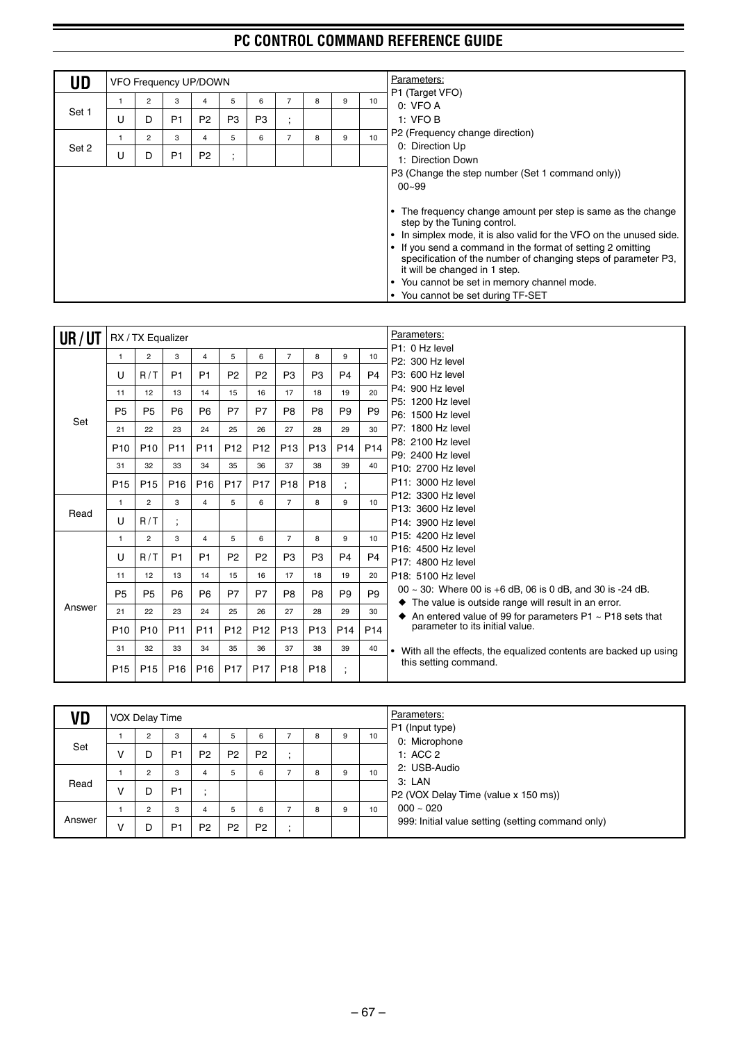## UD

VFO Frequency UP/DOWN

| | 1 | 2 | 3 | 4 | 5 | 6 | 7 | 8 | 9 | 10 |
|---|---|---|---|---|---|---|---|---|---|---|
| Set 1 | U | D | P1 | P2 | P3 | P3 | ; | | | |
| Set 2 | U | D | P1 | P2 | ; | | | | | |

Parameters:

P1 (Target VFO)
- 0: VFO A
- 1: VFO B

P2 (Frequency change direction)
- 0: Direction Up
- 1: Direction Down

P3 (Change the step number (Set 1 command only))
- 00~99

- The frequency change amount per step is same as the change step by the Tuning control.
- In simplex mode, it is also valid for the VFO on the unused side.
- If you send a command in the format of setting 2 omitting specification of the number of changing steps of parameter P3, it will be changed in 1 step.
- You cannot be set in memory channel mode.
- You cannot be set during TF-SET

## UR / UT

RX / TX Equalizer

| | 1 | 2 | 3 | 4 | 5 | 6 | 7 | 8 | 9 | 10 |
|---|---|---|---|---|---|---|---|---|---|---|
| Set | U | R / T | P1 | P1 | P2 | P2 | P3 | P3 | P4 | P4 |
| | **11** | **12** | **13** | **14** | **15** | **16** | **17** | **18** | **19** | **20** |
| | P5 | P5 | P6 | P6 | P7 | P7 | P8 | P8 | P9 | P9 |
| | **21** | **22** | **23** | **24** | **25** | **26** | **27** | **28** | **29** | **30** |
| | P10 | P10 | P11 | P11 | P12 | P12 | P13 | P13 | P14 | P14 |
| | **31** | **32** | **33** | **34** | **35** | **36** | **37** | **38** | **39** | **40** |
| | P15 | P15 | P16 | P16 | P17 | P17 | P18 | P18 | ; | |
| Read | U | R / T | ; | | | | | | | |
| | **1** | **2** | **3** | **4** | **5** | **6** | **7** | **8** | **9** | **10** |
| Answer | U | R / T | P1 | P1 | P2 | P2 | P3 | P3 | P4 | P4 |
| | **11** | **12** | **13** | **14** | **15** | **16** | **17** | **18** | **19** | **20** |
| | P5 | P5 | P6 | P6 | P7 | P7 | P8 | P8 | P9 | P9 |
| | **21** | **22** | **23** | **24** | **25** | **26** | **27** | **28** | **29** | **30** |
| | P10 | P10 | P11 | P11 | P12 | P12 | P13 | P13 | P14 | P14 |
| | **31** | **32** | **33** | **34** | **35** | **36** | **37** | **38** | **39** | **40** |
| | P15 | P15 | P16 | P16 | P17 | P17 | P18 | P18 | ; | |

Parameters:

- P1: 0 Hz level
- P2: 300 Hz level
- P3: 600 Hz level
- P4: 900 Hz level
- P5: 1200 Hz level
- P6: 1500 Hz level
- P7: 1800 Hz level
- P8: 2100 Hz level
- P9: 2400 Hz level
- P10: 2700 Hz level
- P11: 3000 Hz level
- P12: 3300 Hz level
- P13: 3600 Hz level
- P14: 3900 Hz level
- P15: 4200 Hz level
- P16: 4500 Hz level
- P17: 4800 Hz level
- P18: 5100 Hz level

00 ~ 30: Where 00 is +6 dB, 06 is 0 dB, and 30 is -24 dB.
- ◆ The value is outside range will result in an error.
- ◆ An entered value of 99 for parameters P1 ~ P18 sets that parameter to its initial value.

- With all the effects, the equalized contents are backed up using this setting command.

## VD

VOX Delay Time

| | 1 | 2 | 3 | 4 | 5 | 6 | 7 | 8 | 9 | 10 |
|---|---|---|---|---|---|---|---|---|---|---|
| Set | V | D | P1 | P2 | P2 | P2 | ; | | | |
| Read | V | D | P1 | ; | | | | | | |
| Answer | V | D | P1 | P2 | P2 | P2 | ; | | | |

Parameters:

P1 (Input type)
- 0: Microphone
- 1: ACC 2
- 2: USB-Audio
- 3: LAN

P2 (VOX Delay Time (value x 150 ms))
- 000 ~ 020
- 999: Initial value setting (setting command only)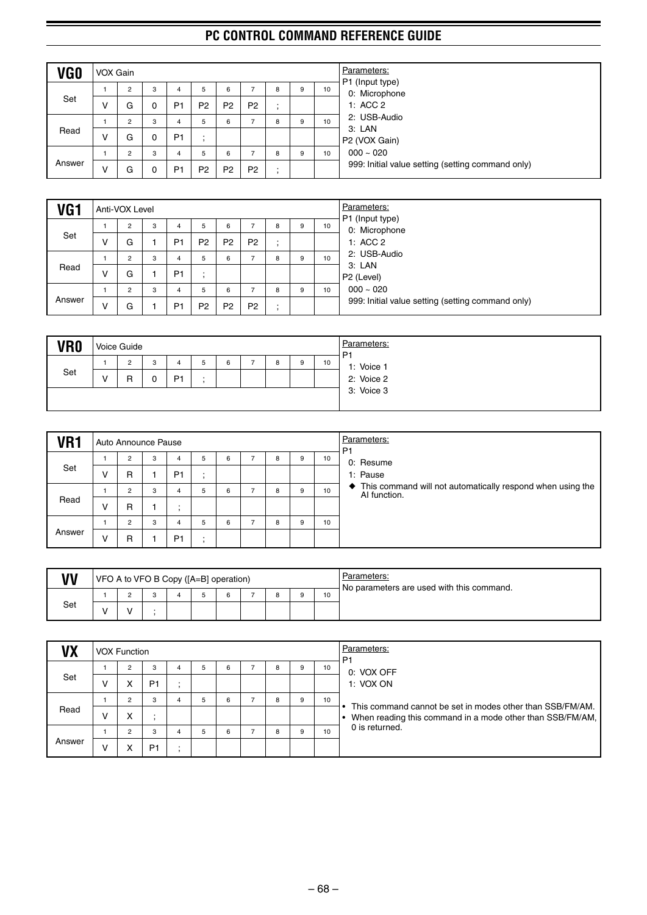# PC CONTROL COMMAND REFERENCE GUIDE

## VG0

| VG0 | VOX Gain | | | | | | | | | |
|---|---|---|---|---|---|---|---|---|---|---|
| | 1 | 2 | 3 | 4 | 5 | 6 | 7 | 8 | 9 | 10 |
| Set | V | G | 0 | P1 | P2 | P2 | P2 | ; | | |
| Read | V | G | 0 | P1 | ; | | | | | |
| Answer | V | G | 0 | P1 | P2 | P2 | P2 | ; | | |

Parameters:
P1 (Input type)
- 0: Microphone
- 1: ACC 2
- 2: USB-Audio
- 3: LAN

P2 (VOX Gain)
- 000 ~ 020
- 999: Initial value setting (setting command only)

## VG1

| VG1 | Anti-VOX Level | | | | | | | | | |
|---|---|---|---|---|---|---|---|---|---|---|
| | 1 | 2 | 3 | 4 | 5 | 6 | 7 | 8 | 9 | 10 |
| Set | V | G | 1 | P1 | P2 | P2 | P2 | ; | | |
| Read | V | G | 1 | P1 | ; | | | | | |
| Answer | V | G | 1 | P1 | P2 | P2 | P2 | ; | | |

Parameters:
P1 (Input type)
- 0: Microphone
- 1: ACC 2
- 2: USB-Audio
- 3: LAN

P2 (Level)
- 000 ~ 020
- 999: Initial value setting (setting command only)

## VR0

| VR0 | Voice Guide | | | | | | | | | |
|---|---|---|---|---|---|---|---|---|---|---|
| | 1 | 2 | 3 | 4 | 5 | 6 | 7 | 8 | 9 | 10 |
| Set | V | R | 0 | P1 | ; | | | | | |

Parameters:
P1
- 1: Voice 1
- 2: Voice 2
- 3: Voice 3

## VR1

| VR1 | Auto Announce Pause | | | | | | | | | |
|---|---|---|---|---|---|---|---|---|---|---|
| | 1 | 2 | 3 | 4 | 5 | 6 | 7 | 8 | 9 | 10 |
| Set | V | R | 1 | P1 | ; | | | | | |
| Read | V | R | 1 | ; | | | | | | |
| Answer | V | R | 1 | P1 | ; | | | | | |

Parameters:
P1
- 0: Resume
- 1: Pause

◆ This command will not automatically respond when using the AI function.

## VV

| VV | VFO A to VFO B Copy ([A=B] operation) | | | | | | | | | |
|---|---|---|---|---|---|---|---|---|---|---|
| | 1 | 2 | 3 | 4 | 5 | 6 | 7 | 8 | 9 | 10 |
| Set | V | V | ; | | | | | | | |

Parameters:
No parameters are used with this command.

## VX

| VX | VOX Function | | | | | | | | | |
|---|---|---|---|---|---|---|---|---|---|---|
| | 1 | 2 | 3 | 4 | 5 | 6 | 7 | 8 | 9 | 10 |
| Set | V | X | P1 | ; | | | | | | |
| Read | V | X | ; | | | | | | | |
| Answer | V | X | P1 | ; | | | | | | |

Parameters:
P1
- 0: VOX OFF
- 1: VOX ON

- This command cannot be set in modes other than SSB/FM/AM.
- When reading this command in a mode other than SSB/FM/AM, 0 is returned.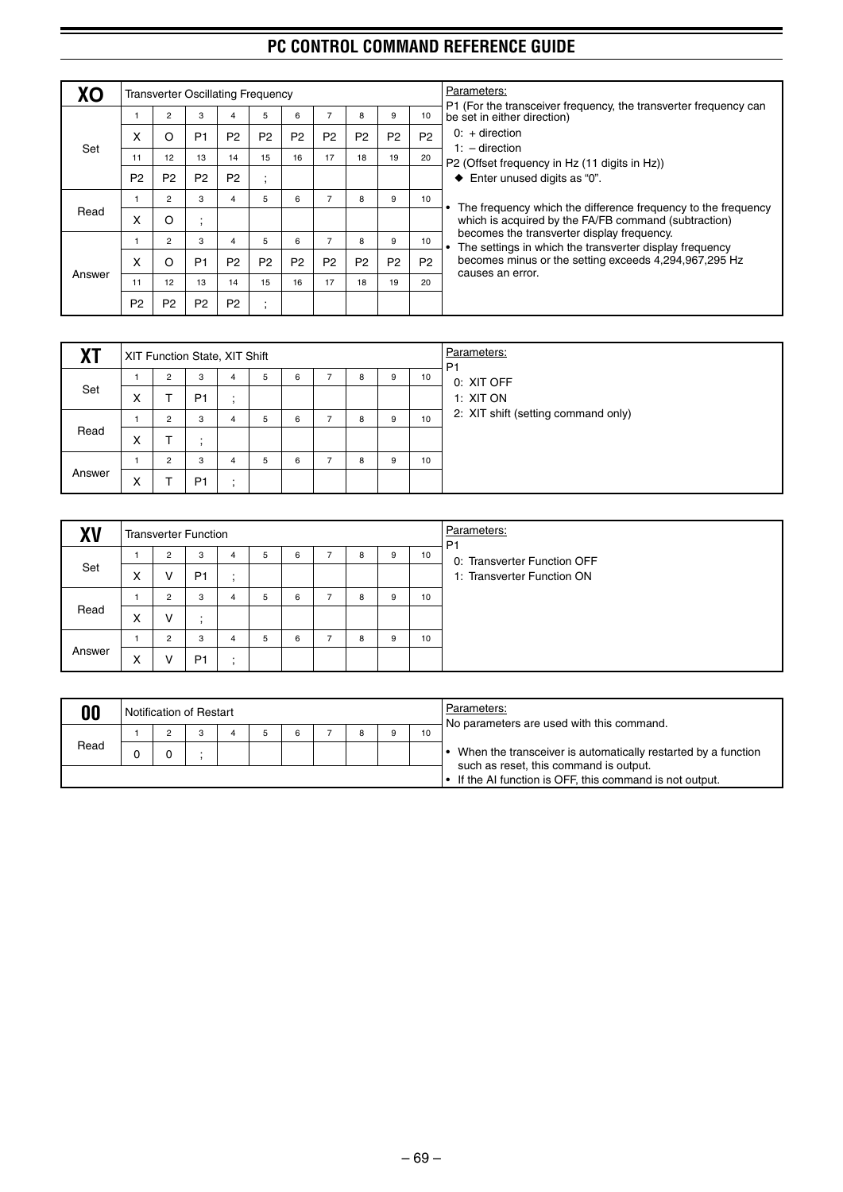## XO — Transverter Oscillating Frequency

| | 1 | 2 | 3 | 4 | 5 | 6 | 7 | 8 | 9 | 10 |
|---|---|---|---|---|---|---|---|---|---|---|
| Set | X | O | P1 | P2 | P2 | P2 | P2 | P2 | P2 | P2 |
| | 11 | 12 | 13 | 14 | 15 | 16 | 17 | 18 | 19 | 20 |
| | P2 | P2 | P2 | P2 | ; | | | | | |
| Read | 1 | 2 | 3 | 4 | 5 | 6 | 7 | 8 | 9 | 10 |
| | X | O | ; | | | | | | | |
| Answer | 1 | 2 | 3 | 4 | 5 | 6 | 7 | 8 | 9 | 10 |
| | X | O | P1 | P2 | P2 | P2 | P2 | P2 | P2 | P2 |
| | 11 | 12 | 13 | 14 | 15 | 16 | 17 | 18 | 19 | 20 |
| | P2 | P2 | P2 | P2 | ; | | | | | |

Parameters:

P1 (For the transceiver frequency, the transverter frequency can be set in either direction)
- 0: + direction
- 1: – direction

P2 (Offset frequency in Hz (11 digits in Hz))
- ◆ Enter unused digits as "0".

- The frequency which the difference frequency to the frequency which is acquired by the FA/FB command (subtraction) becomes the transverter display frequency.
- The settings in which the transverter display frequency becomes minus or the setting exceeds 4,294,967,295 Hz causes an error.

## XT — XIT Function State, XIT Shift

| | 1 | 2 | 3 | 4 | 5 | 6 | 7 | 8 | 9 | 10 |
|---|---|---|---|---|---|---|---|---|---|---|
| Set | X | T | P1 | ; | | | | | | |
| Read | X | T | ; | | | | | | | |
| Answer | X | T | P1 | ; | | | | | | |

Parameters:

P1
- 0: XIT OFF
- 1: XIT ON
- 2: XIT shift (setting command only)

## XV — Transverter Function

| | 1 | 2 | 3 | 4 | 5 | 6 | 7 | 8 | 9 | 10 |
|---|---|---|---|---|---|---|---|---|---|---|
| Set | X | V | P1 | ; | | | | | | |
| Read | X | V | ; | | | | | | | |
| Answer | X | V | P1 | ; | | | | | | |

Parameters:

P1
- 0: Transverter Function OFF
- 1: Transverter Function ON

## 00 — Notification of Restart

| | 1 | 2 | 3 | 4 | 5 | 6 | 7 | 8 | 9 | 10 |
|---|---|---|---|---|---|---|---|---|---|---|
| Read | 0 | 0 | ; | | | | | | | |

Parameters:

No parameters are used with this command.

- When the transceiver is automatically restarted by a function such as reset, this command is output.
- If the AI function is OFF, this command is not output.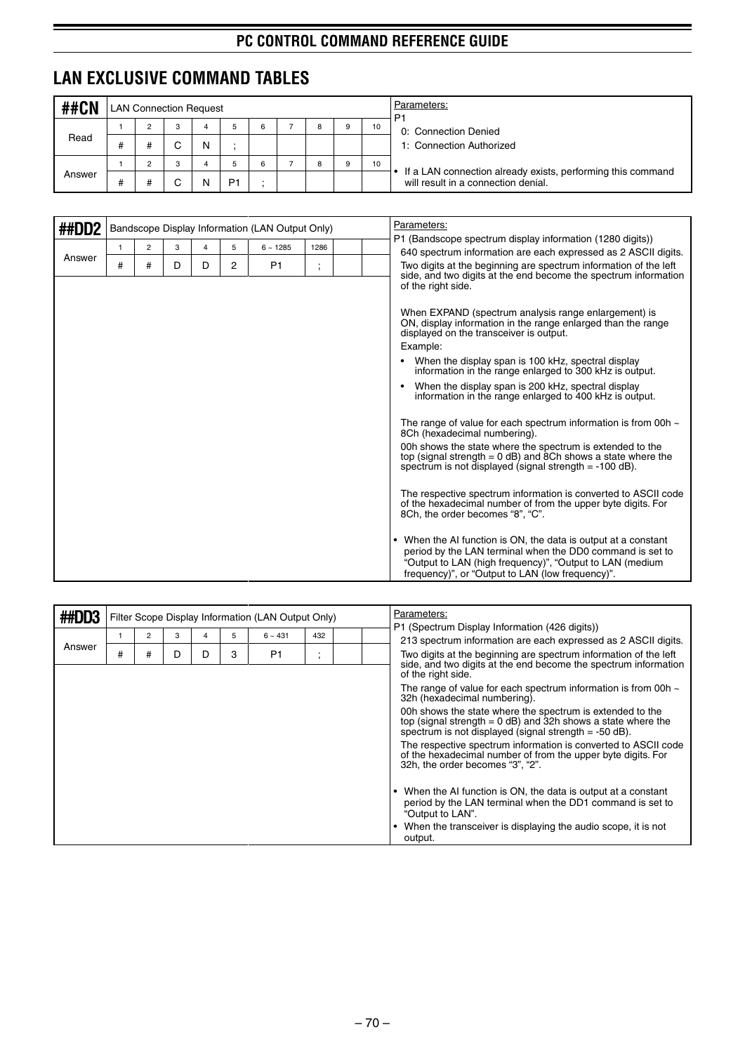## LAN EXCLUSIVE COMMAND TABLES

### ##CN — LAN Connection Request

| | 1 | 2 | 3 | 4 | 5 | 6 | 7 | 8 | 9 | 10 |
|---|---|---|---|---|---|---|---|---|---|---|
| Read | # | # | C | N | ; | | | | | |
| Answer | # | # | C | N | P1 | ; | | | | |

Parameters:

P1

0: Connection Denied

1: Connection Authorized

- If a LAN connection already exists, performing this command will result in a connection denial.

### ##DD2 — Bandscope Display Information (LAN Output Only)

| | 1 | 2 | 3 | 4 | 5 | 6 ~ 1285 | 1286 | | |
|---|---|---|---|---|---|---|---|---|---|
| Answer | # | # | D | D | 2 | P1 | ; | | |

Parameters:

P1 (Bandscope spectrum display information (1280 digits))

640 spectrum information are each expressed as 2 ASCII digits.

Two digits at the beginning are spectrum information of the left side, and two digits at the end become the spectrum information of the right side.

When EXPAND (spectrum analysis range enlargement) is ON, display information in the range enlarged than the range displayed on the transceiver is output.

Example:

- When the display span is 100 kHz, spectral display information in the range enlarged to 300 kHz is output.
- When the display span is 200 kHz, spectral display information in the range enlarged to 400 kHz is output.

The range of value for each spectrum information is from 00h ~ 8Ch (hexadecimal numbering).

00h shows the state where the spectrum is extended to the top (signal strength = 0 dB) and 8Ch shows a state where the spectrum is not displayed (signal strength = -100 dB).

The respective spectrum information is converted to ASCII code of the hexadecimal number of from the upper byte digits. For 8Ch, the order becomes "8", "C".

- When the AI function is ON, the data is output at a constant period by the LAN terminal when the DD0 command is set to "Output to LAN (high frequency)", "Output to LAN (medium frequency)", or "Output to LAN (low frequency)".

### ##DD3 — Filter Scope Display Information (LAN Output Only)

| | 1 | 2 | 3 | 4 | 5 | 6 ~ 431 | 432 | | |
|---|---|---|---|---|---|---|---|---|---|
| Answer | # | # | D | D | 3 | P1 | ; | | |

Parameters:

P1 (Spectrum Display Information (426 digits))

213 spectrum information are each expressed as 2 ASCII digits.

Two digits at the beginning are spectrum information of the left side, and two digits at the end become the spectrum information of the right side.

The range of value for each spectrum information is from 00h ~ 32h (hexadecimal numbering).

00h shows the state where the spectrum is extended to the top (signal strength = 0 dB) and 32h shows a state where the spectrum is not displayed (signal strength = -50 dB).

The respective spectrum information is converted to ASCII code of the hexadecimal number of from the upper byte digits. For 32h, the order becomes "3", "2".

- When the AI function is ON, the data is output at a constant period by the LAN terminal when the DD1 command is set to "Output to LAN".
- When the transceiver is displaying the audio scope, it is not output.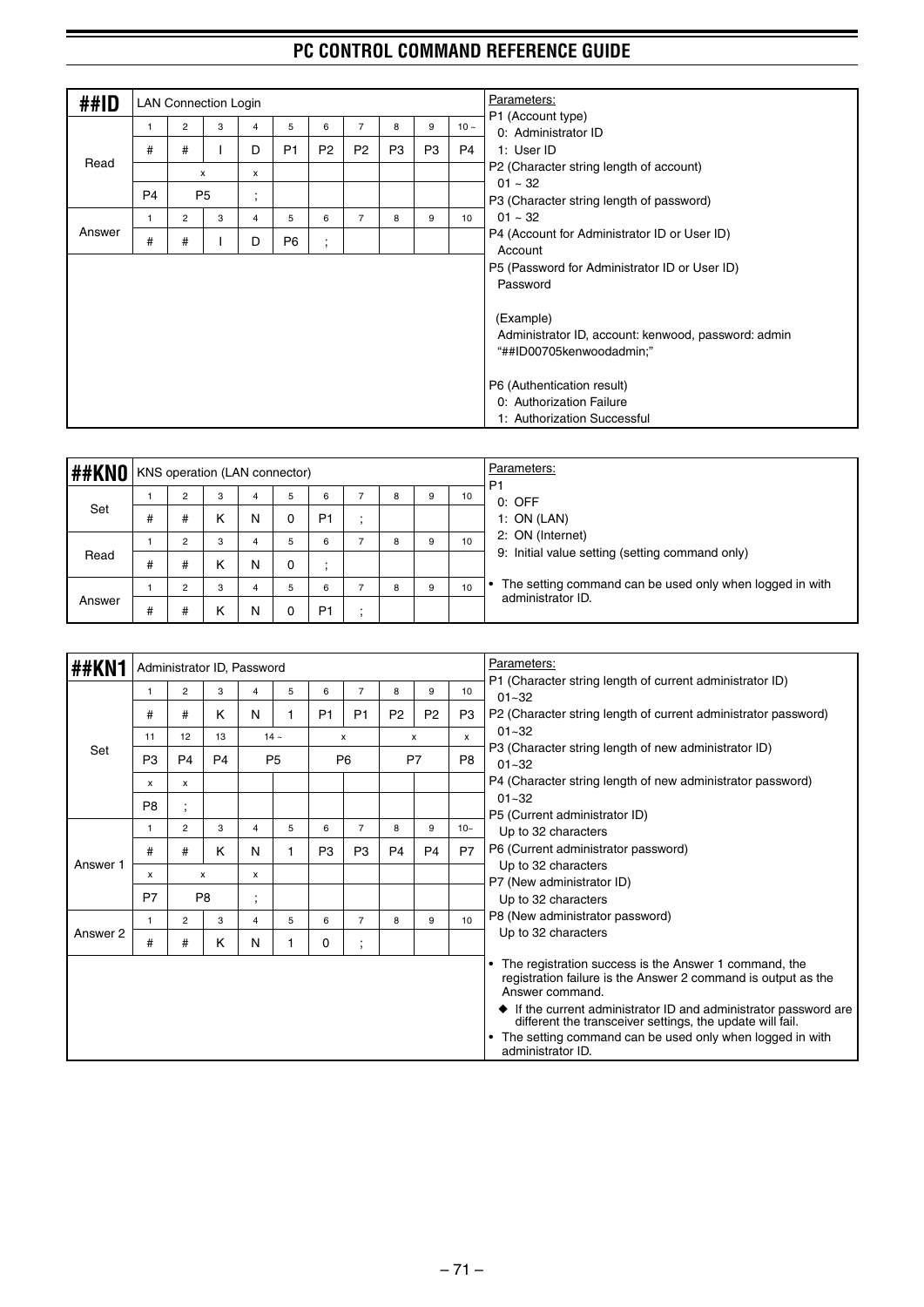## ##ID — LAN Connection Login

| | 1 | 2 | 3 | 4 | 5 | 6 | 7 | 8 | 9 | 10 ~ |
|---|---|---|---|---|---|---|---|---|---|---|
| Read | # | # | I | D | P1 | P2 | P2 | P3 | P3 | P4 |
| | | x | | x | | | | | | |
| | P4 | P5 | | ; | | | | | | |
| | 1 | 2 | 3 | 4 | 5 | 6 | 7 | 8 | 9 | 10 |
| Answer | # | # | I | D | P6 | ; | | | | |

Parameters:

P1 (Account type)
- 0: Administrator ID
- 1: User ID

P2 (Character string length of account)
- 01 ~ 32

P3 (Character string length of password)
- 01 ~ 32

P4 (Account for Administrator ID or User ID)
- Account

P5 (Password for Administrator ID or User ID)
- Password

(Example)
Administrator ID, account: kenwood, password: admin
"##ID00705kenwoodadmin;"

P6 (Authentication result)
- 0: Authorization Failure
- 1: Authorization Successful

## ##KN0 — KNS operation (LAN connector)

| | 1 | 2 | 3 | 4 | 5 | 6 | 7 | 8 | 9 | 10 |
|---|---|---|---|---|---|---|---|---|---|---|
| Set | # | # | K | N | 0 | P1 | ; | | | |
| | 1 | 2 | 3 | 4 | 5 | 6 | 7 | 8 | 9 | 10 |
| Read | # | # | K | N | 0 | ; | | | | |
| | 1 | 2 | 3 | 4 | 5 | 6 | 7 | 8 | 9 | 10 |
| Answer | # | # | K | N | 0 | P1 | ; | | | |

Parameters:

P1
- 0: OFF
- 1: ON (LAN)
- 2: ON (Internet)
- 9: Initial value setting (setting command only)

- The setting command can be used only when logged in with administrator ID.

## ##KN1 — Administrator ID, Password

| | 1 | 2 | 3 | 4 | 5 | 6 | 7 | 8 | 9 | 10 |
|---|---|---|---|---|---|---|---|---|---|---|
| Set | # | # | K | N | 1 | P1 | P1 | P2 | P2 | P3 |
| | 11 | 12 | 13 | 14 ~ | | x | | x | | x |
| | P3 | P4 | P4 | P5 | | P6 | | P7 | | P8 |
| | x | x | | | | | | | | |
| | P8 | ; | | | | | | | | |
| | 1 | 2 | 3 | 4 | 5 | 6 | 7 | 8 | 9 | 10~ |
| Answer 1 | # | # | K | N | 1 | P3 | P3 | P4 | P4 | P7 |
| | x | x | | x | | | | | | |
| | P7 | P8 | | ; | | | | | | |
| | 1 | 2 | 3 | 4 | 5 | 6 | 7 | 8 | 9 | 10 |
| Answer 2 | # | # | K | N | 1 | 0 | ; | | | |

Parameters:

P1 (Character string length of current administrator ID)
- 01~32

P2 (Character string length of current administrator password)
- 01~32

P3 (Character string length of new administrator ID)
- 01~32

P4 (Character string length of new administrator password)
- 01~32

P5 (Current administrator ID)
- Up to 32 characters

P6 (Current administrator password)
- Up to 32 characters

P7 (New administrator ID)
- Up to 32 characters

P8 (New administrator password)
- Up to 32 characters

- The registration success is the Answer 1 command, the registration failure is the Answer 2 command is output as the Answer command.
  - ◆ If the current administrator ID and administrator password are different the transceiver settings, the update will fail.
- The setting command can be used only when logged in with administrator ID.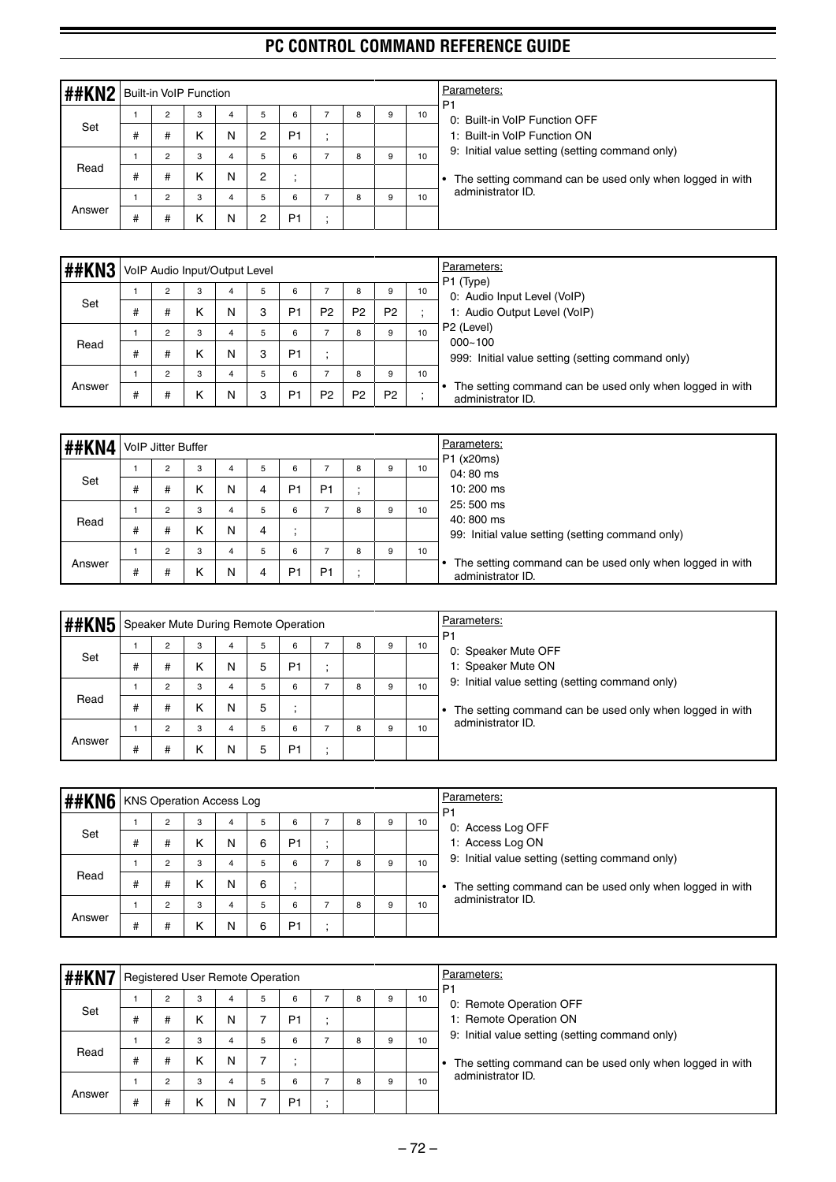## ##KN2 Built-in VoIP Function

| | 1 | 2 | 3 | 4 | 5 | 6 | 7 | 8 | 9 | 10 |
|---|---|---|---|---|---|---|---|---|---|---|
| Set | # | # | K | N | 2 | P1 | ; | | | |
| Read | # | # | K | N | 2 | ; | | | | |
| Answer | # | # | K | N | 2 | P1 | ; | | | |

Parameters:
P1
- 0: Built-in VoIP Function OFF
- 1: Built-in VoIP Function ON
- 9: Initial value setting (setting command only)

- The setting command can be used only when logged in with administrator ID.

## ##KN3 VoIP Audio Input/Output Level

| | 1 | 2 | 3 | 4 | 5 | 6 | 7 | 8 | 9 | 10 |
|---|---|---|---|---|---|---|---|---|---|---|
| Set | # | # | K | N | 3 | P1 | P2 | P2 | P2 | ; |
| Read | # | # | K | N | 3 | P1 | ; | | | |
| Answer | # | # | K | N | 3 | P1 | P2 | P2 | P2 | ; |

Parameters:
P1 (Type)
- 0: Audio Input Level (VoIP)
- 1: Audio Output Level (VoIP)

P2 (Level)
- 000~100
- 999: Initial value setting (setting command only)

- The setting command can be used only when logged in with administrator ID.

## ##KN4 VoIP Jitter Buffer

| | 1 | 2 | 3 | 4 | 5 | 6 | 7 | 8 | 9 | 10 |
|---|---|---|---|---|---|---|---|---|---|---|
| Set | # | # | K | N | 4 | P1 | P1 | ; | | |
| Read | # | # | K | N | 4 | ; | | | | |
| Answer | # | # | K | N | 4 | P1 | P1 | ; | | |

Parameters:
P1 (x20ms)
- 04: 80 ms
- 10: 200 ms
- 25: 500 ms
- 40: 800 ms
- 99: Initial value setting (setting command only)

- The setting command can be used only when logged in with administrator ID.

## ##KN5 Speaker Mute During Remote Operation

| | 1 | 2 | 3 | 4 | 5 | 6 | 7 | 8 | 9 | 10 |
|---|---|---|---|---|---|---|---|---|---|---|
| Set | # | # | K | N | 5 | P1 | ; | | | |
| Read | # | # | K | N | 5 | ; | | | | |
| Answer | # | # | K | N | 5 | P1 | ; | | | |

Parameters:
P1
- 0: Speaker Mute OFF
- 1: Speaker Mute ON
- 9: Initial value setting (setting command only)

- The setting command can be used only when logged in with administrator ID.

## ##KN6 KNS Operation Access Log

| | 1 | 2 | 3 | 4 | 5 | 6 | 7 | 8 | 9 | 10 |
|---|---|---|---|---|---|---|---|---|---|---|
| Set | # | # | K | N | 6 | P1 | ; | | | |
| Read | # | # | K | N | 6 | ; | | | | |
| Answer | # | # | K | N | 6 | P1 | ; | | | |

Parameters:
P1
- 0: Access Log OFF
- 1: Access Log ON
- 9: Initial value setting (setting command only)

- The setting command can be used only when logged in with administrator ID.

## ##KN7 Registered User Remote Operation

| | 1 | 2 | 3 | 4 | 5 | 6 | 7 | 8 | 9 | 10 |
|---|---|---|---|---|---|---|---|---|---|---|
| Set | # | # | K | N | 7 | P1 | ; | | | |
| Read | # | # | K | N | 7 | ; | | | | |
| Answer | # | # | K | N | 7 | P1 | ; | | | |

Parameters:
P1
- 0: Remote Operation OFF
- 1: Remote Operation ON
- 9: Initial value setting (setting command only)

- The setting command can be used only when logged in with administrator ID.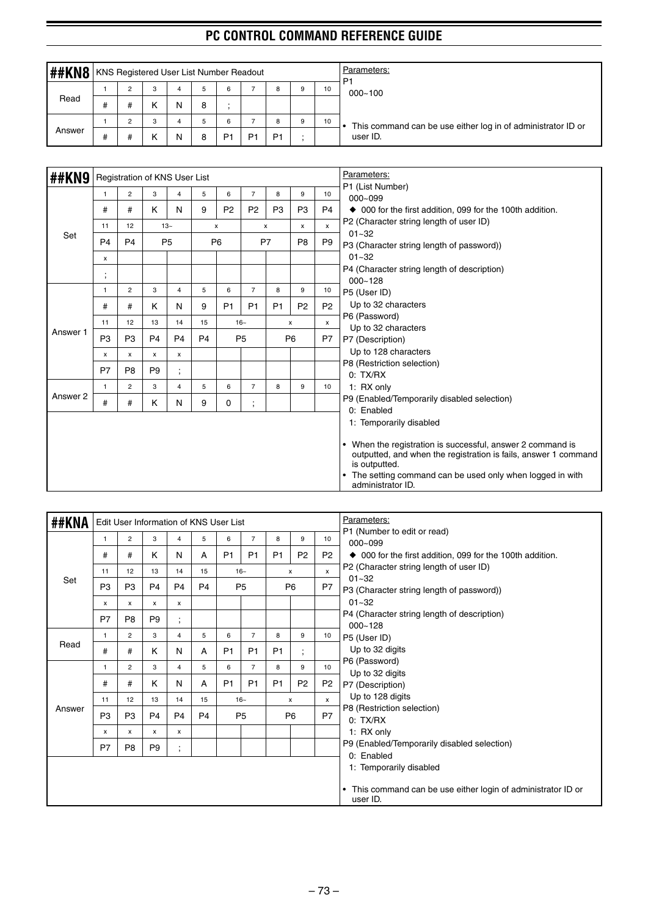## ##KN8 KNS Registered User List Number Readout

| | 1 | 2 | 3 | 4 | 5 | 6 | 7 | 8 | 9 | 10 |
|---|---|---|---|---|---|---|---|---|---|---|
| Read | # | # | K | N | 8 | ; | | | | |
| Answer | # | # | K | N | 8 | P1 | P1 | P1 | ; | |

Parameters:

P1
000~100

- This command can be use either log in of administrator ID or user ID.

## ##KN9 Registration of KNS User List

| | 1 | 2 | 3 | 4 | 5 | 6 | 7 | 8 | 9 | 10 |
|---|---|---|---|---|---|---|---|---|---|---|
| Set | # | # | K | N | 9 | P2 | P2 | P3 | P3 | P4 |
| | 11 | 12 | 13~ | | x | | x | | x | x |
| | P4 | P4 | P5 | | P6 | | P7 | | P8 | P9 |
| | x | | | | | | | | | |
| | ; | | | | | | | | | |
| Answer 1 | # | # | K | N | 9 | P1 | P1 | P1 | P2 | P2 |
| | 11 | 12 | 13 | 14 | 15 | 16~ | | x | | x |
| | P3 | P3 | P4 | P4 | P4 | P5 | | P6 | | P7 |
| | x | x | x | x | | | | | | |
| | P7 | P8 | P9 | ; | | | | | | |
| Answer 2 | # | # | K | N | 9 | 0 | ; | | | |

Parameters:

P1 (List Number)
000~099
◆ 000 for the first addition, 099 for the 100th addition.

P2 (Character string length of user ID)
01~32

P3 (Character string length of password))
01~32

P4 (Character string length of description)
000~128

P5 (User ID)
Up to 32 characters

P6 (Password)
Up to 32 characters

P7 (Description)
Up to 128 characters

P8 (Restriction selection)
0: TX/RX
1: RX only

P9 (Enabled/Temporarily disabled selection)
0: Enabled
1: Temporarily disabled

- When the registration is successful, answer 2 command is outputted, and when the registration is fails, answer 1 command is outputted.
- The setting command can be used only when logged in with administrator ID.

## ##KNA Edit User Information of KNS User List

| | 1 | 2 | 3 | 4 | 5 | 6 | 7 | 8 | 9 | 10 |
|---|---|---|---|---|---|---|---|---|---|---|
| Set | # | # | K | N | A | P1 | P1 | P1 | P2 | P2 |
| | 11 | 12 | 13 | 14 | 15 | 16~ | | x | | x |
| | P3 | P3 | P4 | P4 | P4 | P5 | | P6 | | P7 |
| | x | x | x | x | | | | | | |
| | P7 | P8 | P9 | ; | | | | | | |
| Read | # | # | K | N | A | P1 | P1 | P1 | ; | |
| Answer | # | # | K | N | A | P1 | P1 | P1 | P2 | P2 |
| | 11 | 12 | 13 | 14 | 15 | 16~ | | x | | x |
| | P3 | P3 | P4 | P4 | P4 | P5 | | P6 | | P7 |
| | x | x | x | x | | | | | | |
| | P7 | P8 | P9 | ; | | | | | | |

Parameters:

P1 (Number to edit or read)
000~099
◆ 000 for the first addition, 099 for the 100th addition.

P2 (Character string length of user ID)
01~32

P3 (Character string length of password))
01~32

P4 (Character string length of description)
000~128

P5 (User ID)
Up to 32 digits

P6 (Password)
Up to 32 digits

P7 (Description)
Up to 128 digits

P8 (Restriction selection)
0: TX/RX
1: RX only

P9 (Enabled/Temporarily disabled selection)
0: Enabled
1: Temporarily disabled

- This command can be use either login of administrator ID or user ID.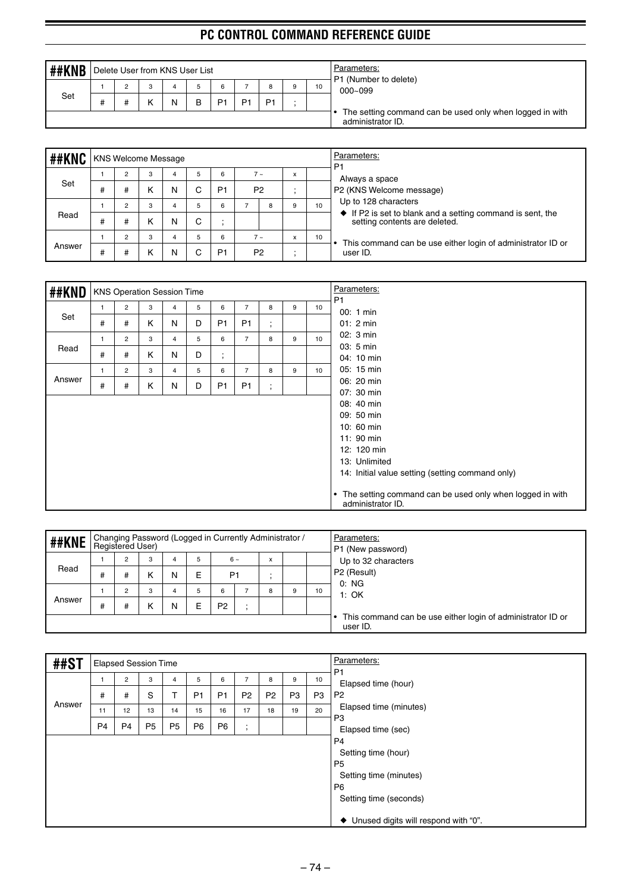## ##KNB

Delete User from KNS User List

| | 1 | 2 | 3 | 4 | 5 | 6 | 7 | 8 | 9 | 10 |
|---|---|---|---|---|---|---|---|---|---|---|
| Set | # | # | K | N | B | P1 | P1 | P1 | ; | |

Parameters:
P1 (Number to delete)
000~099

- The setting command can be used only when logged in with administrator ID.

## ##KNC

KNS Welcome Message

| | 1 | 2 | 3 | 4 | 5 | 6 | 7 ~ | | x | |
|---|---|---|---|---|---|---|---|---|---|---|
| Set | # | # | K | N | C | P1 | P2 | | ; | |
| | 1 | 2 | 3 | 4 | 5 | 6 | 7 | 8 | 9 | 10 |
| Read | # | # | K | N | C | ; | | | | |
| | 1 | 2 | 3 | 4 | 5 | 6 | 7 ~ | | x | 10 |
| Answer | # | # | K | N | C | P1 | P2 | | ; | |

Parameters:
P1
Always a space
P2 (KNS Welcome message)
Up to 128 characters
◆ If P2 is set to blank and a setting command is sent, the setting contents are deleted.

- This command can be use either login of administrator ID or user ID.

## ##KND

KNS Operation Session Time

| | 1 | 2 | 3 | 4 | 5 | 6 | 7 | 8 | 9 | 10 |
|---|---|---|---|---|---|---|---|---|---|---|
| Set | # | # | K | N | D | P1 | P1 | ; | | |
| | 1 | 2 | 3 | 4 | 5 | 6 | 7 | 8 | 9 | 10 |
| Read | # | # | K | N | D | ; | | | | |
| | 1 | 2 | 3 | 4 | 5 | 6 | 7 | 8 | 9 | 10 |
| Answer | # | # | K | N | D | P1 | P1 | ; | | |

Parameters:
P1
00: 1 min
01: 2 min
02: 3 min
03: 5 min
04: 10 min
05: 15 min
06: 20 min
07: 30 min
08: 40 min
09: 50 min
10: 60 min
11: 90 min
12: 120 min
13: Unlimited
14: Initial value setting (setting command only)

- The setting command can be used only when logged in with administrator ID.

## ##KNE

Changing Password (Logged in Currently Administrator / Registered User)

| | 1 | 2 | 3 | 4 | 5 | 6 ~ | | x | | |
|---|---|---|---|---|---|---|---|---|---|---|
| Read | # | # | K | N | E | P1 | | ; | | |
| | 1 | 2 | 3 | 4 | 5 | 6 | 7 | 8 | 9 | 10 |
| Answer | # | # | K | N | E | P2 | ; | | | |

Parameters:
P1 (New password)
Up to 32 characters
P2 (Result)
0: NG
1: OK

- This command can be use either login of administrator ID or user ID.

## ##ST

Elapsed Session Time

| | 1 | 2 | 3 | 4 | 5 | 6 | 7 | 8 | 9 | 10 |
|---|---|---|---|---|---|---|---|---|---|---|
| Answer | # | # | S | T | P1 | P1 | P2 | P2 | P3 | P3 |
| | 11 | 12 | 13 | 14 | 15 | 16 | 17 | 18 | 19 | 20 |
| | P4 | P4 | P5 | P5 | P6 | P6 | ; | | | |

Parameters:
P1
Elapsed time (hour)
P2
Elapsed time (minutes)
P3
Elapsed time (sec)
P4
Setting time (hour)
P5
Setting time (minutes)
P6
Setting time (seconds)

◆ Unused digits will respond with "0".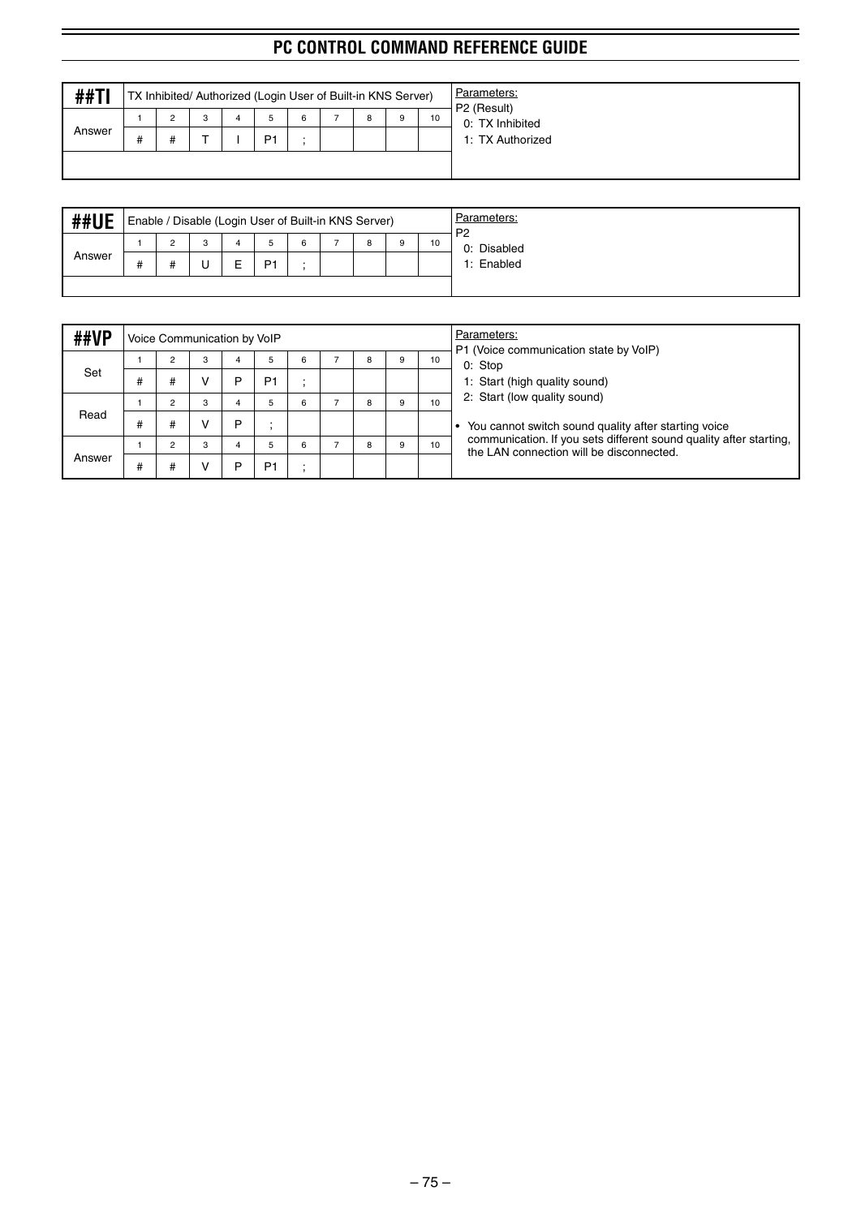# PC CONTROL COMMAND REFERENCE GUIDE

| ##TI | TX Inhibited/ Authorized (Login User of Built-in KNS Server) | | | | | | | | | | Parameters: |
|---|---|---|---|---|---|---|---|---|---|---|---|
| Answer | 1 | 2 | 3 | 4 | 5 | 6 | 7 | 8 | 9 | 10 | P2 (Result) |
| | # | # | T | I | P1 | ; | | | | | 0: TX Inhibited<br>1: TX Authorized |

| ##UE | Enable / Disable (Login User of Built-in KNS Server) | | | | | | | | | | Parameters: |
|---|---|---|---|---|---|---|---|---|---|---|---|
| Answer | 1 | 2 | 3 | 4 | 5 | 6 | 7 | 8 | 9 | 10 | P2 |
| | # | # | U | E | P1 | ; | | | | | 0: Disabled<br>1: Enabled |

| ##VP | Voice Communication by VoIP | | | | | | | | | | Parameters: |
|---|---|---|---|---|---|---|---|---|---|---|---|
| Set | 1 | 2 | 3 | 4 | 5 | 6 | 7 | 8 | 9 | 10 | P1 (Voice communication state by VoIP) |
| | # | # | V | P | P1 | ; | | | | | 0: Stop<br>1: Start (high quality sound) |
| Read | 1 | 2 | 3 | 4 | 5 | 6 | 7 | 8 | 9 | 10 | 2: Start (low quality sound) |
| | # | # | V | P | ; | | | | | | • You cannot switch sound quality after starting voice communication. If you sets different sound quality after starting, the LAN connection will be disconnected. |
| Answer | 1 | 2 | 3 | 4 | 5 | 6 | 7 | 8 | 9 | 10 | |
| | # | # | V | P | P1 | ; | | | | | |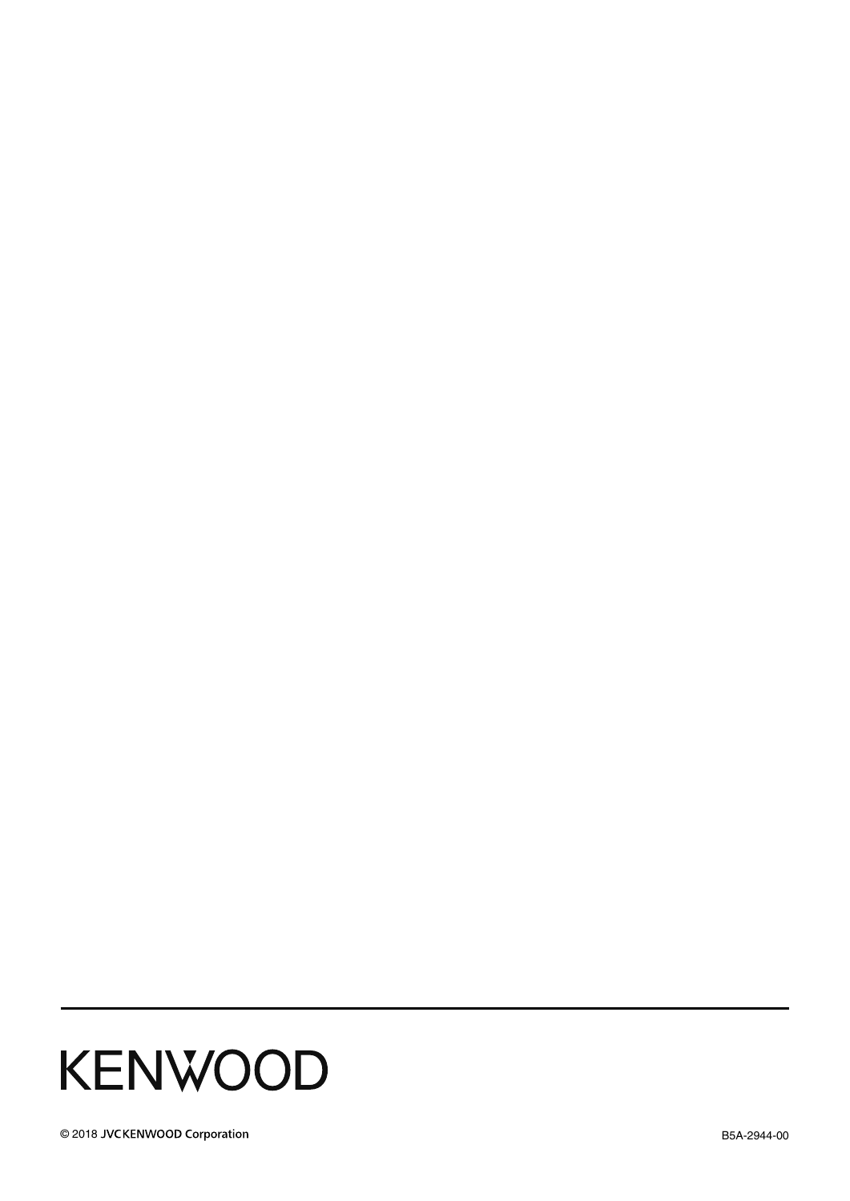KENWOOD

© 2018 JVCKENWOOD Corporation

B5A-2944-00